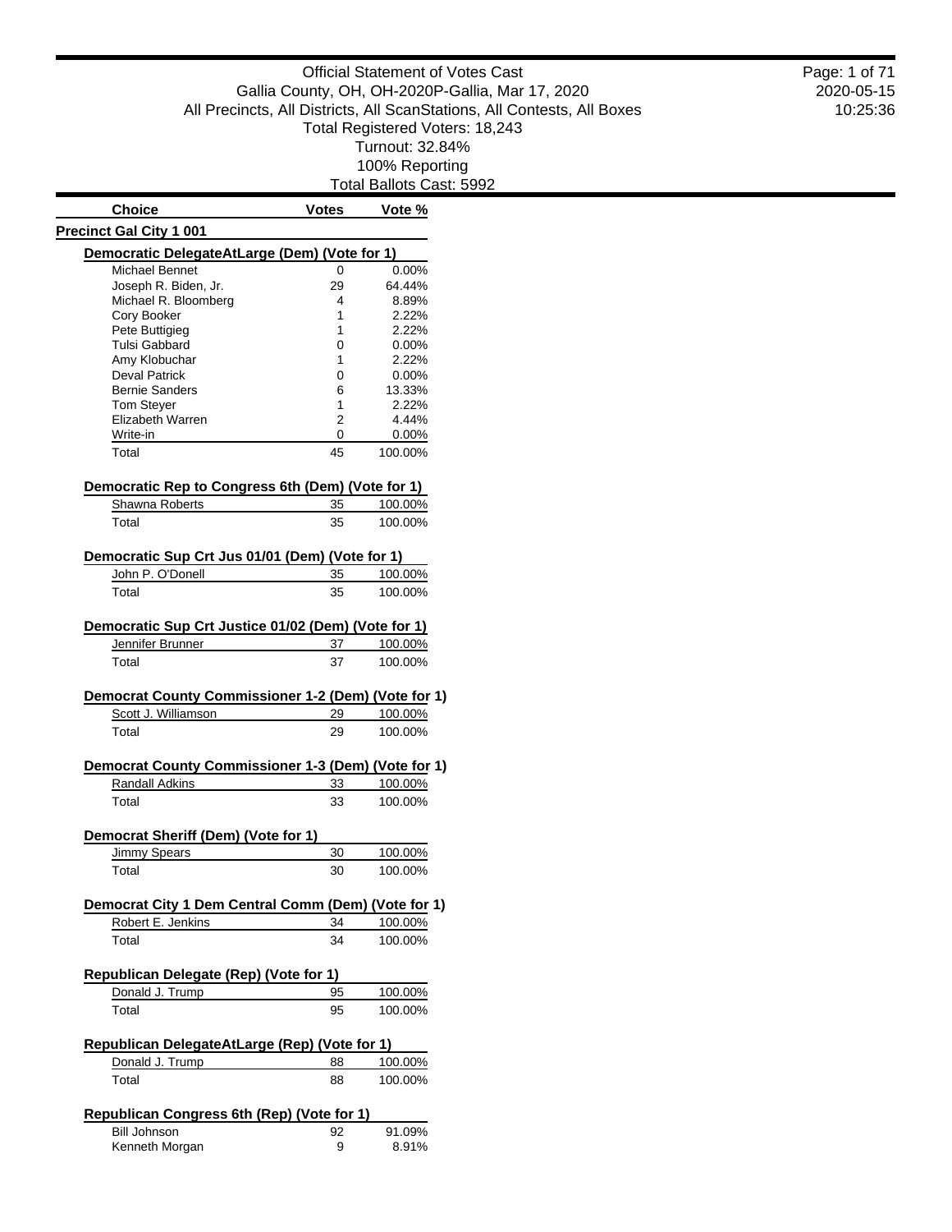# Official Statement of Votes Cast

Gallia County, OH, OH-2020P-Gallia, Mar 17, 2020

All Precincts, All Districts, All ScanStations, All Contests, All Boxes

Total Registered Voters: 18,243

Turnout: 32.84%

100% Reporting

Total Ballots Cast: 5992

| Choice | Votes | Vote % |
|---|---|---|

## Precinct Gal City 1 001

### Democratic DelegateAtLarge (Dem) (Vote for 1)

| Choice | Votes | Vote % |
|---|---|---|
| Michael Bennet | 0 | 0.00% |
| Joseph R. Biden, Jr. | 29 | 64.44% |
| Michael R. Bloomberg | 4 | 8.89% |
| Cory Booker | 1 | 2.22% |
| Pete Buttigieg | 1 | 2.22% |
| Tulsi Gabbard | 0 | 0.00% |
| Amy Klobuchar | 1 | 2.22% |
| Deval Patrick | 0 | 0.00% |
| Bernie Sanders | 6 | 13.33% |
| Tom Steyer | 1 | 2.22% |
| Elizabeth Warren | 2 | 4.44% |
| Write-in | 0 | 0.00% |
| Total | 45 | 100.00% |

### Democratic Rep to Congress 6th (Dem) (Vote for 1)

| Choice | Votes | Vote % |
|---|---|---|
| Shawna Roberts | 35 | 100.00% |
| Total | 35 | 100.00% |

### Democratic Sup Crt Jus 01/01 (Dem) (Vote for 1)

| Choice | Votes | Vote % |
|---|---|---|
| John P. O'Donell | 35 | 100.00% |
| Total | 35 | 100.00% |

### Democratic Sup Crt Justice 01/02 (Dem) (Vote for 1)

| Choice | Votes | Vote % |
|---|---|---|
| Jennifer Brunner | 37 | 100.00% |
| Total | 37 | 100.00% |

### Democrat County Commissioner 1-2 (Dem) (Vote for 1)

| Choice | Votes | Vote % |
|---|---|---|
| Scott J. Williamson | 29 | 100.00% |
| Total | 29 | 100.00% |

### Democrat County Commissioner 1-3 (Dem) (Vote for 1)

| Choice | Votes | Vote % |
|---|---|---|
| Randall Adkins | 33 | 100.00% |
| Total | 33 | 100.00% |

### Democrat Sheriff (Dem) (Vote for 1)

| Choice | Votes | Vote % |
|---|---|---|
| Jimmy Spears | 30 | 100.00% |
| Total | 30 | 100.00% |

### Democrat City 1 Dem Central Comm (Dem) (Vote for 1)

| Choice | Votes | Vote % |
|---|---|---|
| Robert E. Jenkins | 34 | 100.00% |
| Total | 34 | 100.00% |

### Republican Delegate (Rep) (Vote for 1)

| Choice | Votes | Vote % |
|---|---|---|
| Donald J. Trump | 95 | 100.00% |
| Total | 95 | 100.00% |

### Republican DelegateAtLarge (Rep) (Vote for 1)

| Choice | Votes | Vote % |
|---|---|---|
| Donald J. Trump | 88 | 100.00% |
| Total | 88 | 100.00% |

### Republican Congress 6th (Rep) (Vote for 1)

| Choice | Votes | Vote % |
|---|---|---|
| Bill Johnson | 92 | 91.09% |
| Kenneth Morgan | 9 | 8.91% |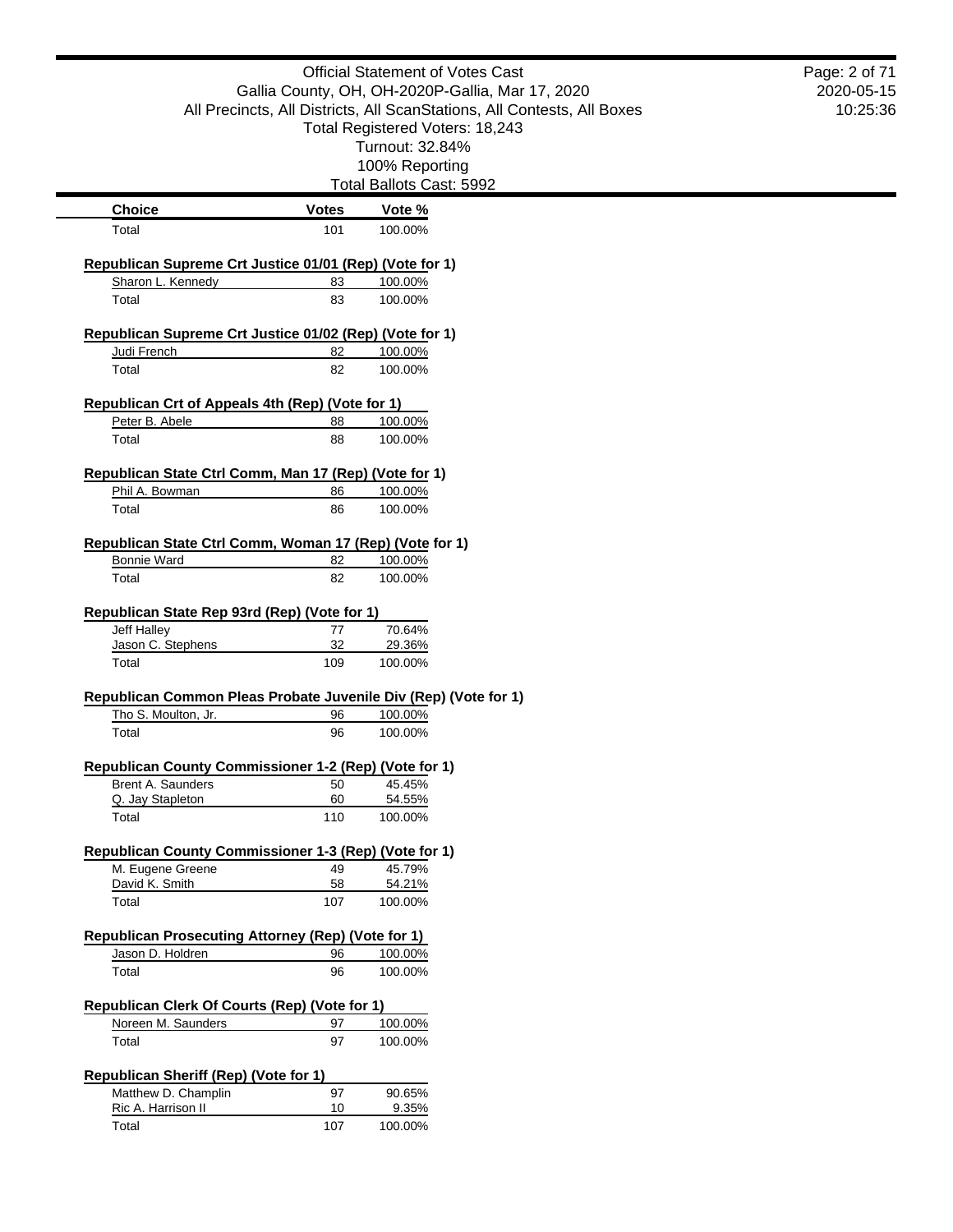Official Statement of Votes Cast
Gallia County, OH, OH-2020P-Gallia, Mar 17, 2020
All Precincts, All Districts, All ScanStations, All Contests, All Boxes
Total Registered Voters: 18,243
Turnout: 32.84%
100% Reporting
Total Ballots Cast: 5992

| Choice | Votes | Vote % |
|---|---|---|
| Total | 101 | 100.00% |

**Republican Supreme Crt Justice 01/01 (Rep) (Vote for 1)**

| Choice | Votes | Vote % |
|---|---|---|
| Sharon L. Kennedy | 83 | 100.00% |
| Total | 83 | 100.00% |

**Republican Supreme Crt Justice 01/02 (Rep) (Vote for 1)**

| Choice | Votes | Vote % |
|---|---|---|
| Judi French | 82 | 100.00% |
| Total | 82 | 100.00% |

**Republican Crt of Appeals 4th (Rep) (Vote for 1)**

| Choice | Votes | Vote % |
|---|---|---|
| Peter B. Abele | 88 | 100.00% |
| Total | 88 | 100.00% |

**Republican State Ctrl Comm, Man 17 (Rep) (Vote for 1)**

| Choice | Votes | Vote % |
|---|---|---|
| Phil A. Bowman | 86 | 100.00% |
| Total | 86 | 100.00% |

**Republican State Ctrl Comm, Woman 17 (Rep) (Vote for 1)**

| Choice | Votes | Vote % |
|---|---|---|
| Bonnie Ward | 82 | 100.00% |
| Total | 82 | 100.00% |

**Republican State Rep 93rd (Rep) (Vote for 1)**

| Choice | Votes | Vote % |
|---|---|---|
| Jeff Halley | 77 | 70.64% |
| Jason C. Stephens | 32 | 29.36% |
| Total | 109 | 100.00% |

**Republican Common Pleas Probate Juvenile Div (Rep) (Vote for 1)**

| Choice | Votes | Vote % |
|---|---|---|
| Tho S. Moulton, Jr. | 96 | 100.00% |
| Total | 96 | 100.00% |

**Republican County Commissioner 1-2 (Rep) (Vote for 1)**

| Choice | Votes | Vote % |
|---|---|---|
| Brent A. Saunders | 50 | 45.45% |
| Q. Jay Stapleton | 60 | 54.55% |
| Total | 110 | 100.00% |

**Republican County Commissioner 1-3 (Rep) (Vote for 1)**

| Choice | Votes | Vote % |
|---|---|---|
| M. Eugene Greene | 49 | 45.79% |
| David K. Smith | 58 | 54.21% |
| Total | 107 | 100.00% |

**Republican Prosecuting Attorney (Rep) (Vote for 1)**

| Choice | Votes | Vote % |
|---|---|---|
| Jason D. Holdren | 96 | 100.00% |
| Total | 96 | 100.00% |

**Republican Clerk Of Courts (Rep) (Vote for 1)**

| Choice | Votes | Vote % |
|---|---|---|
| Noreen M. Saunders | 97 | 100.00% |
| Total | 97 | 100.00% |

**Republican Sheriff (Rep) (Vote for 1)**

| Choice | Votes | Vote % |
|---|---|---|
| Matthew D. Champlin | 97 | 90.65% |
| Ric A. Harrison II | 10 | 9.35% |
| Total | 107 | 100.00% |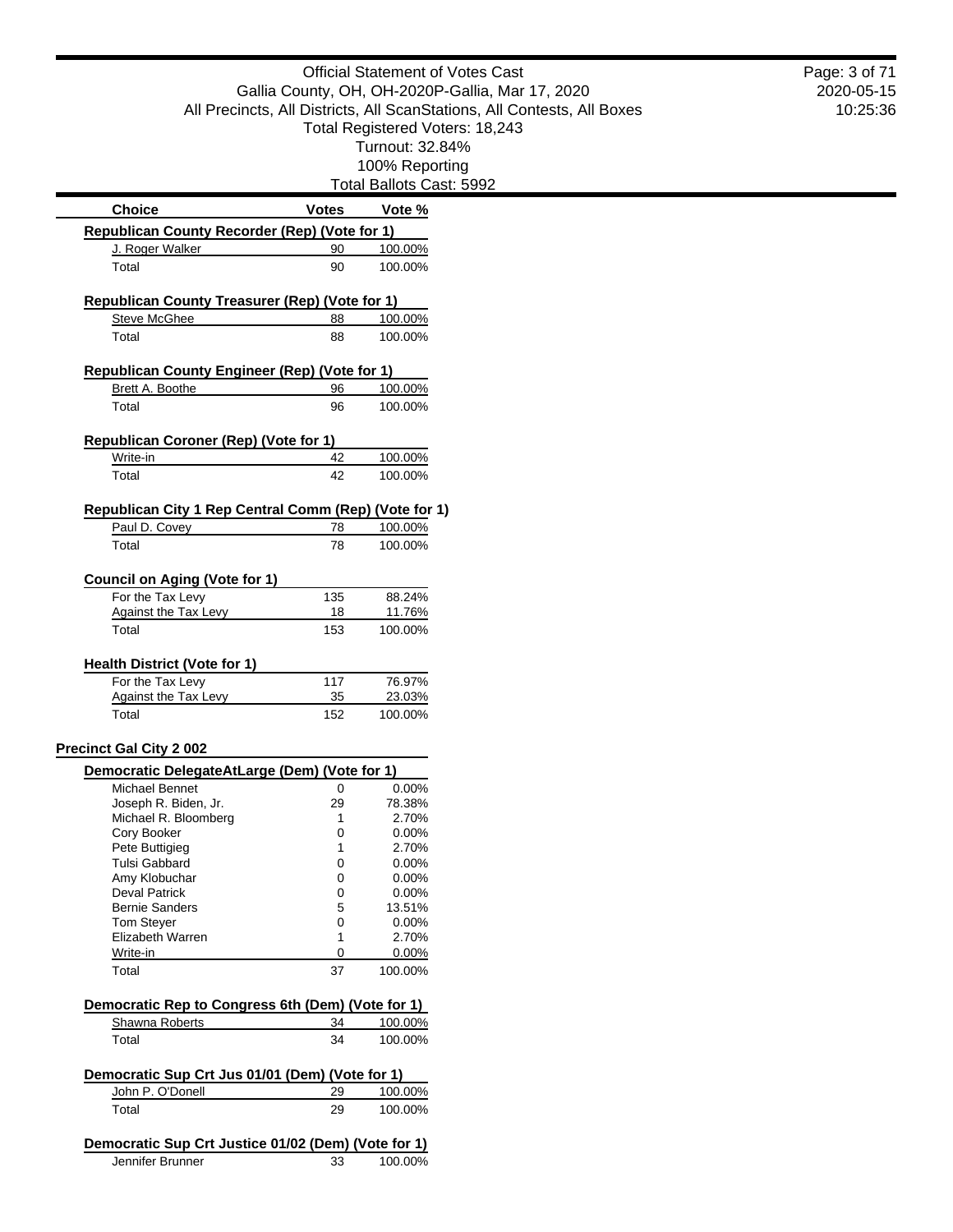Official Statement of Votes Cast
Gallia County, OH, OH-2020P-Gallia, Mar 17, 2020
All Precincts, All Districts, All ScanStations, All Contests, All Boxes
Total Registered Voters: 18,243
Turnout: 32.84%
100% Reporting
Total Ballots Cast: 5992

| Choice | Votes | Vote % |
|---|---|---|
| **Republican County Recorder (Rep) (Vote for 1)** | | |
| J. Roger Walker | 90 | 100.00% |
| Total | 90 | 100.00% |
| **Republican County Treasurer (Rep) (Vote for 1)** | | |
| Steve McGhee | 88 | 100.00% |
| Total | 88 | 100.00% |
| **Republican County Engineer (Rep) (Vote for 1)** | | |
| Brett A. Boothe | 96 | 100.00% |
| Total | 96 | 100.00% |
| **Republican Coroner (Rep) (Vote for 1)** | | |
| Write-in | 42 | 100.00% |
| Total | 42 | 100.00% |
| **Republican City 1 Rep Central Comm (Rep) (Vote for 1)** | | |
| Paul D. Covey | 78 | 100.00% |
| Total | 78 | 100.00% |
| **Council on Aging (Vote for 1)** | | |
| For the Tax Levy | 135 | 88.24% |
| Against the Tax Levy | 18 | 11.76% |
| Total | 153 | 100.00% |
| **Health District (Vote for 1)** | | |
| For the Tax Levy | 117 | 76.97% |
| Against the Tax Levy | 35 | 23.03% |
| Total | 152 | 100.00% |

## Precinct Gal City 2 002

| Choice | Votes | Vote % |
|---|---|---|
| **Democratic DelegateAtLarge (Dem) (Vote for 1)** | | |
| Michael Bennet | 0 | 0.00% |
| Joseph R. Biden, Jr. | 29 | 78.38% |
| Michael R. Bloomberg | 1 | 2.70% |
| Cory Booker | 0 | 0.00% |
| Pete Buttigieg | 1 | 2.70% |
| Tulsi Gabbard | 0 | 0.00% |
| Amy Klobuchar | 0 | 0.00% |
| Deval Patrick | 0 | 0.00% |
| Bernie Sanders | 5 | 13.51% |
| Tom Steyer | 0 | 0.00% |
| Elizabeth Warren | 1 | 2.70% |
| Write-in | 0 | 0.00% |
| Total | 37 | 100.00% |
| **Democratic Rep to Congress 6th (Dem) (Vote for 1)** | | |
| Shawna Roberts | 34 | 100.00% |
| Total | 34 | 100.00% |
| **Democratic Sup Crt Jus 01/01 (Dem) (Vote for 1)** | | |
| John P. O'Donell | 29 | 100.00% |
| Total | 29 | 100.00% |
| **Democratic Sup Crt Justice 01/02 (Dem) (Vote for 1)** | | |
| Jennifer Brunner | 33 | 100.00% |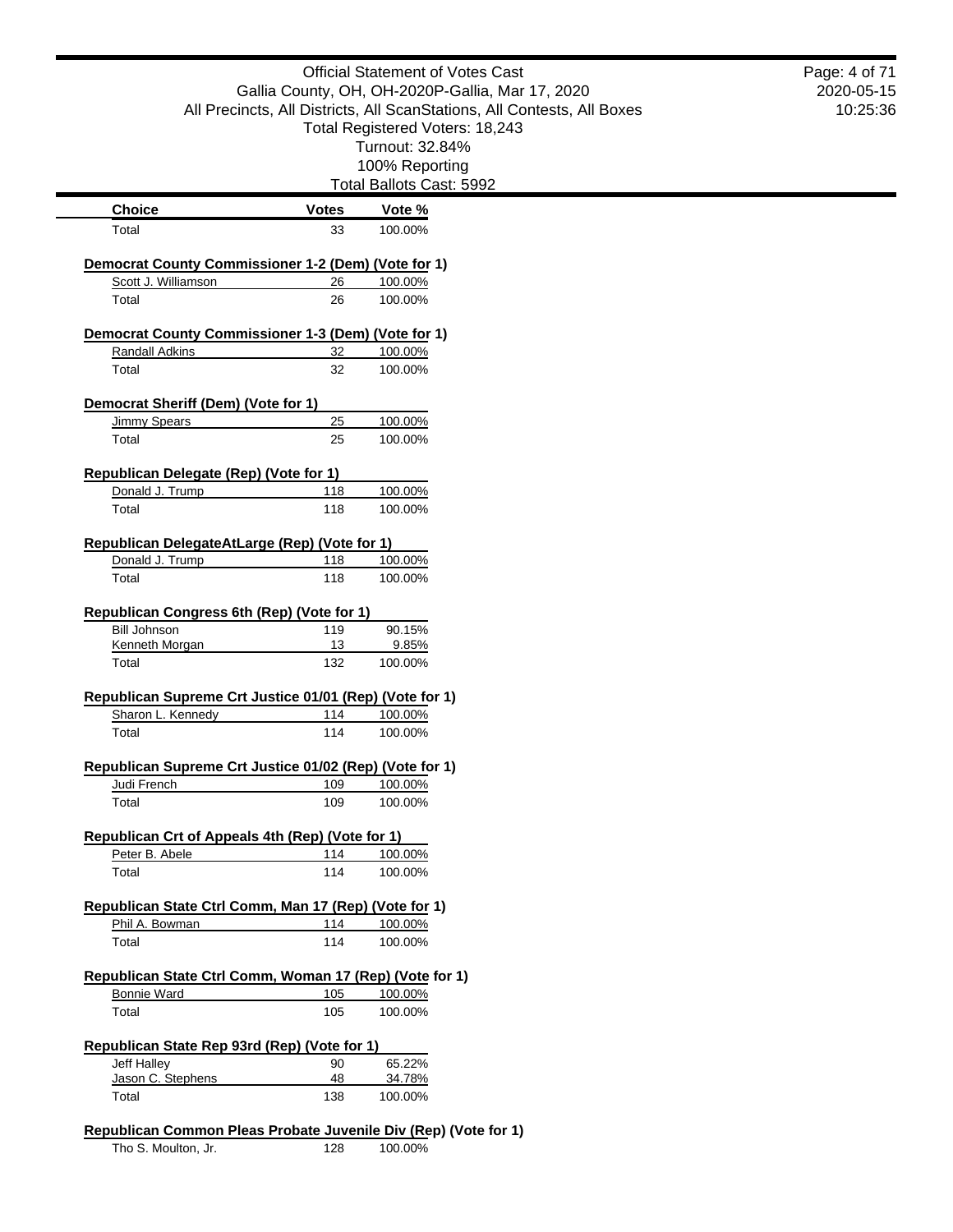Official Statement of Votes Cast
Gallia County, OH, OH-2020P-Gallia, Mar 17, 2020
All Precincts, All Districts, All ScanStations, All Contests, All Boxes
Total Registered Voters: 18,243
Turnout: 32.84%
100% Reporting
Total Ballots Cast: 5992

| Choice | Votes | Vote % |
|---|---|---|
| Total | 33 | 100.00% |

**Democrat County Commissioner 1-2 (Dem) (Vote for 1)**

| Choice | Votes | Vote % |
|---|---|---|
| Scott J. Williamson | 26 | 100.00% |
| Total | 26 | 100.00% |

**Democrat County Commissioner 1-3 (Dem) (Vote for 1)**

| Choice | Votes | Vote % |
|---|---|---|
| Randall Adkins | 32 | 100.00% |
| Total | 32 | 100.00% |

**Democrat Sheriff (Dem) (Vote for 1)**

| Choice | Votes | Vote % |
|---|---|---|
| Jimmy Spears | 25 | 100.00% |
| Total | 25 | 100.00% |

**Republican Delegate (Rep) (Vote for 1)**

| Choice | Votes | Vote % |
|---|---|---|
| Donald J. Trump | 118 | 100.00% |
| Total | 118 | 100.00% |

**Republican DelegateAtLarge (Rep) (Vote for 1)**

| Choice | Votes | Vote % |
|---|---|---|
| Donald J. Trump | 118 | 100.00% |
| Total | 118 | 100.00% |

**Republican Congress 6th (Rep) (Vote for 1)**

| Choice | Votes | Vote % |
|---|---|---|
| Bill Johnson | 119 | 90.15% |
| Kenneth Morgan | 13 | 9.85% |
| Total | 132 | 100.00% |

**Republican Supreme Crt Justice 01/01 (Rep) (Vote for 1)**

| Choice | Votes | Vote % |
|---|---|---|
| Sharon L. Kennedy | 114 | 100.00% |
| Total | 114 | 100.00% |

**Republican Supreme Crt Justice 01/02 (Rep) (Vote for 1)**

| Choice | Votes | Vote % |
|---|---|---|
| Judi French | 109 | 100.00% |
| Total | 109 | 100.00% |

**Republican Crt of Appeals 4th (Rep) (Vote for 1)**

| Choice | Votes | Vote % |
|---|---|---|
| Peter B. Abele | 114 | 100.00% |
| Total | 114 | 100.00% |

**Republican State Ctrl Comm, Man 17 (Rep) (Vote for 1)**

| Choice | Votes | Vote % |
|---|---|---|
| Phil A. Bowman | 114 | 100.00% |
| Total | 114 | 100.00% |

**Republican State Ctrl Comm, Woman 17 (Rep) (Vote for 1)**

| Choice | Votes | Vote % |
|---|---|---|
| Bonnie Ward | 105 | 100.00% |
| Total | 105 | 100.00% |

**Republican State Rep 93rd (Rep) (Vote for 1)**

| Choice | Votes | Vote % |
|---|---|---|
| Jeff Halley | 90 | 65.22% |
| Jason C. Stephens | 48 | 34.78% |
| Total | 138 | 100.00% |

**Republican Common Pleas Probate Juvenile Div (Rep) (Vote for 1)**

| Choice | Votes | Vote % |
|---|---|---|
| Tho S. Moulton, Jr. | 128 | 100.00% |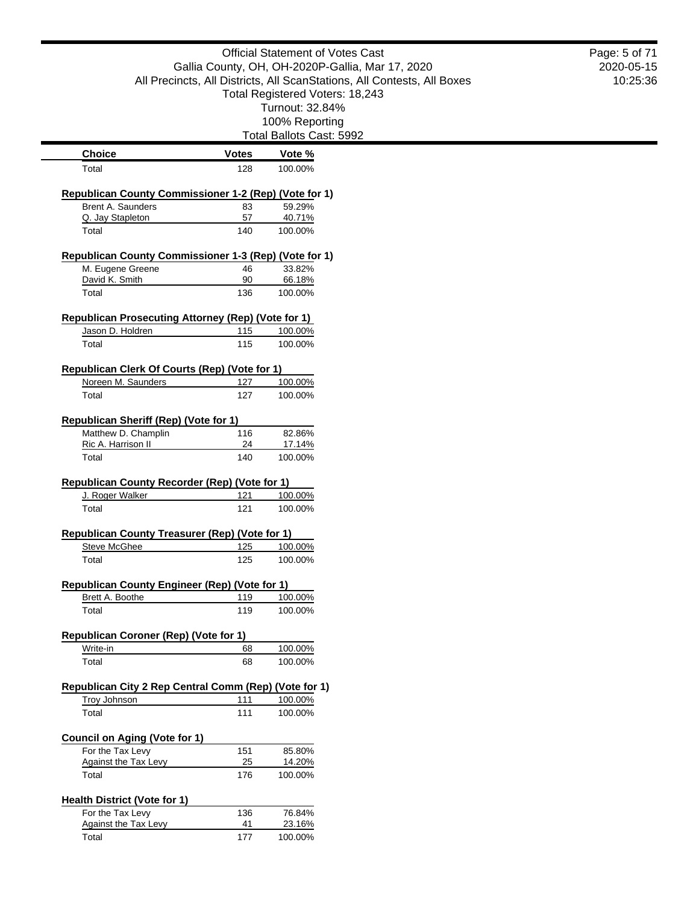Official Statement of Votes Cast
Gallia County, OH, OH-2020P-Gallia, Mar 17, 2020
All Precincts, All Districts, All ScanStations, All Contests, All Boxes
Total Registered Voters: 18,243
Turnout: 32.84%
100% Reporting
Total Ballots Cast: 5992

| Choice | Votes | Vote % |
|---|---|---|
| Total | 128 | 100.00% |

**Republican County Commissioner 1-2 (Rep) (Vote for 1)**

| Choice | Votes | Vote % |
|---|---|---|
| Brent A. Saunders | 83 | 59.29% |
| Q. Jay Stapleton | 57 | 40.71% |
| Total | 140 | 100.00% |

**Republican County Commissioner 1-3 (Rep) (Vote for 1)**

| Choice | Votes | Vote % |
|---|---|---|
| M. Eugene Greene | 46 | 33.82% |
| David K. Smith | 90 | 66.18% |
| Total | 136 | 100.00% |

**Republican Prosecuting Attorney (Rep) (Vote for 1)**

| Choice | Votes | Vote % |
|---|---|---|
| Jason D. Holdren | 115 | 100.00% |
| Total | 115 | 100.00% |

**Republican Clerk Of Courts (Rep) (Vote for 1)**

| Choice | Votes | Vote % |
|---|---|---|
| Noreen M. Saunders | 127 | 100.00% |
| Total | 127 | 100.00% |

**Republican Sheriff (Rep) (Vote for 1)**

| Choice | Votes | Vote % |
|---|---|---|
| Matthew D. Champlin | 116 | 82.86% |
| Ric A. Harrison II | 24 | 17.14% |
| Total | 140 | 100.00% |

**Republican County Recorder (Rep) (Vote for 1)**

| Choice | Votes | Vote % |
|---|---|---|
| J. Roger Walker | 121 | 100.00% |
| Total | 121 | 100.00% |

**Republican County Treasurer (Rep) (Vote for 1)**

| Choice | Votes | Vote % |
|---|---|---|
| Steve McGhee | 125 | 100.00% |
| Total | 125 | 100.00% |

**Republican County Engineer (Rep) (Vote for 1)**

| Choice | Votes | Vote % |
|---|---|---|
| Brett A. Boothe | 119 | 100.00% |
| Total | 119 | 100.00% |

**Republican Coroner (Rep) (Vote for 1)**

| Choice | Votes | Vote % |
|---|---|---|
| Write-in | 68 | 100.00% |
| Total | 68 | 100.00% |

**Republican City 2 Rep Central Comm (Rep) (Vote for 1)**

| Choice | Votes | Vote % |
|---|---|---|
| Troy Johnson | 111 | 100.00% |
| Total | 111 | 100.00% |

**Council on Aging (Vote for 1)**

| Choice | Votes | Vote % |
|---|---|---|
| For the Tax Levy | 151 | 85.80% |
| Against the Tax Levy | 25 | 14.20% |
| Total | 176 | 100.00% |

**Health District (Vote for 1)**

| Choice | Votes | Vote % |
|---|---|---|
| For the Tax Levy | 136 | 76.84% |
| Against the Tax Levy | 41 | 23.16% |
| Total | 177 | 100.00% |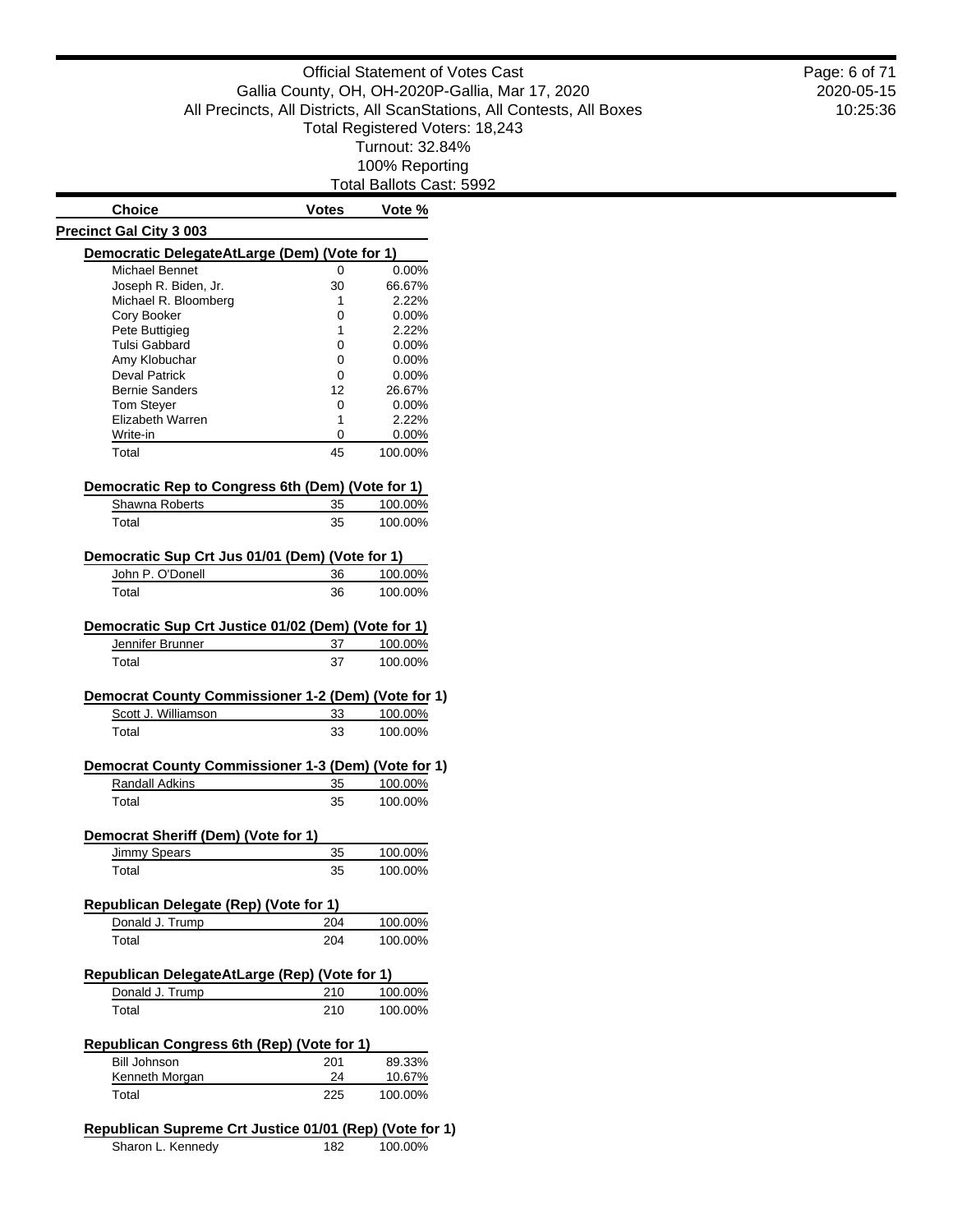Official Statement of Votes Cast
Gallia County, OH, OH-2020P-Gallia, Mar 17, 2020
All Precincts, All Districts, All ScanStations, All Contests, All Boxes
Total Registered Voters: 18,243
Turnout: 32.84%
100% Reporting
Total Ballots Cast: 5992

| Choice | Votes | Vote % |
|---|---|---|

## Precinct Gal City 3 003

### Democratic DelegateAtLarge (Dem) (Vote for 1)

| Choice | Votes | Vote % |
|---|---|---|
| Michael Bennet | 0 | 0.00% |
| Joseph R. Biden, Jr. | 30 | 66.67% |
| Michael R. Bloomberg | 1 | 2.22% |
| Cory Booker | 0 | 0.00% |
| Pete Buttigieg | 1 | 2.22% |
| Tulsi Gabbard | 0 | 0.00% |
| Amy Klobuchar | 0 | 0.00% |
| Deval Patrick | 0 | 0.00% |
| Bernie Sanders | 12 | 26.67% |
| Tom Steyer | 0 | 0.00% |
| Elizabeth Warren | 1 | 2.22% |
| Write-in | 0 | 0.00% |
| Total | 45 | 100.00% |

### Democratic Rep to Congress 6th (Dem) (Vote for 1)

| Choice | Votes | Vote % |
|---|---|---|
| Shawna Roberts | 35 | 100.00% |
| Total | 35 | 100.00% |

### Democratic Sup Crt Jus 01/01 (Dem) (Vote for 1)

| Choice | Votes | Vote % |
|---|---|---|
| John P. O'Donell | 36 | 100.00% |
| Total | 36 | 100.00% |

### Democratic Sup Crt Justice 01/02 (Dem) (Vote for 1)

| Choice | Votes | Vote % |
|---|---|---|
| Jennifer Brunner | 37 | 100.00% |
| Total | 37 | 100.00% |

### Democrat County Commissioner 1-2 (Dem) (Vote for 1)

| Choice | Votes | Vote % |
|---|---|---|
| Scott J. Williamson | 33 | 100.00% |
| Total | 33 | 100.00% |

### Democrat County Commissioner 1-3 (Dem) (Vote for 1)

| Choice | Votes | Vote % |
|---|---|---|
| Randall Adkins | 35 | 100.00% |
| Total | 35 | 100.00% |

### Democrat Sheriff (Dem) (Vote for 1)

| Choice | Votes | Vote % |
|---|---|---|
| Jimmy Spears | 35 | 100.00% |
| Total | 35 | 100.00% |

### Republican Delegate (Rep) (Vote for 1)

| Choice | Votes | Vote % |
|---|---|---|
| Donald J. Trump | 204 | 100.00% |
| Total | 204 | 100.00% |

### Republican DelegateAtLarge (Rep) (Vote for 1)

| Choice | Votes | Vote % |
|---|---|---|
| Donald J. Trump | 210 | 100.00% |
| Total | 210 | 100.00% |

### Republican Congress 6th (Rep) (Vote for 1)

| Choice | Votes | Vote % |
|---|---|---|
| Bill Johnson | 201 | 89.33% |
| Kenneth Morgan | 24 | 10.67% |
| Total | 225 | 100.00% |

### Republican Supreme Crt Justice 01/01 (Rep) (Vote for 1)

| Choice | Votes | Vote % |
|---|---|---|
| Sharon L. Kennedy | 182 | 100.00% |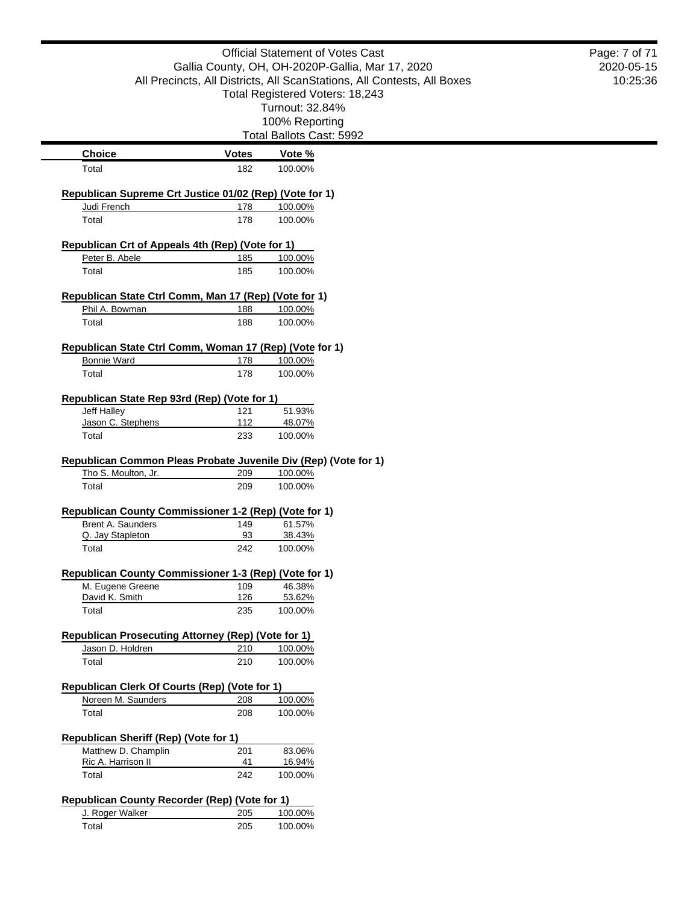Official Statement of Votes Cast
Gallia County, OH, OH-2020P-Gallia, Mar 17, 2020
All Precincts, All Districts, All ScanStations, All Contests, All Boxes
Total Registered Voters: 18,243
Turnout: 32.84%
100% Reporting
Total Ballots Cast: 5992

| Choice | Votes | Vote % |
|---|---|---|
| Total | 182 | 100.00% |

**Republican Supreme Crt Justice 01/02 (Rep) (Vote for 1)**

| Choice | Votes | Vote % |
|---|---|---|
| Judi French | 178 | 100.00% |
| Total | 178 | 100.00% |

**Republican Crt of Appeals 4th (Rep) (Vote for 1)**

| Choice | Votes | Vote % |
|---|---|---|
| Peter B. Abele | 185 | 100.00% |
| Total | 185 | 100.00% |

**Republican State Ctrl Comm, Man 17 (Rep) (Vote for 1)**

| Choice | Votes | Vote % |
|---|---|---|
| Phil A. Bowman | 188 | 100.00% |
| Total | 188 | 100.00% |

**Republican State Ctrl Comm, Woman 17 (Rep) (Vote for 1)**

| Choice | Votes | Vote % |
|---|---|---|
| Bonnie Ward | 178 | 100.00% |
| Total | 178 | 100.00% |

**Republican State Rep 93rd (Rep) (Vote for 1)**

| Choice | Votes | Vote % |
|---|---|---|
| Jeff Halley | 121 | 51.93% |
| Jason C. Stephens | 112 | 48.07% |
| Total | 233 | 100.00% |

**Republican Common Pleas Probate Juvenile Div (Rep) (Vote for 1)**

| Choice | Votes | Vote % |
|---|---|---|
| Tho S. Moulton, Jr. | 209 | 100.00% |
| Total | 209 | 100.00% |

**Republican County Commissioner 1-2 (Rep) (Vote for 1)**

| Choice | Votes | Vote % |
|---|---|---|
| Brent A. Saunders | 149 | 61.57% |
| Q. Jay Stapleton | 93 | 38.43% |
| Total | 242 | 100.00% |

**Republican County Commissioner 1-3 (Rep) (Vote for 1)**

| Choice | Votes | Vote % |
|---|---|---|
| M. Eugene Greene | 109 | 46.38% |
| David K. Smith | 126 | 53.62% |
| Total | 235 | 100.00% |

**Republican Prosecuting Attorney (Rep) (Vote for 1)**

| Choice | Votes | Vote % |
|---|---|---|
| Jason D. Holdren | 210 | 100.00% |
| Total | 210 | 100.00% |

**Republican Clerk Of Courts (Rep) (Vote for 1)**

| Choice | Votes | Vote % |
|---|---|---|
| Noreen M. Saunders | 208 | 100.00% |
| Total | 208 | 100.00% |

**Republican Sheriff (Rep) (Vote for 1)**

| Choice | Votes | Vote % |
|---|---|---|
| Matthew D. Champlin | 201 | 83.06% |
| Ric A. Harrison II | 41 | 16.94% |
| Total | 242 | 100.00% |

**Republican County Recorder (Rep) (Vote for 1)**

| Choice | Votes | Vote % |
|---|---|---|
| J. Roger Walker | 205 | 100.00% |
| Total | 205 | 100.00% |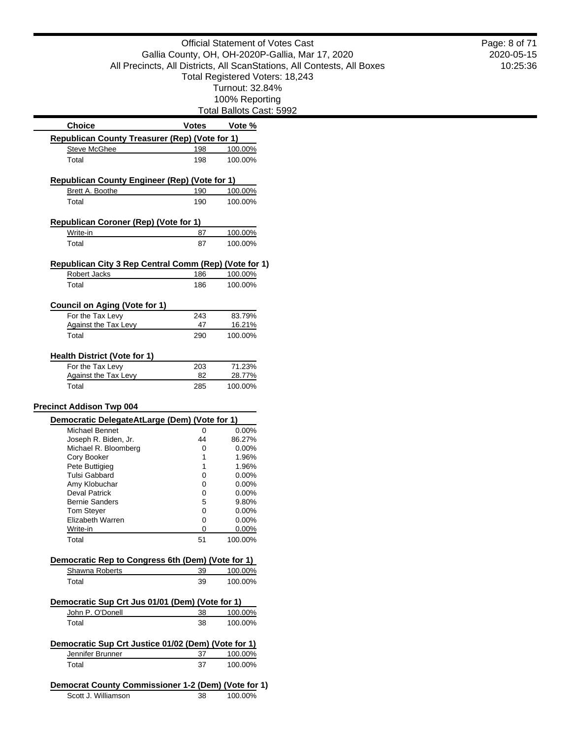| Choice | Votes | Vote % |
|---|---|---|

**Republican County Treasurer (Rep) (Vote for 1)**

| Choice | Votes | Vote % |
|---|---|---|
| Steve McGhee | 198 | 100.00% |
| Total | 198 | 100.00% |

**Republican County Engineer (Rep) (Vote for 1)**

| Choice | Votes | Vote % |
|---|---|---|
| Brett A. Boothe | 190 | 100.00% |
| Total | 190 | 100.00% |

**Republican Coroner (Rep) (Vote for 1)**

| Choice | Votes | Vote % |
|---|---|---|
| Write-in | 87 | 100.00% |
| Total | 87 | 100.00% |

**Republican City 3 Rep Central Comm (Rep) (Vote for 1)**

| Choice | Votes | Vote % |
|---|---|---|
| Robert Jacks | 186 | 100.00% |
| Total | 186 | 100.00% |

**Council on Aging (Vote for 1)**

| Choice | Votes | Vote % |
|---|---|---|
| For the Tax Levy | 243 | 83.79% |
| Against the Tax Levy | 47 | 16.21% |
| Total | 290 | 100.00% |

**Health District (Vote for 1)**

| Choice | Votes | Vote % |
|---|---|---|
| For the Tax Levy | 203 | 71.23% |
| Against the Tax Levy | 82 | 28.77% |
| Total | 285 | 100.00% |

## Precinct Addison Twp 004

**Democratic DelegateAtLarge (Dem) (Vote for 1)**

| Choice | Votes | Vote % |
|---|---|---|
| Michael Bennet | 0 | 0.00% |
| Joseph R. Biden, Jr. | 44 | 86.27% |
| Michael R. Bloomberg | 0 | 0.00% |
| Cory Booker | 1 | 1.96% |
| Pete Buttigieg | 1 | 1.96% |
| Tulsi Gabbard | 0 | 0.00% |
| Amy Klobuchar | 0 | 0.00% |
| Deval Patrick | 0 | 0.00% |
| Bernie Sanders | 5 | 9.80% |
| Tom Steyer | 0 | 0.00% |
| Elizabeth Warren | 0 | 0.00% |
| Write-in | 0 | 0.00% |
| Total | 51 | 100.00% |

**Democratic Rep to Congress 6th (Dem) (Vote for 1)**

| Choice | Votes | Vote % |
|---|---|---|
| Shawna Roberts | 39 | 100.00% |
| Total | 39 | 100.00% |

**Democratic Sup Crt Jus 01/01 (Dem) (Vote for 1)**

| Choice | Votes | Vote % |
|---|---|---|
| John P. O'Donell | 38 | 100.00% |
| Total | 38 | 100.00% |

**Democratic Sup Crt Justice 01/02 (Dem) (Vote for 1)**

| Choice | Votes | Vote % |
|---|---|---|
| Jennifer Brunner | 37 | 100.00% |
| Total | 37 | 100.00% |

**Democrat County Commissioner 1-2 (Dem) (Vote for 1)**

| Choice | Votes | Vote % |
|---|---|---|
| Scott J. Williamson | 38 | 100.00% |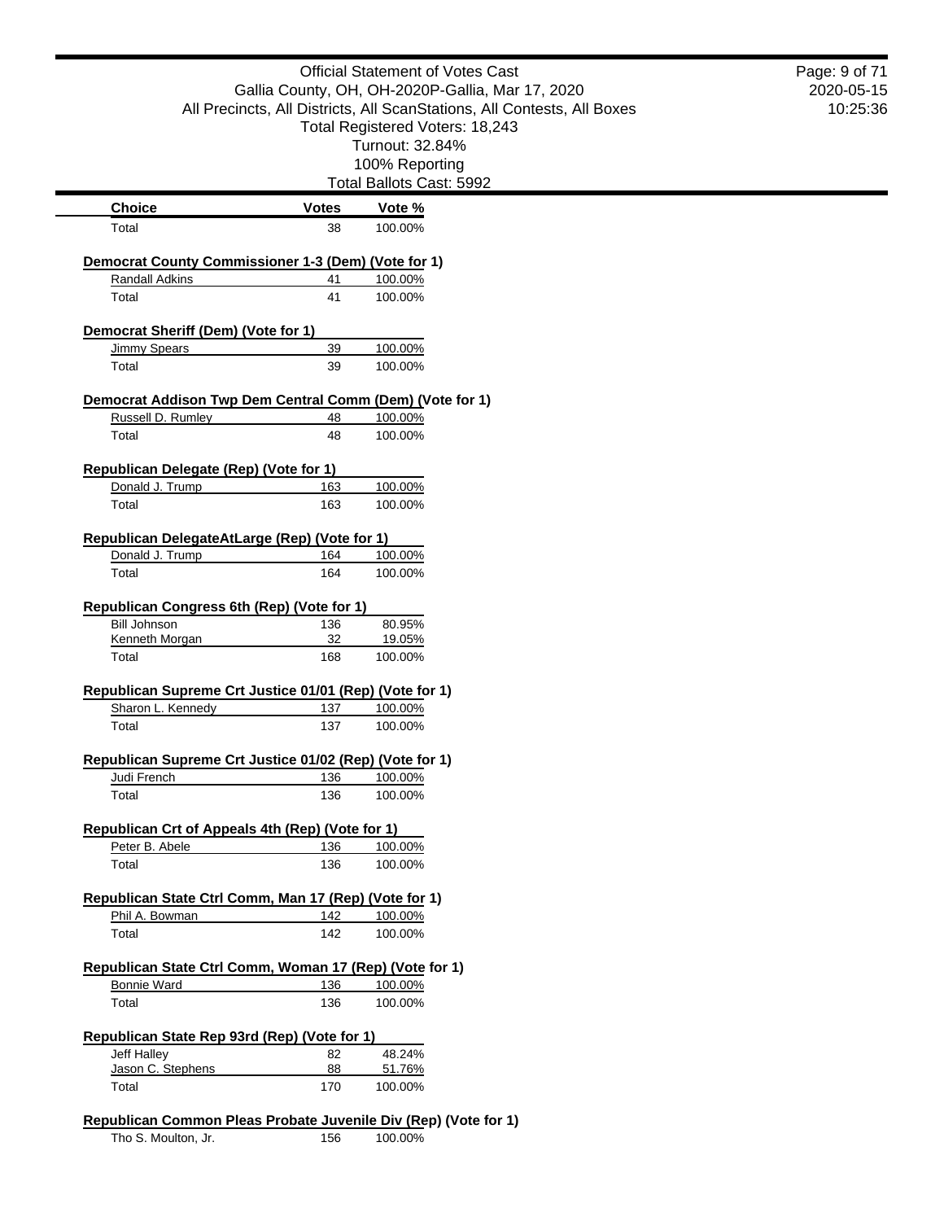Official Statement of Votes Cast
Gallia County, OH, OH-2020P-Gallia, Mar 17, 2020
All Precincts, All Districts, All ScanStations, All Contests, All Boxes
Total Registered Voters: 18,243
Turnout: 32.84%
100% Reporting
Total Ballots Cast: 5992

| Choice | Votes | Vote % |
|---|---|---|
| Total | 38 | 100.00% |

**Democrat County Commissioner 1-3 (Dem) (Vote for 1)**

| Choice | Votes | Vote % |
|---|---|---|
| Randall Adkins | 41 | 100.00% |
| Total | 41 | 100.00% |

**Democrat Sheriff (Dem) (Vote for 1)**

| Choice | Votes | Vote % |
|---|---|---|
| Jimmy Spears | 39 | 100.00% |
| Total | 39 | 100.00% |

**Democrat Addison Twp Dem Central Comm (Dem) (Vote for 1)**

| Choice | Votes | Vote % |
|---|---|---|
| Russell D. Rumley | 48 | 100.00% |
| Total | 48 | 100.00% |

**Republican Delegate (Rep) (Vote for 1)**

| Choice | Votes | Vote % |
|---|---|---|
| Donald J. Trump | 163 | 100.00% |
| Total | 163 | 100.00% |

**Republican DelegateAtLarge (Rep) (Vote for 1)**

| Choice | Votes | Vote % |
|---|---|---|
| Donald J. Trump | 164 | 100.00% |
| Total | 164 | 100.00% |

**Republican Congress 6th (Rep) (Vote for 1)**

| Choice | Votes | Vote % |
|---|---|---|
| Bill Johnson | 136 | 80.95% |
| Kenneth Morgan | 32 | 19.05% |
| Total | 168 | 100.00% |

**Republican Supreme Crt Justice 01/01 (Rep) (Vote for 1)**

| Choice | Votes | Vote % |
|---|---|---|
| Sharon L. Kennedy | 137 | 100.00% |
| Total | 137 | 100.00% |

**Republican Supreme Crt Justice 01/02 (Rep) (Vote for 1)**

| Choice | Votes | Vote % |
|---|---|---|
| Judi French | 136 | 100.00% |
| Total | 136 | 100.00% |

**Republican Crt of Appeals 4th (Rep) (Vote for 1)**

| Choice | Votes | Vote % |
|---|---|---|
| Peter B. Abele | 136 | 100.00% |
| Total | 136 | 100.00% |

**Republican State Ctrl Comm, Man 17 (Rep) (Vote for 1)**

| Choice | Votes | Vote % |
|---|---|---|
| Phil A. Bowman | 142 | 100.00% |
| Total | 142 | 100.00% |

**Republican State Ctrl Comm, Woman 17 (Rep) (Vote for 1)**

| Choice | Votes | Vote % |
|---|---|---|
| Bonnie Ward | 136 | 100.00% |
| Total | 136 | 100.00% |

**Republican State Rep 93rd (Rep) (Vote for 1)**

| Choice | Votes | Vote % |
|---|---|---|
| Jeff Halley | 82 | 48.24% |
| Jason C. Stephens | 88 | 51.76% |
| Total | 170 | 100.00% |

**Republican Common Pleas Probate Juvenile Div (Rep) (Vote for 1)**

| Choice | Votes | Vote % |
|---|---|---|
| Tho S. Moulton, Jr. | 156 | 100.00% |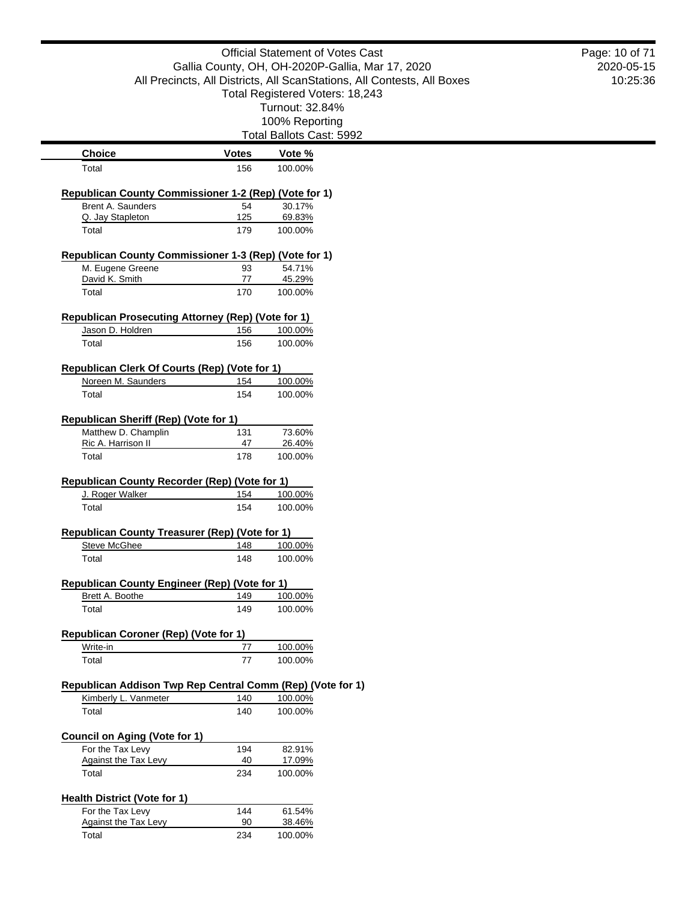Official Statement of Votes Cast
Gallia County, OH, OH-2020P-Gallia, Mar 17, 2020
All Precincts, All Districts, All ScanStations, All Contests, All Boxes
Total Registered Voters: 18,243
Turnout: 32.84%
100% Reporting
Total Ballots Cast: 5992

| Choice | Votes | Vote % |
|---|---|---|
| Total | 156 | 100.00% |

**Republican County Commissioner 1-2 (Rep) (Vote for 1)**

| Choice | Votes | Vote % |
|---|---|---|
| Brent A. Saunders | 54 | 30.17% |
| Q. Jay Stapleton | 125 | 69.83% |
| Total | 179 | 100.00% |

**Republican County Commissioner 1-3 (Rep) (Vote for 1)**

| Choice | Votes | Vote % |
|---|---|---|
| M. Eugene Greene | 93 | 54.71% |
| David K. Smith | 77 | 45.29% |
| Total | 170 | 100.00% |

**Republican Prosecuting Attorney (Rep) (Vote for 1)**

| Choice | Votes | Vote % |
|---|---|---|
| Jason D. Holdren | 156 | 100.00% |
| Total | 156 | 100.00% |

**Republican Clerk Of Courts (Rep) (Vote for 1)**

| Choice | Votes | Vote % |
|---|---|---|
| Noreen M. Saunders | 154 | 100.00% |
| Total | 154 | 100.00% |

**Republican Sheriff (Rep) (Vote for 1)**

| Choice | Votes | Vote % |
|---|---|---|
| Matthew D. Champlin | 131 | 73.60% |
| Ric A. Harrison II | 47 | 26.40% |
| Total | 178 | 100.00% |

**Republican County Recorder (Rep) (Vote for 1)**

| Choice | Votes | Vote % |
|---|---|---|
| J. Roger Walker | 154 | 100.00% |
| Total | 154 | 100.00% |

**Republican County Treasurer (Rep) (Vote for 1)**

| Choice | Votes | Vote % |
|---|---|---|
| Steve McGhee | 148 | 100.00% |
| Total | 148 | 100.00% |

**Republican County Engineer (Rep) (Vote for 1)**

| Choice | Votes | Vote % |
|---|---|---|
| Brett A. Boothe | 149 | 100.00% |
| Total | 149 | 100.00% |

**Republican Coroner (Rep) (Vote for 1)**

| Choice | Votes | Vote % |
|---|---|---|
| Write-in | 77 | 100.00% |
| Total | 77 | 100.00% |

**Republican Addison Twp Rep Central Comm (Rep) (Vote for 1)**

| Choice | Votes | Vote % |
|---|---|---|
| Kimberly L. Vanmeter | 140 | 100.00% |
| Total | 140 | 100.00% |

**Council on Aging (Vote for 1)**

| Choice | Votes | Vote % |
|---|---|---|
| For the Tax Levy | 194 | 82.91% |
| Against the Tax Levy | 40 | 17.09% |
| Total | 234 | 100.00% |

**Health District (Vote for 1)**

| Choice | Votes | Vote % |
|---|---|---|
| For the Tax Levy | 144 | 61.54% |
| Against the Tax Levy | 90 | 38.46% |
| Total | 234 | 100.00% |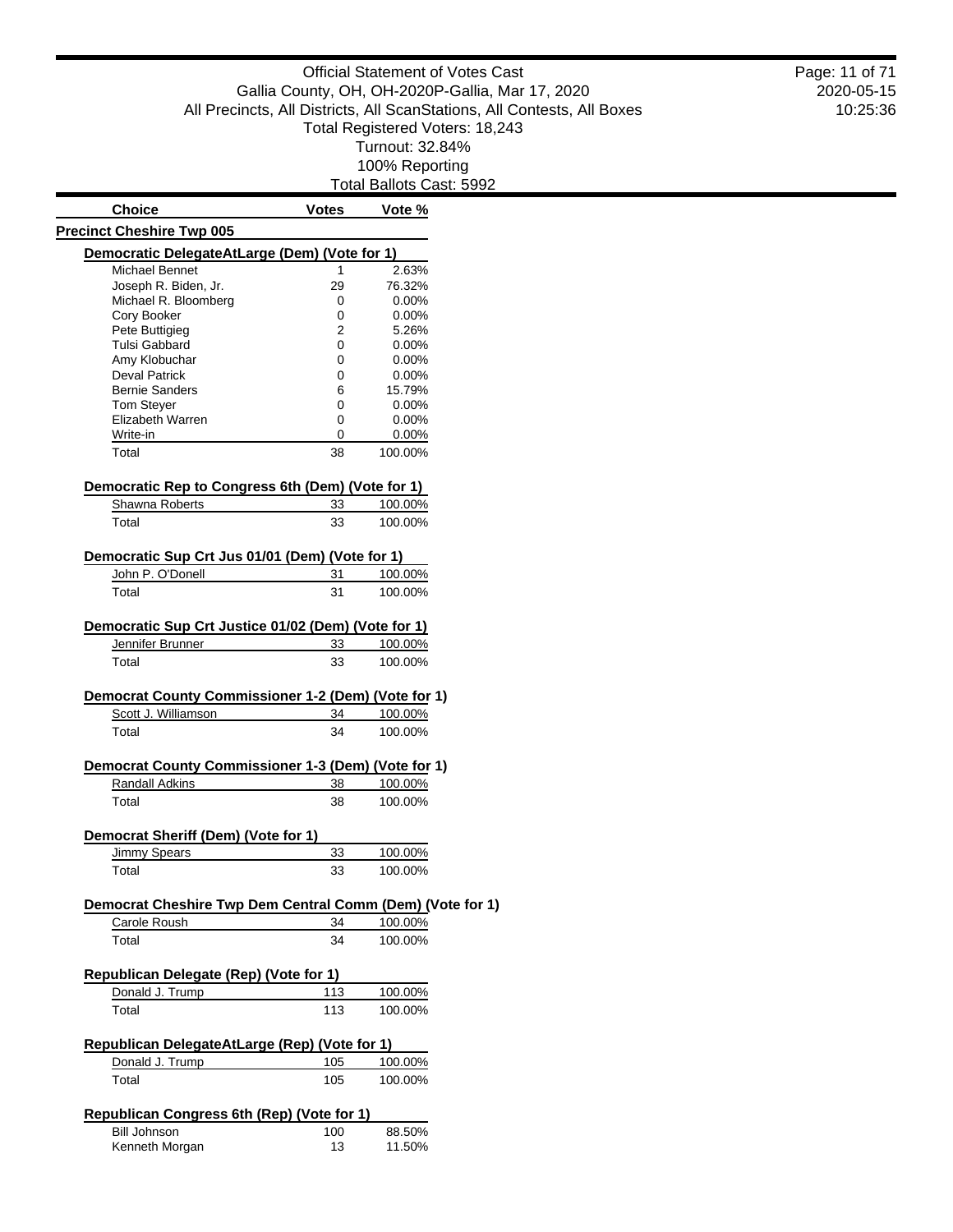Official Statement of Votes Cast
Gallia County, OH, OH-2020P-Gallia, Mar 17, 2020
All Precincts, All Districts, All ScanStations, All Contests, All Boxes
Total Registered Voters: 18,243
Turnout: 32.84%
100% Reporting
Total Ballots Cast: 5992

| Choice | Votes | Vote % |
|---|---|---|

## Precinct Cheshire Twp 005

### Democratic DelegateAtLarge (Dem) (Vote for 1)

| Choice | Votes | Vote % |
|---|---|---|
| Michael Bennet | 1 | 2.63% |
| Joseph R. Biden, Jr. | 29 | 76.32% |
| Michael R. Bloomberg | 0 | 0.00% |
| Cory Booker | 0 | 0.00% |
| Pete Buttigieg | 2 | 5.26% |
| Tulsi Gabbard | 0 | 0.00% |
| Amy Klobuchar | 0 | 0.00% |
| Deval Patrick | 0 | 0.00% |
| Bernie Sanders | 6 | 15.79% |
| Tom Steyer | 0 | 0.00% |
| Elizabeth Warren | 0 | 0.00% |
| Write-in | 0 | 0.00% |
| Total | 38 | 100.00% |

### Democratic Rep to Congress 6th (Dem) (Vote for 1)

| Choice | Votes | Vote % |
|---|---|---|
| Shawna Roberts | 33 | 100.00% |
| Total | 33 | 100.00% |

### Democratic Sup Crt Jus 01/01 (Dem) (Vote for 1)

| Choice | Votes | Vote % |
|---|---|---|
| John P. O'Donell | 31 | 100.00% |
| Total | 31 | 100.00% |

### Democratic Sup Crt Justice 01/02 (Dem) (Vote for 1)

| Choice | Votes | Vote % |
|---|---|---|
| Jennifer Brunner | 33 | 100.00% |
| Total | 33 | 100.00% |

### Democrat County Commissioner 1-2 (Dem) (Vote for 1)

| Choice | Votes | Vote % |
|---|---|---|
| Scott J. Williamson | 34 | 100.00% |
| Total | 34 | 100.00% |

### Democrat County Commissioner 1-3 (Dem) (Vote for 1)

| Choice | Votes | Vote % |
|---|---|---|
| Randall Adkins | 38 | 100.00% |
| Total | 38 | 100.00% |

### Democrat Sheriff (Dem) (Vote for 1)

| Choice | Votes | Vote % |
|---|---|---|
| Jimmy Spears | 33 | 100.00% |
| Total | 33 | 100.00% |

### Democrat Cheshire Twp Dem Central Comm (Dem) (Vote for 1)

| Choice | Votes | Vote % |
|---|---|---|
| Carole Roush | 34 | 100.00% |
| Total | 34 | 100.00% |

### Republican Delegate (Rep) (Vote for 1)

| Choice | Votes | Vote % |
|---|---|---|
| Donald J. Trump | 113 | 100.00% |
| Total | 113 | 100.00% |

### Republican DelegateAtLarge (Rep) (Vote for 1)

| Choice | Votes | Vote % |
|---|---|---|
| Donald J. Trump | 105 | 100.00% |
| Total | 105 | 100.00% |

### Republican Congress 6th (Rep) (Vote for 1)

| Choice | Votes | Vote % |
|---|---|---|
| Bill Johnson | 100 | 88.50% |
| Kenneth Morgan | 13 | 11.50% |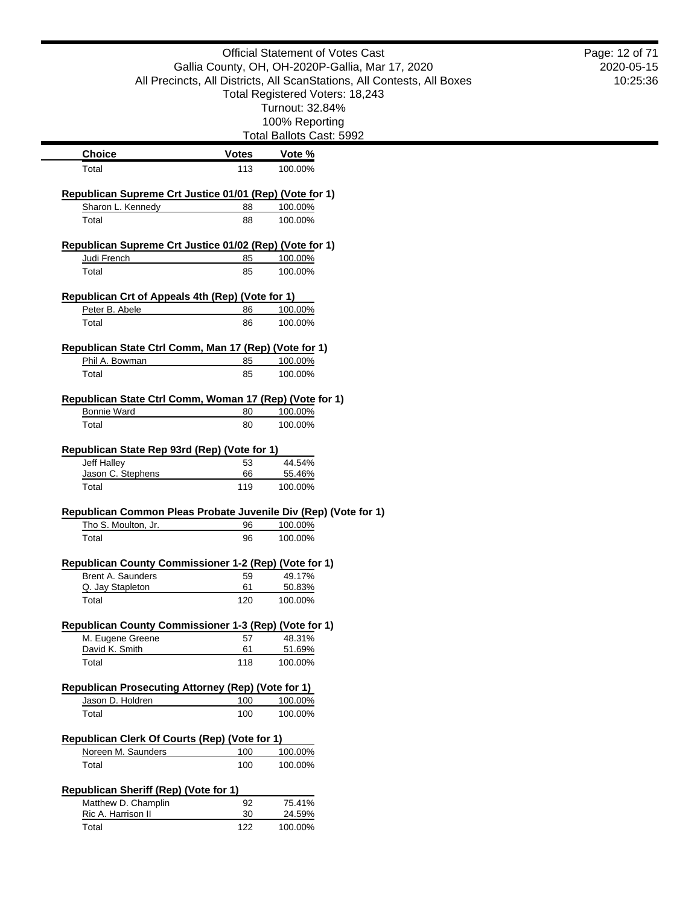Official Statement of Votes Cast
Gallia County, OH, OH-2020P-Gallia, Mar 17, 2020
All Precincts, All Districts, All ScanStations, All Contests, All Boxes
Total Registered Voters: 18,243
Turnout: 32.84%
100% Reporting
Total Ballots Cast: 5992

| Choice | Votes | Vote % |
|---|---|---|
| Total | 113 | 100.00% |

**Republican Supreme Crt Justice 01/01 (Rep) (Vote for 1)**

| Choice | Votes | Vote % |
|---|---|---|
| Sharon L. Kennedy | 88 | 100.00% |
| Total | 88 | 100.00% |

**Republican Supreme Crt Justice 01/02 (Rep) (Vote for 1)**

| Choice | Votes | Vote % |
|---|---|---|
| Judi French | 85 | 100.00% |
| Total | 85 | 100.00% |

**Republican Crt of Appeals 4th (Rep) (Vote for 1)**

| Choice | Votes | Vote % |
|---|---|---|
| Peter B. Abele | 86 | 100.00% |
| Total | 86 | 100.00% |

**Republican State Ctrl Comm, Man 17 (Rep) (Vote for 1)**

| Choice | Votes | Vote % |
|---|---|---|
| Phil A. Bowman | 85 | 100.00% |
| Total | 85 | 100.00% |

**Republican State Ctrl Comm, Woman 17 (Rep) (Vote for 1)**

| Choice | Votes | Vote % |
|---|---|---|
| Bonnie Ward | 80 | 100.00% |
| Total | 80 | 100.00% |

**Republican State Rep 93rd (Rep) (Vote for 1)**

| Choice | Votes | Vote % |
|---|---|---|
| Jeff Halley | 53 | 44.54% |
| Jason C. Stephens | 66 | 55.46% |
| Total | 119 | 100.00% |

**Republican Common Pleas Probate Juvenile Div (Rep) (Vote for 1)**

| Choice | Votes | Vote % |
|---|---|---|
| Tho S. Moulton, Jr. | 96 | 100.00% |
| Total | 96 | 100.00% |

**Republican County Commissioner 1-2 (Rep) (Vote for 1)**

| Choice | Votes | Vote % |
|---|---|---|
| Brent A. Saunders | 59 | 49.17% |
| Q. Jay Stapleton | 61 | 50.83% |
| Total | 120 | 100.00% |

**Republican County Commissioner 1-3 (Rep) (Vote for 1)**

| Choice | Votes | Vote % |
|---|---|---|
| M. Eugene Greene | 57 | 48.31% |
| David K. Smith | 61 | 51.69% |
| Total | 118 | 100.00% |

**Republican Prosecuting Attorney (Rep) (Vote for 1)**

| Choice | Votes | Vote % |
|---|---|---|
| Jason D. Holdren | 100 | 100.00% |
| Total | 100 | 100.00% |

**Republican Clerk Of Courts (Rep) (Vote for 1)**

| Choice | Votes | Vote % |
|---|---|---|
| Noreen M. Saunders | 100 | 100.00% |
| Total | 100 | 100.00% |

**Republican Sheriff (Rep) (Vote for 1)**

| Choice | Votes | Vote % |
|---|---|---|
| Matthew D. Champlin | 92 | 75.41% |
| Ric A. Harrison II | 30 | 24.59% |
| Total | 122 | 100.00% |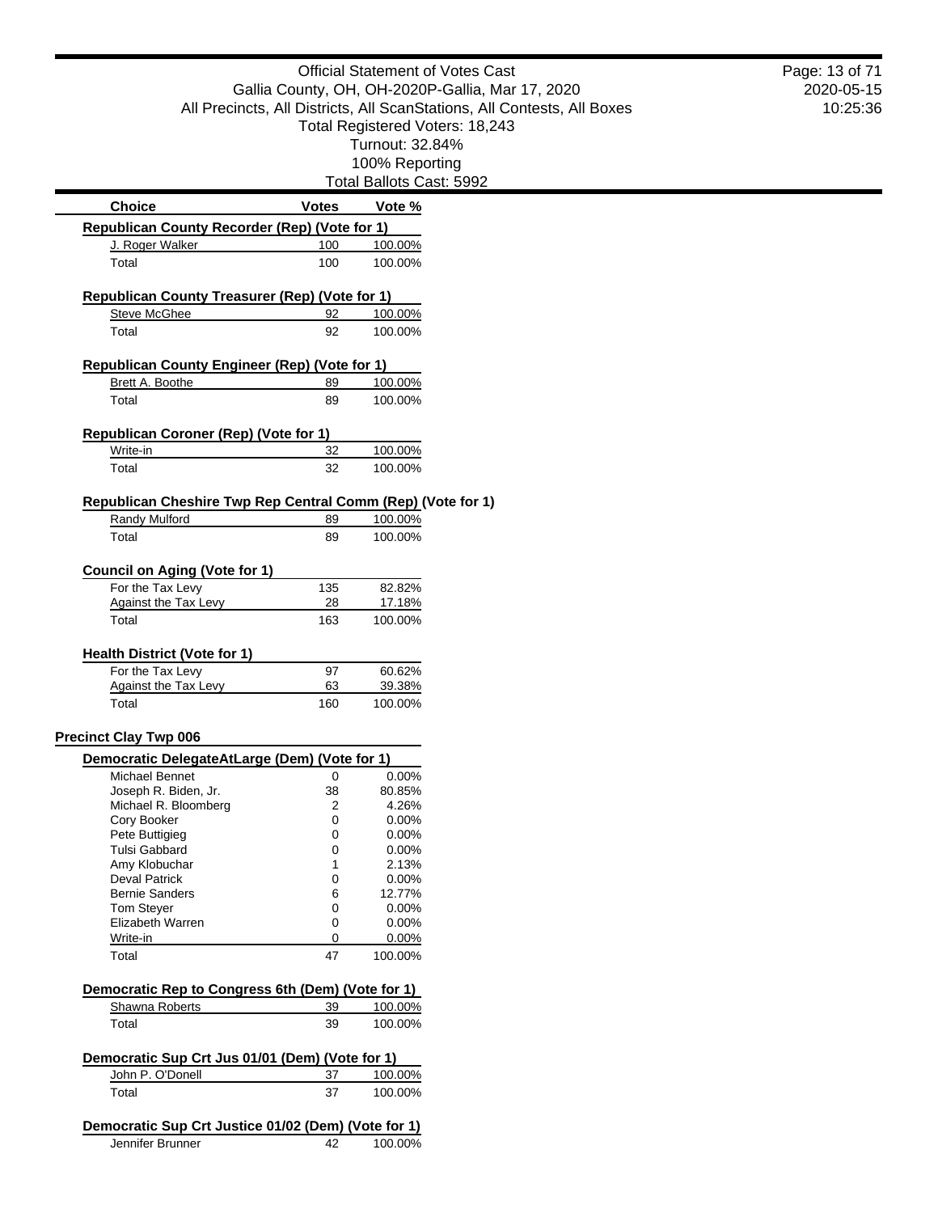Official Statement of Votes Cast
Gallia County, OH, OH-2020P-Gallia, Mar 17, 2020
All Precincts, All Districts, All ScanStations, All Contests, All Boxes
Total Registered Voters: 18,243
Turnout: 32.84%
100% Reporting
Total Ballots Cast: 5992

| Choice | Votes | Vote % |
|---|---|---|

**Republican County Recorder (Rep) (Vote for 1)**

| Choice | Votes | Vote % |
|---|---|---|
| J. Roger Walker | 100 | 100.00% |
| Total | 100 | 100.00% |

**Republican County Treasurer (Rep) (Vote for 1)**

| Choice | Votes | Vote % |
|---|---|---|
| Steve McGhee | 92 | 100.00% |
| Total | 92 | 100.00% |

**Republican County Engineer (Rep) (Vote for 1)**

| Choice | Votes | Vote % |
|---|---|---|
| Brett A. Boothe | 89 | 100.00% |
| Total | 89 | 100.00% |

**Republican Coroner (Rep) (Vote for 1)**

| Choice | Votes | Vote % |
|---|---|---|
| Write-in | 32 | 100.00% |
| Total | 32 | 100.00% |

**Republican Cheshire Twp Rep Central Comm (Rep) (Vote for 1)**

| Choice | Votes | Vote % |
|---|---|---|
| Randy Mulford | 89 | 100.00% |
| Total | 89 | 100.00% |

**Council on Aging (Vote for 1)**

| Choice | Votes | Vote % |
|---|---|---|
| For the Tax Levy | 135 | 82.82% |
| Against the Tax Levy | 28 | 17.18% |
| Total | 163 | 100.00% |

**Health District (Vote for 1)**

| Choice | Votes | Vote % |
|---|---|---|
| For the Tax Levy | 97 | 60.62% |
| Against the Tax Levy | 63 | 39.38% |
| Total | 160 | 100.00% |

## Precinct Clay Twp 006

**Democratic DelegateAtLarge (Dem) (Vote for 1)**

| Choice | Votes | Vote % |
|---|---|---|
| Michael Bennet | 0 | 0.00% |
| Joseph R. Biden, Jr. | 38 | 80.85% |
| Michael R. Bloomberg | 2 | 4.26% |
| Cory Booker | 0 | 0.00% |
| Pete Buttigieg | 0 | 0.00% |
| Tulsi Gabbard | 0 | 0.00% |
| Amy Klobuchar | 1 | 2.13% |
| Deval Patrick | 0 | 0.00% |
| Bernie Sanders | 6 | 12.77% |
| Tom Steyer | 0 | 0.00% |
| Elizabeth Warren | 0 | 0.00% |
| Write-in | 0 | 0.00% |
| Total | 47 | 100.00% |

**Democratic Rep to Congress 6th (Dem) (Vote for 1)**

| Choice | Votes | Vote % |
|---|---|---|
| Shawna Roberts | 39 | 100.00% |
| Total | 39 | 100.00% |

**Democratic Sup Crt Jus 01/01 (Dem) (Vote for 1)**

| Choice | Votes | Vote % |
|---|---|---|
| John P. O'Donell | 37 | 100.00% |
| Total | 37 | 100.00% |

**Democratic Sup Crt Justice 01/02 (Dem) (Vote for 1)**

| Choice | Votes | Vote % |
|---|---|---|
| Jennifer Brunner | 42 | 100.00% |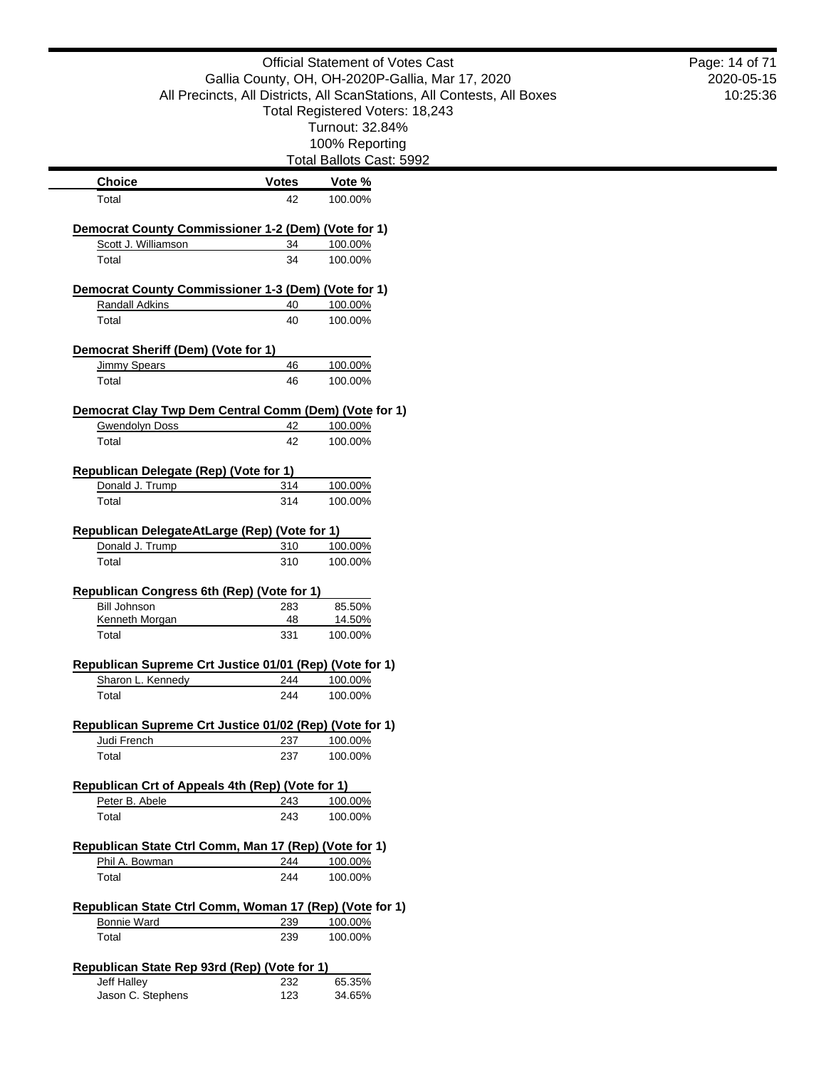Official Statement of Votes Cast
Gallia County, OH, OH-2020P-Gallia, Mar 17, 2020
All Precincts, All Districts, All ScanStations, All Contests, All Boxes
Total Registered Voters: 18,243
Turnout: 32.84%
100% Reporting
Total Ballots Cast: 5992

| Choice | Votes | Vote % |
|---|---|---|
| Total | 42 | 100.00% |

### Democrat County Commissioner 1-2 (Dem) (Vote for 1)

| Choice | Votes | Vote % |
|---|---|---|
| Scott J. Williamson | 34 | 100.00% |
| Total | 34 | 100.00% |

### Democrat County Commissioner 1-3 (Dem) (Vote for 1)

| Choice | Votes | Vote % |
|---|---|---|
| Randall Adkins | 40 | 100.00% |
| Total | 40 | 100.00% |

### Democrat Sheriff (Dem) (Vote for 1)

| Choice | Votes | Vote % |
|---|---|---|
| Jimmy Spears | 46 | 100.00% |
| Total | 46 | 100.00% |

### Democrat Clay Twp Dem Central Comm (Dem) (Vote for 1)

| Choice | Votes | Vote % |
|---|---|---|
| Gwendolyn Doss | 42 | 100.00% |
| Total | 42 | 100.00% |

### Republican Delegate (Rep) (Vote for 1)

| Choice | Votes | Vote % |
|---|---|---|
| Donald J. Trump | 314 | 100.00% |
| Total | 314 | 100.00% |

### Republican DelegateAtLarge (Rep) (Vote for 1)

| Choice | Votes | Vote % |
|---|---|---|
| Donald J. Trump | 310 | 100.00% |
| Total | 310 | 100.00% |

### Republican Congress 6th (Rep) (Vote for 1)

| Choice | Votes | Vote % |
|---|---|---|
| Bill Johnson | 283 | 85.50% |
| Kenneth Morgan | 48 | 14.50% |
| Total | 331 | 100.00% |

### Republican Supreme Crt Justice 01/01 (Rep) (Vote for 1)

| Choice | Votes | Vote % |
|---|---|---|
| Sharon L. Kennedy | 244 | 100.00% |
| Total | 244 | 100.00% |

### Republican Supreme Crt Justice 01/02 (Rep) (Vote for 1)

| Choice | Votes | Vote % |
|---|---|---|
| Judi French | 237 | 100.00% |
| Total | 237 | 100.00% |

### Republican Crt of Appeals 4th (Rep) (Vote for 1)

| Choice | Votes | Vote % |
|---|---|---|
| Peter B. Abele | 243 | 100.00% |
| Total | 243 | 100.00% |

### Republican State Ctrl Comm, Man 17 (Rep) (Vote for 1)

| Choice | Votes | Vote % |
|---|---|---|
| Phil A. Bowman | 244 | 100.00% |
| Total | 244 | 100.00% |

### Republican State Ctrl Comm, Woman 17 (Rep) (Vote for 1)

| Choice | Votes | Vote % |
|---|---|---|
| Bonnie Ward | 239 | 100.00% |
| Total | 239 | 100.00% |

### Republican State Rep 93rd (Rep) (Vote for 1)

| Choice | Votes | Vote % |
|---|---|---|
| Jeff Halley | 232 | 65.35% |
| Jason C. Stephens | 123 | 34.65% |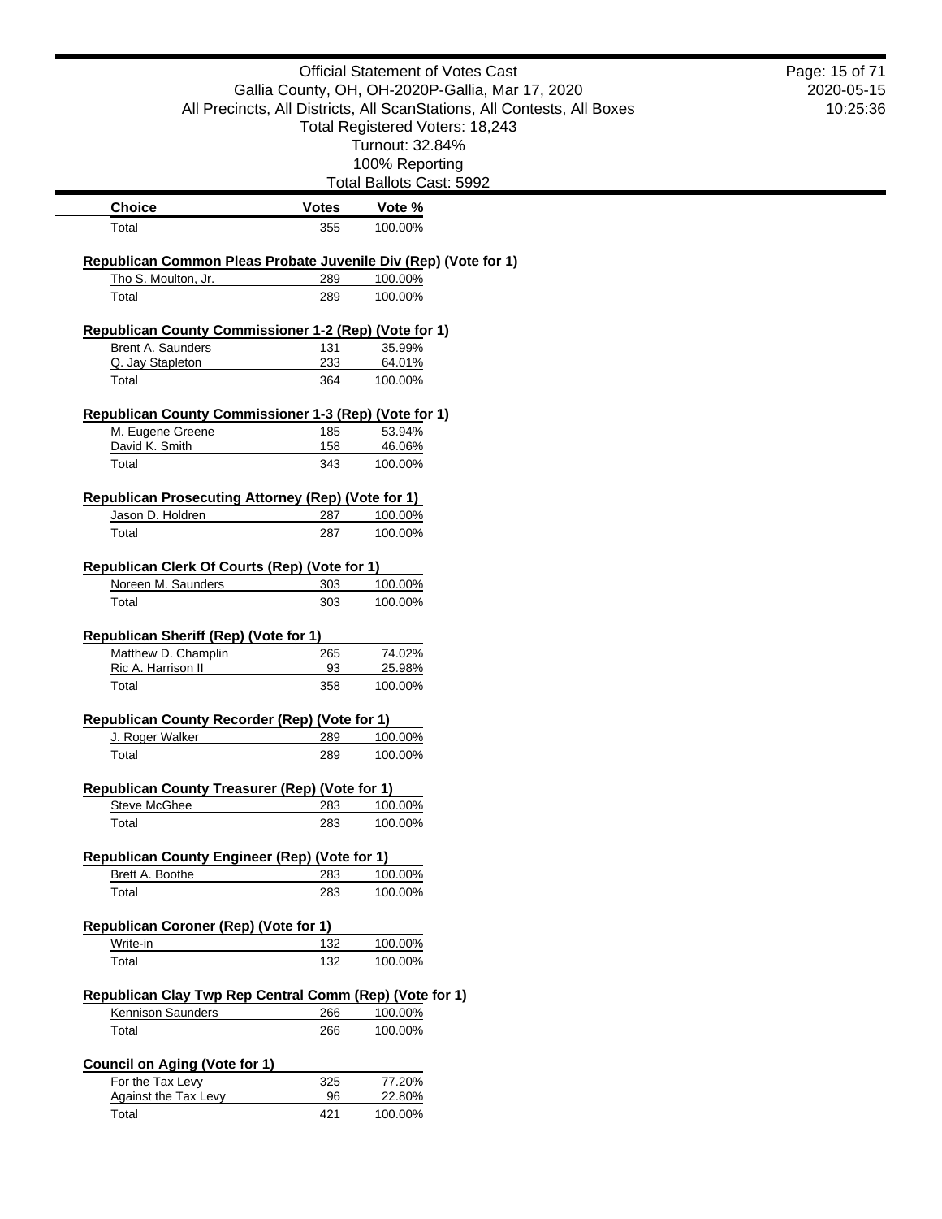| Choice | Votes | Vote % |
|---|---|---|
| Total | 355 | 100.00% |

**Republican Common Pleas Probate Juvenile Div (Rep) (Vote for 1)**

| Choice | Votes | Vote % |
|---|---|---|
| Tho S. Moulton, Jr. | 289 | 100.00% |
| Total | 289 | 100.00% |

**Republican County Commissioner 1-2 (Rep) (Vote for 1)**

| Choice | Votes | Vote % |
|---|---|---|
| Brent A. Saunders | 131 | 35.99% |
| Q. Jay Stapleton | 233 | 64.01% |
| Total | 364 | 100.00% |

**Republican County Commissioner 1-3 (Rep) (Vote for 1)**

| Choice | Votes | Vote % |
|---|---|---|
| M. Eugene Greene | 185 | 53.94% |
| David K. Smith | 158 | 46.06% |
| Total | 343 | 100.00% |

**Republican Prosecuting Attorney (Rep) (Vote for 1)**

| Choice | Votes | Vote % |
|---|---|---|
| Jason D. Holdren | 287 | 100.00% |
| Total | 287 | 100.00% |

**Republican Clerk Of Courts (Rep) (Vote for 1)**

| Choice | Votes | Vote % |
|---|---|---|
| Noreen M. Saunders | 303 | 100.00% |
| Total | 303 | 100.00% |

**Republican Sheriff (Rep) (Vote for 1)**

| Choice | Votes | Vote % |
|---|---|---|
| Matthew D. Champlin | 265 | 74.02% |
| Ric A. Harrison II | 93 | 25.98% |
| Total | 358 | 100.00% |

**Republican County Recorder (Rep) (Vote for 1)**

| Choice | Votes | Vote % |
|---|---|---|
| J. Roger Walker | 289 | 100.00% |
| Total | 289 | 100.00% |

**Republican County Treasurer (Rep) (Vote for 1)**

| Choice | Votes | Vote % |
|---|---|---|
| Steve McGhee | 283 | 100.00% |
| Total | 283 | 100.00% |

**Republican County Engineer (Rep) (Vote for 1)**

| Choice | Votes | Vote % |
|---|---|---|
| Brett A. Boothe | 283 | 100.00% |
| Total | 283 | 100.00% |

**Republican Coroner (Rep) (Vote for 1)**

| Choice | Votes | Vote % |
|---|---|---|
| Write-in | 132 | 100.00% |
| Total | 132 | 100.00% |

**Republican Clay Twp Rep Central Comm (Rep) (Vote for 1)**

| Choice | Votes | Vote % |
|---|---|---|
| Kennison Saunders | 266 | 100.00% |
| Total | 266 | 100.00% |

**Council on Aging (Vote for 1)**

| Choice | Votes | Vote % |
|---|---|---|
| For the Tax Levy | 325 | 77.20% |
| Against the Tax Levy | 96 | 22.80% |
| Total | 421 | 100.00% |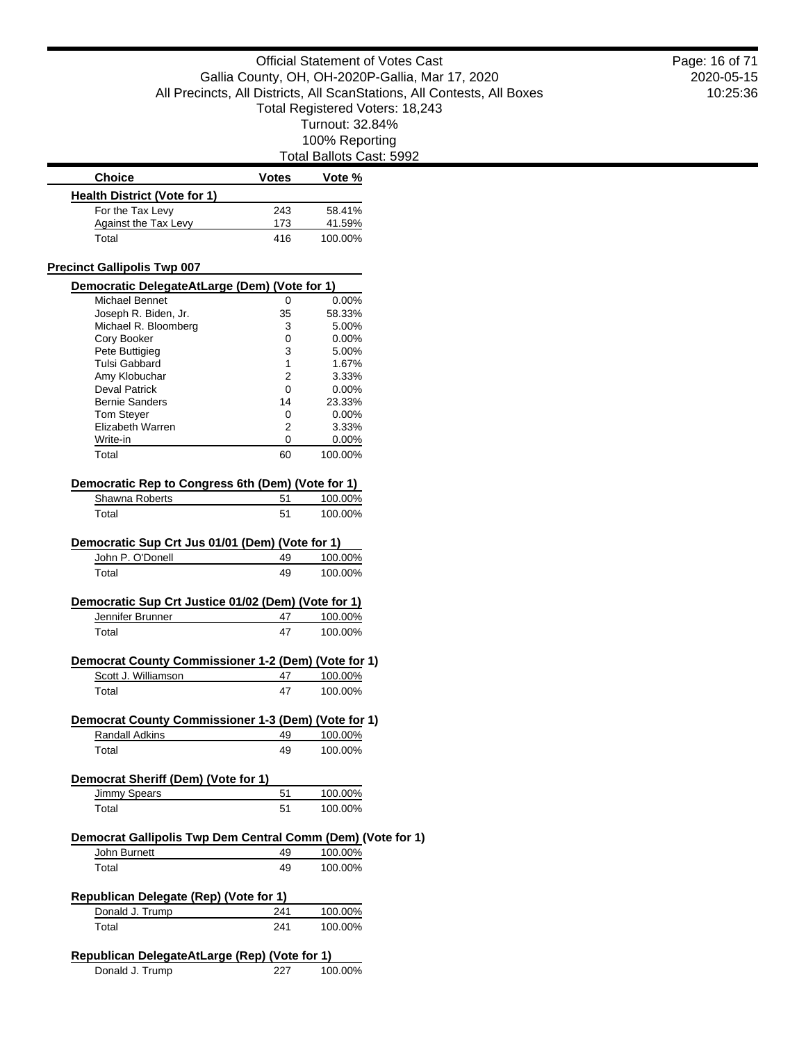Official Statement of Votes Cast
Gallia County, OH, OH-2020P-Gallia, Mar 17, 2020
All Precincts, All Districts, All ScanStations, All Contests, All Boxes
Total Registered Voters: 18,243
Turnout: 32.84%
100% Reporting
Total Ballots Cast: 5992

| Choice | Votes | Vote % |
|---|---|---|
| **Health District (Vote for 1)** | | |
| For the Tax Levy | 243 | 58.41% |
| Against the Tax Levy | 173 | 41.59% |
| Total | 416 | 100.00% |

## Precinct Gallipolis Twp 007

**Democratic DelegateAtLarge (Dem) (Vote for 1)**

| Choice | Votes | Vote % |
|---|---|---|
| Michael Bennet | 0 | 0.00% |
| Joseph R. Biden, Jr. | 35 | 58.33% |
| Michael R. Bloomberg | 3 | 5.00% |
| Cory Booker | 0 | 0.00% |
| Pete Buttigieg | 3 | 5.00% |
| Tulsi Gabbard | 1 | 1.67% |
| Amy Klobuchar | 2 | 3.33% |
| Deval Patrick | 0 | 0.00% |
| Bernie Sanders | 14 | 23.33% |
| Tom Steyer | 0 | 0.00% |
| Elizabeth Warren | 2 | 3.33% |
| Write-in | 0 | 0.00% |
| Total | 60 | 100.00% |

**Democratic Rep to Congress 6th (Dem) (Vote for 1)**

| Choice | Votes | Vote % |
|---|---|---|
| Shawna Roberts | 51 | 100.00% |
| Total | 51 | 100.00% |

**Democratic Sup Crt Jus 01/01 (Dem) (Vote for 1)**

| Choice | Votes | Vote % |
|---|---|---|
| John P. O'Donell | 49 | 100.00% |
| Total | 49 | 100.00% |

**Democratic Sup Crt Justice 01/02 (Dem) (Vote for 1)**

| Choice | Votes | Vote % |
|---|---|---|
| Jennifer Brunner | 47 | 100.00% |
| Total | 47 | 100.00% |

**Democrat County Commissioner 1-2 (Dem) (Vote for 1)**

| Choice | Votes | Vote % |
|---|---|---|
| Scott J. Williamson | 47 | 100.00% |
| Total | 47 | 100.00% |

**Democrat County Commissioner 1-3 (Dem) (Vote for 1)**

| Choice | Votes | Vote % |
|---|---|---|
| Randall Adkins | 49 | 100.00% |
| Total | 49 | 100.00% |

**Democrat Sheriff (Dem) (Vote for 1)**

| Choice | Votes | Vote % |
|---|---|---|
| Jimmy Spears | 51 | 100.00% |
| Total | 51 | 100.00% |

**Democrat Gallipolis Twp Dem Central Comm (Dem) (Vote for 1)**

| Choice | Votes | Vote % |
|---|---|---|
| John Burnett | 49 | 100.00% |
| Total | 49 | 100.00% |

**Republican Delegate (Rep) (Vote for 1)**

| Choice | Votes | Vote % |
|---|---|---|
| Donald J. Trump | 241 | 100.00% |
| Total | 241 | 100.00% |

**Republican DelegateAtLarge (Rep) (Vote for 1)**

| Choice | Votes | Vote % |
|---|---|---|
| Donald J. Trump | 227 | 100.00% |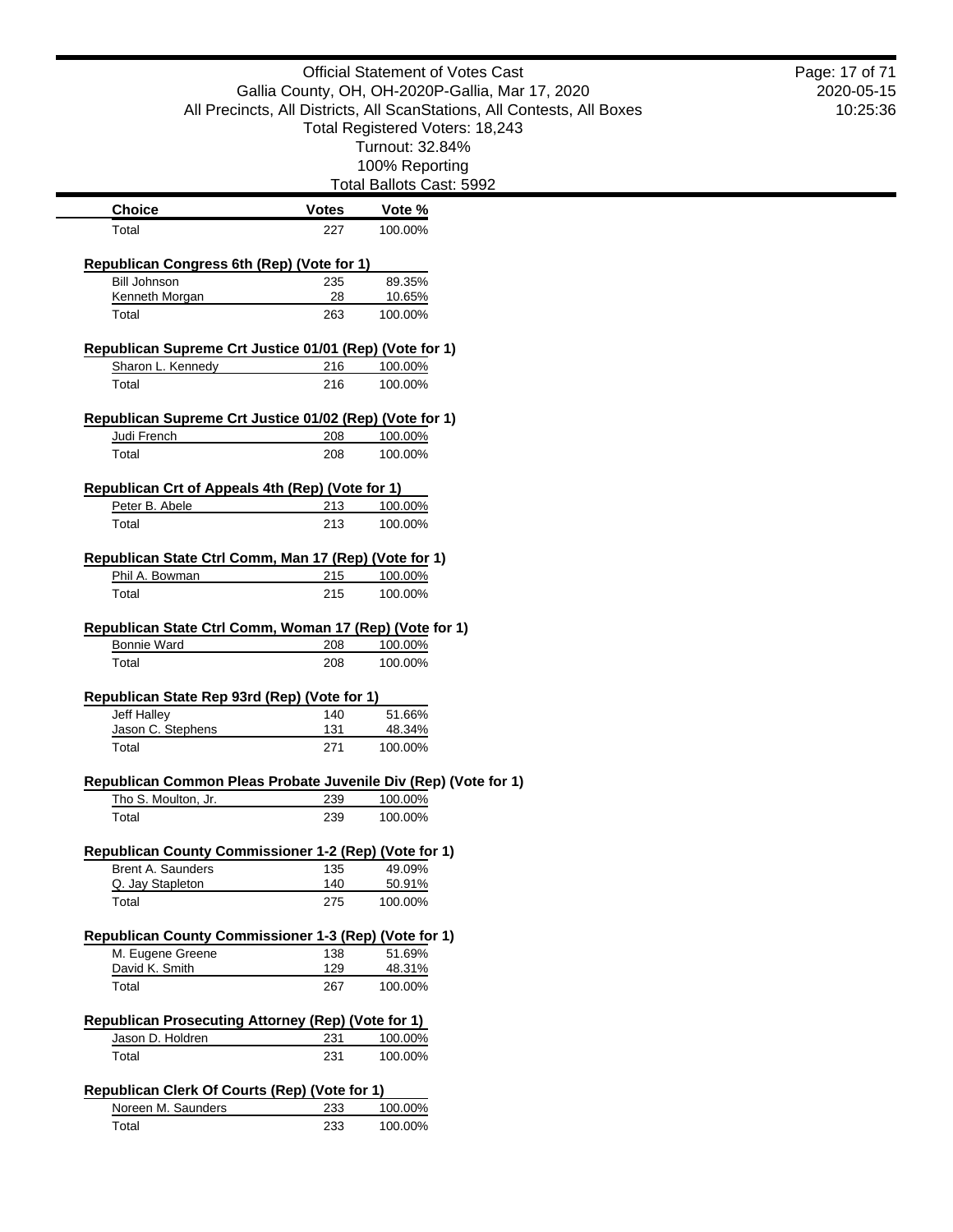Official Statement of Votes Cast
Gallia County, OH, OH-2020P-Gallia, Mar 17, 2020
All Precincts, All Districts, All ScanStations, All Contests, All Boxes
Total Registered Voters: 18,243
Turnout: 32.84%
100% Reporting
Total Ballots Cast: 5992

| Choice | Votes | Vote % |
|---|---|---|
| Total | 227 | 100.00% |

### Republican Congress 6th (Rep) (Vote for 1)

| Choice | Votes | Vote % |
|---|---|---|
| Bill Johnson | 235 | 89.35% |
| Kenneth Morgan | 28 | 10.65% |
| Total | 263 | 100.00% |

### Republican Supreme Crt Justice 01/01 (Rep) (Vote for 1)

| Choice | Votes | Vote % |
|---|---|---|
| Sharon L. Kennedy | 216 | 100.00% |
| Total | 216 | 100.00% |

### Republican Supreme Crt Justice 01/02 (Rep) (Vote for 1)

| Choice | Votes | Vote % |
|---|---|---|
| Judi French | 208 | 100.00% |
| Total | 208 | 100.00% |

### Republican Crt of Appeals 4th (Rep) (Vote for 1)

| Choice | Votes | Vote % |
|---|---|---|
| Peter B. Abele | 213 | 100.00% |
| Total | 213 | 100.00% |

### Republican State Ctrl Comm, Man 17 (Rep) (Vote for 1)

| Choice | Votes | Vote % |
|---|---|---|
| Phil A. Bowman | 215 | 100.00% |
| Total | 215 | 100.00% |

### Republican State Ctrl Comm, Woman 17 (Rep) (Vote for 1)

| Choice | Votes | Vote % |
|---|---|---|
| Bonnie Ward | 208 | 100.00% |
| Total | 208 | 100.00% |

### Republican State Rep 93rd (Rep) (Vote for 1)

| Choice | Votes | Vote % |
|---|---|---|
| Jeff Halley | 140 | 51.66% |
| Jason C. Stephens | 131 | 48.34% |
| Total | 271 | 100.00% |

### Republican Common Pleas Probate Juvenile Div (Rep) (Vote for 1)

| Choice | Votes | Vote % |
|---|---|---|
| Tho S. Moulton, Jr. | 239 | 100.00% |
| Total | 239 | 100.00% |

### Republican County Commissioner 1-2 (Rep) (Vote for 1)

| Choice | Votes | Vote % |
|---|---|---|
| Brent A. Saunders | 135 | 49.09% |
| Q. Jay Stapleton | 140 | 50.91% |
| Total | 275 | 100.00% |

### Republican County Commissioner 1-3 (Rep) (Vote for 1)

| Choice | Votes | Vote % |
|---|---|---|
| M. Eugene Greene | 138 | 51.69% |
| David K. Smith | 129 | 48.31% |
| Total | 267 | 100.00% |

### Republican Prosecuting Attorney (Rep) (Vote for 1)

| Choice | Votes | Vote % |
|---|---|---|
| Jason D. Holdren | 231 | 100.00% |
| Total | 231 | 100.00% |

### Republican Clerk Of Courts (Rep) (Vote for 1)

| Choice | Votes | Vote % |
|---|---|---|
| Noreen M. Saunders | 233 | 100.00% |
| Total | 233 | 100.00% |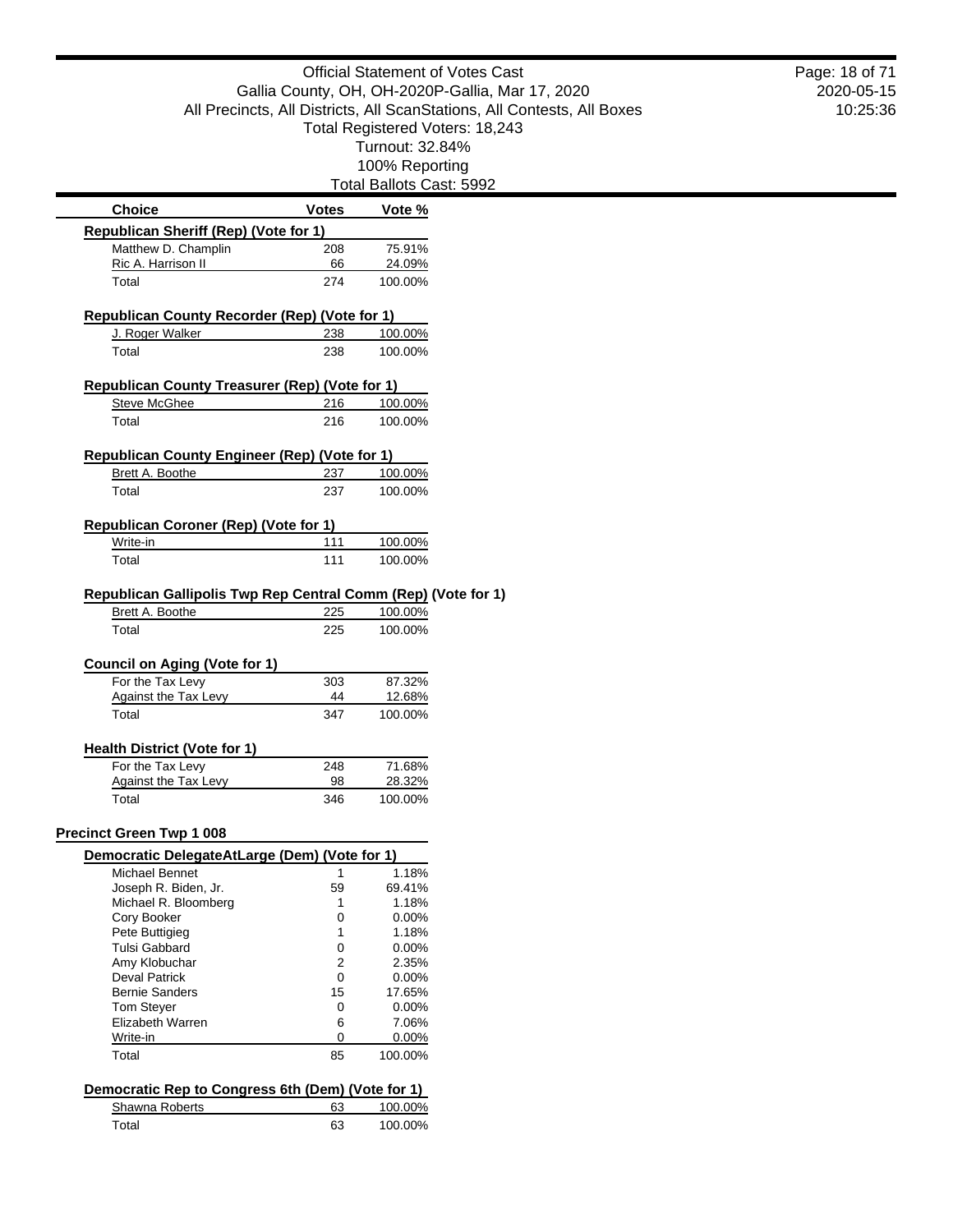# Official Statement of Votes Cast

Gallia County, OH, OH-2020P-Gallia, Mar 17, 2020

All Precincts, All Districts, All ScanStations, All Contests, All Boxes

Total Registered Voters: 18,243

Turnout: 32.84%

100% Reporting

Total Ballots Cast: 5992

| Choice | Votes | Vote % |
|---|---|---|
| **Republican Sheriff (Rep) (Vote for 1)** | | |
| Matthew D. Champlin | 208 | 75.91% |
| Ric A. Harrison II | 66 | 24.09% |
| Total | 274 | 100.00% |
| **Republican County Recorder (Rep) (Vote for 1)** | | |
| J. Roger Walker | 238 | 100.00% |
| Total | 238 | 100.00% |
| **Republican County Treasurer (Rep) (Vote for 1)** | | |
| Steve McGhee | 216 | 100.00% |
| Total | 216 | 100.00% |
| **Republican County Engineer (Rep) (Vote for 1)** | | |
| Brett A. Boothe | 237 | 100.00% |
| Total | 237 | 100.00% |
| **Republican Coroner (Rep) (Vote for 1)** | | |
| Write-in | 111 | 100.00% |
| Total | 111 | 100.00% |
| **Republican Gallipolis Twp Rep Central Comm (Rep) (Vote for 1)** | | |
| Brett A. Boothe | 225 | 100.00% |
| Total | 225 | 100.00% |
| **Council on Aging (Vote for 1)** | | |
| For the Tax Levy | 303 | 87.32% |
| Against the Tax Levy | 44 | 12.68% |
| Total | 347 | 100.00% |
| **Health District (Vote for 1)** | | |
| For the Tax Levy | 248 | 71.68% |
| Against the Tax Levy | 98 | 28.32% |
| Total | 346 | 100.00% |

## Precinct Green Twp 1 008

| Choice | Votes | Vote % |
|---|---|---|
| **Democratic DelegateAtLarge (Dem) (Vote for 1)** | | |
| Michael Bennet | 1 | 1.18% |
| Joseph R. Biden, Jr. | 59 | 69.41% |
| Michael R. Bloomberg | 1 | 1.18% |
| Cory Booker | 0 | 0.00% |
| Pete Buttigieg | 1 | 1.18% |
| Tulsi Gabbard | 0 | 0.00% |
| Amy Klobuchar | 2 | 2.35% |
| Deval Patrick | 0 | 0.00% |
| Bernie Sanders | 15 | 17.65% |
| Tom Steyer | 0 | 0.00% |
| Elizabeth Warren | 6 | 7.06% |
| Write-in | 0 | 0.00% |
| Total | 85 | 100.00% |
| **Democratic Rep to Congress 6th (Dem) (Vote for 1)** | | |
| Shawna Roberts | 63 | 100.00% |
| Total | 63 | 100.00% |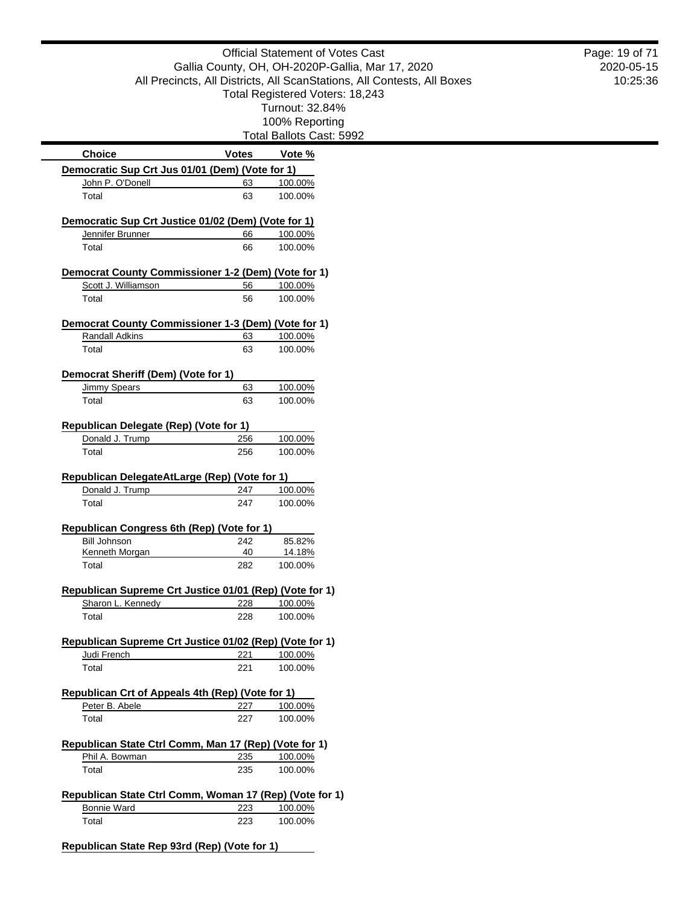Official Statement of Votes Cast
Gallia County, OH, OH-2020P-Gallia, Mar 17, 2020
All Precincts, All Districts, All ScanStations, All Contests, All Boxes
Total Registered Voters: 18,243
Turnout: 32.84%
100% Reporting
Total Ballots Cast: 5992

2020-05-15
10:25:36

| Choice | Votes | Vote % |
|---|---|---|
| **Democratic Sup Crt Jus 01/01 (Dem) (Vote for 1)** | | |
| John P. O'Donell | 63 | 100.00% |
| Total | 63 | 100.00% |
| **Democratic Sup Crt Justice 01/02 (Dem) (Vote for 1)** | | |
| Jennifer Brunner | 66 | 100.00% |
| Total | 66 | 100.00% |
| **Democrat County Commissioner 1-2 (Dem) (Vote for 1)** | | |
| Scott J. Williamson | 56 | 100.00% |
| Total | 56 | 100.00% |
| **Democrat County Commissioner 1-3 (Dem) (Vote for 1)** | | |
| Randall Adkins | 63 | 100.00% |
| Total | 63 | 100.00% |
| **Democrat Sheriff (Dem) (Vote for 1)** | | |
| Jimmy Spears | 63 | 100.00% |
| Total | 63 | 100.00% |
| **Republican Delegate (Rep) (Vote for 1)** | | |
| Donald J. Trump | 256 | 100.00% |
| Total | 256 | 100.00% |
| **Republican DelegateAtLarge (Rep) (Vote for 1)** | | |
| Donald J. Trump | 247 | 100.00% |
| Total | 247 | 100.00% |
| **Republican Congress 6th (Rep) (Vote for 1)** | | |
| Bill Johnson | 242 | 85.82% |
| Kenneth Morgan | 40 | 14.18% |
| Total | 282 | 100.00% |
| **Republican Supreme Crt Justice 01/01 (Rep) (Vote for 1)** | | |
| Sharon L. Kennedy | 228 | 100.00% |
| Total | 228 | 100.00% |
| **Republican Supreme Crt Justice 01/02 (Rep) (Vote for 1)** | | |
| Judi French | 221 | 100.00% |
| Total | 221 | 100.00% |
| **Republican Crt of Appeals 4th (Rep) (Vote for 1)** | | |
| Peter B. Abele | 227 | 100.00% |
| Total | 227 | 100.00% |
| **Republican State Ctrl Comm, Man 17 (Rep) (Vote for 1)** | | |
| Phil A. Bowman | 235 | 100.00% |
| Total | 235 | 100.00% |
| **Republican State Ctrl Comm, Woman 17 (Rep) (Vote for 1)** | | |
| Bonnie Ward | 223 | 100.00% |
| Total | 223 | 100.00% |
| **Republican State Rep 93rd (Rep) (Vote for 1)** | | |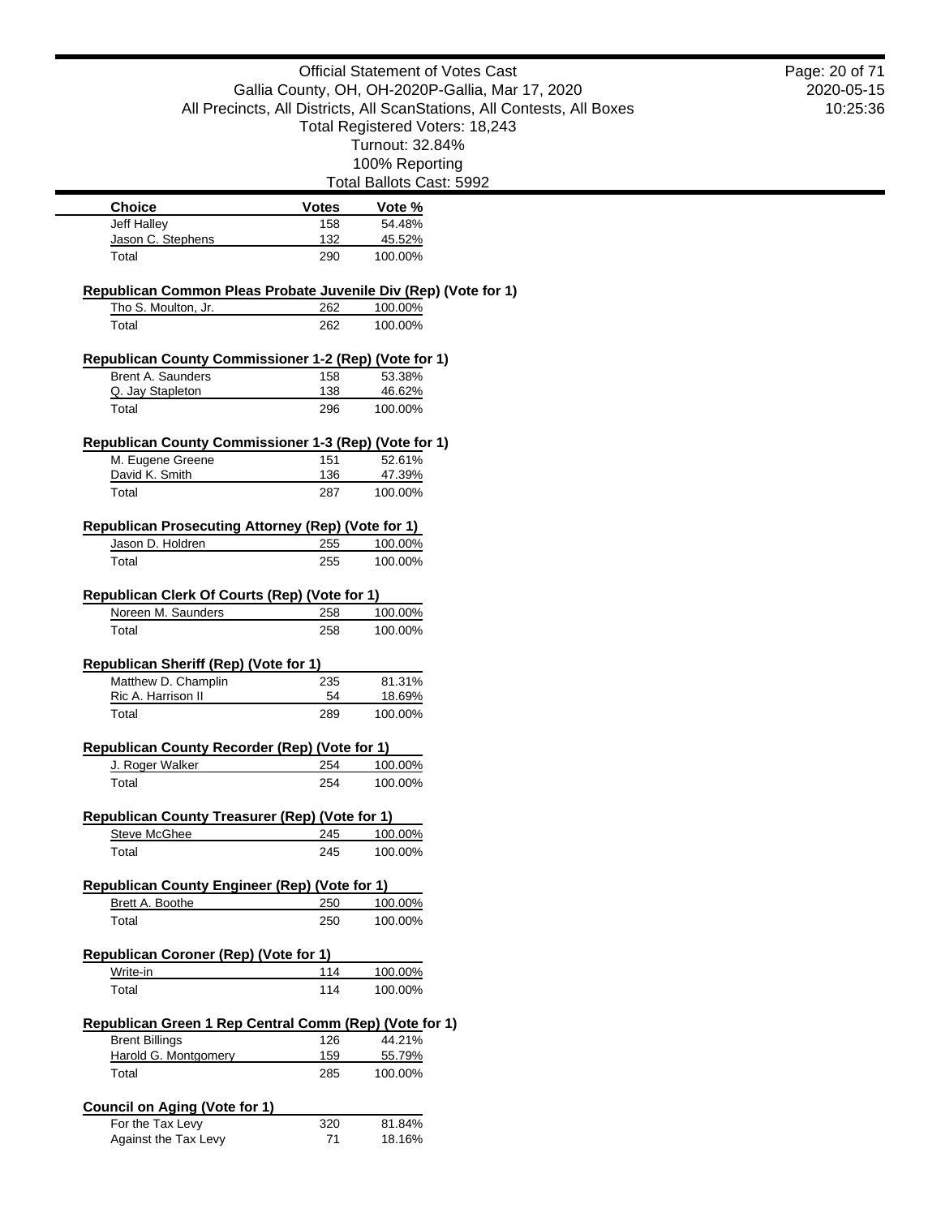Official Statement of Votes Cast
Gallia County, OH, OH-2020P-Gallia, Mar 17, 2020
All Precincts, All Districts, All ScanStations, All Contests, All Boxes
Total Registered Voters: 18,243
Turnout: 32.84%
100% Reporting
Total Ballots Cast: 5992

| Choice | Votes | Vote % |
|---|---|---|
| Jeff Halley | 158 | 54.48% |
| Jason C. Stephens | 132 | 45.52% |
| Total | 290 | 100.00% |

**Republican Common Pleas Probate Juvenile Div (Rep) (Vote for 1)**

| Choice | Votes | Vote % |
|---|---|---|
| Tho S. Moulton, Jr. | 262 | 100.00% |
| Total | 262 | 100.00% |

**Republican County Commissioner 1-2 (Rep) (Vote for 1)**

| Choice | Votes | Vote % |
|---|---|---|
| Brent A. Saunders | 158 | 53.38% |
| Q. Jay Stapleton | 138 | 46.62% |
| Total | 296 | 100.00% |

**Republican County Commissioner 1-3 (Rep) (Vote for 1)**

| Choice | Votes | Vote % |
|---|---|---|
| M. Eugene Greene | 151 | 52.61% |
| David K. Smith | 136 | 47.39% |
| Total | 287 | 100.00% |

**Republican Prosecuting Attorney (Rep) (Vote for 1)**

| Choice | Votes | Vote % |
|---|---|---|
| Jason D. Holdren | 255 | 100.00% |
| Total | 255 | 100.00% |

**Republican Clerk Of Courts (Rep) (Vote for 1)**

| Choice | Votes | Vote % |
|---|---|---|
| Noreen M. Saunders | 258 | 100.00% |
| Total | 258 | 100.00% |

**Republican Sheriff (Rep) (Vote for 1)**

| Choice | Votes | Vote % |
|---|---|---|
| Matthew D. Champlin | 235 | 81.31% |
| Ric A. Harrison II | 54 | 18.69% |
| Total | 289 | 100.00% |

**Republican County Recorder (Rep) (Vote for 1)**

| Choice | Votes | Vote % |
|---|---|---|
| J. Roger Walker | 254 | 100.00% |
| Total | 254 | 100.00% |

**Republican County Treasurer (Rep) (Vote for 1)**

| Choice | Votes | Vote % |
|---|---|---|
| Steve McGhee | 245 | 100.00% |
| Total | 245 | 100.00% |

**Republican County Engineer (Rep) (Vote for 1)**

| Choice | Votes | Vote % |
|---|---|---|
| Brett A. Boothe | 250 | 100.00% |
| Total | 250 | 100.00% |

**Republican Coroner (Rep) (Vote for 1)**

| Choice | Votes | Vote % |
|---|---|---|
| Write-in | 114 | 100.00% |
| Total | 114 | 100.00% |

**Republican Green 1 Rep Central Comm (Rep) (Vote for 1)**

| Choice | Votes | Vote % |
|---|---|---|
| Brent Billings | 126 | 44.21% |
| Harold G. Montgomery | 159 | 55.79% |
| Total | 285 | 100.00% |

**Council on Aging (Vote for 1)**

| Choice | Votes | Vote % |
|---|---|---|
| For the Tax Levy | 320 | 81.84% |
| Against the Tax Levy | 71 | 18.16% |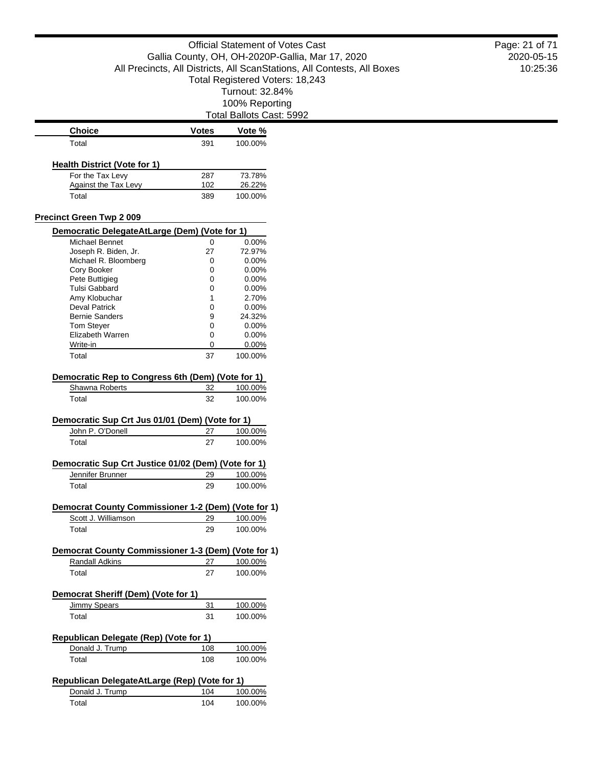| Choice | Votes | Vote % |
|---|---|---|
| Total | 391 | 100.00% |

**Health District (Vote for 1)**

| Choice | Votes | Vote % |
|---|---|---|
| For the Tax Levy | 287 | 73.78% |
| Against the Tax Levy | 102 | 26.22% |
| Total | 389 | 100.00% |

## Precinct Green Twp 2 009

**Democratic DelegateAtLarge (Dem) (Vote for 1)**

| Choice | Votes | Vote % |
|---|---|---|
| Michael Bennet | 0 | 0.00% |
| Joseph R. Biden, Jr. | 27 | 72.97% |
| Michael R. Bloomberg | 0 | 0.00% |
| Cory Booker | 0 | 0.00% |
| Pete Buttigieg | 0 | 0.00% |
| Tulsi Gabbard | 0 | 0.00% |
| Amy Klobuchar | 1 | 2.70% |
| Deval Patrick | 0 | 0.00% |
| Bernie Sanders | 9 | 24.32% |
| Tom Steyer | 0 | 0.00% |
| Elizabeth Warren | 0 | 0.00% |
| Write-in | 0 | 0.00% |
| Total | 37 | 100.00% |

**Democratic Rep to Congress 6th (Dem) (Vote for 1)**

| Choice | Votes | Vote % |
|---|---|---|
| Shawna Roberts | 32 | 100.00% |
| Total | 32 | 100.00% |

**Democratic Sup Crt Jus 01/01 (Dem) (Vote for 1)**

| Choice | Votes | Vote % |
|---|---|---|
| John P. O'Donell | 27 | 100.00% |
| Total | 27 | 100.00% |

**Democratic Sup Crt Justice 01/02 (Dem) (Vote for 1)**

| Choice | Votes | Vote % |
|---|---|---|
| Jennifer Brunner | 29 | 100.00% |
| Total | 29 | 100.00% |

**Democrat County Commissioner 1-2 (Dem) (Vote for 1)**

| Choice | Votes | Vote % |
|---|---|---|
| Scott J. Williamson | 29 | 100.00% |
| Total | 29 | 100.00% |

**Democrat County Commissioner 1-3 (Dem) (Vote for 1)**

| Choice | Votes | Vote % |
|---|---|---|
| Randall Adkins | 27 | 100.00% |
| Total | 27 | 100.00% |

**Democrat Sheriff (Dem) (Vote for 1)**

| Choice | Votes | Vote % |
|---|---|---|
| Jimmy Spears | 31 | 100.00% |
| Total | 31 | 100.00% |

**Republican Delegate (Rep) (Vote for 1)**

| Choice | Votes | Vote % |
|---|---|---|
| Donald J. Trump | 108 | 100.00% |
| Total | 108 | 100.00% |

**Republican DelegateAtLarge (Rep) (Vote for 1)**

| Choice | Votes | Vote % |
|---|---|---|
| Donald J. Trump | 104 | 100.00% |
| Total | 104 | 100.00% |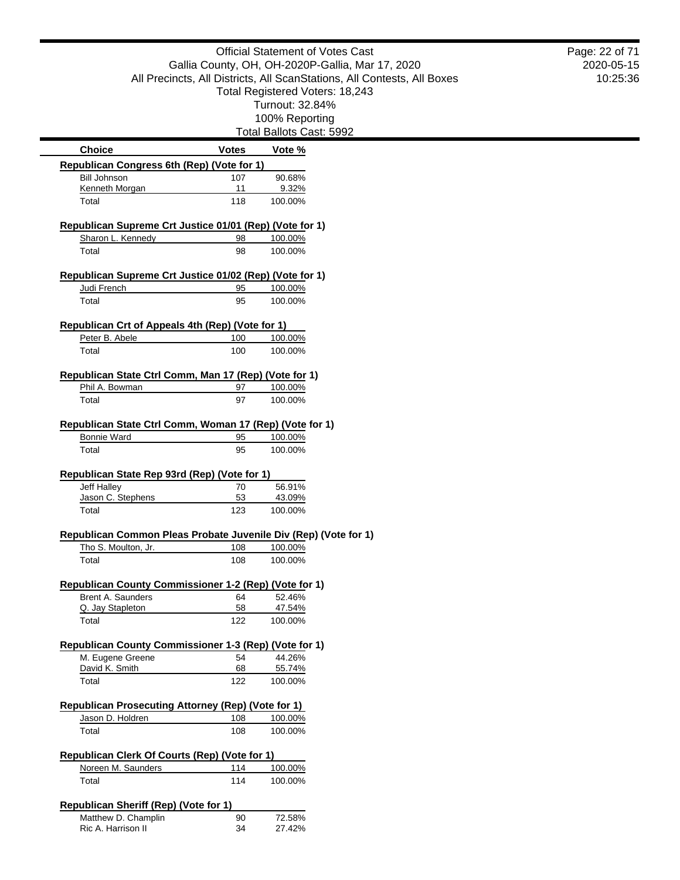Official Statement of Votes Cast
Gallia County, OH, OH-2020P-Gallia, Mar 17, 2020
All Precincts, All Districts, All ScanStations, All Contests, All Boxes
Total Registered Voters: 18,243
Turnout: 32.84%
100% Reporting
Total Ballots Cast: 5992

| Choice | Votes | Vote % |
|---|---|---|
| **Republican Congress 6th (Rep) (Vote for 1)** | | |
| Bill Johnson | 107 | 90.68% |
| Kenneth Morgan | 11 | 9.32% |
| Total | 118 | 100.00% |
| **Republican Supreme Crt Justice 01/01 (Rep) (Vote for 1)** | | |
| Sharon L. Kennedy | 98 | 100.00% |
| Total | 98 | 100.00% |
| **Republican Supreme Crt Justice 01/02 (Rep) (Vote for 1)** | | |
| Judi French | 95 | 100.00% |
| Total | 95 | 100.00% |
| **Republican Crt of Appeals 4th (Rep) (Vote for 1)** | | |
| Peter B. Abele | 100 | 100.00% |
| Total | 100 | 100.00% |
| **Republican State Ctrl Comm, Man 17 (Rep) (Vote for 1)** | | |
| Phil A. Bowman | 97 | 100.00% |
| Total | 97 | 100.00% |
| **Republican State Ctrl Comm, Woman 17 (Rep) (Vote for 1)** | | |
| Bonnie Ward | 95 | 100.00% |
| Total | 95 | 100.00% |
| **Republican State Rep 93rd (Rep) (Vote for 1)** | | |
| Jeff Halley | 70 | 56.91% |
| Jason C. Stephens | 53 | 43.09% |
| Total | 123 | 100.00% |
| **Republican Common Pleas Probate Juvenile Div (Rep) (Vote for 1)** | | |
| Tho S. Moulton, Jr. | 108 | 100.00% |
| Total | 108 | 100.00% |
| **Republican County Commissioner 1-2 (Rep) (Vote for 1)** | | |
| Brent A. Saunders | 64 | 52.46% |
| Q. Jay Stapleton | 58 | 47.54% |
| Total | 122 | 100.00% |
| **Republican County Commissioner 1-3 (Rep) (Vote for 1)** | | |
| M. Eugene Greene | 54 | 44.26% |
| David K. Smith | 68 | 55.74% |
| Total | 122 | 100.00% |
| **Republican Prosecuting Attorney (Rep) (Vote for 1)** | | |
| Jason D. Holdren | 108 | 100.00% |
| Total | 108 | 100.00% |
| **Republican Clerk Of Courts (Rep) (Vote for 1)** | | |
| Noreen M. Saunders | 114 | 100.00% |
| Total | 114 | 100.00% |
| **Republican Sheriff (Rep) (Vote for 1)** | | |
| Matthew D. Champlin | 90 | 72.58% |
| Ric A. Harrison II | 34 | 27.42% |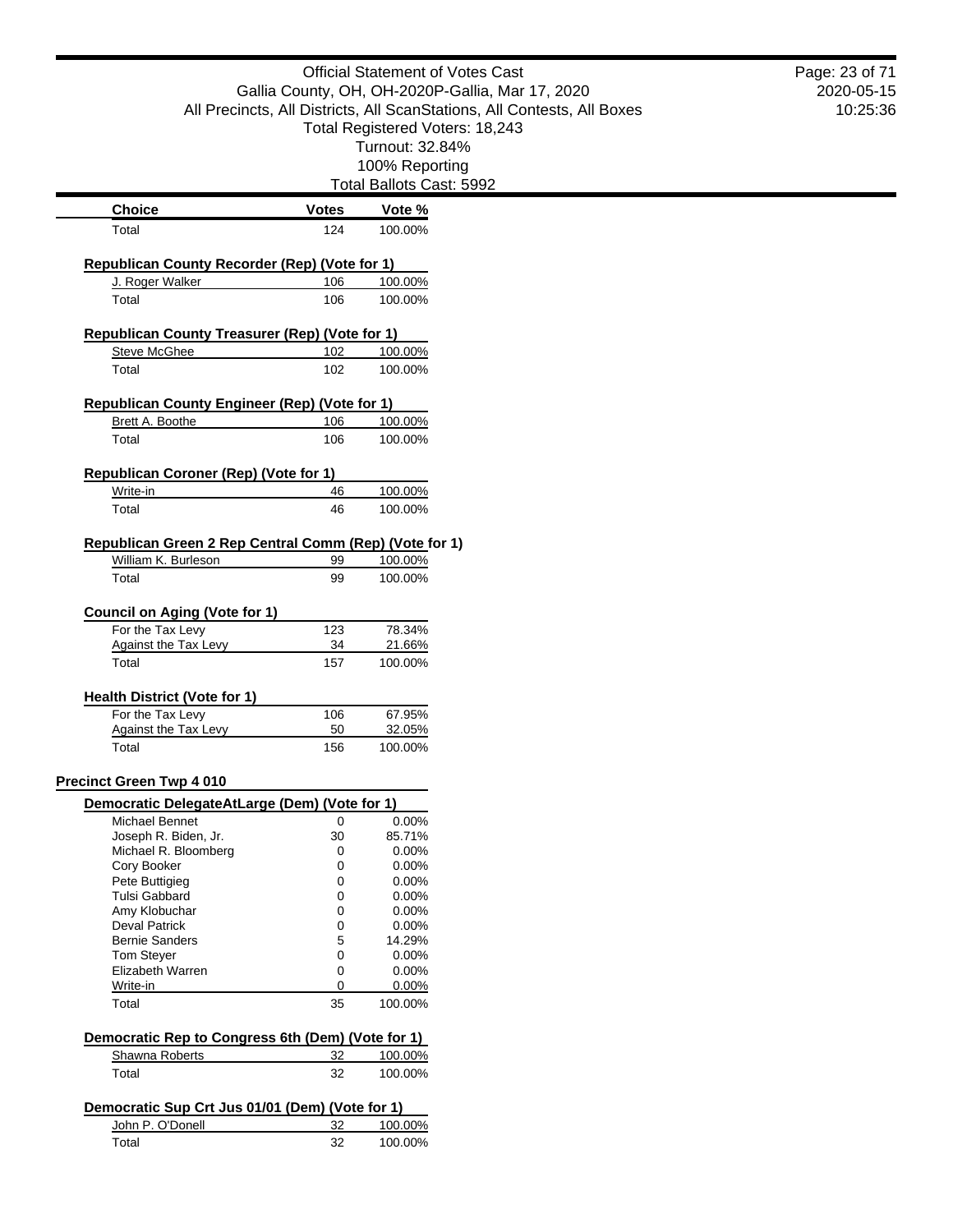| Choice | Votes | Vote % |
|---|---|---|
| Total | 124 | 100.00% |

**Republican County Recorder (Rep) (Vote for 1)**

| Choice | Votes | Vote % |
|---|---|---|
| J. Roger Walker | 106 | 100.00% |
| Total | 106 | 100.00% |

**Republican County Treasurer (Rep) (Vote for 1)**

| Choice | Votes | Vote % |
|---|---|---|
| Steve McGhee | 102 | 100.00% |
| Total | 102 | 100.00% |

**Republican County Engineer (Rep) (Vote for 1)**

| Choice | Votes | Vote % |
|---|---|---|
| Brett A. Boothe | 106 | 100.00% |
| Total | 106 | 100.00% |

**Republican Coroner (Rep) (Vote for 1)**

| Choice | Votes | Vote % |
|---|---|---|
| Write-in | 46 | 100.00% |
| Total | 46 | 100.00% |

**Republican Green 2 Rep Central Comm (Rep) (Vote for 1)**

| Choice | Votes | Vote % |
|---|---|---|
| William K. Burleson | 99 | 100.00% |
| Total | 99 | 100.00% |

**Council on Aging (Vote for 1)**

| Choice | Votes | Vote % |
|---|---|---|
| For the Tax Levy | 123 | 78.34% |
| Against the Tax Levy | 34 | 21.66% |
| Total | 157 | 100.00% |

**Health District (Vote for 1)**

| Choice | Votes | Vote % |
|---|---|---|
| For the Tax Levy | 106 | 67.95% |
| Against the Tax Levy | 50 | 32.05% |
| Total | 156 | 100.00% |

## Precinct Green Twp 4 010

**Democratic DelegateAtLarge (Dem) (Vote for 1)**

| Choice | Votes | Vote % |
|---|---|---|
| Michael Bennet | 0 | 0.00% |
| Joseph R. Biden, Jr. | 30 | 85.71% |
| Michael R. Bloomberg | 0 | 0.00% |
| Cory Booker | 0 | 0.00% |
| Pete Buttigieg | 0 | 0.00% |
| Tulsi Gabbard | 0 | 0.00% |
| Amy Klobuchar | 0 | 0.00% |
| Deval Patrick | 0 | 0.00% |
| Bernie Sanders | 5 | 14.29% |
| Tom Steyer | 0 | 0.00% |
| Elizabeth Warren | 0 | 0.00% |
| Write-in | 0 | 0.00% |
| Total | 35 | 100.00% |

**Democratic Rep to Congress 6th (Dem) (Vote for 1)**

| Choice | Votes | Vote % |
|---|---|---|
| Shawna Roberts | 32 | 100.00% |
| Total | 32 | 100.00% |

**Democratic Sup Crt Jus 01/01 (Dem) (Vote for 1)**

| Choice | Votes | Vote % |
|---|---|---|
| John P. O'Donell | 32 | 100.00% |
| Total | 32 | 100.00% |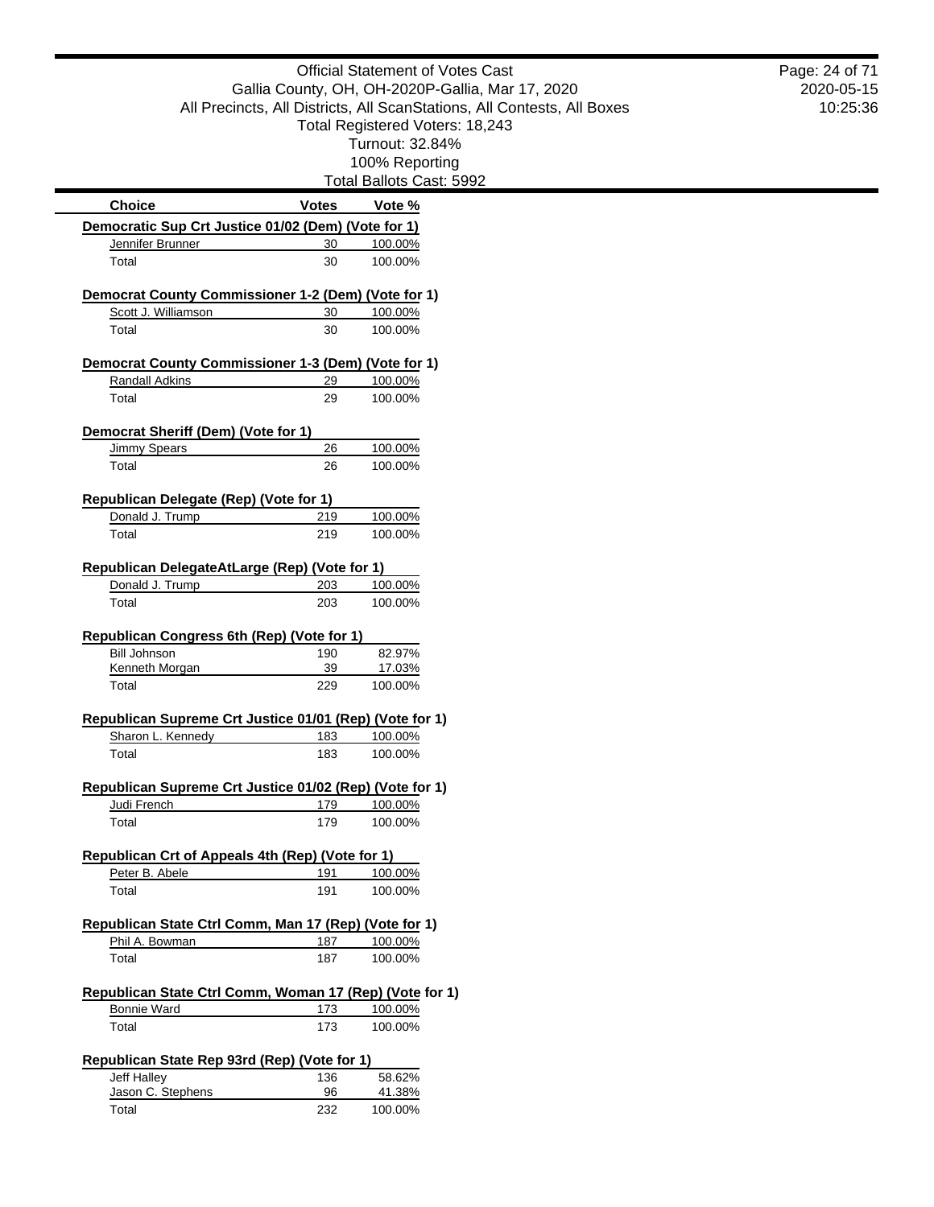Official Statement of Votes Cast
Gallia County, OH, OH-2020P-Gallia, Mar 17, 2020
All Precincts, All Districts, All ScanStations, All Contests, All Boxes
Total Registered Voters: 18,243
Turnout: 32.84%
100% Reporting
Total Ballots Cast: 5992

| Choice | Votes | Vote % |
|---|---|---|
| **Democratic Sup Crt Justice 01/02 (Dem) (Vote for 1)** | | |
| Jennifer Brunner | 30 | 100.00% |
| Total | 30 | 100.00% |
| **Democrat County Commissioner 1-2 (Dem) (Vote for 1)** | | |
| Scott J. Williamson | 30 | 100.00% |
| Total | 30 | 100.00% |
| **Democrat County Commissioner 1-3 (Dem) (Vote for 1)** | | |
| Randall Adkins | 29 | 100.00% |
| Total | 29 | 100.00% |
| **Democrat Sheriff (Dem) (Vote for 1)** | | |
| Jimmy Spears | 26 | 100.00% |
| Total | 26 | 100.00% |
| **Republican Delegate (Rep) (Vote for 1)** | | |
| Donald J. Trump | 219 | 100.00% |
| Total | 219 | 100.00% |
| **Republican DelegateAtLarge (Rep) (Vote for 1)** | | |
| Donald J. Trump | 203 | 100.00% |
| Total | 203 | 100.00% |
| **Republican Congress 6th (Rep) (Vote for 1)** | | |
| Bill Johnson | 190 | 82.97% |
| Kenneth Morgan | 39 | 17.03% |
| Total | 229 | 100.00% |
| **Republican Supreme Crt Justice 01/01 (Rep) (Vote for 1)** | | |
| Sharon L. Kennedy | 183 | 100.00% |
| Total | 183 | 100.00% |
| **Republican Supreme Crt Justice 01/02 (Rep) (Vote for 1)** | | |
| Judi French | 179 | 100.00% |
| Total | 179 | 100.00% |
| **Republican Crt of Appeals 4th (Rep) (Vote for 1)** | | |
| Peter B. Abele | 191 | 100.00% |
| Total | 191 | 100.00% |
| **Republican State Ctrl Comm, Man 17 (Rep) (Vote for 1)** | | |
| Phil A. Bowman | 187 | 100.00% |
| Total | 187 | 100.00% |
| **Republican State Ctrl Comm, Woman 17 (Rep) (Vote for 1)** | | |
| Bonnie Ward | 173 | 100.00% |
| Total | 173 | 100.00% |
| **Republican State Rep 93rd (Rep) (Vote for 1)** | | |
| Jeff Halley | 136 | 58.62% |
| Jason C. Stephens | 96 | 41.38% |
| Total | 232 | 100.00% |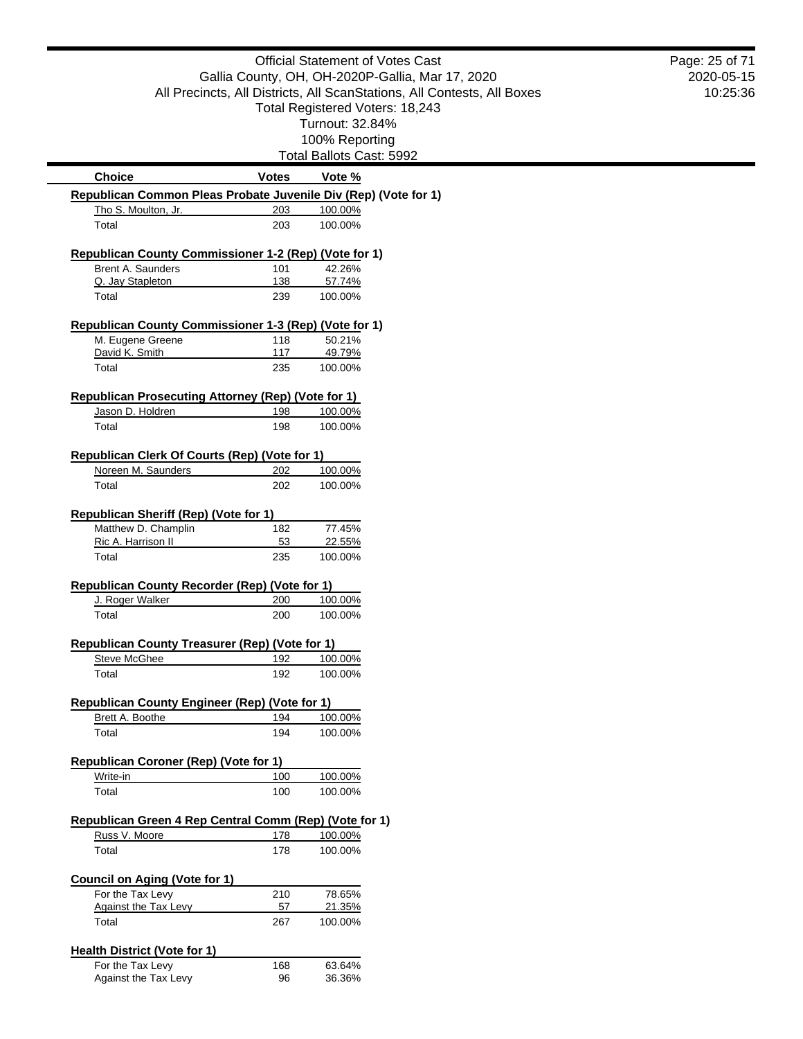# Official Statement of Votes Cast

Gallia County, OH, OH-2020P-Gallia, Mar 17, 2020

All Precincts, All Districts, All ScanStations, All Contests, All Boxes

Total Registered Voters: 18,243

Turnout: 32.84%

100% Reporting

Total Ballots Cast: 5992

| Choice | Votes | Vote % |
|---|---|---|

**Republican Common Pleas Probate Juvenile Div (Rep) (Vote for 1)**

| Choice | Votes | Vote % |
|---|---|---|
| Tho S. Moulton, Jr. | 203 | 100.00% |
| Total | 203 | 100.00% |

**Republican County Commissioner 1-2 (Rep) (Vote for 1)**

| Choice | Votes | Vote % |
|---|---|---|
| Brent A. Saunders | 101 | 42.26% |
| Q. Jay Stapleton | 138 | 57.74% |
| Total | 239 | 100.00% |

**Republican County Commissioner 1-3 (Rep) (Vote for 1)**

| Choice | Votes | Vote % |
|---|---|---|
| M. Eugene Greene | 118 | 50.21% |
| David K. Smith | 117 | 49.79% |
| Total | 235 | 100.00% |

**Republican Prosecuting Attorney (Rep) (Vote for 1)**

| Choice | Votes | Vote % |
|---|---|---|
| Jason D. Holdren | 198 | 100.00% |
| Total | 198 | 100.00% |

**Republican Clerk Of Courts (Rep) (Vote for 1)**

| Choice | Votes | Vote % |
|---|---|---|
| Noreen M. Saunders | 202 | 100.00% |
| Total | 202 | 100.00% |

**Republican Sheriff (Rep) (Vote for 1)**

| Choice | Votes | Vote % |
|---|---|---|
| Matthew D. Champlin | 182 | 77.45% |
| Ric A. Harrison II | 53 | 22.55% |
| Total | 235 | 100.00% |

**Republican County Recorder (Rep) (Vote for 1)**

| Choice | Votes | Vote % |
|---|---|---|
| J. Roger Walker | 200 | 100.00% |
| Total | 200 | 100.00% |

**Republican County Treasurer (Rep) (Vote for 1)**

| Choice | Votes | Vote % |
|---|---|---|
| Steve McGhee | 192 | 100.00% |
| Total | 192 | 100.00% |

**Republican County Engineer (Rep) (Vote for 1)**

| Choice | Votes | Vote % |
|---|---|---|
| Brett A. Boothe | 194 | 100.00% |
| Total | 194 | 100.00% |

**Republican Coroner (Rep) (Vote for 1)**

| Choice | Votes | Vote % |
|---|---|---|
| Write-in | 100 | 100.00% |
| Total | 100 | 100.00% |

**Republican Green 4 Rep Central Comm (Rep) (Vote for 1)**

| Choice | Votes | Vote % |
|---|---|---|
| Russ V. Moore | 178 | 100.00% |
| Total | 178 | 100.00% |

**Council on Aging (Vote for 1)**

| Choice | Votes | Vote % |
|---|---|---|
| For the Tax Levy | 210 | 78.65% |
| Against the Tax Levy | 57 | 21.35% |
| Total | 267 | 100.00% |

**Health District (Vote for 1)**

| Choice | Votes | Vote % |
|---|---|---|
| For the Tax Levy | 168 | 63.64% |
| Against the Tax Levy | 96 | 36.36% |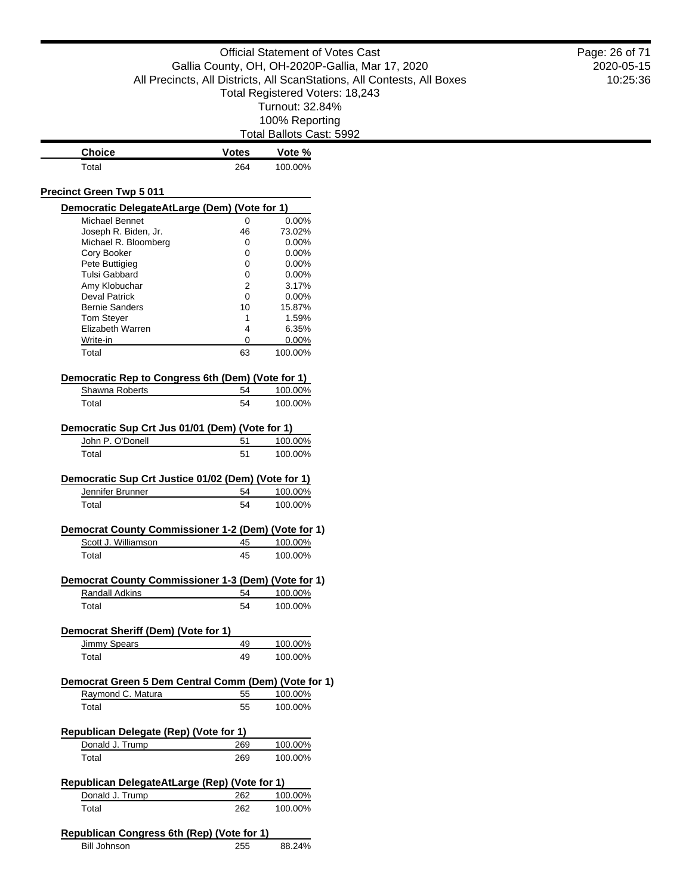| Choice | Votes | Vote % |
|---|---|---|
| Total | 264 | 100.00% |

## Precinct Green Twp 5 011

### Democratic DelegateAtLarge (Dem) (Vote for 1)

| Choice | Votes | Vote % |
|---|---|---|
| Michael Bennet | 0 | 0.00% |
| Joseph R. Biden, Jr. | 46 | 73.02% |
| Michael R. Bloomberg | 0 | 0.00% |
| Cory Booker | 0 | 0.00% |
| Pete Buttigieg | 0 | 0.00% |
| Tulsi Gabbard | 0 | 0.00% |
| Amy Klobuchar | 2 | 3.17% |
| Deval Patrick | 0 | 0.00% |
| Bernie Sanders | 10 | 15.87% |
| Tom Steyer | 1 | 1.59% |
| Elizabeth Warren | 4 | 6.35% |
| Write-in | 0 | 0.00% |
| Total | 63 | 100.00% |

### Democratic Rep to Congress 6th (Dem) (Vote for 1)

| Choice | Votes | Vote % |
|---|---|---|
| Shawna Roberts | 54 | 100.00% |
| Total | 54 | 100.00% |

### Democratic Sup Crt Jus 01/01 (Dem) (Vote for 1)

| Choice | Votes | Vote % |
|---|---|---|
| John P. O'Donell | 51 | 100.00% |
| Total | 51 | 100.00% |

### Democratic Sup Crt Justice 01/02 (Dem) (Vote for 1)

| Choice | Votes | Vote % |
|---|---|---|
| Jennifer Brunner | 54 | 100.00% |
| Total | 54 | 100.00% |

### Democrat County Commissioner 1-2 (Dem) (Vote for 1)

| Choice | Votes | Vote % |
|---|---|---|
| Scott J. Williamson | 45 | 100.00% |
| Total | 45 | 100.00% |

### Democrat County Commissioner 1-3 (Dem) (Vote for 1)

| Choice | Votes | Vote % |
|---|---|---|
| Randall Adkins | 54 | 100.00% |
| Total | 54 | 100.00% |

### Democrat Sheriff (Dem) (Vote for 1)

| Choice | Votes | Vote % |
|---|---|---|
| Jimmy Spears | 49 | 100.00% |
| Total | 49 | 100.00% |

### Democrat Green 5 Dem Central Comm (Dem) (Vote for 1)

| Choice | Votes | Vote % |
|---|---|---|
| Raymond C. Matura | 55 | 100.00% |
| Total | 55 | 100.00% |

### Republican Delegate (Rep) (Vote for 1)

| Choice | Votes | Vote % |
|---|---|---|
| Donald J. Trump | 269 | 100.00% |
| Total | 269 | 100.00% |

### Republican DelegateAtLarge (Rep) (Vote for 1)

| Choice | Votes | Vote % |
|---|---|---|
| Donald J. Trump | 262 | 100.00% |
| Total | 262 | 100.00% |

### Republican Congress 6th (Rep) (Vote for 1)

| Choice | Votes | Vote % |
|---|---|---|
| Bill Johnson | 255 | 88.24% |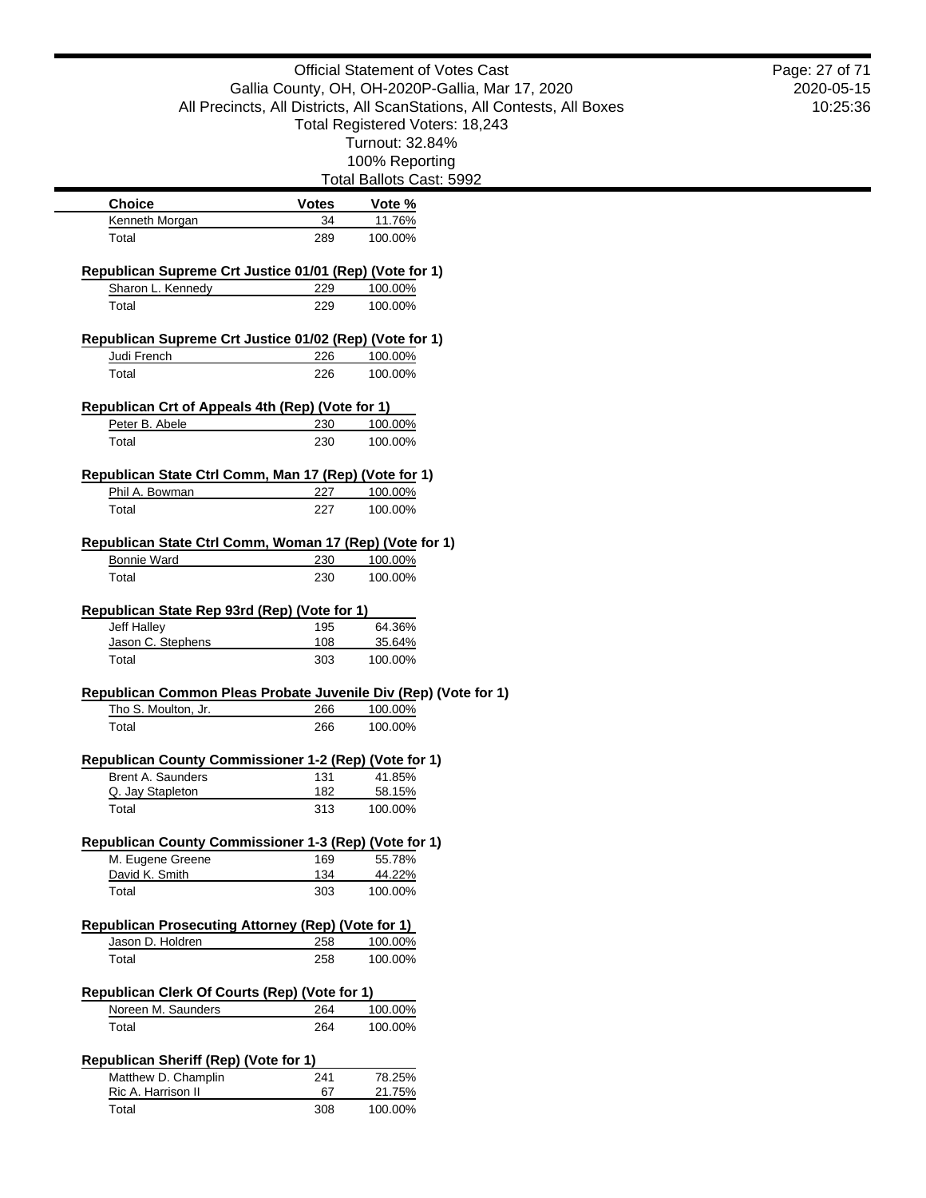Official Statement of Votes Cast
Gallia County, OH, OH-2020P-Gallia, Mar 17, 2020
All Precincts, All Districts, All ScanStations, All Contests, All Boxes
Total Registered Voters: 18,243
Turnout: 32.84%
100% Reporting
Total Ballots Cast: 5992

| Choice | Votes | Vote % |
|---|---|---|
| Kenneth Morgan | 34 | 11.76% |
| Total | 289 | 100.00% |

**Republican Supreme Crt Justice 01/01 (Rep) (Vote for 1)**

| Choice | Votes | Vote % |
|---|---|---|
| Sharon L. Kennedy | 229 | 100.00% |
| Total | 229 | 100.00% |

**Republican Supreme Crt Justice 01/02 (Rep) (Vote for 1)**

| Choice | Votes | Vote % |
|---|---|---|
| Judi French | 226 | 100.00% |
| Total | 226 | 100.00% |

**Republican Crt of Appeals 4th (Rep) (Vote for 1)**

| Choice | Votes | Vote % |
|---|---|---|
| Peter B. Abele | 230 | 100.00% |
| Total | 230 | 100.00% |

**Republican State Ctrl Comm, Man 17 (Rep) (Vote for 1)**

| Choice | Votes | Vote % |
|---|---|---|
| Phil A. Bowman | 227 | 100.00% |
| Total | 227 | 100.00% |

**Republican State Ctrl Comm, Woman 17 (Rep) (Vote for 1)**

| Choice | Votes | Vote % |
|---|---|---|
| Bonnie Ward | 230 | 100.00% |
| Total | 230 | 100.00% |

**Republican State Rep 93rd (Rep) (Vote for 1)**

| Choice | Votes | Vote % |
|---|---|---|
| Jeff Halley | 195 | 64.36% |
| Jason C. Stephens | 108 | 35.64% |
| Total | 303 | 100.00% |

**Republican Common Pleas Probate Juvenile Div (Rep) (Vote for 1)**

| Choice | Votes | Vote % |
|---|---|---|
| Tho S. Moulton, Jr. | 266 | 100.00% |
| Total | 266 | 100.00% |

**Republican County Commissioner 1-2 (Rep) (Vote for 1)**

| Choice | Votes | Vote % |
|---|---|---|
| Brent A. Saunders | 131 | 41.85% |
| Q. Jay Stapleton | 182 | 58.15% |
| Total | 313 | 100.00% |

**Republican County Commissioner 1-3 (Rep) (Vote for 1)**

| Choice | Votes | Vote % |
|---|---|---|
| M. Eugene Greene | 169 | 55.78% |
| David K. Smith | 134 | 44.22% |
| Total | 303 | 100.00% |

**Republican Prosecuting Attorney (Rep) (Vote for 1)**

| Choice | Votes | Vote % |
|---|---|---|
| Jason D. Holdren | 258 | 100.00% |
| Total | 258 | 100.00% |

**Republican Clerk Of Courts (Rep) (Vote for 1)**

| Choice | Votes | Vote % |
|---|---|---|
| Noreen M. Saunders | 264 | 100.00% |
| Total | 264 | 100.00% |

**Republican Sheriff (Rep) (Vote for 1)**

| Choice | Votes | Vote % |
|---|---|---|
| Matthew D. Champlin | 241 | 78.25% |
| Ric A. Harrison II | 67 | 21.75% |
| Total | 308 | 100.00% |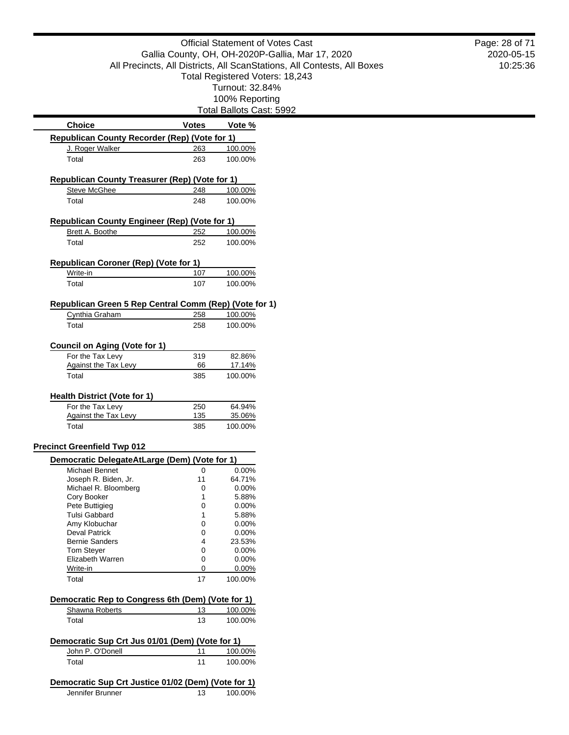Official Statement of Votes Cast
Gallia County, OH, OH-2020P-Gallia, Mar 17, 2020
All Precincts, All Districts, All ScanStations, All Contests, All Boxes
Total Registered Voters: 18,243
Turnout: 32.84%
100% Reporting
Total Ballots Cast: 5992

| Choice | Votes | Vote % |
|---|---|---|
| **Republican County Recorder (Rep) (Vote for 1)** | | |
| J. Roger Walker | 263 | 100.00% |
| Total | 263 | 100.00% |
| **Republican County Treasurer (Rep) (Vote for 1)** | | |
| Steve McGhee | 248 | 100.00% |
| Total | 248 | 100.00% |
| **Republican County Engineer (Rep) (Vote for 1)** | | |
| Brett A. Boothe | 252 | 100.00% |
| Total | 252 | 100.00% |
| **Republican Coroner (Rep) (Vote for 1)** | | |
| Write-in | 107 | 100.00% |
| Total | 107 | 100.00% |
| **Republican Green 5 Rep Central Comm (Rep) (Vote for 1)** | | |
| Cynthia Graham | 258 | 100.00% |
| Total | 258 | 100.00% |
| **Council on Aging (Vote for 1)** | | |
| For the Tax Levy | 319 | 82.86% |
| Against the Tax Levy | 66 | 17.14% |
| Total | 385 | 100.00% |
| **Health District (Vote for 1)** | | |
| For the Tax Levy | 250 | 64.94% |
| Against the Tax Levy | 135 | 35.06% |
| Total | 385 | 100.00% |

## Precinct Greenfield Twp 012

| Choice | Votes | Vote % |
|---|---|---|
| **Democratic DelegateAtLarge (Dem) (Vote for 1)** | | |
| Michael Bennet | 0 | 0.00% |
| Joseph R. Biden, Jr. | 11 | 64.71% |
| Michael R. Bloomberg | 0 | 0.00% |
| Cory Booker | 1 | 5.88% |
| Pete Buttigieg | 0 | 0.00% |
| Tulsi Gabbard | 1 | 5.88% |
| Amy Klobuchar | 0 | 0.00% |
| Deval Patrick | 0 | 0.00% |
| Bernie Sanders | 4 | 23.53% |
| Tom Steyer | 0 | 0.00% |
| Elizabeth Warren | 0 | 0.00% |
| Write-in | 0 | 0.00% |
| Total | 17 | 100.00% |
| **Democratic Rep to Congress 6th (Dem) (Vote for 1)** | | |
| Shawna Roberts | 13 | 100.00% |
| Total | 13 | 100.00% |
| **Democratic Sup Crt Jus 01/01 (Dem) (Vote for 1)** | | |
| John P. O'Donell | 11 | 100.00% |
| Total | 11 | 100.00% |
| **Democratic Sup Crt Justice 01/02 (Dem) (Vote for 1)** | | |
| Jennifer Brunner | 13 | 100.00% |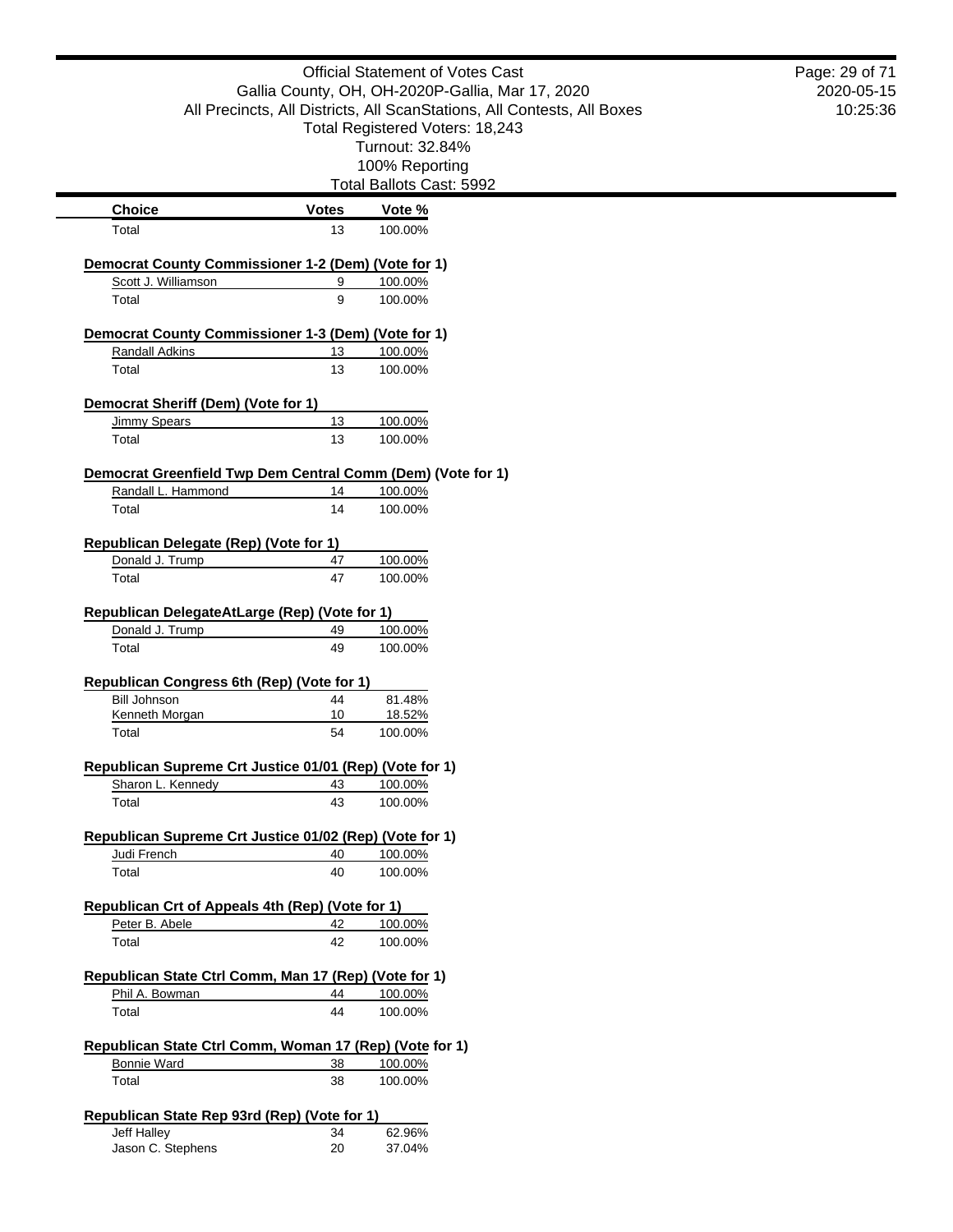Official Statement of Votes Cast
Gallia County, OH, OH-2020P-Gallia, Mar 17, 2020
All Precincts, All Districts, All ScanStations, All Contests, All Boxes
Total Registered Voters: 18,243
Turnout: 32.84%
100% Reporting
Total Ballots Cast: 5992

| Choice | Votes | Vote % |
|---|---|---|
| Total | 13 | 100.00% |

**Democrat County Commissioner 1-2 (Dem) (Vote for 1)**

| Choice | Votes | Vote % |
|---|---|---|
| Scott J. Williamson | 9 | 100.00% |
| Total | 9 | 100.00% |

**Democrat County Commissioner 1-3 (Dem) (Vote for 1)**

| Choice | Votes | Vote % |
|---|---|---|
| Randall Adkins | 13 | 100.00% |
| Total | 13 | 100.00% |

**Democrat Sheriff (Dem) (Vote for 1)**

| Choice | Votes | Vote % |
|---|---|---|
| Jimmy Spears | 13 | 100.00% |
| Total | 13 | 100.00% |

**Democrat Greenfield Twp Dem Central Comm (Dem) (Vote for 1)**

| Choice | Votes | Vote % |
|---|---|---|
| Randall L. Hammond | 14 | 100.00% |
| Total | 14 | 100.00% |

**Republican Delegate (Rep) (Vote for 1)**

| Choice | Votes | Vote % |
|---|---|---|
| Donald J. Trump | 47 | 100.00% |
| Total | 47 | 100.00% |

**Republican DelegateAtLarge (Rep) (Vote for 1)**

| Choice | Votes | Vote % |
|---|---|---|
| Donald J. Trump | 49 | 100.00% |
| Total | 49 | 100.00% |

**Republican Congress 6th (Rep) (Vote for 1)**

| Choice | Votes | Vote % |
|---|---|---|
| Bill Johnson | 44 | 81.48% |
| Kenneth Morgan | 10 | 18.52% |
| Total | 54 | 100.00% |

**Republican Supreme Crt Justice 01/01 (Rep) (Vote for 1)**

| Choice | Votes | Vote % |
|---|---|---|
| Sharon L. Kennedy | 43 | 100.00% |
| Total | 43 | 100.00% |

**Republican Supreme Crt Justice 01/02 (Rep) (Vote for 1)**

| Choice | Votes | Vote % |
|---|---|---|
| Judi French | 40 | 100.00% |
| Total | 40 | 100.00% |

**Republican Crt of Appeals 4th (Rep) (Vote for 1)**

| Choice | Votes | Vote % |
|---|---|---|
| Peter B. Abele | 42 | 100.00% |
| Total | 42 | 100.00% |

**Republican State Ctrl Comm, Man 17 (Rep) (Vote for 1)**

| Choice | Votes | Vote % |
|---|---|---|
| Phil A. Bowman | 44 | 100.00% |
| Total | 44 | 100.00% |

**Republican State Ctrl Comm, Woman 17 (Rep) (Vote for 1)**

| Choice | Votes | Vote % |
|---|---|---|
| Bonnie Ward | 38 | 100.00% |
| Total | 38 | 100.00% |

**Republican State Rep 93rd (Rep) (Vote for 1)**

| Choice | Votes | Vote % |
|---|---|---|
| Jeff Halley | 34 | 62.96% |
| Jason C. Stephens | 20 | 37.04% |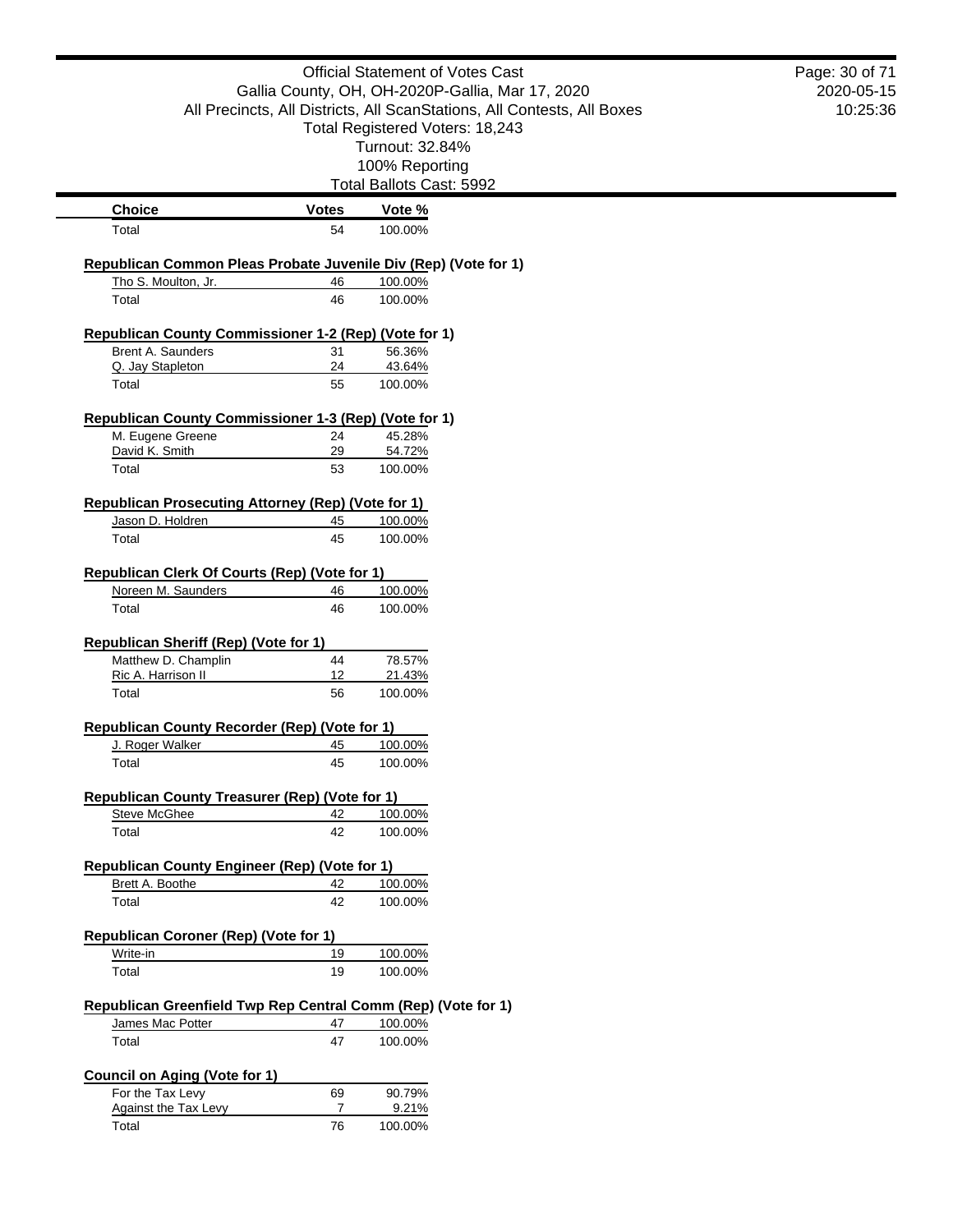Official Statement of Votes Cast
Gallia County, OH, OH-2020P-Gallia, Mar 17, 2020
All Precincts, All Districts, All ScanStations, All Contests, All Boxes
Total Registered Voters: 18,243
Turnout: 32.84%
100% Reporting
Total Ballots Cast: 5992

| Choice | Votes | Vote % |
|---|---|---|
| Total | 54 | 100.00% |

**Republican Common Pleas Probate Juvenile Div (Rep) (Vote for 1)**

| Choice | Votes | Vote % |
|---|---|---|
| Tho S. Moulton, Jr. | 46 | 100.00% |
| Total | 46 | 100.00% |

**Republican County Commissioner 1-2 (Rep) (Vote for 1)**

| Choice | Votes | Vote % |
|---|---|---|
| Brent A. Saunders | 31 | 56.36% |
| Q. Jay Stapleton | 24 | 43.64% |
| Total | 55 | 100.00% |

**Republican County Commissioner 1-3 (Rep) (Vote for 1)**

| Choice | Votes | Vote % |
|---|---|---|
| M. Eugene Greene | 24 | 45.28% |
| David K. Smith | 29 | 54.72% |
| Total | 53 | 100.00% |

**Republican Prosecuting Attorney (Rep) (Vote for 1)**

| Choice | Votes | Vote % |
|---|---|---|
| Jason D. Holdren | 45 | 100.00% |
| Total | 45 | 100.00% |

**Republican Clerk Of Courts (Rep) (Vote for 1)**

| Choice | Votes | Vote % |
|---|---|---|
| Noreen M. Saunders | 46 | 100.00% |
| Total | 46 | 100.00% |

**Republican Sheriff (Rep) (Vote for 1)**

| Choice | Votes | Vote % |
|---|---|---|
| Matthew D. Champlin | 44 | 78.57% |
| Ric A. Harrison II | 12 | 21.43% |
| Total | 56 | 100.00% |

**Republican County Recorder (Rep) (Vote for 1)**

| Choice | Votes | Vote % |
|---|---|---|
| J. Roger Walker | 45 | 100.00% |
| Total | 45 | 100.00% |

**Republican County Treasurer (Rep) (Vote for 1)**

| Choice | Votes | Vote % |
|---|---|---|
| Steve McGhee | 42 | 100.00% |
| Total | 42 | 100.00% |

**Republican County Engineer (Rep) (Vote for 1)**

| Choice | Votes | Vote % |
|---|---|---|
| Brett A. Boothe | 42 | 100.00% |
| Total | 42 | 100.00% |

**Republican Coroner (Rep) (Vote for 1)**

| Choice | Votes | Vote % |
|---|---|---|
| Write-in | 19 | 100.00% |
| Total | 19 | 100.00% |

**Republican Greenfield Twp Rep Central Comm (Rep) (Vote for 1)**

| Choice | Votes | Vote % |
|---|---|---|
| James Mac Potter | 47 | 100.00% |
| Total | 47 | 100.00% |

**Council on Aging (Vote for 1)**

| Choice | Votes | Vote % |
|---|---|---|
| For the Tax Levy | 69 | 90.79% |
| Against the Tax Levy | 7 | 9.21% |
| Total | 76 | 100.00% |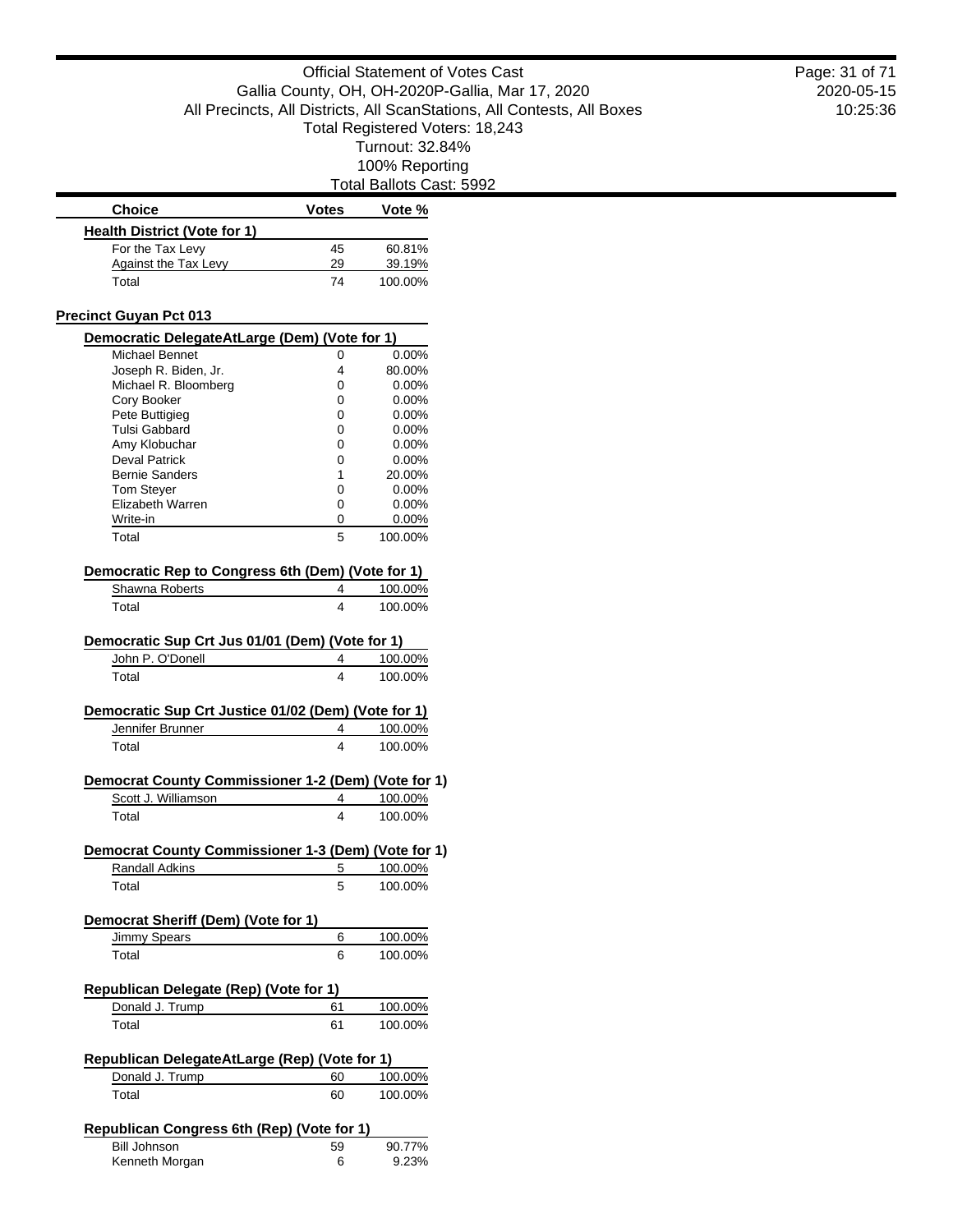Official Statement of Votes Cast
Gallia County, OH, OH-2020P-Gallia, Mar 17, 2020
All Precincts, All Districts, All ScanStations, All Contests, All Boxes
Total Registered Voters: 18,243
Turnout: 32.84%
100% Reporting
Total Ballots Cast: 5992

| Choice | Votes | Vote % |
|---|---|---|
| **Health District (Vote for 1)** | | |
| For the Tax Levy | 45 | 60.81% |
| Against the Tax Levy | 29 | 39.19% |
| Total | 74 | 100.00% |

## Precinct Guyan Pct 013

**Democratic DelegateAtLarge (Dem) (Vote for 1)**

| Choice | Votes | Vote % |
|---|---|---|
| Michael Bennet | 0 | 0.00% |
| Joseph R. Biden, Jr. | 4 | 80.00% |
| Michael R. Bloomberg | 0 | 0.00% |
| Cory Booker | 0 | 0.00% |
| Pete Buttigieg | 0 | 0.00% |
| Tulsi Gabbard | 0 | 0.00% |
| Amy Klobuchar | 0 | 0.00% |
| Deval Patrick | 0 | 0.00% |
| Bernie Sanders | 1 | 20.00% |
| Tom Steyer | 0 | 0.00% |
| Elizabeth Warren | 0 | 0.00% |
| Write-in | 0 | 0.00% |
| Total | 5 | 100.00% |

**Democratic Rep to Congress 6th (Dem) (Vote for 1)**

| Choice | Votes | Vote % |
|---|---|---|
| Shawna Roberts | 4 | 100.00% |
| Total | 4 | 100.00% |

**Democratic Sup Crt Jus 01/01 (Dem) (Vote for 1)**

| Choice | Votes | Vote % |
|---|---|---|
| John P. O'Donell | 4 | 100.00% |
| Total | 4 | 100.00% |

**Democratic Sup Crt Justice 01/02 (Dem) (Vote for 1)**

| Choice | Votes | Vote % |
|---|---|---|
| Jennifer Brunner | 4 | 100.00% |
| Total | 4 | 100.00% |

**Democrat County Commissioner 1-2 (Dem) (Vote for 1)**

| Choice | Votes | Vote % |
|---|---|---|
| Scott J. Williamson | 4 | 100.00% |
| Total | 4 | 100.00% |

**Democrat County Commissioner 1-3 (Dem) (Vote for 1)**

| Choice | Votes | Vote % |
|---|---|---|
| Randall Adkins | 5 | 100.00% |
| Total | 5 | 100.00% |

**Democrat Sheriff (Dem) (Vote for 1)**

| Choice | Votes | Vote % |
|---|---|---|
| Jimmy Spears | 6 | 100.00% |
| Total | 6 | 100.00% |

**Republican Delegate (Rep) (Vote for 1)**

| Choice | Votes | Vote % |
|---|---|---|
| Donald J. Trump | 61 | 100.00% |
| Total | 61 | 100.00% |

**Republican DelegateAtLarge (Rep) (Vote for 1)**

| Choice | Votes | Vote % |
|---|---|---|
| Donald J. Trump | 60 | 100.00% |
| Total | 60 | 100.00% |

**Republican Congress 6th (Rep) (Vote for 1)**

| Choice | Votes | Vote % |
|---|---|---|
| Bill Johnson | 59 | 90.77% |
| Kenneth Morgan | 6 | 9.23% |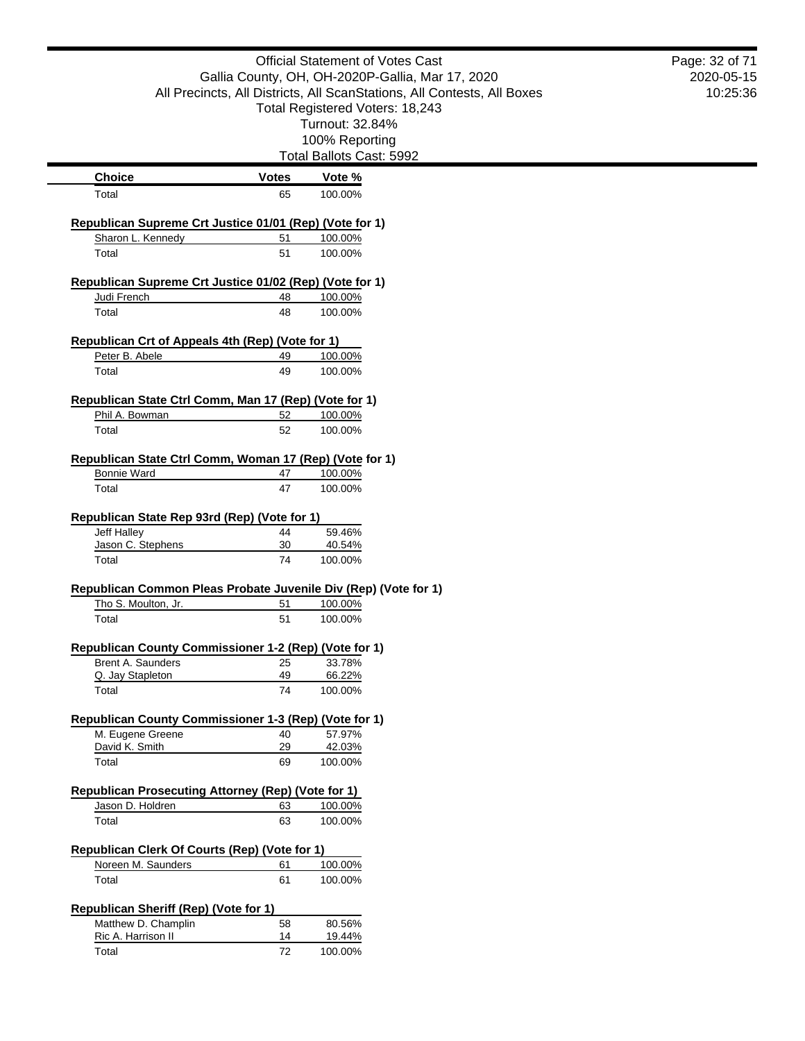Official Statement of Votes Cast
Gallia County, OH, OH-2020P-Gallia, Mar 17, 2020
All Precincts, All Districts, All ScanStations, All Contests, All Boxes
Total Registered Voters: 18,243
Turnout: 32.84%
100% Reporting
Total Ballots Cast: 5992

| Choice | Votes | Vote % |
|---|---|---|
| Total | 65 | 100.00% |

**Republican Supreme Crt Justice 01/01 (Rep) (Vote for 1)**

| Choice | Votes | Vote % |
|---|---|---|
| Sharon L. Kennedy | 51 | 100.00% |
| Total | 51 | 100.00% |

**Republican Supreme Crt Justice 01/02 (Rep) (Vote for 1)**

| Choice | Votes | Vote % |
|---|---|---|
| Judi French | 48 | 100.00% |
| Total | 48 | 100.00% |

**Republican Crt of Appeals 4th (Rep) (Vote for 1)**

| Choice | Votes | Vote % |
|---|---|---|
| Peter B. Abele | 49 | 100.00% |
| Total | 49 | 100.00% |

**Republican State Ctrl Comm, Man 17 (Rep) (Vote for 1)**

| Choice | Votes | Vote % |
|---|---|---|
| Phil A. Bowman | 52 | 100.00% |
| Total | 52 | 100.00% |

**Republican State Ctrl Comm, Woman 17 (Rep) (Vote for 1)**

| Choice | Votes | Vote % |
|---|---|---|
| Bonnie Ward | 47 | 100.00% |
| Total | 47 | 100.00% |

**Republican State Rep 93rd (Rep) (Vote for 1)**

| Choice | Votes | Vote % |
|---|---|---|
| Jeff Halley | 44 | 59.46% |
| Jason C. Stephens | 30 | 40.54% |
| Total | 74 | 100.00% |

**Republican Common Pleas Probate Juvenile Div (Rep) (Vote for 1)**

| Choice | Votes | Vote % |
|---|---|---|
| Tho S. Moulton, Jr. | 51 | 100.00% |
| Total | 51 | 100.00% |

**Republican County Commissioner 1-2 (Rep) (Vote for 1)**

| Choice | Votes | Vote % |
|---|---|---|
| Brent A. Saunders | 25 | 33.78% |
| Q. Jay Stapleton | 49 | 66.22% |
| Total | 74 | 100.00% |

**Republican County Commissioner 1-3 (Rep) (Vote for 1)**

| Choice | Votes | Vote % |
|---|---|---|
| M. Eugene Greene | 40 | 57.97% |
| David K. Smith | 29 | 42.03% |
| Total | 69 | 100.00% |

**Republican Prosecuting Attorney (Rep) (Vote for 1)**

| Choice | Votes | Vote % |
|---|---|---|
| Jason D. Holdren | 63 | 100.00% |
| Total | 63 | 100.00% |

**Republican Clerk Of Courts (Rep) (Vote for 1)**

| Choice | Votes | Vote % |
|---|---|---|
| Noreen M. Saunders | 61 | 100.00% |
| Total | 61 | 100.00% |

**Republican Sheriff (Rep) (Vote for 1)**

| Choice | Votes | Vote % |
|---|---|---|
| Matthew D. Champlin | 58 | 80.56% |
| Ric A. Harrison II | 14 | 19.44% |
| Total | 72 | 100.00% |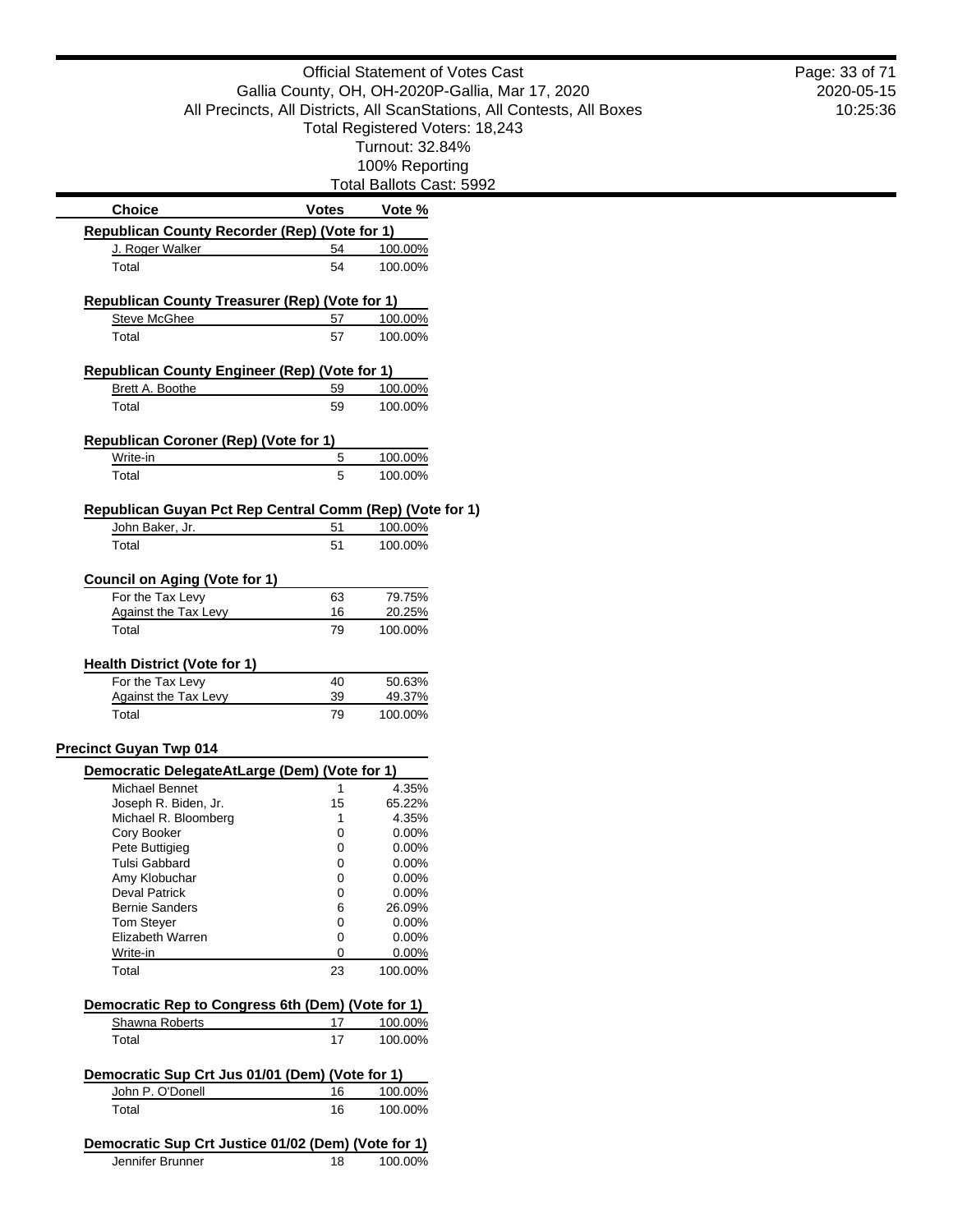Official Statement of Votes Cast
Gallia County, OH, OH-2020P-Gallia, Mar 17, 2020
All Precincts, All Districts, All ScanStations, All Contests, All Boxes
Total Registered Voters: 18,243
Turnout: 32.84%
100% Reporting
Total Ballots Cast: 5992

| Choice | Votes | Vote % |
|---|---|---|

**Republican County Recorder (Rep) (Vote for 1)**

| Choice | Votes | Vote % |
|---|---|---|
| J. Roger Walker | 54 | 100.00% |
| Total | 54 | 100.00% |

**Republican County Treasurer (Rep) (Vote for 1)**

| Choice | Votes | Vote % |
|---|---|---|
| Steve McGhee | 57 | 100.00% |
| Total | 57 | 100.00% |

**Republican County Engineer (Rep) (Vote for 1)**

| Choice | Votes | Vote % |
|---|---|---|
| Brett A. Boothe | 59 | 100.00% |
| Total | 59 | 100.00% |

**Republican Coroner (Rep) (Vote for 1)**

| Choice | Votes | Vote % |
|---|---|---|
| Write-in | 5 | 100.00% |
| Total | 5 | 100.00% |

**Republican Guyan Pct Rep Central Comm (Rep) (Vote for 1)**

| Choice | Votes | Vote % |
|---|---|---|
| John Baker, Jr. | 51 | 100.00% |
| Total | 51 | 100.00% |

**Council on Aging (Vote for 1)**

| Choice | Votes | Vote % |
|---|---|---|
| For the Tax Levy | 63 | 79.75% |
| Against the Tax Levy | 16 | 20.25% |
| Total | 79 | 100.00% |

**Health District (Vote for 1)**

| Choice | Votes | Vote % |
|---|---|---|
| For the Tax Levy | 40 | 50.63% |
| Against the Tax Levy | 39 | 49.37% |
| Total | 79 | 100.00% |

## Precinct Guyan Twp 014

**Democratic DelegateAtLarge (Dem) (Vote for 1)**

| Choice | Votes | Vote % |
|---|---|---|
| Michael Bennet | 1 | 4.35% |
| Joseph R. Biden, Jr. | 15 | 65.22% |
| Michael R. Bloomberg | 1 | 4.35% |
| Cory Booker | 0 | 0.00% |
| Pete Buttigieg | 0 | 0.00% |
| Tulsi Gabbard | 0 | 0.00% |
| Amy Klobuchar | 0 | 0.00% |
| Deval Patrick | 0 | 0.00% |
| Bernie Sanders | 6 | 26.09% |
| Tom Steyer | 0 | 0.00% |
| Elizabeth Warren | 0 | 0.00% |
| Write-in | 0 | 0.00% |
| Total | 23 | 100.00% |

**Democratic Rep to Congress 6th (Dem) (Vote for 1)**

| Choice | Votes | Vote % |
|---|---|---|
| Shawna Roberts | 17 | 100.00% |
| Total | 17 | 100.00% |

**Democratic Sup Crt Jus 01/01 (Dem) (Vote for 1)**

| Choice | Votes | Vote % |
|---|---|---|
| John P. O'Donell | 16 | 100.00% |
| Total | 16 | 100.00% |

**Democratic Sup Crt Justice 01/02 (Dem) (Vote for 1)**

| Choice | Votes | Vote % |
|---|---|---|
| Jennifer Brunner | 18 | 100.00% |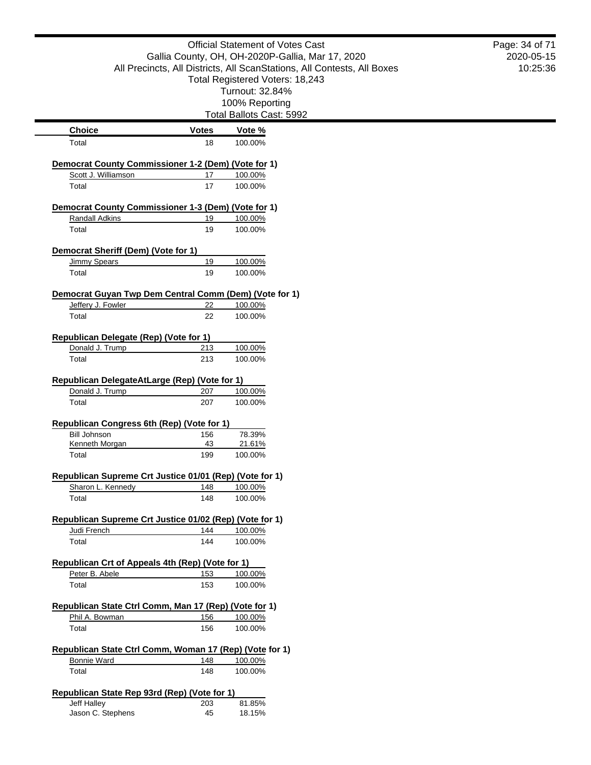Official Statement of Votes Cast
Gallia County, OH, OH-2020P-Gallia, Mar 17, 2020
All Precincts, All Districts, All ScanStations, All Contests, All Boxes
Total Registered Voters: 18,243
Turnout: 32.84%
100% Reporting
Total Ballots Cast: 5992

| Choice | Votes | Vote % |
|---|---|---|
| Total | 18 | 100.00% |

**Democrat County Commissioner 1-2 (Dem) (Vote for 1)**

| Choice | Votes | Vote % |
|---|---|---|
| Scott J. Williamson | 17 | 100.00% |
| Total | 17 | 100.00% |

**Democrat County Commissioner 1-3 (Dem) (Vote for 1)**

| Choice | Votes | Vote % |
|---|---|---|
| Randall Adkins | 19 | 100.00% |
| Total | 19 | 100.00% |

**Democrat Sheriff (Dem) (Vote for 1)**

| Choice | Votes | Vote % |
|---|---|---|
| Jimmy Spears | 19 | 100.00% |
| Total | 19 | 100.00% |

**Democrat Guyan Twp Dem Central Comm (Dem) (Vote for 1)**

| Choice | Votes | Vote % |
|---|---|---|
| Jeffery J. Fowler | 22 | 100.00% |
| Total | 22 | 100.00% |

**Republican Delegate (Rep) (Vote for 1)**

| Choice | Votes | Vote % |
|---|---|---|
| Donald J. Trump | 213 | 100.00% |
| Total | 213 | 100.00% |

**Republican DelegateAtLarge (Rep) (Vote for 1)**

| Choice | Votes | Vote % |
|---|---|---|
| Donald J. Trump | 207 | 100.00% |
| Total | 207 | 100.00% |

**Republican Congress 6th (Rep) (Vote for 1)**

| Choice | Votes | Vote % |
|---|---|---|
| Bill Johnson | 156 | 78.39% |
| Kenneth Morgan | 43 | 21.61% |
| Total | 199 | 100.00% |

**Republican Supreme Crt Justice 01/01 (Rep) (Vote for 1)**

| Choice | Votes | Vote % |
|---|---|---|
| Sharon L. Kennedy | 148 | 100.00% |
| Total | 148 | 100.00% |

**Republican Supreme Crt Justice 01/02 (Rep) (Vote for 1)**

| Choice | Votes | Vote % |
|---|---|---|
| Judi French | 144 | 100.00% |
| Total | 144 | 100.00% |

**Republican Crt of Appeals 4th (Rep) (Vote for 1)**

| Choice | Votes | Vote % |
|---|---|---|
| Peter B. Abele | 153 | 100.00% |
| Total | 153 | 100.00% |

**Republican State Ctrl Comm, Man 17 (Rep) (Vote for 1)**

| Choice | Votes | Vote % |
|---|---|---|
| Phil A. Bowman | 156 | 100.00% |
| Total | 156 | 100.00% |

**Republican State Ctrl Comm, Woman 17 (Rep) (Vote for 1)**

| Choice | Votes | Vote % |
|---|---|---|
| Bonnie Ward | 148 | 100.00% |
| Total | 148 | 100.00% |

**Republican State Rep 93rd (Rep) (Vote for 1)**

| Choice | Votes | Vote % |
|---|---|---|
| Jeff Halley | 203 | 81.85% |
| Jason C. Stephens | 45 | 18.15% |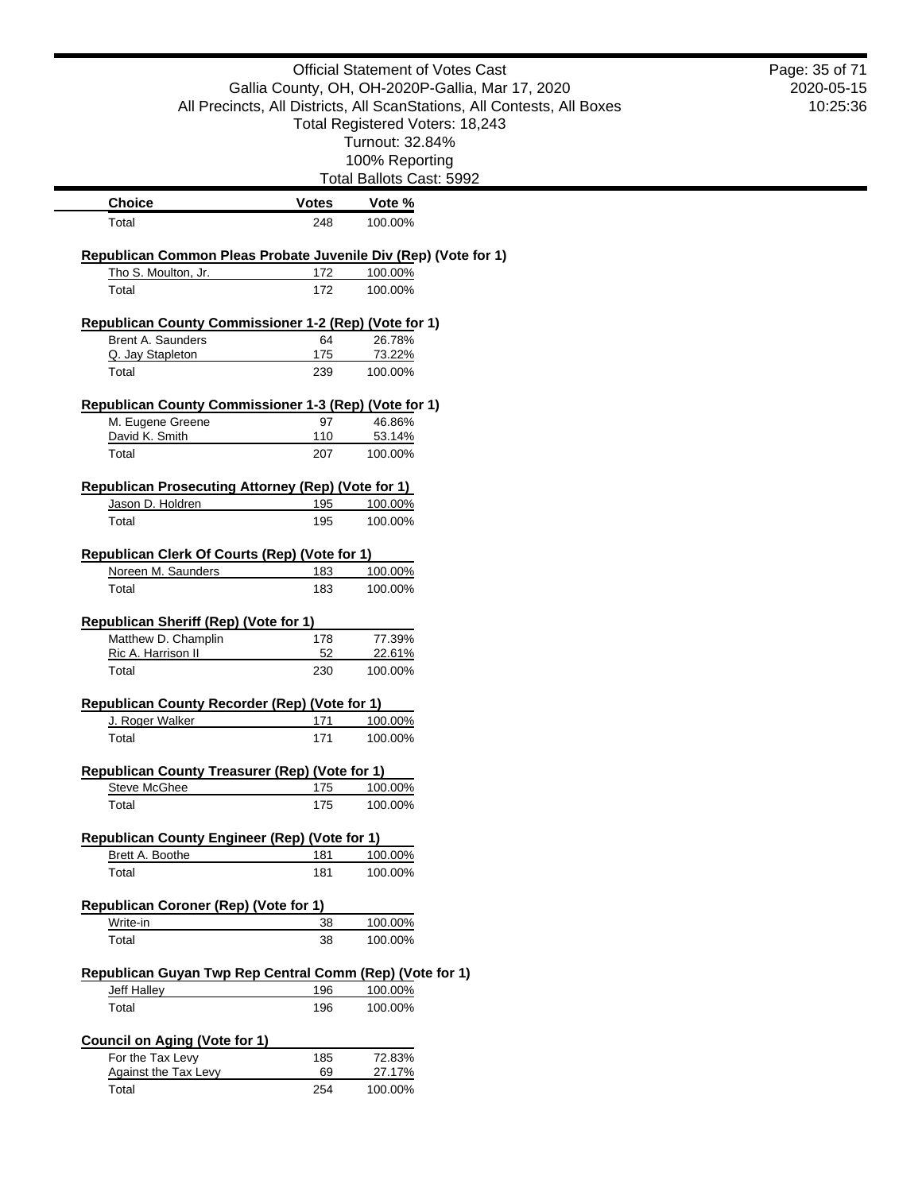Official Statement of Votes Cast
Gallia County, OH, OH-2020P-Gallia, Mar 17, 2020
All Precincts, All Districts, All ScanStations, All Contests, All Boxes
Total Registered Voters: 18,243
Turnout: 32.84%
100% Reporting
Total Ballots Cast: 5992

| Choice | Votes | Vote % |
|---|---|---|
| Total | 248 | 100.00% |

**Republican Common Pleas Probate Juvenile Div (Rep) (Vote for 1)**

| Choice | Votes | Vote % |
|---|---|---|
| Tho S. Moulton, Jr. | 172 | 100.00% |
| Total | 172 | 100.00% |

**Republican County Commissioner 1-2 (Rep) (Vote for 1)**

| Choice | Votes | Vote % |
|---|---|---|
| Brent A. Saunders | 64 | 26.78% |
| Q. Jay Stapleton | 175 | 73.22% |
| Total | 239 | 100.00% |

**Republican County Commissioner 1-3 (Rep) (Vote for 1)**

| Choice | Votes | Vote % |
|---|---|---|
| M. Eugene Greene | 97 | 46.86% |
| David K. Smith | 110 | 53.14% |
| Total | 207 | 100.00% |

**Republican Prosecuting Attorney (Rep) (Vote for 1)**

| Choice | Votes | Vote % |
|---|---|---|
| Jason D. Holdren | 195 | 100.00% |
| Total | 195 | 100.00% |

**Republican Clerk Of Courts (Rep) (Vote for 1)**

| Choice | Votes | Vote % |
|---|---|---|
| Noreen M. Saunders | 183 | 100.00% |
| Total | 183 | 100.00% |

**Republican Sheriff (Rep) (Vote for 1)**

| Choice | Votes | Vote % |
|---|---|---|
| Matthew D. Champlin | 178 | 77.39% |
| Ric A. Harrison II | 52 | 22.61% |
| Total | 230 | 100.00% |

**Republican County Recorder (Rep) (Vote for 1)**

| Choice | Votes | Vote % |
|---|---|---|
| J. Roger Walker | 171 | 100.00% |
| Total | 171 | 100.00% |

**Republican County Treasurer (Rep) (Vote for 1)**

| Choice | Votes | Vote % |
|---|---|---|
| Steve McGhee | 175 | 100.00% |
| Total | 175 | 100.00% |

**Republican County Engineer (Rep) (Vote for 1)**

| Choice | Votes | Vote % |
|---|---|---|
| Brett A. Boothe | 181 | 100.00% |
| Total | 181 | 100.00% |

**Republican Coroner (Rep) (Vote for 1)**

| Choice | Votes | Vote % |
|---|---|---|
| Write-in | 38 | 100.00% |
| Total | 38 | 100.00% |

**Republican Guyan Twp Rep Central Comm (Rep) (Vote for 1)**

| Choice | Votes | Vote % |
|---|---|---|
| Jeff Halley | 196 | 100.00% |
| Total | 196 | 100.00% |

**Council on Aging (Vote for 1)**

| Choice | Votes | Vote % |
|---|---|---|
| For the Tax Levy | 185 | 72.83% |
| Against the Tax Levy | 69 | 27.17% |
| Total | 254 | 100.00% |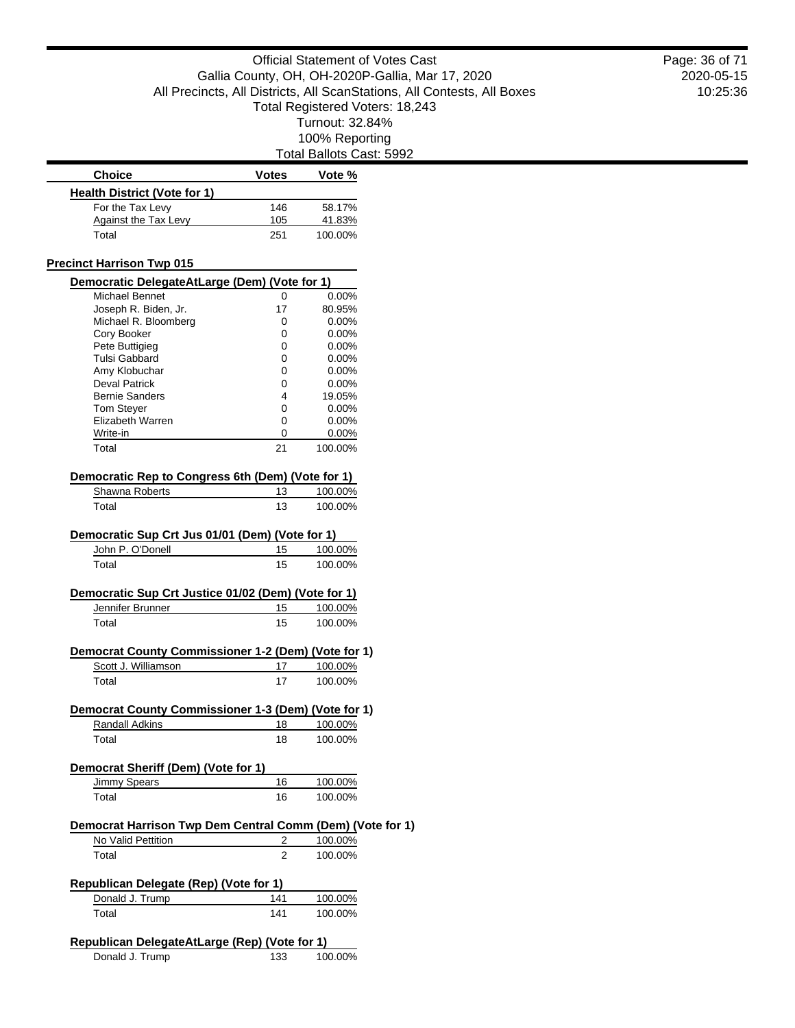| Choice | Votes | Vote % |
|---|---|---|
| **Health District (Vote for 1)** | | |
| For the Tax Levy | 146 | 58.17% |
| Against the Tax Levy | 105 | 41.83% |
| Total | 251 | 100.00% |

## Precinct Harrison Twp 015

**Democratic DelegateAtLarge (Dem) (Vote for 1)**

| Choice | Votes | Vote % |
|---|---|---|
| Michael Bennet | 0 | 0.00% |
| Joseph R. Biden, Jr. | 17 | 80.95% |
| Michael R. Bloomberg | 0 | 0.00% |
| Cory Booker | 0 | 0.00% |
| Pete Buttigieg | 0 | 0.00% |
| Tulsi Gabbard | 0 | 0.00% |
| Amy Klobuchar | 0 | 0.00% |
| Deval Patrick | 0 | 0.00% |
| Bernie Sanders | 4 | 19.05% |
| Tom Steyer | 0 | 0.00% |
| Elizabeth Warren | 0 | 0.00% |
| Write-in | 0 | 0.00% |
| Total | 21 | 100.00% |

**Democratic Rep to Congress 6th (Dem) (Vote for 1)**

| Choice | Votes | Vote % |
|---|---|---|
| Shawna Roberts | 13 | 100.00% |
| Total | 13 | 100.00% |

**Democratic Sup Crt Jus 01/01 (Dem) (Vote for 1)**

| Choice | Votes | Vote % |
|---|---|---|
| John P. O'Donell | 15 | 100.00% |
| Total | 15 | 100.00% |

**Democratic Sup Crt Justice 01/02 (Dem) (Vote for 1)**

| Choice | Votes | Vote % |
|---|---|---|
| Jennifer Brunner | 15 | 100.00% |
| Total | 15 | 100.00% |

**Democrat County Commissioner 1-2 (Dem) (Vote for 1)**

| Choice | Votes | Vote % |
|---|---|---|
| Scott J. Williamson | 17 | 100.00% |
| Total | 17 | 100.00% |

**Democrat County Commissioner 1-3 (Dem) (Vote for 1)**

| Choice | Votes | Vote % |
|---|---|---|
| Randall Adkins | 18 | 100.00% |
| Total | 18 | 100.00% |

**Democrat Sheriff (Dem) (Vote for 1)**

| Choice | Votes | Vote % |
|---|---|---|
| Jimmy Spears | 16 | 100.00% |
| Total | 16 | 100.00% |

**Democrat Harrison Twp Dem Central Comm (Dem) (Vote for 1)**

| Choice | Votes | Vote % |
|---|---|---|
| No Valid Pettition | 2 | 100.00% |
| Total | 2 | 100.00% |

**Republican Delegate (Rep) (Vote for 1)**

| Choice | Votes | Vote % |
|---|---|---|
| Donald J. Trump | 141 | 100.00% |
| Total | 141 | 100.00% |

**Republican DelegateAtLarge (Rep) (Vote for 1)**

| Choice | Votes | Vote % |
|---|---|---|
| Donald J. Trump | 133 | 100.00% |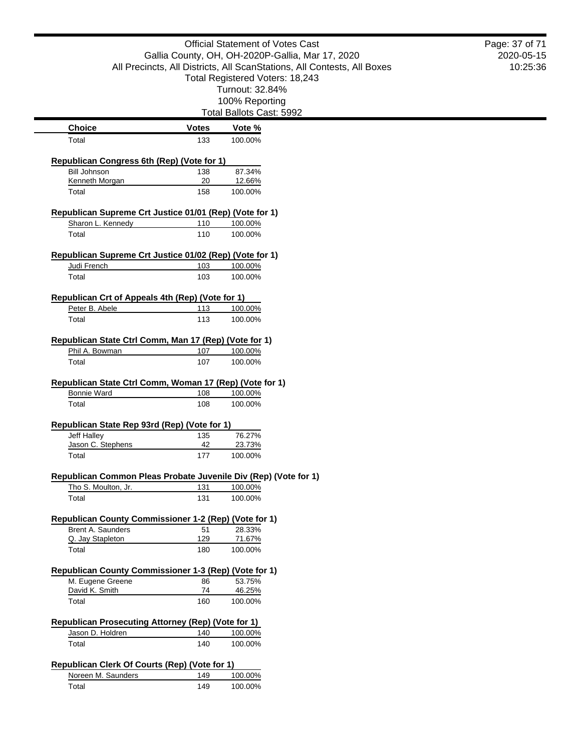Official Statement of Votes Cast
Gallia County, OH, OH-2020P-Gallia, Mar 17, 2020
All Precincts, All Districts, All ScanStations, All Contests, All Boxes
Total Registered Voters: 18,243
Turnout: 32.84%
100% Reporting
Total Ballots Cast: 5992

| Choice | Votes | Vote % |
|---|---|---|
| Total | 133 | 100.00% |

**Republican Congress 6th (Rep) (Vote for 1)**

| Choice | Votes | Vote % |
|---|---|---|
| Bill Johnson | 138 | 87.34% |
| Kenneth Morgan | 20 | 12.66% |
| Total | 158 | 100.00% |

**Republican Supreme Crt Justice 01/01 (Rep) (Vote for 1)**

| Choice | Votes | Vote % |
|---|---|---|
| Sharon L. Kennedy | 110 | 100.00% |
| Total | 110 | 100.00% |

**Republican Supreme Crt Justice 01/02 (Rep) (Vote for 1)**

| Choice | Votes | Vote % |
|---|---|---|
| Judi French | 103 | 100.00% |
| Total | 103 | 100.00% |

**Republican Crt of Appeals 4th (Rep) (Vote for 1)**

| Choice | Votes | Vote % |
|---|---|---|
| Peter B. Abele | 113 | 100.00% |
| Total | 113 | 100.00% |

**Republican State Ctrl Comm, Man 17 (Rep) (Vote for 1)**

| Choice | Votes | Vote % |
|---|---|---|
| Phil A. Bowman | 107 | 100.00% |
| Total | 107 | 100.00% |

**Republican State Ctrl Comm, Woman 17 (Rep) (Vote for 1)**

| Choice | Votes | Vote % |
|---|---|---|
| Bonnie Ward | 108 | 100.00% |
| Total | 108 | 100.00% |

**Republican State Rep 93rd (Rep) (Vote for 1)**

| Choice | Votes | Vote % |
|---|---|---|
| Jeff Halley | 135 | 76.27% |
| Jason C. Stephens | 42 | 23.73% |
| Total | 177 | 100.00% |

**Republican Common Pleas Probate Juvenile Div (Rep) (Vote for 1)**

| Choice | Votes | Vote % |
|---|---|---|
| Tho S. Moulton, Jr. | 131 | 100.00% |
| Total | 131 | 100.00% |

**Republican County Commissioner 1-2 (Rep) (Vote for 1)**

| Choice | Votes | Vote % |
|---|---|---|
| Brent A. Saunders | 51 | 28.33% |
| Q. Jay Stapleton | 129 | 71.67% |
| Total | 180 | 100.00% |

**Republican County Commissioner 1-3 (Rep) (Vote for 1)**

| Choice | Votes | Vote % |
|---|---|---|
| M. Eugene Greene | 86 | 53.75% |
| David K. Smith | 74 | 46.25% |
| Total | 160 | 100.00% |

**Republican Prosecuting Attorney (Rep) (Vote for 1)**

| Choice | Votes | Vote % |
|---|---|---|
| Jason D. Holdren | 140 | 100.00% |
| Total | 140 | 100.00% |

**Republican Clerk Of Courts (Rep) (Vote for 1)**

| Choice | Votes | Vote % |
|---|---|---|
| Noreen M. Saunders | 149 | 100.00% |
| Total | 149 | 100.00% |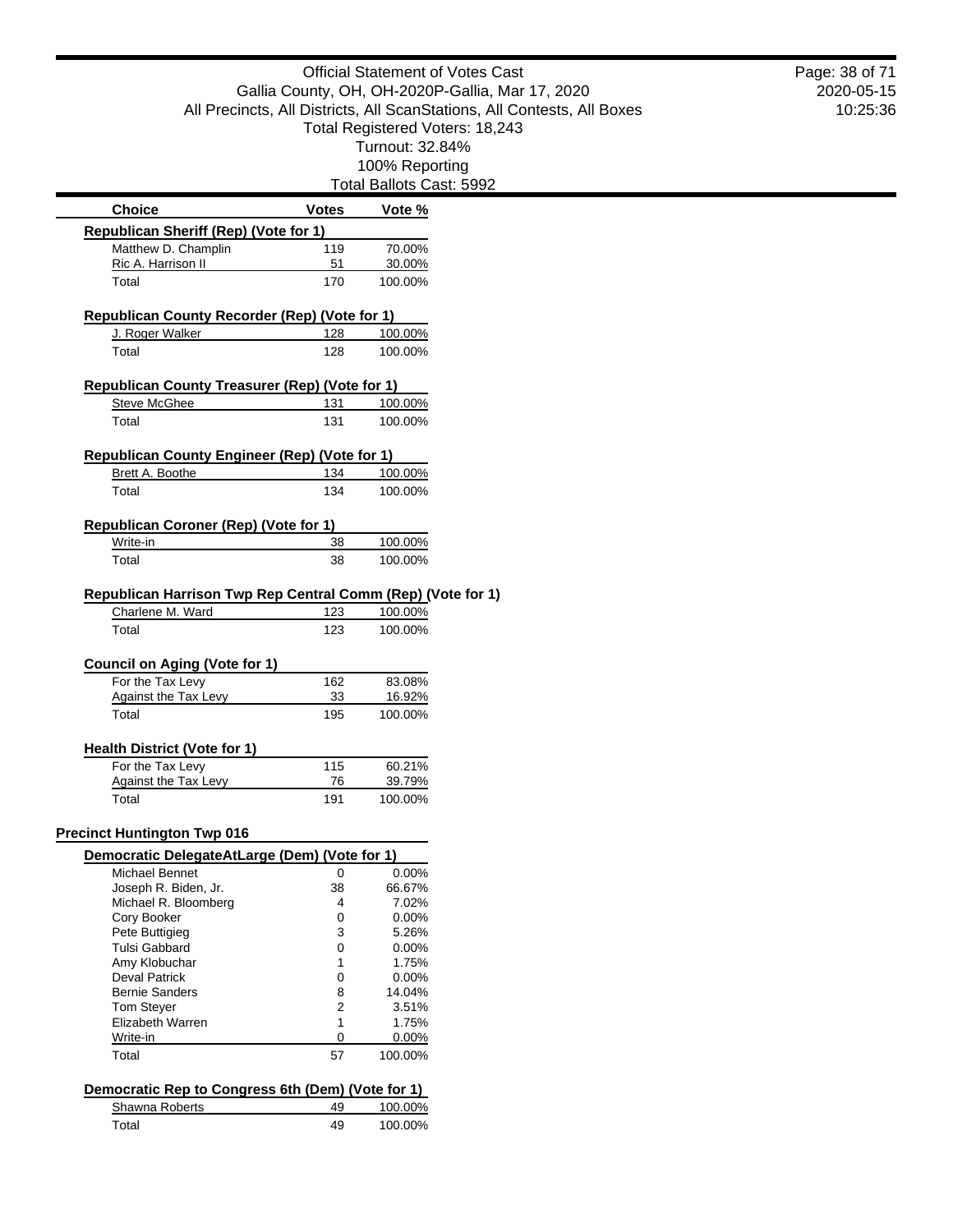Official Statement of Votes Cast
Gallia County, OH, OH-2020P-Gallia, Mar 17, 2020
All Precincts, All Districts, All ScanStations, All Contests, All Boxes
Total Registered Voters: 18,243
Turnout: 32.84%
100% Reporting
Total Ballots Cast: 5992

| Choice | Votes | Vote % |
|---|---|---|
| **Republican Sheriff (Rep) (Vote for 1)** | | |
| Matthew D. Champlin | 119 | 70.00% |
| Ric A. Harrison II | 51 | 30.00% |
| Total | 170 | 100.00% |
| **Republican County Recorder (Rep) (Vote for 1)** | | |
| J. Roger Walker | 128 | 100.00% |
| Total | 128 | 100.00% |
| **Republican County Treasurer (Rep) (Vote for 1)** | | |
| Steve McGhee | 131 | 100.00% |
| Total | 131 | 100.00% |
| **Republican County Engineer (Rep) (Vote for 1)** | | |
| Brett A. Boothe | 134 | 100.00% |
| Total | 134 | 100.00% |
| **Republican Coroner (Rep) (Vote for 1)** | | |
| Write-in | 38 | 100.00% |
| Total | 38 | 100.00% |
| **Republican Harrison Twp Rep Central Comm (Rep) (Vote for 1)** | | |
| Charlene M. Ward | 123 | 100.00% |
| Total | 123 | 100.00% |
| **Council on Aging (Vote for 1)** | | |
| For the Tax Levy | 162 | 83.08% |
| Against the Tax Levy | 33 | 16.92% |
| Total | 195 | 100.00% |
| **Health District (Vote for 1)** | | |
| For the Tax Levy | 115 | 60.21% |
| Against the Tax Levy | 76 | 39.79% |
| Total | 191 | 100.00% |

## Precinct Huntington Twp 016

| Choice | Votes | Vote % |
|---|---|---|
| **Democratic DelegateAtLarge (Dem) (Vote for 1)** | | |
| Michael Bennet | 0 | 0.00% |
| Joseph R. Biden, Jr. | 38 | 66.67% |
| Michael R. Bloomberg | 4 | 7.02% |
| Cory Booker | 0 | 0.00% |
| Pete Buttigieg | 3 | 5.26% |
| Tulsi Gabbard | 0 | 0.00% |
| Amy Klobuchar | 1 | 1.75% |
| Deval Patrick | 0 | 0.00% |
| Bernie Sanders | 8 | 14.04% |
| Tom Steyer | 2 | 3.51% |
| Elizabeth Warren | 1 | 1.75% |
| Write-in | 0 | 0.00% |
| Total | 57 | 100.00% |
| **Democratic Rep to Congress 6th (Dem) (Vote for 1)** | | |
| Shawna Roberts | 49 | 100.00% |
| Total | 49 | 100.00% |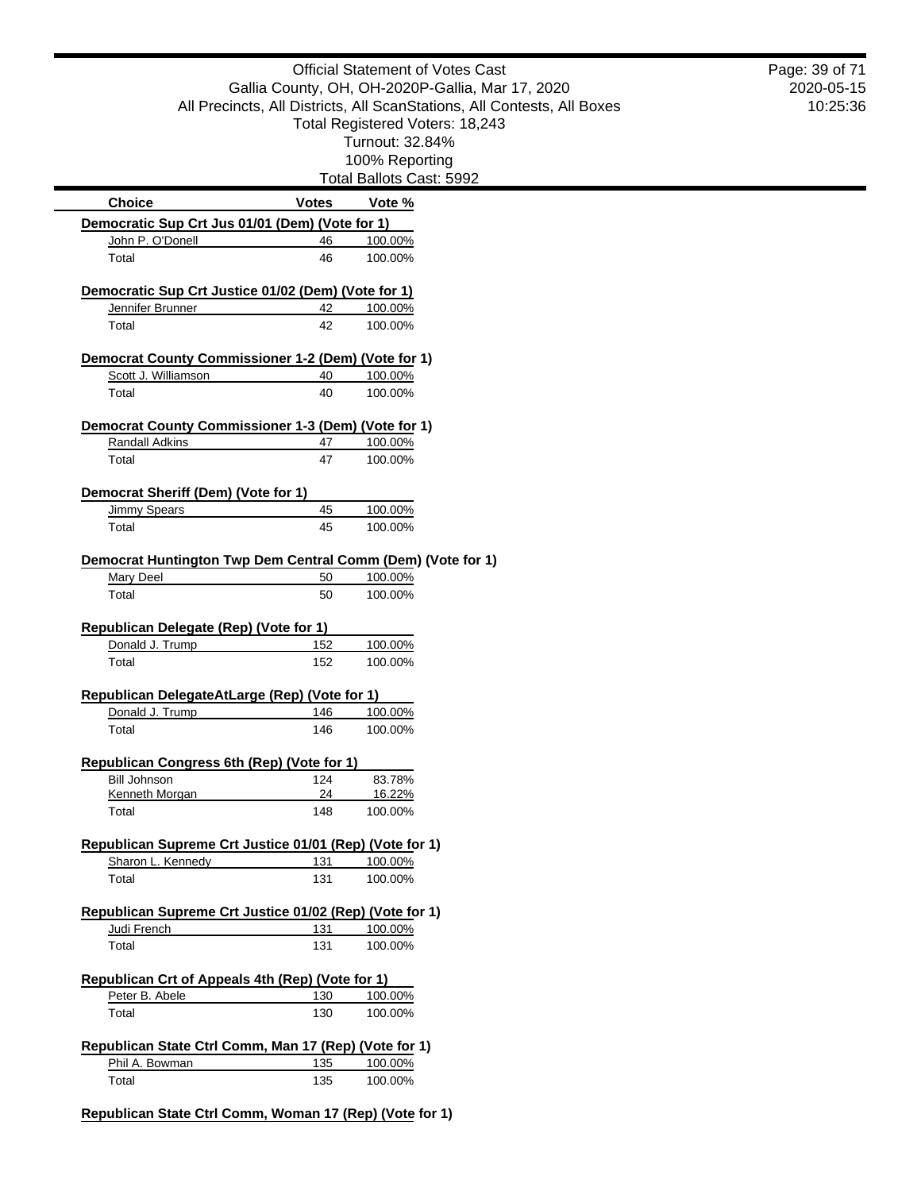Official Statement of Votes Cast
Gallia County, OH, OH-2020P-Gallia, Mar 17, 2020
All Precincts, All Districts, All ScanStations, All Contests, All Boxes
Total Registered Voters: 18,243
Turnout: 32.84%
100% Reporting
Total Ballots Cast: 5992

| Choice | Votes | Vote % |
|---|---|---|
| **Democratic Sup Crt Jus 01/01 (Dem) (Vote for 1)** | | |
| John P. O'Donell | 46 | 100.00% |
| Total | 46 | 100.00% |
| **Democratic Sup Crt Justice 01/02 (Dem) (Vote for 1)** | | |
| Jennifer Brunner | 42 | 100.00% |
| Total | 42 | 100.00% |
| **Democrat County Commissioner 1-2 (Dem) (Vote for 1)** | | |
| Scott J. Williamson | 40 | 100.00% |
| Total | 40 | 100.00% |
| **Democrat County Commissioner 1-3 (Dem) (Vote for 1)** | | |
| Randall Adkins | 47 | 100.00% |
| Total | 47 | 100.00% |
| **Democrat Sheriff (Dem) (Vote for 1)** | | |
| Jimmy Spears | 45 | 100.00% |
| Total | 45 | 100.00% |
| **Democrat Huntington Twp Dem Central Comm (Dem) (Vote for 1)** | | |
| Mary Deel | 50 | 100.00% |
| Total | 50 | 100.00% |
| **Republican Delegate (Rep) (Vote for 1)** | | |
| Donald J. Trump | 152 | 100.00% |
| Total | 152 | 100.00% |
| **Republican DelegateAtLarge (Rep) (Vote for 1)** | | |
| Donald J. Trump | 146 | 100.00% |
| Total | 146 | 100.00% |
| **Republican Congress 6th (Rep) (Vote for 1)** | | |
| Bill Johnson | 124 | 83.78% |
| Kenneth Morgan | 24 | 16.22% |
| Total | 148 | 100.00% |
| **Republican Supreme Crt Justice 01/01 (Rep) (Vote for 1)** | | |
| Sharon L. Kennedy | 131 | 100.00% |
| Total | 131 | 100.00% |
| **Republican Supreme Crt Justice 01/02 (Rep) (Vote for 1)** | | |
| Judi French | 131 | 100.00% |
| Total | 131 | 100.00% |
| **Republican Crt of Appeals 4th (Rep) (Vote for 1)** | | |
| Peter B. Abele | 130 | 100.00% |
| Total | 130 | 100.00% |
| **Republican State Ctrl Comm, Man 17 (Rep) (Vote for 1)** | | |
| Phil A. Bowman | 135 | 100.00% |
| Total | 135 | 100.00% |
| **Republican State Ctrl Comm, Woman 17 (Rep) (Vote for 1)** | | |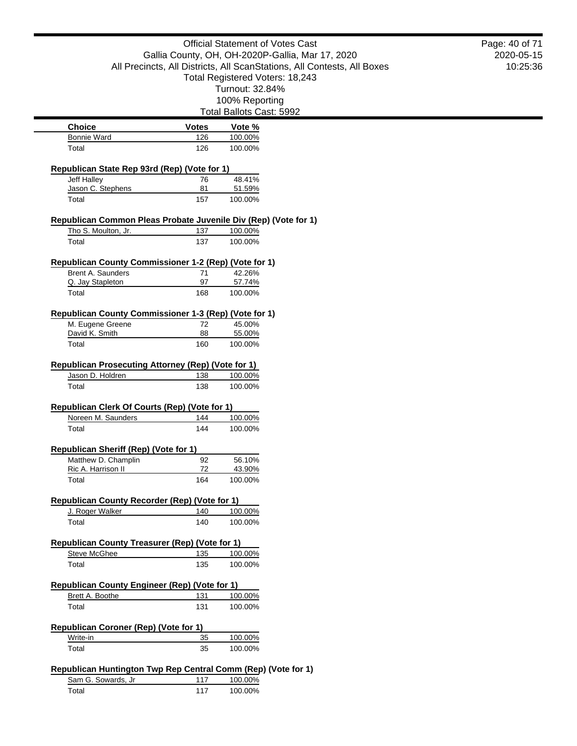Official Statement of Votes Cast
Gallia County, OH, OH-2020P-Gallia, Mar 17, 2020
All Precincts, All Districts, All ScanStations, All Contests, All Boxes
Total Registered Voters: 18,243
Turnout: 32.84%
100% Reporting
Total Ballots Cast: 5992

| Choice | Votes | Vote % |
| --- | --- | --- |
| Bonnie Ward | 126 | 100.00% |
| Total | 126 | 100.00% |

**Republican State Rep 93rd (Rep) (Vote for 1)**

| Choice | Votes | Vote % |
| --- | --- | --- |
| Jeff Halley | 76 | 48.41% |
| Jason C. Stephens | 81 | 51.59% |
| Total | 157 | 100.00% |

**Republican Common Pleas Probate Juvenile Div (Rep) (Vote for 1)**

| Choice | Votes | Vote % |
| --- | --- | --- |
| Tho S. Moulton, Jr. | 137 | 100.00% |
| Total | 137 | 100.00% |

**Republican County Commissioner 1-2 (Rep) (Vote for 1)**

| Choice | Votes | Vote % |
| --- | --- | --- |
| Brent A. Saunders | 71 | 42.26% |
| Q. Jay Stapleton | 97 | 57.74% |
| Total | 168 | 100.00% |

**Republican County Commissioner 1-3 (Rep) (Vote for 1)**

| Choice | Votes | Vote % |
| --- | --- | --- |
| M. Eugene Greene | 72 | 45.00% |
| David K. Smith | 88 | 55.00% |
| Total | 160 | 100.00% |

**Republican Prosecuting Attorney (Rep) (Vote for 1)**

| Choice | Votes | Vote % |
| --- | --- | --- |
| Jason D. Holdren | 138 | 100.00% |
| Total | 138 | 100.00% |

**Republican Clerk Of Courts (Rep) (Vote for 1)**

| Choice | Votes | Vote % |
| --- | --- | --- |
| Noreen M. Saunders | 144 | 100.00% |
| Total | 144 | 100.00% |

**Republican Sheriff (Rep) (Vote for 1)**

| Choice | Votes | Vote % |
| --- | --- | --- |
| Matthew D. Champlin | 92 | 56.10% |
| Ric A. Harrison II | 72 | 43.90% |
| Total | 164 | 100.00% |

**Republican County Recorder (Rep) (Vote for 1)**

| Choice | Votes | Vote % |
| --- | --- | --- |
| J. Roger Walker | 140 | 100.00% |
| Total | 140 | 100.00% |

**Republican County Treasurer (Rep) (Vote for 1)**

| Choice | Votes | Vote % |
| --- | --- | --- |
| Steve McGhee | 135 | 100.00% |
| Total | 135 | 100.00% |

**Republican County Engineer (Rep) (Vote for 1)**

| Choice | Votes | Vote % |
| --- | --- | --- |
| Brett A. Boothe | 131 | 100.00% |
| Total | 131 | 100.00% |

**Republican Coroner (Rep) (Vote for 1)**

| Choice | Votes | Vote % |
| --- | --- | --- |
| Write-in | 35 | 100.00% |
| Total | 35 | 100.00% |

**Republican Huntington Twp Rep Central Comm (Rep) (Vote for 1)**

| Choice | Votes | Vote % |
| --- | --- | --- |
| Sam G. Sowards, Jr | 117 | 100.00% |
| Total | 117 | 100.00% |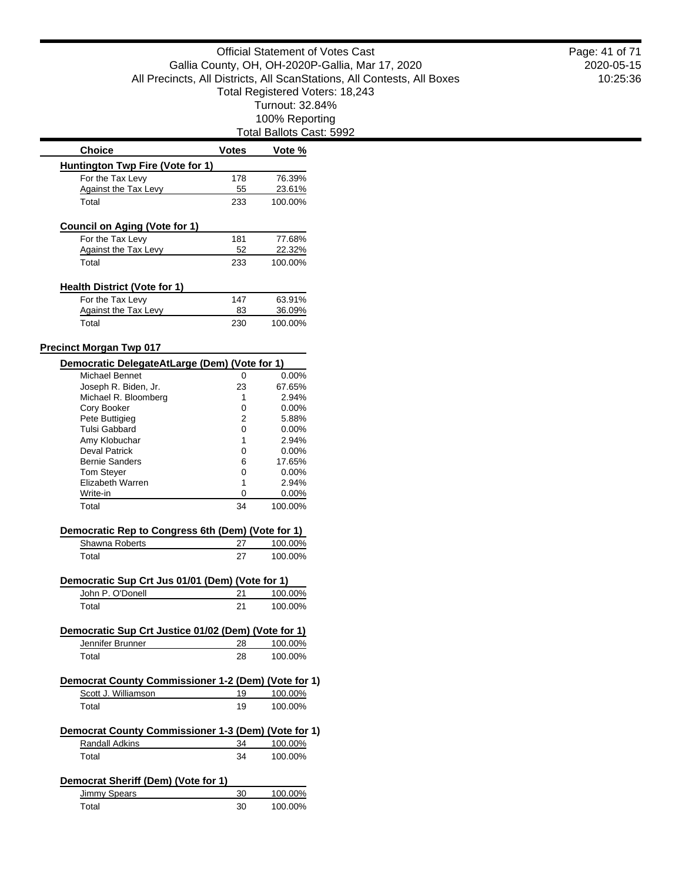| Choice | Votes | Vote % |
|---|---|---|
| **Huntington Twp Fire (Vote for 1)** | | |
| For the Tax Levy | 178 | 76.39% |
| Against the Tax Levy | 55 | 23.61% |
| Total | 233 | 100.00% |

| Choice | Votes | Vote % |
|---|---|---|
| **Council on Aging (Vote for 1)** | | |
| For the Tax Levy | 181 | 77.68% |
| Against the Tax Levy | 52 | 22.32% |
| Total | 233 | 100.00% |

| Choice | Votes | Vote % |
|---|---|---|
| **Health District (Vote for 1)** | | |
| For the Tax Levy | 147 | 63.91% |
| Against the Tax Levy | 83 | 36.09% |
| Total | 230 | 100.00% |

## Precinct Morgan Twp 017

| Choice | Votes | Vote % |
|---|---|---|
| **Democratic DelegateAtLarge (Dem) (Vote for 1)** | | |
| Michael Bennet | 0 | 0.00% |
| Joseph R. Biden, Jr. | 23 | 67.65% |
| Michael R. Bloomberg | 1 | 2.94% |
| Cory Booker | 0 | 0.00% |
| Pete Buttigieg | 2 | 5.88% |
| Tulsi Gabbard | 0 | 0.00% |
| Amy Klobuchar | 1 | 2.94% |
| Deval Patrick | 0 | 0.00% |
| Bernie Sanders | 6 | 17.65% |
| Tom Steyer | 0 | 0.00% |
| Elizabeth Warren | 1 | 2.94% |
| Write-in | 0 | 0.00% |
| Total | 34 | 100.00% |

| Choice | Votes | Vote % |
|---|---|---|
| **Democratic Rep to Congress 6th (Dem) (Vote for 1)** | | |
| Shawna Roberts | 27 | 100.00% |
| Total | 27 | 100.00% |

| Choice | Votes | Vote % |
|---|---|---|
| **Democratic Sup Crt Jus 01/01 (Dem) (Vote for 1)** | | |
| John P. O'Donell | 21 | 100.00% |
| Total | 21 | 100.00% |

| Choice | Votes | Vote % |
|---|---|---|
| **Democratic Sup Crt Justice 01/02 (Dem) (Vote for 1)** | | |
| Jennifer Brunner | 28 | 100.00% |
| Total | 28 | 100.00% |

| Choice | Votes | Vote % |
|---|---|---|
| **Democrat County Commissioner 1-2 (Dem) (Vote for 1)** | | |
| Scott J. Williamson | 19 | 100.00% |
| Total | 19 | 100.00% |

| Choice | Votes | Vote % |
|---|---|---|
| **Democrat County Commissioner 1-3 (Dem) (Vote for 1)** | | |
| Randall Adkins | 34 | 100.00% |
| Total | 34 | 100.00% |

| Choice | Votes | Vote % |
|---|---|---|
| **Democrat Sheriff (Dem) (Vote for 1)** | | |
| Jimmy Spears | 30 | 100.00% |
| Total | 30 | 100.00% |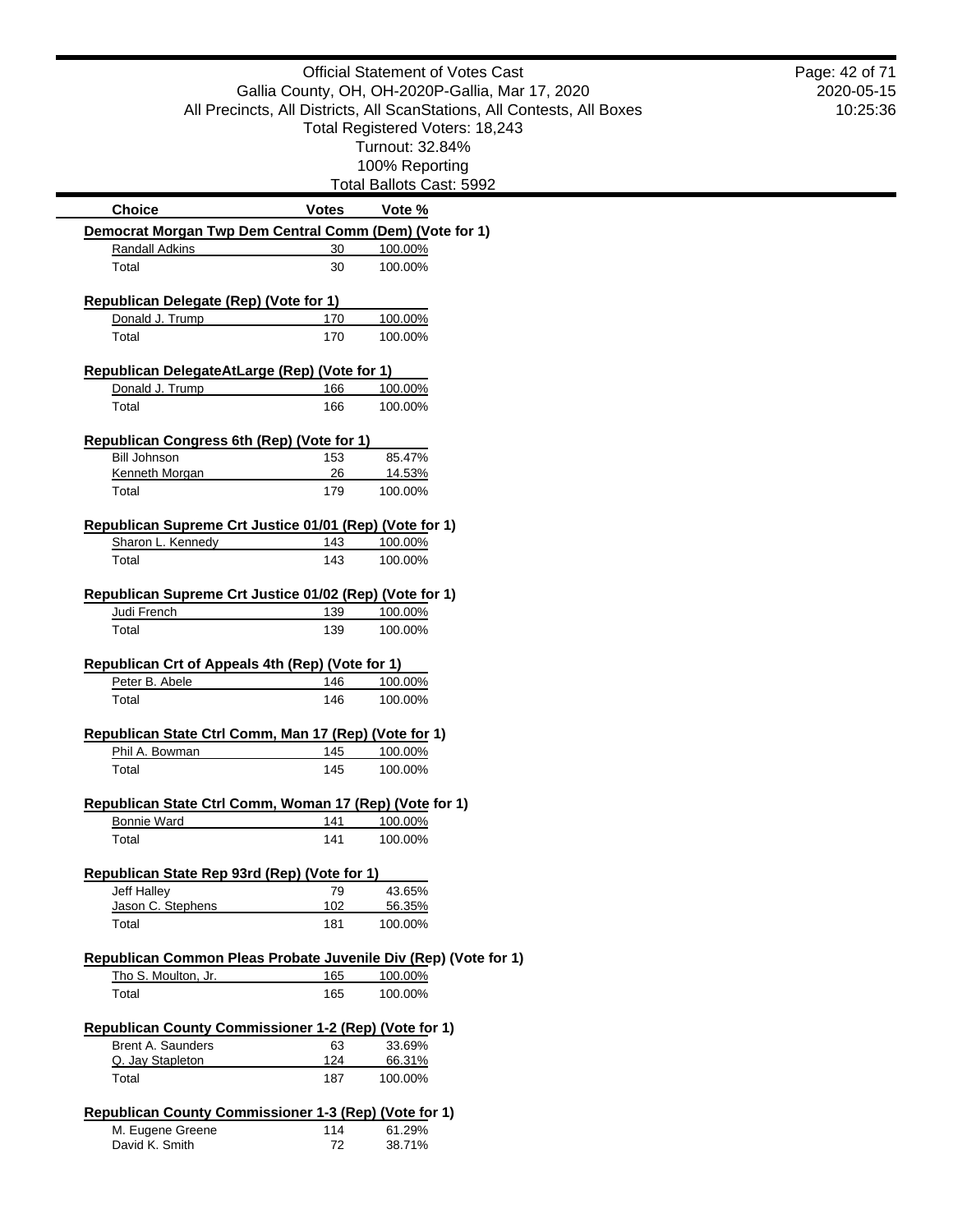Official Statement of Votes Cast
Gallia County, OH, OH-2020P-Gallia, Mar 17, 2020
All Precincts, All Districts, All ScanStations, All Contests, All Boxes
Total Registered Voters: 18,243
Turnout: 32.84%
100% Reporting
Total Ballots Cast: 5992

2020-05-15
10:25:36

| Choice | Votes | Vote % |
|---|---|---|
| **Democrat Morgan Twp Dem Central Comm (Dem) (Vote for 1)** | | |
| Randall Adkins | 30 | 100.00% |
| Total | 30 | 100.00% |
| **Republican Delegate (Rep) (Vote for 1)** | | |
| Donald J. Trump | 170 | 100.00% |
| Total | 170 | 100.00% |
| **Republican DelegateAtLarge (Rep) (Vote for 1)** | | |
| Donald J. Trump | 166 | 100.00% |
| Total | 166 | 100.00% |
| **Republican Congress 6th (Rep) (Vote for 1)** | | |
| Bill Johnson | 153 | 85.47% |
| Kenneth Morgan | 26 | 14.53% |
| Total | 179 | 100.00% |
| **Republican Supreme Crt Justice 01/01 (Rep) (Vote for 1)** | | |
| Sharon L. Kennedy | 143 | 100.00% |
| Total | 143 | 100.00% |
| **Republican Supreme Crt Justice 01/02 (Rep) (Vote for 1)** | | |
| Judi French | 139 | 100.00% |
| Total | 139 | 100.00% |
| **Republican Crt of Appeals 4th (Rep) (Vote for 1)** | | |
| Peter B. Abele | 146 | 100.00% |
| Total | 146 | 100.00% |
| **Republican State Ctrl Comm, Man 17 (Rep) (Vote for 1)** | | |
| Phil A. Bowman | 145 | 100.00% |
| Total | 145 | 100.00% |
| **Republican State Ctrl Comm, Woman 17 (Rep) (Vote for 1)** | | |
| Bonnie Ward | 141 | 100.00% |
| Total | 141 | 100.00% |
| **Republican State Rep 93rd (Rep) (Vote for 1)** | | |
| Jeff Halley | 79 | 43.65% |
| Jason C. Stephens | 102 | 56.35% |
| Total | 181 | 100.00% |
| **Republican Common Pleas Probate Juvenile Div (Rep) (Vote for 1)** | | |
| Tho S. Moulton, Jr. | 165 | 100.00% |
| Total | 165 | 100.00% |
| **Republican County Commissioner 1-2 (Rep) (Vote for 1)** | | |
| Brent A. Saunders | 63 | 33.69% |
| Q. Jay Stapleton | 124 | 66.31% |
| Total | 187 | 100.00% |
| **Republican County Commissioner 1-3 (Rep) (Vote for 1)** | | |
| M. Eugene Greene | 114 | 61.29% |
| David K. Smith | 72 | 38.71% |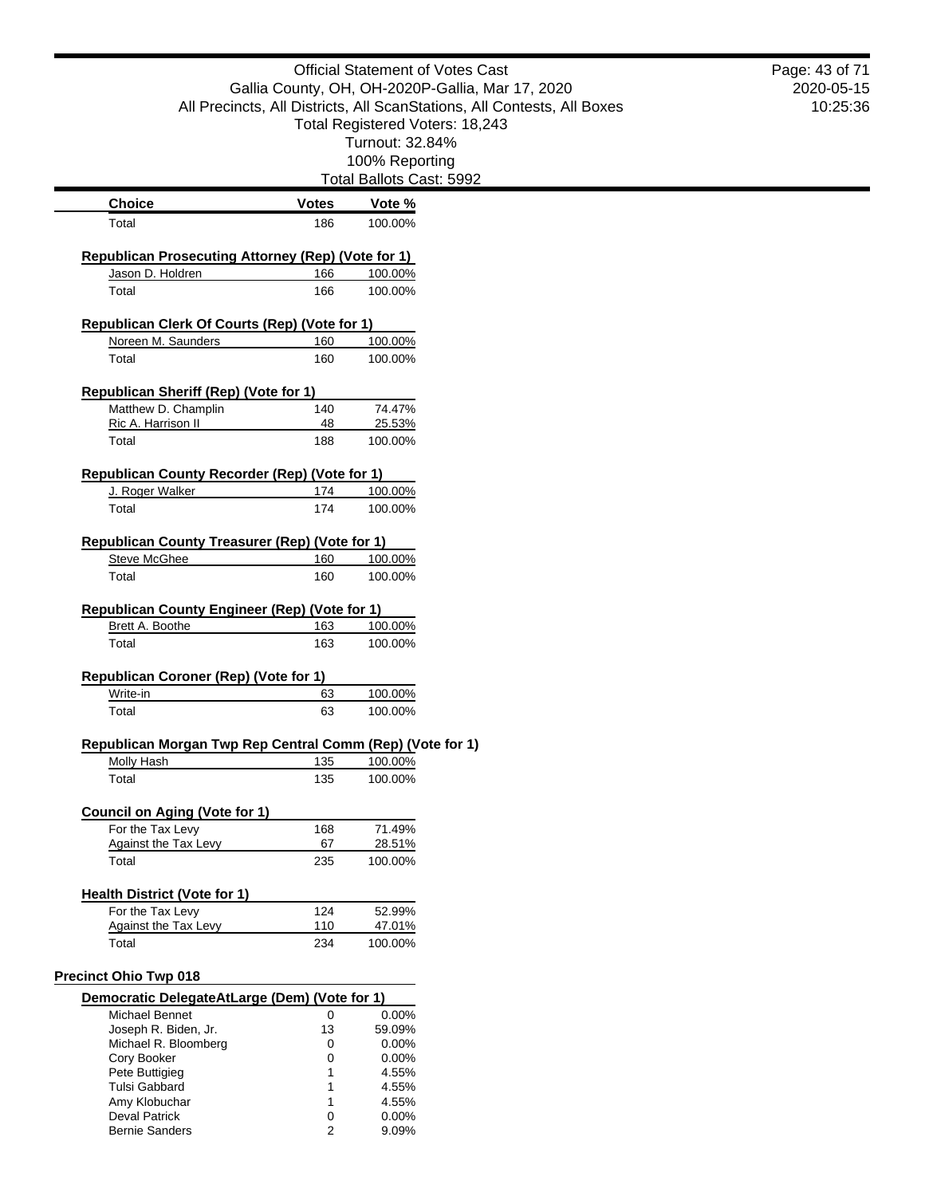Official Statement of Votes Cast
Gallia County, OH, OH-2020P-Gallia, Mar 17, 2020
All Precincts, All Districts, All ScanStations, All Contests, All Boxes
Total Registered Voters: 18,243
Turnout: 32.84%
100% Reporting
Total Ballots Cast: 5992

| Choice | Votes | Vote % |
|---|---|---|
| Total | 186 | 100.00% |

**Republican Prosecuting Attorney (Rep) (Vote for 1)**

| Choice | Votes | Vote % |
|---|---|---|
| Jason D. Holdren | 166 | 100.00% |
| Total | 166 | 100.00% |

**Republican Clerk Of Courts (Rep) (Vote for 1)**

| Choice | Votes | Vote % |
|---|---|---|
| Noreen M. Saunders | 160 | 100.00% |
| Total | 160 | 100.00% |

**Republican Sheriff (Rep) (Vote for 1)**

| Choice | Votes | Vote % |
|---|---|---|
| Matthew D. Champlin | 140 | 74.47% |
| Ric A. Harrison II | 48 | 25.53% |
| Total | 188 | 100.00% |

**Republican County Recorder (Rep) (Vote for 1)**

| Choice | Votes | Vote % |
|---|---|---|
| J. Roger Walker | 174 | 100.00% |
| Total | 174 | 100.00% |

**Republican County Treasurer (Rep) (Vote for 1)**

| Choice | Votes | Vote % |
|---|---|---|
| Steve McGhee | 160 | 100.00% |
| Total | 160 | 100.00% |

**Republican County Engineer (Rep) (Vote for 1)**

| Choice | Votes | Vote % |
|---|---|---|
| Brett A. Boothe | 163 | 100.00% |
| Total | 163 | 100.00% |

**Republican Coroner (Rep) (Vote for 1)**

| Choice | Votes | Vote % |
|---|---|---|
| Write-in | 63 | 100.00% |
| Total | 63 | 100.00% |

**Republican Morgan Twp Rep Central Comm (Rep) (Vote for 1)**

| Choice | Votes | Vote % |
|---|---|---|
| Molly Hash | 135 | 100.00% |
| Total | 135 | 100.00% |

**Council on Aging (Vote for 1)**

| Choice | Votes | Vote % |
|---|---|---|
| For the Tax Levy | 168 | 71.49% |
| Against the Tax Levy | 67 | 28.51% |
| Total | 235 | 100.00% |

**Health District (Vote for 1)**

| Choice | Votes | Vote % |
|---|---|---|
| For the Tax Levy | 124 | 52.99% |
| Against the Tax Levy | 110 | 47.01% |
| Total | 234 | 100.00% |

## Precinct Ohio Twp 018

**Democratic DelegateAtLarge (Dem) (Vote for 1)**

| Choice | Votes | Vote % |
|---|---|---|
| Michael Bennet | 0 | 0.00% |
| Joseph R. Biden, Jr. | 13 | 59.09% |
| Michael R. Bloomberg | 0 | 0.00% |
| Cory Booker | 0 | 0.00% |
| Pete Buttigieg | 1 | 4.55% |
| Tulsi Gabbard | 1 | 4.55% |
| Amy Klobuchar | 1 | 4.55% |
| Deval Patrick | 0 | 0.00% |
| Bernie Sanders | 2 | 9.09% |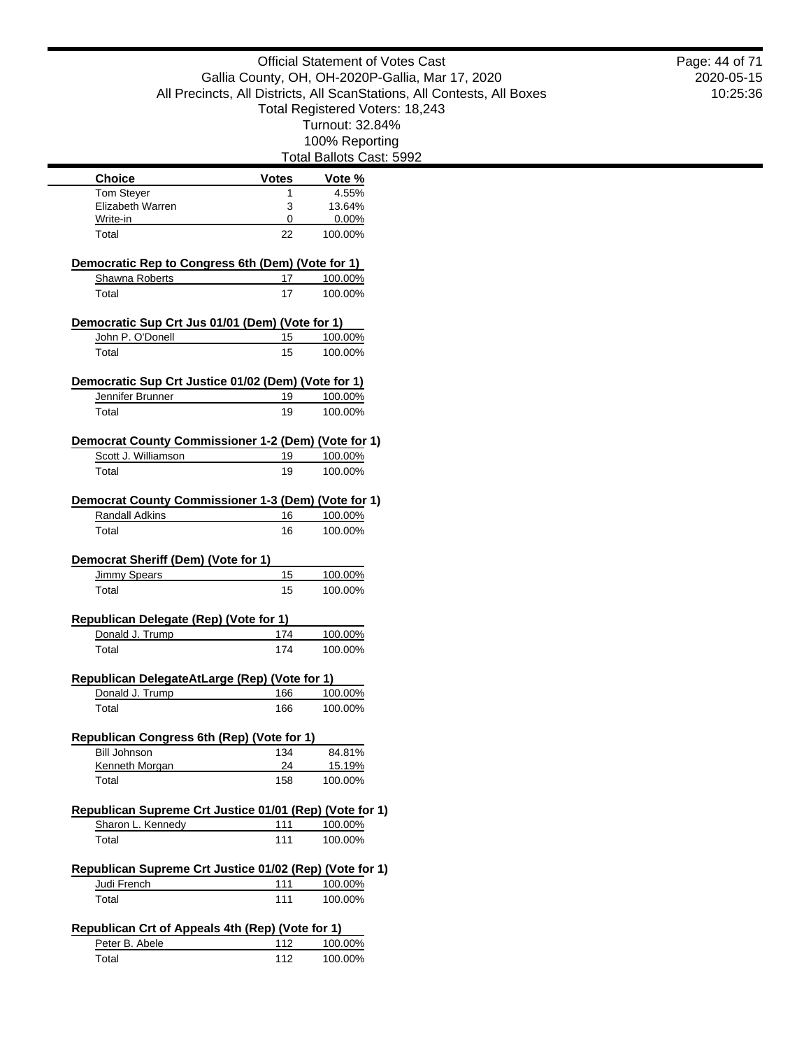Official Statement of Votes Cast
Gallia County, OH, OH-2020P-Gallia, Mar 17, 2020
All Precincts, All Districts, All ScanStations, All Contests, All Boxes
Total Registered Voters: 18,243
Turnout: 32.84%
100% Reporting
Total Ballots Cast: 5992

| Choice | Votes | Vote % |
|---|---|---|
| Tom Steyer | 1 | 4.55% |
| Elizabeth Warren | 3 | 13.64% |
| Write-in | 0 | 0.00% |
| Total | 22 | 100.00% |

**Democratic Rep to Congress 6th (Dem) (Vote for 1)**

| Choice | Votes | Vote % |
|---|---|---|
| Shawna Roberts | 17 | 100.00% |
| Total | 17 | 100.00% |

**Democratic Sup Crt Jus 01/01 (Dem) (Vote for 1)**

| Choice | Votes | Vote % |
|---|---|---|
| John P. O'Donell | 15 | 100.00% |
| Total | 15 | 100.00% |

**Democratic Sup Crt Justice 01/02 (Dem) (Vote for 1)**

| Choice | Votes | Vote % |
|---|---|---|
| Jennifer Brunner | 19 | 100.00% |
| Total | 19 | 100.00% |

**Democrat County Commissioner 1-2 (Dem) (Vote for 1)**

| Choice | Votes | Vote % |
|---|---|---|
| Scott J. Williamson | 19 | 100.00% |
| Total | 19 | 100.00% |

**Democrat County Commissioner 1-3 (Dem) (Vote for 1)**

| Choice | Votes | Vote % |
|---|---|---|
| Randall Adkins | 16 | 100.00% |
| Total | 16 | 100.00% |

**Democrat Sheriff (Dem) (Vote for 1)**

| Choice | Votes | Vote % |
|---|---|---|
| Jimmy Spears | 15 | 100.00% |
| Total | 15 | 100.00% |

**Republican Delegate (Rep) (Vote for 1)**

| Choice | Votes | Vote % |
|---|---|---|
| Donald J. Trump | 174 | 100.00% |
| Total | 174 | 100.00% |

**Republican DelegateAtLarge (Rep) (Vote for 1)**

| Choice | Votes | Vote % |
|---|---|---|
| Donald J. Trump | 166 | 100.00% |
| Total | 166 | 100.00% |

**Republican Congress 6th (Rep) (Vote for 1)**

| Choice | Votes | Vote % |
|---|---|---|
| Bill Johnson | 134 | 84.81% |
| Kenneth Morgan | 24 | 15.19% |
| Total | 158 | 100.00% |

**Republican Supreme Crt Justice 01/01 (Rep) (Vote for 1)**

| Choice | Votes | Vote % |
|---|---|---|
| Sharon L. Kennedy | 111 | 100.00% |
| Total | 111 | 100.00% |

**Republican Supreme Crt Justice 01/02 (Rep) (Vote for 1)**

| Choice | Votes | Vote % |
|---|---|---|
| Judi French | 111 | 100.00% |
| Total | 111 | 100.00% |

**Republican Crt of Appeals 4th (Rep) (Vote for 1)**

| Choice | Votes | Vote % |
|---|---|---|
| Peter B. Abele | 112 | 100.00% |
| Total | 112 | 100.00% |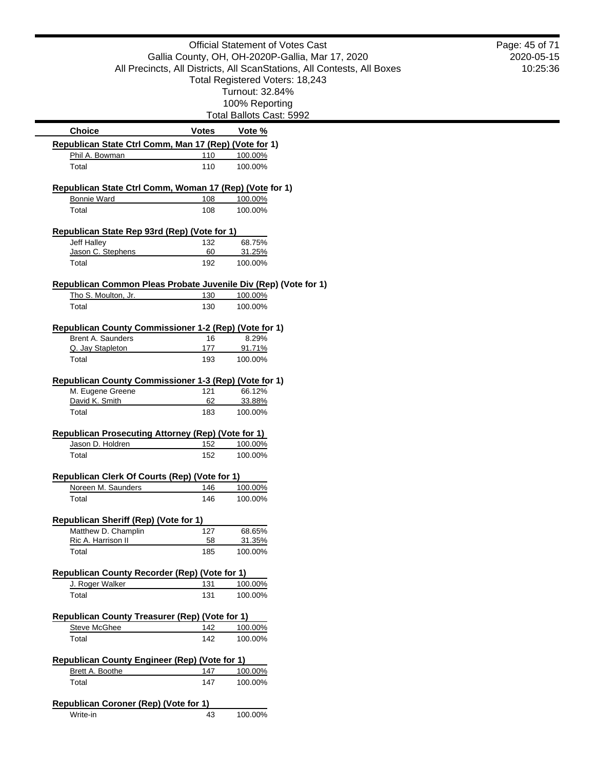Official Statement of Votes Cast
Gallia County, OH, OH-2020P-Gallia, Mar 17, 2020
All Precincts, All Districts, All ScanStations, All Contests, All Boxes
Total Registered Voters: 18,243
Turnout: 32.84%
100% Reporting
Total Ballots Cast: 5992

2020-05-15
10:25:36

| Choice | Votes | Vote % |
|---|---|---|

**Republican State Ctrl Comm, Man 17 (Rep) (Vote for 1)**

| Choice | Votes | Vote % |
|---|---|---|
| Phil A. Bowman | 110 | 100.00% |
| Total | 110 | 100.00% |

**Republican State Ctrl Comm, Woman 17 (Rep) (Vote for 1)**

| Choice | Votes | Vote % |
|---|---|---|
| Bonnie Ward | 108 | 100.00% |
| Total | 108 | 100.00% |

**Republican State Rep 93rd (Rep) (Vote for 1)**

| Choice | Votes | Vote % |
|---|---|---|
| Jeff Halley | 132 | 68.75% |
| Jason C. Stephens | 60 | 31.25% |
| Total | 192 | 100.00% |

**Republican Common Pleas Probate Juvenile Div (Rep) (Vote for 1)**

| Choice | Votes | Vote % |
|---|---|---|
| Tho S. Moulton, Jr. | 130 | 100.00% |
| Total | 130 | 100.00% |

**Republican County Commissioner 1-2 (Rep) (Vote for 1)**

| Choice | Votes | Vote % |
|---|---|---|
| Brent A. Saunders | 16 | 8.29% |
| Q. Jay Stapleton | 177 | 91.71% |
| Total | 193 | 100.00% |

**Republican County Commissioner 1-3 (Rep) (Vote for 1)**

| Choice | Votes | Vote % |
|---|---|---|
| M. Eugene Greene | 121 | 66.12% |
| David K. Smith | 62 | 33.88% |
| Total | 183 | 100.00% |

**Republican Prosecuting Attorney (Rep) (Vote for 1)**

| Choice | Votes | Vote % |
|---|---|---|
| Jason D. Holdren | 152 | 100.00% |
| Total | 152 | 100.00% |

**Republican Clerk Of Courts (Rep) (Vote for 1)**

| Choice | Votes | Vote % |
|---|---|---|
| Noreen M. Saunders | 146 | 100.00% |
| Total | 146 | 100.00% |

**Republican Sheriff (Rep) (Vote for 1)**

| Choice | Votes | Vote % |
|---|---|---|
| Matthew D. Champlin | 127 | 68.65% |
| Ric A. Harrison II | 58 | 31.35% |
| Total | 185 | 100.00% |

**Republican County Recorder (Rep) (Vote for 1)**

| Choice | Votes | Vote % |
|---|---|---|
| J. Roger Walker | 131 | 100.00% |
| Total | 131 | 100.00% |

**Republican County Treasurer (Rep) (Vote for 1)**

| Choice | Votes | Vote % |
|---|---|---|
| Steve McGhee | 142 | 100.00% |
| Total | 142 | 100.00% |

**Republican County Engineer (Rep) (Vote for 1)**

| Choice | Votes | Vote % |
|---|---|---|
| Brett A. Boothe | 147 | 100.00% |
| Total | 147 | 100.00% |

**Republican Coroner (Rep) (Vote for 1)**

| Choice | Votes | Vote % |
|---|---|---|
| Write-in | 43 | 100.00% |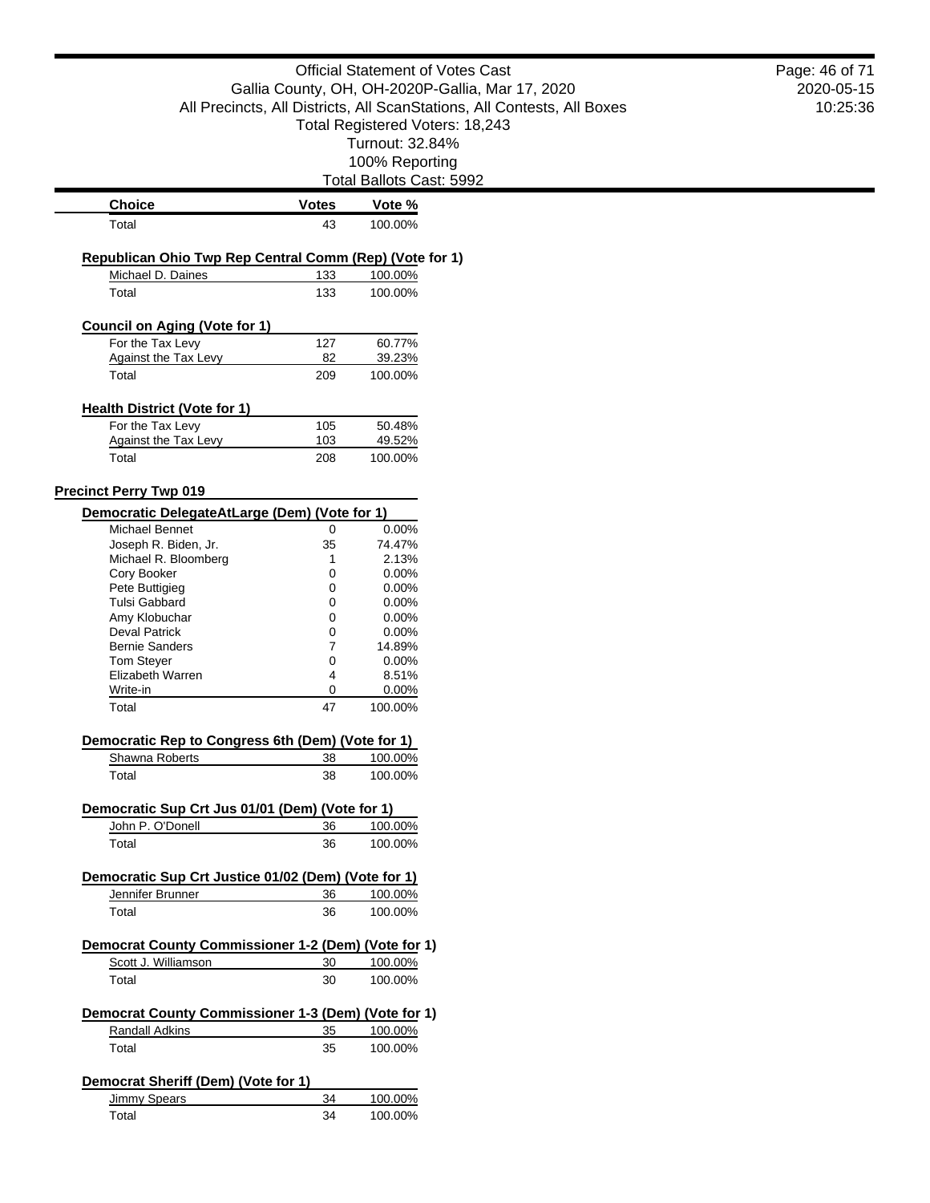| Choice | Votes | Vote % |
|---|---|---|
| Total | 43 | 100.00% |

### Republican Ohio Twp Rep Central Comm (Rep) (Vote for 1)

| Choice | Votes | Vote % |
|---|---|---|
| Michael D. Daines | 133 | 100.00% |
| Total | 133 | 100.00% |

### Council on Aging (Vote for 1)

| Choice | Votes | Vote % |
|---|---|---|
| For the Tax Levy | 127 | 60.77% |
| Against the Tax Levy | 82 | 39.23% |
| Total | 209 | 100.00% |

### Health District (Vote for 1)

| Choice | Votes | Vote % |
|---|---|---|
| For the Tax Levy | 105 | 50.48% |
| Against the Tax Levy | 103 | 49.52% |
| Total | 208 | 100.00% |

## Precinct Perry Twp 019

### Democratic DelegateAtLarge (Dem) (Vote for 1)

| Choice | Votes | Vote % |
|---|---|---|
| Michael Bennet | 0 | 0.00% |
| Joseph R. Biden, Jr. | 35 | 74.47% |
| Michael R. Bloomberg | 1 | 2.13% |
| Cory Booker | 0 | 0.00% |
| Pete Buttigieg | 0 | 0.00% |
| Tulsi Gabbard | 0 | 0.00% |
| Amy Klobuchar | 0 | 0.00% |
| Deval Patrick | 0 | 0.00% |
| Bernie Sanders | 7 | 14.89% |
| Tom Steyer | 0 | 0.00% |
| Elizabeth Warren | 4 | 8.51% |
| Write-in | 0 | 0.00% |
| Total | 47 | 100.00% |

### Democratic Rep to Congress 6th (Dem) (Vote for 1)

| Choice | Votes | Vote % |
|---|---|---|
| Shawna Roberts | 38 | 100.00% |
| Total | 38 | 100.00% |

### Democratic Sup Crt Jus 01/01 (Dem) (Vote for 1)

| Choice | Votes | Vote % |
|---|---|---|
| John P. O'Donell | 36 | 100.00% |
| Total | 36 | 100.00% |

### Democratic Sup Crt Justice 01/02 (Dem) (Vote for 1)

| Choice | Votes | Vote % |
|---|---|---|
| Jennifer Brunner | 36 | 100.00% |
| Total | 36 | 100.00% |

### Democrat County Commissioner 1-2 (Dem) (Vote for 1)

| Choice | Votes | Vote % |
|---|---|---|
| Scott J. Williamson | 30 | 100.00% |
| Total | 30 | 100.00% |

### Democrat County Commissioner 1-3 (Dem) (Vote for 1)

| Choice | Votes | Vote % |
|---|---|---|
| Randall Adkins | 35 | 100.00% |
| Total | 35 | 100.00% |

### Democrat Sheriff (Dem) (Vote for 1)

| Choice | Votes | Vote % |
|---|---|---|
| Jimmy Spears | 34 | 100.00% |
| Total | 34 | 100.00% |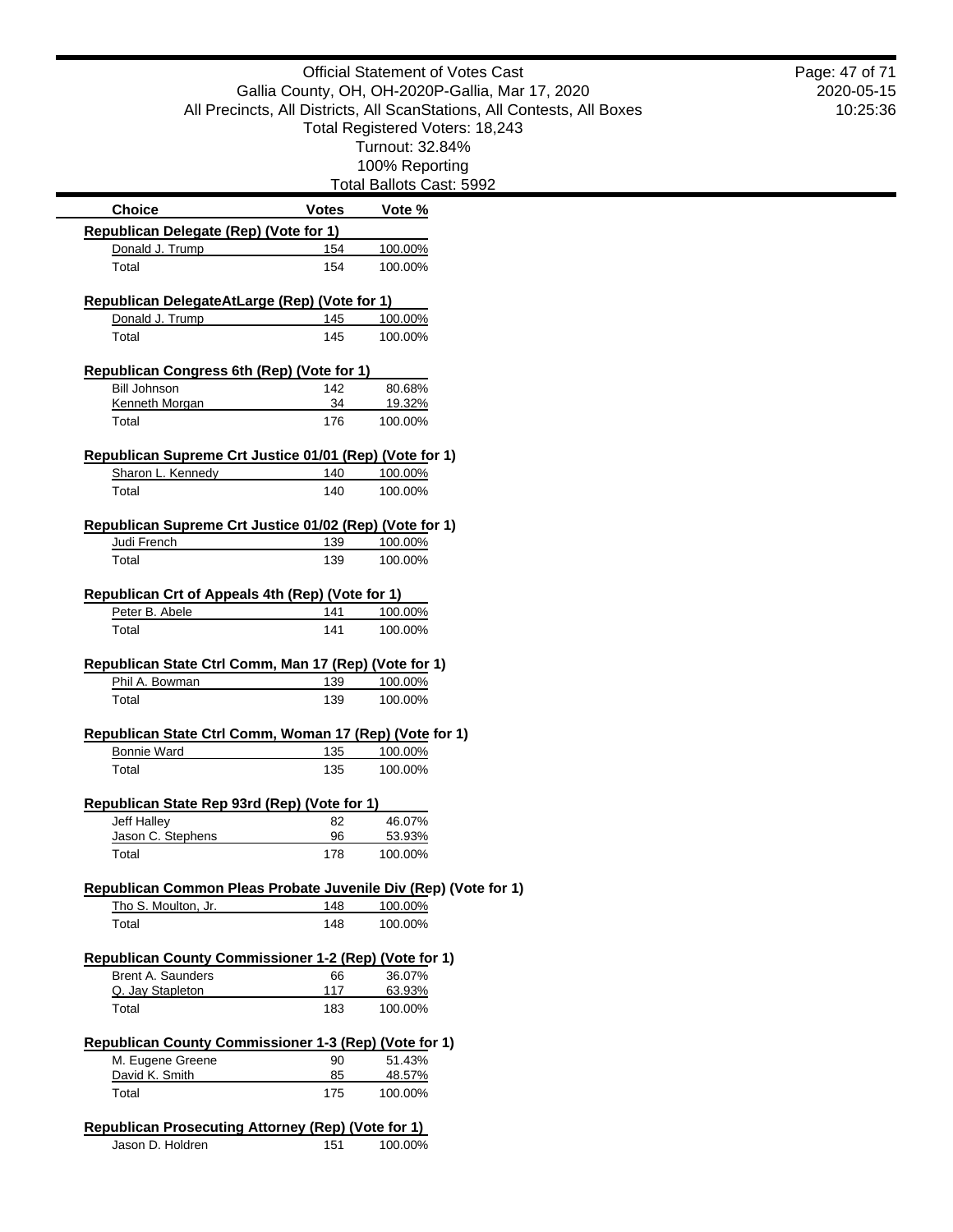Official Statement of Votes Cast
Gallia County, OH, OH-2020P-Gallia, Mar 17, 2020
All Precincts, All Districts, All ScanStations, All Contests, All Boxes
Total Registered Voters: 18,243
Turnout: 32.84%
100% Reporting
Total Ballots Cast: 5992

2020-05-15
10:25:36

| Choice | Votes | Vote % |
|---|---|---|
| **Republican Delegate (Rep) (Vote for 1)** | | |
| Donald J. Trump | 154 | 100.00% |
| Total | 154 | 100.00% |
| **Republican DelegateAtLarge (Rep) (Vote for 1)** | | |
| Donald J. Trump | 145 | 100.00% |
| Total | 145 | 100.00% |
| **Republican Congress 6th (Rep) (Vote for 1)** | | |
| Bill Johnson | 142 | 80.68% |
| Kenneth Morgan | 34 | 19.32% |
| Total | 176 | 100.00% |
| **Republican Supreme Crt Justice 01/01 (Rep) (Vote for 1)** | | |
| Sharon L. Kennedy | 140 | 100.00% |
| Total | 140 | 100.00% |
| **Republican Supreme Crt Justice 01/02 (Rep) (Vote for 1)** | | |
| Judi French | 139 | 100.00% |
| Total | 139 | 100.00% |
| **Republican Crt of Appeals 4th (Rep) (Vote for 1)** | | |
| Peter B. Abele | 141 | 100.00% |
| Total | 141 | 100.00% |
| **Republican State Ctrl Comm, Man 17 (Rep) (Vote for 1)** | | |
| Phil A. Bowman | 139 | 100.00% |
| Total | 139 | 100.00% |
| **Republican State Ctrl Comm, Woman 17 (Rep) (Vote for 1)** | | |
| Bonnie Ward | 135 | 100.00% |
| Total | 135 | 100.00% |
| **Republican State Rep 93rd (Rep) (Vote for 1)** | | |
| Jeff Halley | 82 | 46.07% |
| Jason C. Stephens | 96 | 53.93% |
| Total | 178 | 100.00% |
| **Republican Common Pleas Probate Juvenile Div (Rep) (Vote for 1)** | | |
| Tho S. Moulton, Jr. | 148 | 100.00% |
| Total | 148 | 100.00% |
| **Republican County Commissioner 1-2 (Rep) (Vote for 1)** | | |
| Brent A. Saunders | 66 | 36.07% |
| Q. Jay Stapleton | 117 | 63.93% |
| Total | 183 | 100.00% |
| **Republican County Commissioner 1-3 (Rep) (Vote for 1)** | | |
| M. Eugene Greene | 90 | 51.43% |
| David K. Smith | 85 | 48.57% |
| Total | 175 | 100.00% |
| **Republican Prosecuting Attorney (Rep) (Vote for 1)** | | |
| Jason D. Holdren | 151 | 100.00% |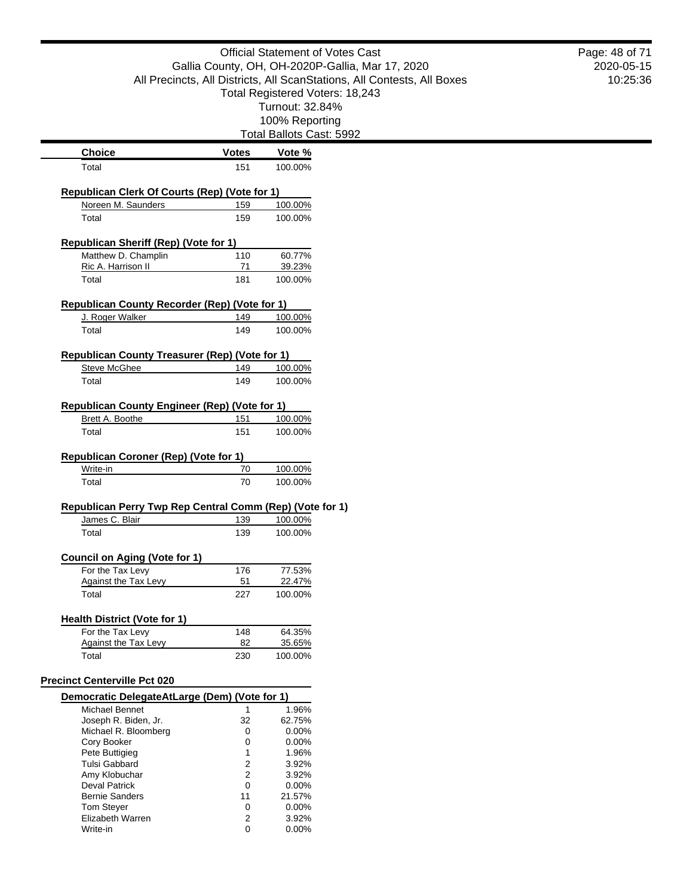| Choice | Votes | Vote % |
|---|---|---|
| Total | 151 | 100.00% |

**Republican Clerk Of Courts (Rep) (Vote for 1)**

| Choice | Votes | Vote % |
|---|---|---|
| Noreen M. Saunders | 159 | 100.00% |
| Total | 159 | 100.00% |

**Republican Sheriff (Rep) (Vote for 1)**

| Choice | Votes | Vote % |
|---|---|---|
| Matthew D. Champlin | 110 | 60.77% |
| Ric A. Harrison II | 71 | 39.23% |
| Total | 181 | 100.00% |

**Republican County Recorder (Rep) (Vote for 1)**

| Choice | Votes | Vote % |
|---|---|---|
| J. Roger Walker | 149 | 100.00% |
| Total | 149 | 100.00% |

**Republican County Treasurer (Rep) (Vote for 1)**

| Choice | Votes | Vote % |
|---|---|---|
| Steve McGhee | 149 | 100.00% |
| Total | 149 | 100.00% |

**Republican County Engineer (Rep) (Vote for 1)**

| Choice | Votes | Vote % |
|---|---|---|
| Brett A. Boothe | 151 | 100.00% |
| Total | 151 | 100.00% |

**Republican Coroner (Rep) (Vote for 1)**

| Choice | Votes | Vote % |
|---|---|---|
| Write-in | 70 | 100.00% |
| Total | 70 | 100.00% |

**Republican Perry Twp Rep Central Comm (Rep) (Vote for 1)**

| Choice | Votes | Vote % |
|---|---|---|
| James C. Blair | 139 | 100.00% |
| Total | 139 | 100.00% |

**Council on Aging (Vote for 1)**

| Choice | Votes | Vote % |
|---|---|---|
| For the Tax Levy | 176 | 77.53% |
| Against the Tax Levy | 51 | 22.47% |
| Total | 227 | 100.00% |

**Health District (Vote for 1)**

| Choice | Votes | Vote % |
|---|---|---|
| For the Tax Levy | 148 | 64.35% |
| Against the Tax Levy | 82 | 35.65% |
| Total | 230 | 100.00% |

## Precinct Centerville Pct 020

**Democratic DelegateAtLarge (Dem) (Vote for 1)**

| Choice | Votes | Vote % |
|---|---|---|
| Michael Bennet | 1 | 1.96% |
| Joseph R. Biden, Jr. | 32 | 62.75% |
| Michael R. Bloomberg | 0 | 0.00% |
| Cory Booker | 0 | 0.00% |
| Pete Buttigieg | 1 | 1.96% |
| Tulsi Gabbard | 2 | 3.92% |
| Amy Klobuchar | 2 | 3.92% |
| Deval Patrick | 0 | 0.00% |
| Bernie Sanders | 11 | 21.57% |
| Tom Steyer | 0 | 0.00% |
| Elizabeth Warren | 2 | 3.92% |
| Write-in | 0 | 0.00% |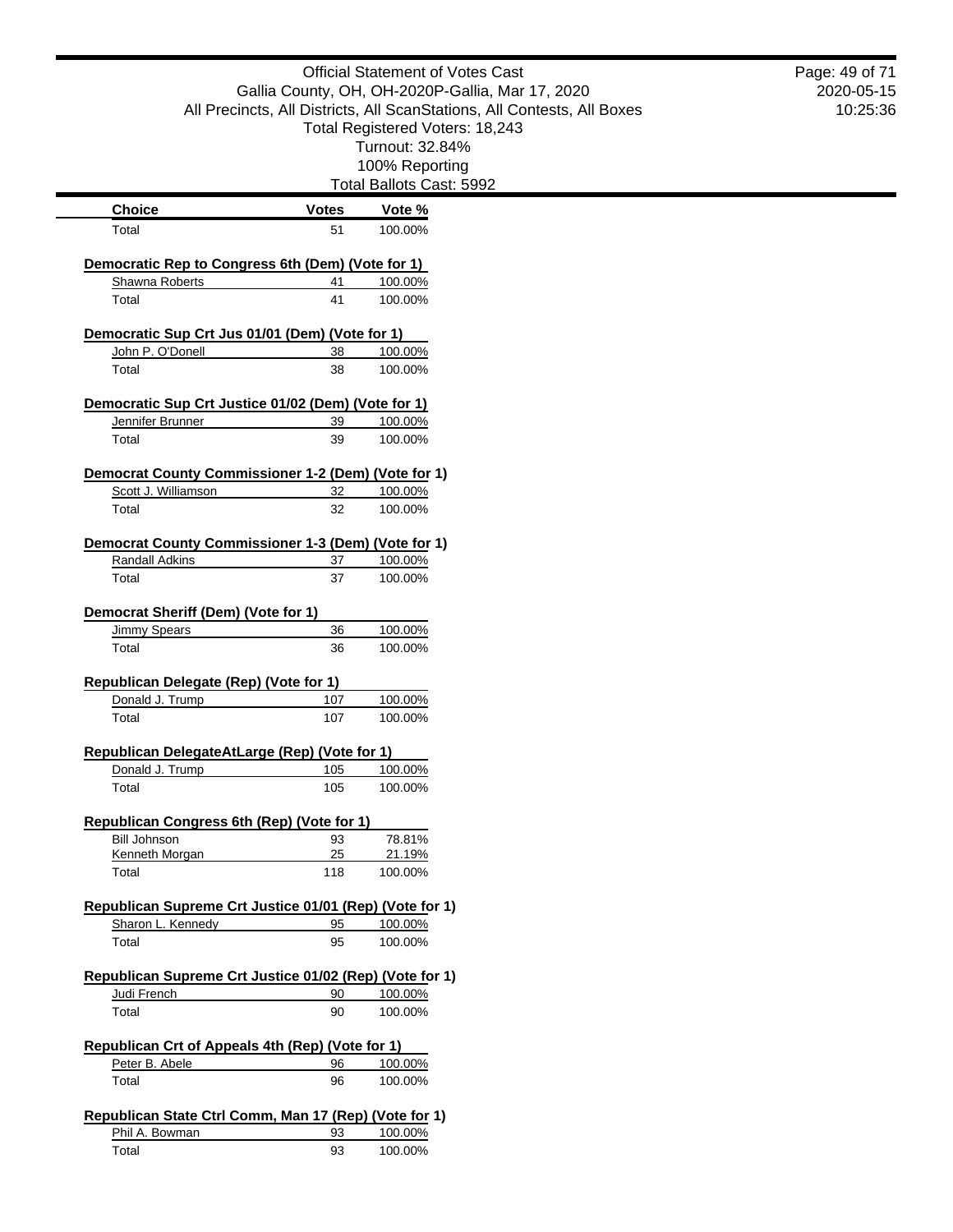Official Statement of Votes Cast
Gallia County, OH, OH-2020P-Gallia, Mar 17, 2020
All Precincts, All Districts, All ScanStations, All Contests, All Boxes
Total Registered Voters: 18,243
Turnout: 32.84%
100% Reporting
Total Ballots Cast: 5992

| Choice | Votes | Vote % |
|---|---|---|
| Total | 51 | 100.00% |

**Democratic Rep to Congress 6th (Dem) (Vote for 1)**

| Choice | Votes | Vote % |
|---|---|---|
| Shawna Roberts | 41 | 100.00% |
| Total | 41 | 100.00% |

**Democratic Sup Crt Jus 01/01 (Dem) (Vote for 1)**

| Choice | Votes | Vote % |
|---|---|---|
| John P. O'Donell | 38 | 100.00% |
| Total | 38 | 100.00% |

**Democratic Sup Crt Justice 01/02 (Dem) (Vote for 1)**

| Choice | Votes | Vote % |
|---|---|---|
| Jennifer Brunner | 39 | 100.00% |
| Total | 39 | 100.00% |

**Democrat County Commissioner 1-2 (Dem) (Vote for 1)**

| Choice | Votes | Vote % |
|---|---|---|
| Scott J. Williamson | 32 | 100.00% |
| Total | 32 | 100.00% |

**Democrat County Commissioner 1-3 (Dem) (Vote for 1)**

| Choice | Votes | Vote % |
|---|---|---|
| Randall Adkins | 37 | 100.00% |
| Total | 37 | 100.00% |

**Democrat Sheriff (Dem) (Vote for 1)**

| Choice | Votes | Vote % |
|---|---|---|
| Jimmy Spears | 36 | 100.00% |
| Total | 36 | 100.00% |

**Republican Delegate (Rep) (Vote for 1)**

| Choice | Votes | Vote % |
|---|---|---|
| Donald J. Trump | 107 | 100.00% |
| Total | 107 | 100.00% |

**Republican DelegateAtLarge (Rep) (Vote for 1)**

| Choice | Votes | Vote % |
|---|---|---|
| Donald J. Trump | 105 | 100.00% |
| Total | 105 | 100.00% |

**Republican Congress 6th (Rep) (Vote for 1)**

| Choice | Votes | Vote % |
|---|---|---|
| Bill Johnson | 93 | 78.81% |
| Kenneth Morgan | 25 | 21.19% |
| Total | 118 | 100.00% |

**Republican Supreme Crt Justice 01/01 (Rep) (Vote for 1)**

| Choice | Votes | Vote % |
|---|---|---|
| Sharon L. Kennedy | 95 | 100.00% |
| Total | 95 | 100.00% |

**Republican Supreme Crt Justice 01/02 (Rep) (Vote for 1)**

| Choice | Votes | Vote % |
|---|---|---|
| Judi French | 90 | 100.00% |
| Total | 90 | 100.00% |

**Republican Crt of Appeals 4th (Rep) (Vote for 1)**

| Choice | Votes | Vote % |
|---|---|---|
| Peter B. Abele | 96 | 100.00% |
| Total | 96 | 100.00% |

**Republican State Ctrl Comm, Man 17 (Rep) (Vote for 1)**

| Choice | Votes | Vote % |
|---|---|---|
| Phil A. Bowman | 93 | 100.00% |
| Total | 93 | 100.00% |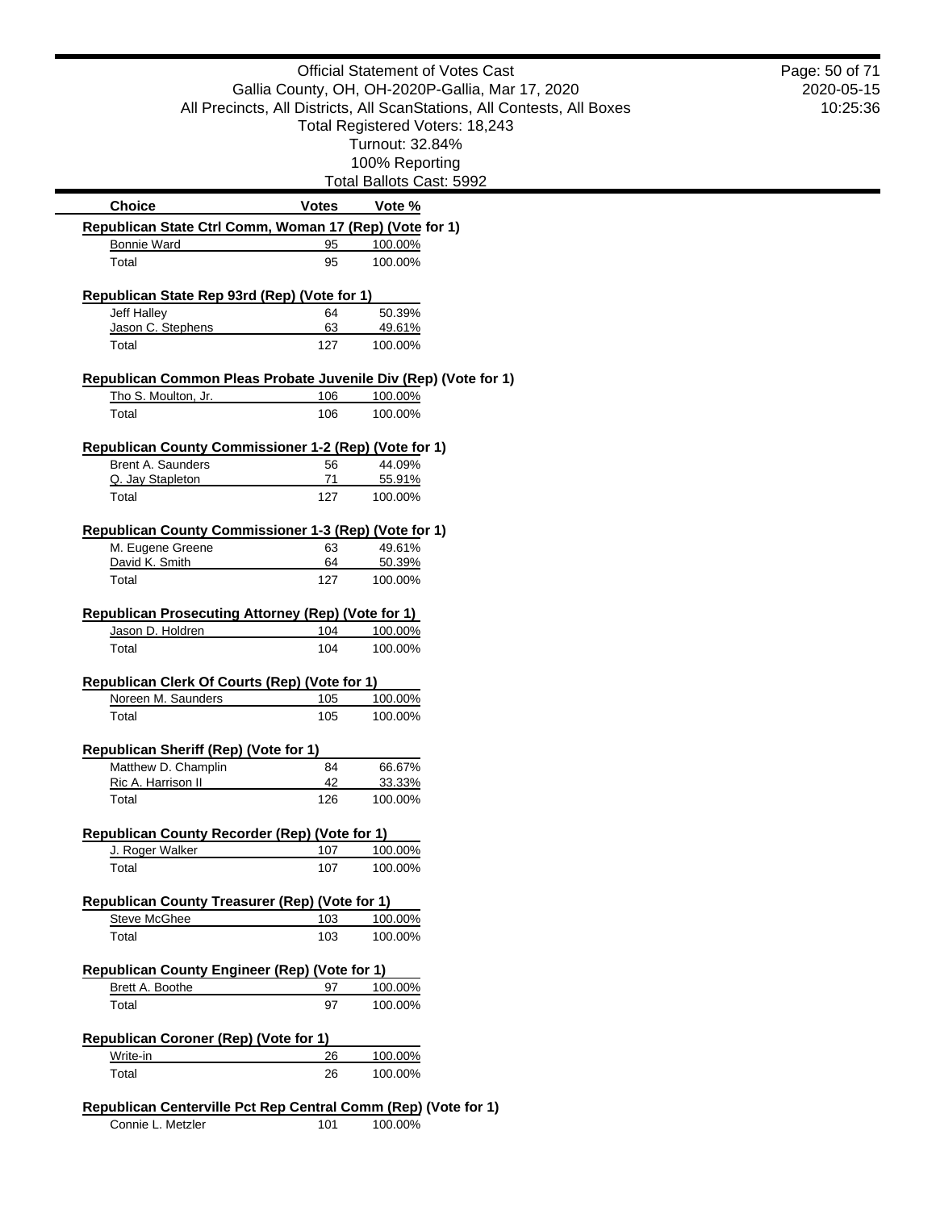# Official Statement of Votes Cast

Gallia County, OH, OH-2020P-Gallia, Mar 17, 2020

All Precincts, All Districts, All ScanStations, All Contests, All Boxes

Total Registered Voters: 18,243

Turnout: 32.84%

100% Reporting

Total Ballots Cast: 5992

2020-05-15 10:25:36

| Choice | Votes | Vote % |
|---|---|---|

**Republican State Ctrl Comm, Woman 17 (Rep) (Vote for 1)**

| Choice | Votes | Vote % |
|---|---|---|
| Bonnie Ward | 95 | 100.00% |
| Total | 95 | 100.00% |

**Republican State Rep 93rd (Rep) (Vote for 1)**

| Choice | Votes | Vote % |
|---|---|---|
| Jeff Halley | 64 | 50.39% |
| Jason C. Stephens | 63 | 49.61% |
| Total | 127 | 100.00% |

**Republican Common Pleas Probate Juvenile Div (Rep) (Vote for 1)**

| Choice | Votes | Vote % |
|---|---|---|
| Tho S. Moulton, Jr. | 106 | 100.00% |
| Total | 106 | 100.00% |

**Republican County Commissioner 1-2 (Rep) (Vote for 1)**

| Choice | Votes | Vote % |
|---|---|---|
| Brent A. Saunders | 56 | 44.09% |
| Q. Jay Stapleton | 71 | 55.91% |
| Total | 127 | 100.00% |

**Republican County Commissioner 1-3 (Rep) (Vote for 1)**

| Choice | Votes | Vote % |
|---|---|---|
| M. Eugene Greene | 63 | 49.61% |
| David K. Smith | 64 | 50.39% |
| Total | 127 | 100.00% |

**Republican Prosecuting Attorney (Rep) (Vote for 1)**

| Choice | Votes | Vote % |
|---|---|---|
| Jason D. Holdren | 104 | 100.00% |
| Total | 104 | 100.00% |

**Republican Clerk Of Courts (Rep) (Vote for 1)**

| Choice | Votes | Vote % |
|---|---|---|
| Noreen M. Saunders | 105 | 100.00% |
| Total | 105 | 100.00% |

**Republican Sheriff (Rep) (Vote for 1)**

| Choice | Votes | Vote % |
|---|---|---|
| Matthew D. Champlin | 84 | 66.67% |
| Ric A. Harrison II | 42 | 33.33% |
| Total | 126 | 100.00% |

**Republican County Recorder (Rep) (Vote for 1)**

| Choice | Votes | Vote % |
|---|---|---|
| J. Roger Walker | 107 | 100.00% |
| Total | 107 | 100.00% |

**Republican County Treasurer (Rep) (Vote for 1)**

| Choice | Votes | Vote % |
|---|---|---|
| Steve McGhee | 103 | 100.00% |
| Total | 103 | 100.00% |

**Republican County Engineer (Rep) (Vote for 1)**

| Choice | Votes | Vote % |
|---|---|---|
| Brett A. Boothe | 97 | 100.00% |
| Total | 97 | 100.00% |

**Republican Coroner (Rep) (Vote for 1)**

| Choice | Votes | Vote % |
|---|---|---|
| Write-in | 26 | 100.00% |
| Total | 26 | 100.00% |

**Republican Centerville Pct Rep Central Comm (Rep) (Vote for 1)**

| Choice | Votes | Vote % |
|---|---|---|
| Connie L. Metzler | 101 | 100.00% |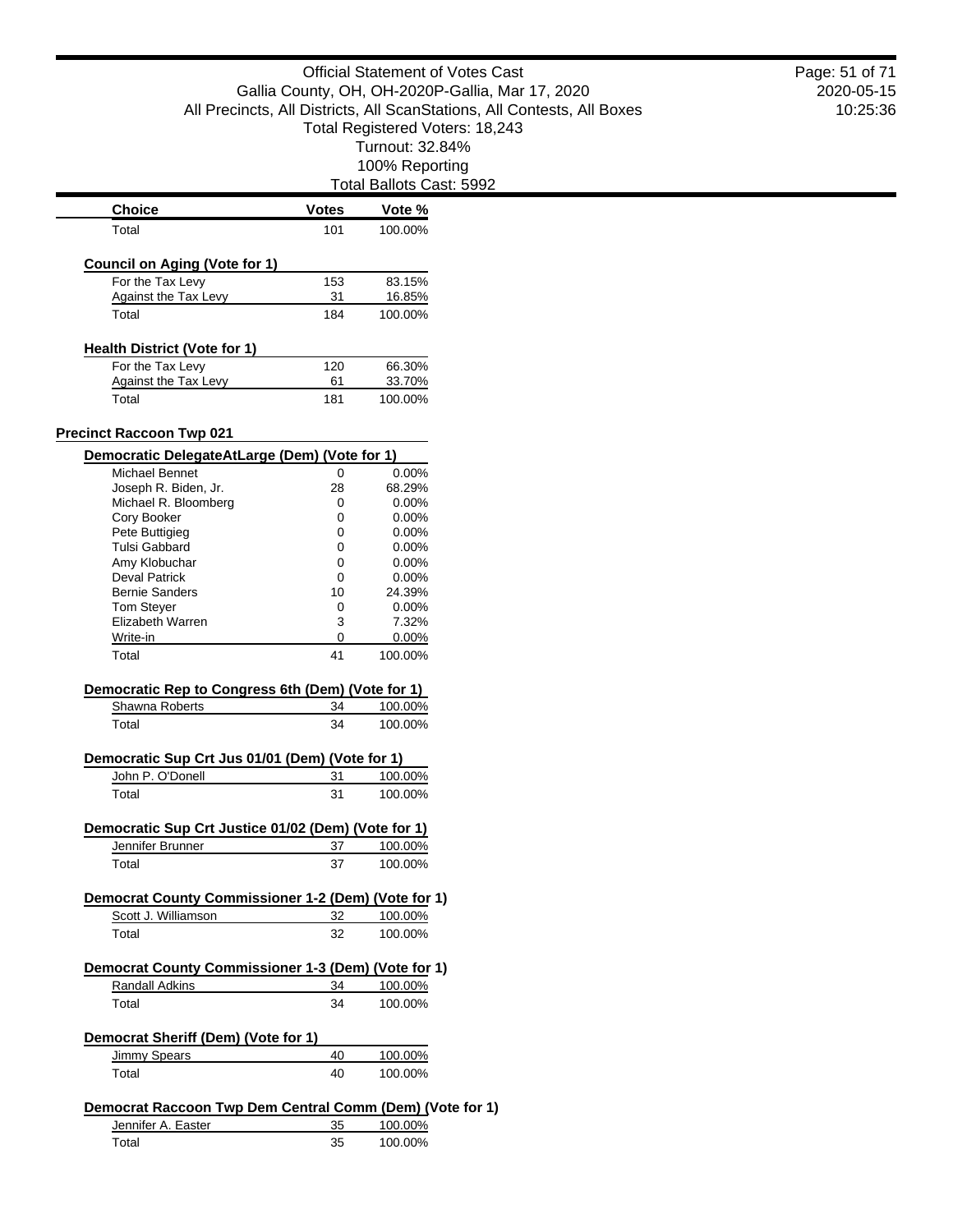# Official Statement of Votes Cast

Gallia County, OH, OH-2020P-Gallia, Mar 17, 2020

All Precincts, All Districts, All ScanStations, All Contests, All Boxes

Total Registered Voters: 18,243

Turnout: 32.84%

100% Reporting

Total Ballots Cast: 5992

| Choice | Votes | Vote % |
|---|---|---|
| Total | 101 | 100.00% |

**Council on Aging (Vote for 1)**

| Choice | Votes | Vote % |
|---|---|---|
| For the Tax Levy | 153 | 83.15% |
| Against the Tax Levy | 31 | 16.85% |
| Total | 184 | 100.00% |

**Health District (Vote for 1)**

| Choice | Votes | Vote % |
|---|---|---|
| For the Tax Levy | 120 | 66.30% |
| Against the Tax Levy | 61 | 33.70% |
| Total | 181 | 100.00% |

## Precinct Raccoon Twp 021

**Democratic DelegateAtLarge (Dem) (Vote for 1)**

| Choice | Votes | Vote % |
|---|---|---|
| Michael Bennet | 0 | 0.00% |
| Joseph R. Biden, Jr. | 28 | 68.29% |
| Michael R. Bloomberg | 0 | 0.00% |
| Cory Booker | 0 | 0.00% |
| Pete Buttigieg | 0 | 0.00% |
| Tulsi Gabbard | 0 | 0.00% |
| Amy Klobuchar | 0 | 0.00% |
| Deval Patrick | 0 | 0.00% |
| Bernie Sanders | 10 | 24.39% |
| Tom Steyer | 0 | 0.00% |
| Elizabeth Warren | 3 | 7.32% |
| Write-in | 0 | 0.00% |
| Total | 41 | 100.00% |

**Democratic Rep to Congress 6th (Dem) (Vote for 1)**

| Choice | Votes | Vote % |
|---|---|---|
| Shawna Roberts | 34 | 100.00% |
| Total | 34 | 100.00% |

**Democratic Sup Crt Jus 01/01 (Dem) (Vote for 1)**

| Choice | Votes | Vote % |
|---|---|---|
| John P. O'Donell | 31 | 100.00% |
| Total | 31 | 100.00% |

**Democratic Sup Crt Justice 01/02 (Dem) (Vote for 1)**

| Choice | Votes | Vote % |
|---|---|---|
| Jennifer Brunner | 37 | 100.00% |
| Total | 37 | 100.00% |

**Democrat County Commissioner 1-2 (Dem) (Vote for 1)**

| Choice | Votes | Vote % |
|---|---|---|
| Scott J. Williamson | 32 | 100.00% |
| Total | 32 | 100.00% |

**Democrat County Commissioner 1-3 (Dem) (Vote for 1)**

| Choice | Votes | Vote % |
|---|---|---|
| Randall Adkins | 34 | 100.00% |
| Total | 34 | 100.00% |

**Democrat Sheriff (Dem) (Vote for 1)**

| Choice | Votes | Vote % |
|---|---|---|
| Jimmy Spears | 40 | 100.00% |
| Total | 40 | 100.00% |

**Democrat Raccoon Twp Dem Central Comm (Dem) (Vote for 1)**

| Choice | Votes | Vote % |
|---|---|---|
| Jennifer A. Easter | 35 | 100.00% |
| Total | 35 | 100.00% |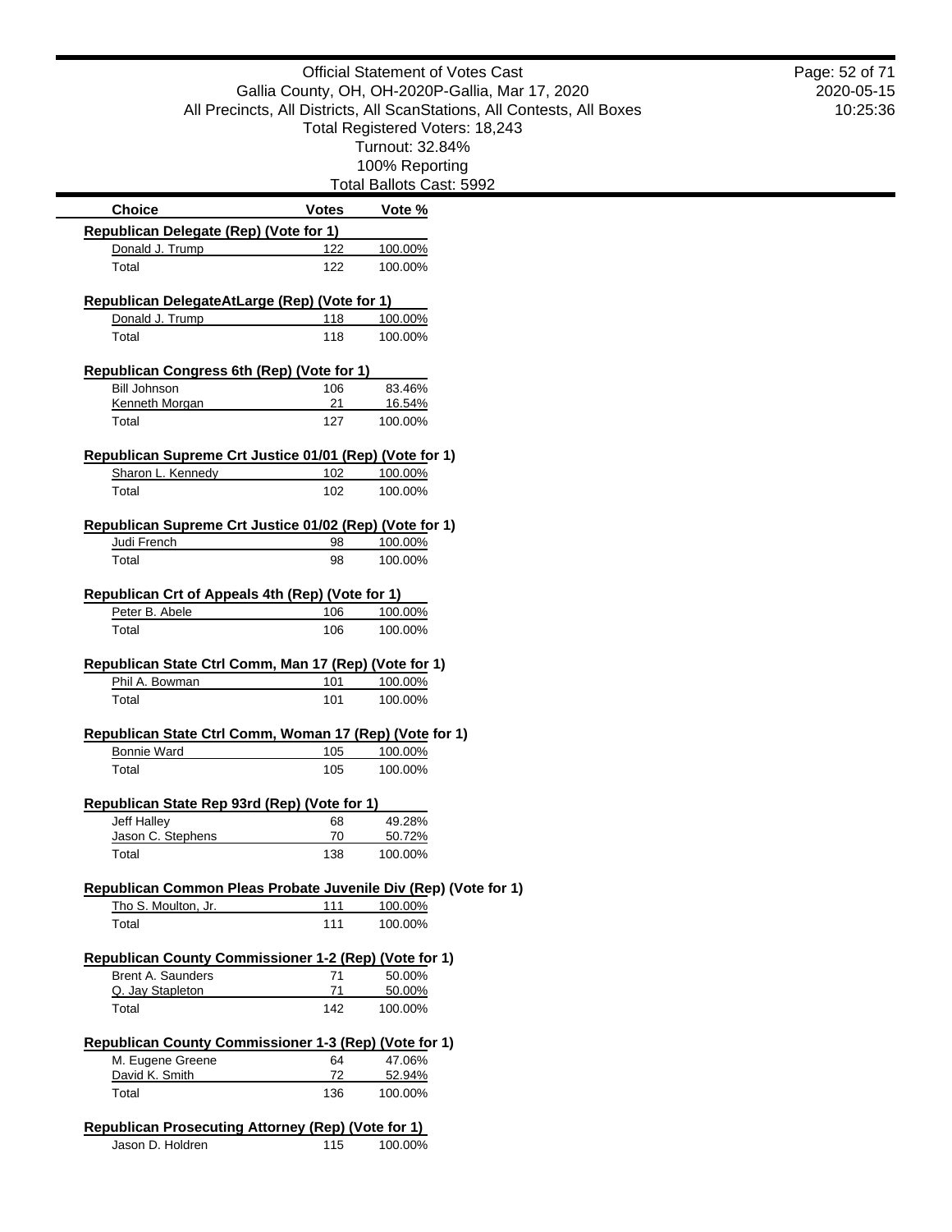Official Statement of Votes Cast
Gallia County, OH, OH-2020P-Gallia, Mar 17, 2020
All Precincts, All Districts, All ScanStations, All Contests, All Boxes
Total Registered Voters: 18,243
Turnout: 32.84%
100% Reporting
Total Ballots Cast: 5992

| Choice | Votes | Vote % |
|---|---|---|
| **Republican Delegate (Rep) (Vote for 1)** | | |
| Donald J. Trump | 122 | 100.00% |
| Total | 122 | 100.00% |
| **Republican DelegateAtLarge (Rep) (Vote for 1)** | | |
| Donald J. Trump | 118 | 100.00% |
| Total | 118 | 100.00% |
| **Republican Congress 6th (Rep) (Vote for 1)** | | |
| Bill Johnson | 106 | 83.46% |
| Kenneth Morgan | 21 | 16.54% |
| Total | 127 | 100.00% |
| **Republican Supreme Crt Justice 01/01 (Rep) (Vote for 1)** | | |
| Sharon L. Kennedy | 102 | 100.00% |
| Total | 102 | 100.00% |
| **Republican Supreme Crt Justice 01/02 (Rep) (Vote for 1)** | | |
| Judi French | 98 | 100.00% |
| Total | 98 | 100.00% |
| **Republican Crt of Appeals 4th (Rep) (Vote for 1)** | | |
| Peter B. Abele | 106 | 100.00% |
| Total | 106 | 100.00% |
| **Republican State Ctrl Comm, Man 17 (Rep) (Vote for 1)** | | |
| Phil A. Bowman | 101 | 100.00% |
| Total | 101 | 100.00% |
| **Republican State Ctrl Comm, Woman 17 (Rep) (Vote for 1)** | | |
| Bonnie Ward | 105 | 100.00% |
| Total | 105 | 100.00% |
| **Republican State Rep 93rd (Rep) (Vote for 1)** | | |
| Jeff Halley | 68 | 49.28% |
| Jason C. Stephens | 70 | 50.72% |
| Total | 138 | 100.00% |
| **Republican Common Pleas Probate Juvenile Div (Rep) (Vote for 1)** | | |
| Tho S. Moulton, Jr. | 111 | 100.00% |
| Total | 111 | 100.00% |
| **Republican County Commissioner 1-2 (Rep) (Vote for 1)** | | |
| Brent A. Saunders | 71 | 50.00% |
| Q. Jay Stapleton | 71 | 50.00% |
| Total | 142 | 100.00% |
| **Republican County Commissioner 1-3 (Rep) (Vote for 1)** | | |
| M. Eugene Greene | 64 | 47.06% |
| David K. Smith | 72 | 52.94% |
| Total | 136 | 100.00% |
| **Republican Prosecuting Attorney (Rep) (Vote for 1)** | | |
| Jason D. Holdren | 115 | 100.00% |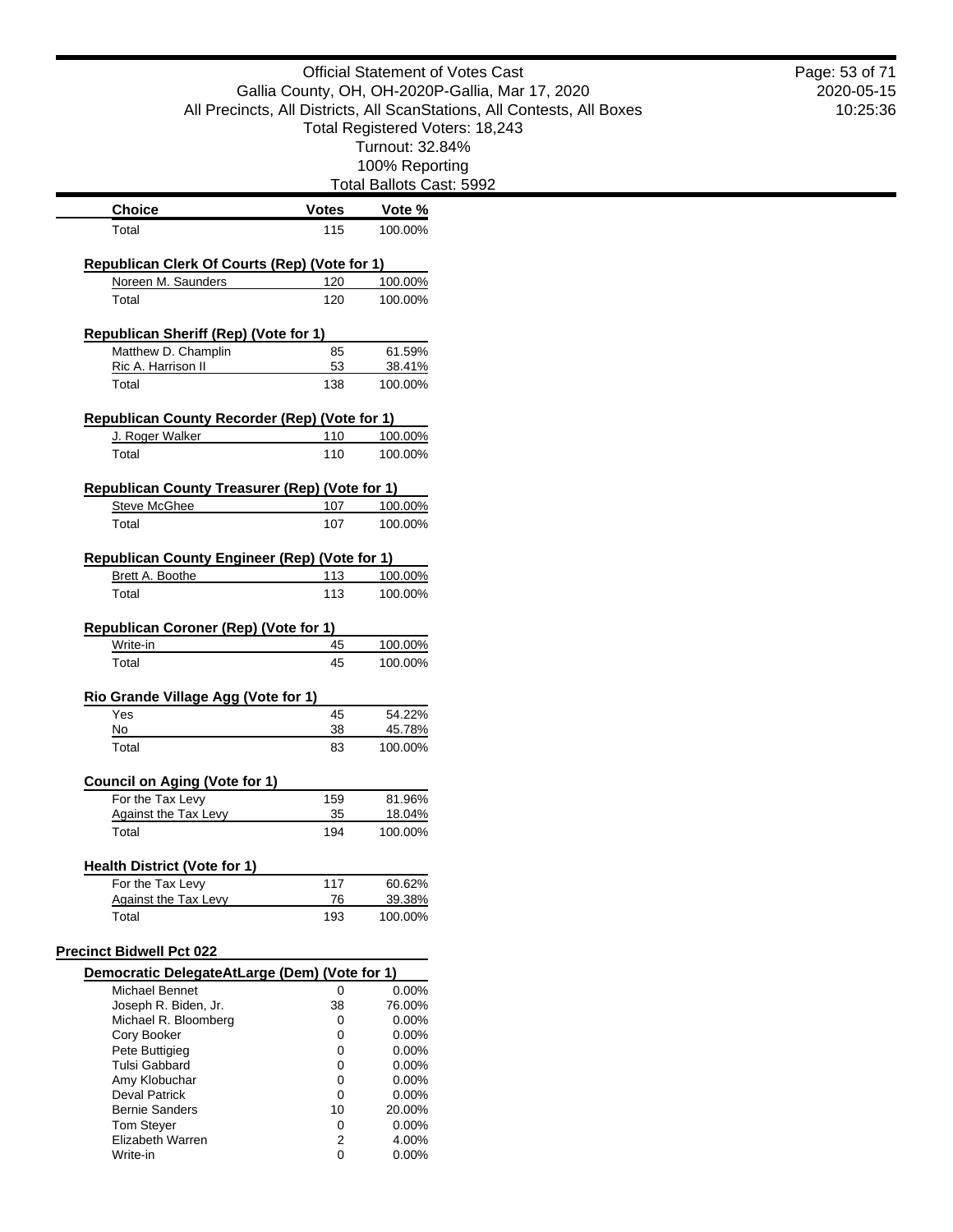| Choice | Votes | Vote % |
| --- | --- | --- |
| Total | 115 | 100.00% |

**Republican Clerk Of Courts (Rep) (Vote for 1)**

| Choice | Votes | Vote % |
| --- | --- | --- |
| Noreen M. Saunders | 120 | 100.00% |
| Total | 120 | 100.00% |

**Republican Sheriff (Rep) (Vote for 1)**

| Choice | Votes | Vote % |
| --- | --- | --- |
| Matthew D. Champlin | 85 | 61.59% |
| Ric A. Harrison II | 53 | 38.41% |
| Total | 138 | 100.00% |

**Republican County Recorder (Rep) (Vote for 1)**

| Choice | Votes | Vote % |
| --- | --- | --- |
| J. Roger Walker | 110 | 100.00% |
| Total | 110 | 100.00% |

**Republican County Treasurer (Rep) (Vote for 1)**

| Choice | Votes | Vote % |
| --- | --- | --- |
| Steve McGhee | 107 | 100.00% |
| Total | 107 | 100.00% |

**Republican County Engineer (Rep) (Vote for 1)**

| Choice | Votes | Vote % |
| --- | --- | --- |
| Brett A. Boothe | 113 | 100.00% |
| Total | 113 | 100.00% |

**Republican Coroner (Rep) (Vote for 1)**

| Choice | Votes | Vote % |
| --- | --- | --- |
| Write-in | 45 | 100.00% |
| Total | 45 | 100.00% |

**Rio Grande Village Agg (Vote for 1)**

| Choice | Votes | Vote % |
| --- | --- | --- |
| Yes | 45 | 54.22% |
| No | 38 | 45.78% |
| Total | 83 | 100.00% |

**Council on Aging (Vote for 1)**

| Choice | Votes | Vote % |
| --- | --- | --- |
| For the Tax Levy | 159 | 81.96% |
| Against the Tax Levy | 35 | 18.04% |
| Total | 194 | 100.00% |

**Health District (Vote for 1)**

| Choice | Votes | Vote % |
| --- | --- | --- |
| For the Tax Levy | 117 | 60.62% |
| Against the Tax Levy | 76 | 39.38% |
| Total | 193 | 100.00% |

## Precinct Bidwell Pct 022

**Democratic DelegateAtLarge (Dem) (Vote for 1)**

| Choice | Votes | Vote % |
| --- | --- | --- |
| Michael Bennet | 0 | 0.00% |
| Joseph R. Biden, Jr. | 38 | 76.00% |
| Michael R. Bloomberg | 0 | 0.00% |
| Cory Booker | 0 | 0.00% |
| Pete Buttigieg | 0 | 0.00% |
| Tulsi Gabbard | 0 | 0.00% |
| Amy Klobuchar | 0 | 0.00% |
| Deval Patrick | 0 | 0.00% |
| Bernie Sanders | 10 | 20.00% |
| Tom Steyer | 0 | 0.00% |
| Elizabeth Warren | 2 | 4.00% |
| Write-in | 0 | 0.00% |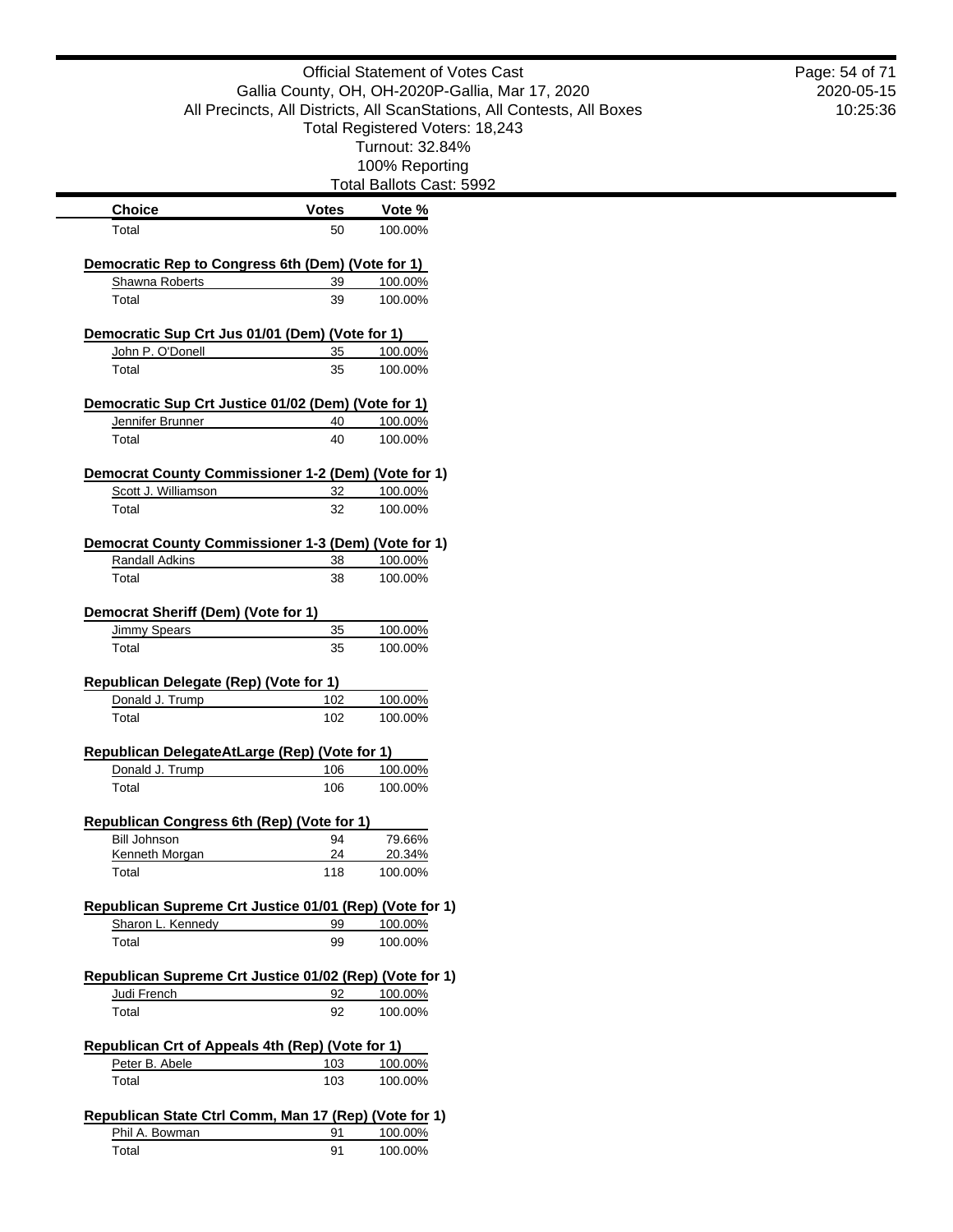Official Statement of Votes Cast
Gallia County, OH, OH-2020P-Gallia, Mar 17, 2020
All Precincts, All Districts, All ScanStations, All Contests, All Boxes
Total Registered Voters: 18,243
Turnout: 32.84%
100% Reporting
Total Ballots Cast: 5992

| Choice | Votes | Vote % |
|---|---|---|
| Total | 50 | 100.00% |

**Democratic Rep to Congress 6th (Dem) (Vote for 1)**

| Choice | Votes | Vote % |
|---|---|---|
| Shawna Roberts | 39 | 100.00% |
| Total | 39 | 100.00% |

**Democratic Sup Crt Jus 01/01 (Dem) (Vote for 1)**

| Choice | Votes | Vote % |
|---|---|---|
| John P. O'Donell | 35 | 100.00% |
| Total | 35 | 100.00% |

**Democratic Sup Crt Justice 01/02 (Dem) (Vote for 1)**

| Choice | Votes | Vote % |
|---|---|---|
| Jennifer Brunner | 40 | 100.00% |
| Total | 40 | 100.00% |

**Democrat County Commissioner 1-2 (Dem) (Vote for 1)**

| Choice | Votes | Vote % |
|---|---|---|
| Scott J. Williamson | 32 | 100.00% |
| Total | 32 | 100.00% |

**Democrat County Commissioner 1-3 (Dem) (Vote for 1)**

| Choice | Votes | Vote % |
|---|---|---|
| Randall Adkins | 38 | 100.00% |
| Total | 38 | 100.00% |

**Democrat Sheriff (Dem) (Vote for 1)**

| Choice | Votes | Vote % |
|---|---|---|
| Jimmy Spears | 35 | 100.00% |
| Total | 35 | 100.00% |

**Republican Delegate (Rep) (Vote for 1)**

| Choice | Votes | Vote % |
|---|---|---|
| Donald J. Trump | 102 | 100.00% |
| Total | 102 | 100.00% |

**Republican DelegateAtLarge (Rep) (Vote for 1)**

| Choice | Votes | Vote % |
|---|---|---|
| Donald J. Trump | 106 | 100.00% |
| Total | 106 | 100.00% |

**Republican Congress 6th (Rep) (Vote for 1)**

| Choice | Votes | Vote % |
|---|---|---|
| Bill Johnson | 94 | 79.66% |
| Kenneth Morgan | 24 | 20.34% |
| Total | 118 | 100.00% |

**Republican Supreme Crt Justice 01/01 (Rep) (Vote for 1)**

| Choice | Votes | Vote % |
|---|---|---|
| Sharon L. Kennedy | 99 | 100.00% |
| Total | 99 | 100.00% |

**Republican Supreme Crt Justice 01/02 (Rep) (Vote for 1)**

| Choice | Votes | Vote % |
|---|---|---|
| Judi French | 92 | 100.00% |
| Total | 92 | 100.00% |

**Republican Crt of Appeals 4th (Rep) (Vote for 1)**

| Choice | Votes | Vote % |
|---|---|---|
| Peter B. Abele | 103 | 100.00% |
| Total | 103 | 100.00% |

**Republican State Ctrl Comm, Man 17 (Rep) (Vote for 1)**

| Choice | Votes | Vote % |
|---|---|---|
| Phil A. Bowman | 91 | 100.00% |
| Total | 91 | 100.00% |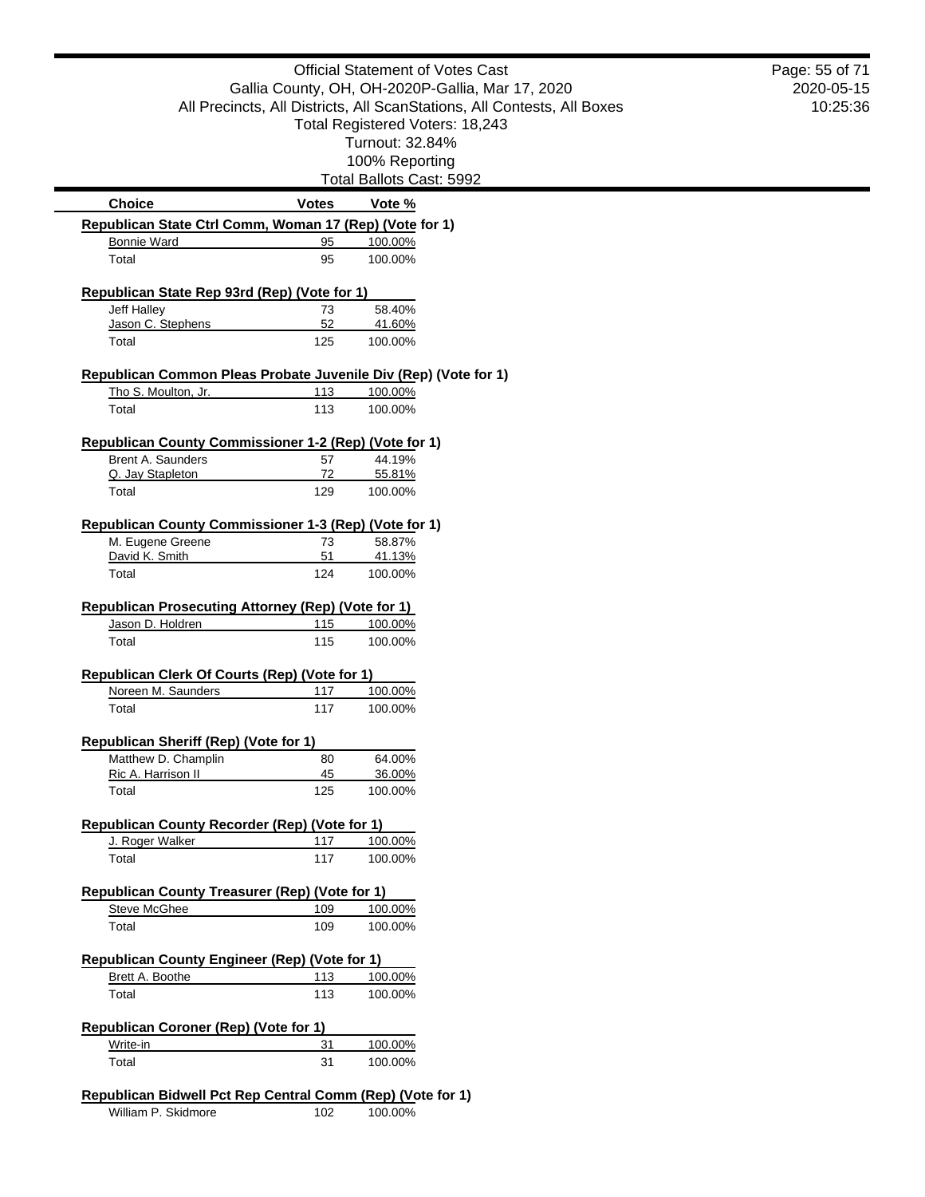Official Statement of Votes Cast
Gallia County, OH, OH-2020P-Gallia, Mar 17, 2020
All Precincts, All Districts, All ScanStations, All Contests, All Boxes
Total Registered Voters: 18,243
Turnout: 32.84%
100% Reporting
Total Ballots Cast: 5992

| Choice | Votes | Vote % |
|---|---|---|

**Republican State Ctrl Comm, Woman 17 (Rep) (Vote for 1)**

| Choice | Votes | Vote % |
|---|---|---|
| Bonnie Ward | 95 | 100.00% |
| Total | 95 | 100.00% |

**Republican State Rep 93rd (Rep) (Vote for 1)**

| Choice | Votes | Vote % |
|---|---|---|
| Jeff Halley | 73 | 58.40% |
| Jason C. Stephens | 52 | 41.60% |
| Total | 125 | 100.00% |

**Republican Common Pleas Probate Juvenile Div (Rep) (Vote for 1)**

| Choice | Votes | Vote % |
|---|---|---|
| Tho S. Moulton, Jr. | 113 | 100.00% |
| Total | 113 | 100.00% |

**Republican County Commissioner 1-2 (Rep) (Vote for 1)**

| Choice | Votes | Vote % |
|---|---|---|
| Brent A. Saunders | 57 | 44.19% |
| Q. Jay Stapleton | 72 | 55.81% |
| Total | 129 | 100.00% |

**Republican County Commissioner 1-3 (Rep) (Vote for 1)**

| Choice | Votes | Vote % |
|---|---|---|
| M. Eugene Greene | 73 | 58.87% |
| David K. Smith | 51 | 41.13% |
| Total | 124 | 100.00% |

**Republican Prosecuting Attorney (Rep) (Vote for 1)**

| Choice | Votes | Vote % |
|---|---|---|
| Jason D. Holdren | 115 | 100.00% |
| Total | 115 | 100.00% |

**Republican Clerk Of Courts (Rep) (Vote for 1)**

| Choice | Votes | Vote % |
|---|---|---|
| Noreen M. Saunders | 117 | 100.00% |
| Total | 117 | 100.00% |

**Republican Sheriff (Rep) (Vote for 1)**

| Choice | Votes | Vote % |
|---|---|---|
| Matthew D. Champlin | 80 | 64.00% |
| Ric A. Harrison II | 45 | 36.00% |
| Total | 125 | 100.00% |

**Republican County Recorder (Rep) (Vote for 1)**

| Choice | Votes | Vote % |
|---|---|---|
| J. Roger Walker | 117 | 100.00% |
| Total | 117 | 100.00% |

**Republican County Treasurer (Rep) (Vote for 1)**

| Choice | Votes | Vote % |
|---|---|---|
| Steve McGhee | 109 | 100.00% |
| Total | 109 | 100.00% |

**Republican County Engineer (Rep) (Vote for 1)**

| Choice | Votes | Vote % |
|---|---|---|
| Brett A. Boothe | 113 | 100.00% |
| Total | 113 | 100.00% |

**Republican Coroner (Rep) (Vote for 1)**

| Choice | Votes | Vote % |
|---|---|---|
| Write-in | 31 | 100.00% |
| Total | 31 | 100.00% |

**Republican Bidwell Pct Rep Central Comm (Rep) (Vote for 1)**

| Choice | Votes | Vote % |
|---|---|---|
| William P. Skidmore | 102 | 100.00% |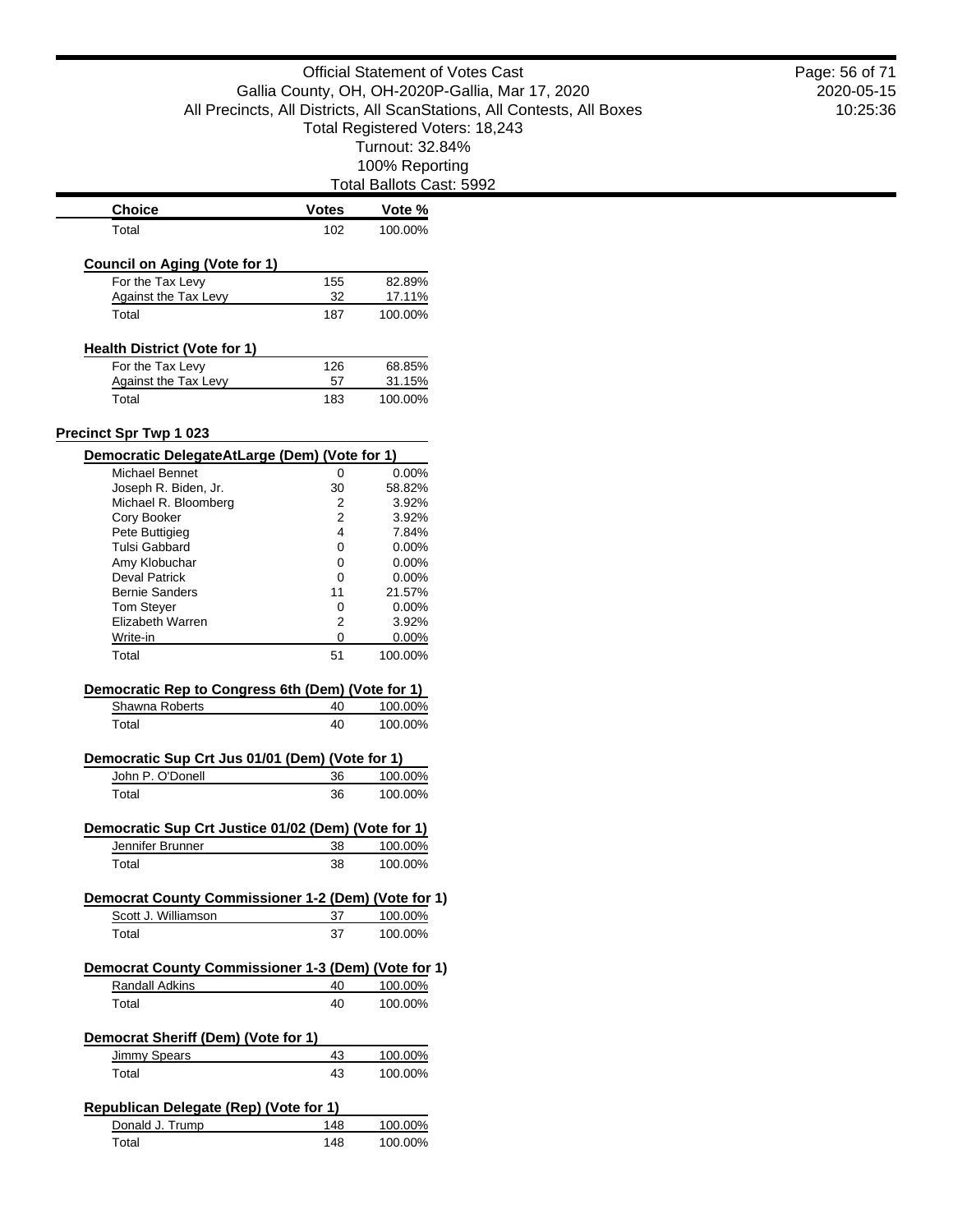| Choice | Votes | Vote % |
|---|---|---|
| Total | 102 | 100.00% |

**Council on Aging (Vote for 1)**

| Choice | Votes | Vote % |
|---|---|---|
| For the Tax Levy | 155 | 82.89% |
| Against the Tax Levy | 32 | 17.11% |
| Total | 187 | 100.00% |

**Health District (Vote for 1)**

| Choice | Votes | Vote % |
|---|---|---|
| For the Tax Levy | 126 | 68.85% |
| Against the Tax Levy | 57 | 31.15% |
| Total | 183 | 100.00% |

## Precinct Spr Twp 1 023

**Democratic DelegateAtLarge (Dem) (Vote for 1)**

| Choice | Votes | Vote % |
|---|---|---|
| Michael Bennet | 0 | 0.00% |
| Joseph R. Biden, Jr. | 30 | 58.82% |
| Michael R. Bloomberg | 2 | 3.92% |
| Cory Booker | 2 | 3.92% |
| Pete Buttigieg | 4 | 7.84% |
| Tulsi Gabbard | 0 | 0.00% |
| Amy Klobuchar | 0 | 0.00% |
| Deval Patrick | 0 | 0.00% |
| Bernie Sanders | 11 | 21.57% |
| Tom Steyer | 0 | 0.00% |
| Elizabeth Warren | 2 | 3.92% |
| Write-in | 0 | 0.00% |
| Total | 51 | 100.00% |

**Democratic Rep to Congress 6th (Dem) (Vote for 1)**

| Choice | Votes | Vote % |
|---|---|---|
| Shawna Roberts | 40 | 100.00% |
| Total | 40 | 100.00% |

**Democratic Sup Crt Jus 01/01 (Dem) (Vote for 1)**

| Choice | Votes | Vote % |
|---|---|---|
| John P. O'Donell | 36 | 100.00% |
| Total | 36 | 100.00% |

**Democratic Sup Crt Justice 01/02 (Dem) (Vote for 1)**

| Choice | Votes | Vote % |
|---|---|---|
| Jennifer Brunner | 38 | 100.00% |
| Total | 38 | 100.00% |

**Democrat County Commissioner 1-2 (Dem) (Vote for 1)**

| Choice | Votes | Vote % |
|---|---|---|
| Scott J. Williamson | 37 | 100.00% |
| Total | 37 | 100.00% |

**Democrat County Commissioner 1-3 (Dem) (Vote for 1)**

| Choice | Votes | Vote % |
|---|---|---|
| Randall Adkins | 40 | 100.00% |
| Total | 40 | 100.00% |

**Democrat Sheriff (Dem) (Vote for 1)**

| Choice | Votes | Vote % |
|---|---|---|
| Jimmy Spears | 43 | 100.00% |
| Total | 43 | 100.00% |

**Republican Delegate (Rep) (Vote for 1)**

| Choice | Votes | Vote % |
|---|---|---|
| Donald J. Trump | 148 | 100.00% |
| Total | 148 | 100.00% |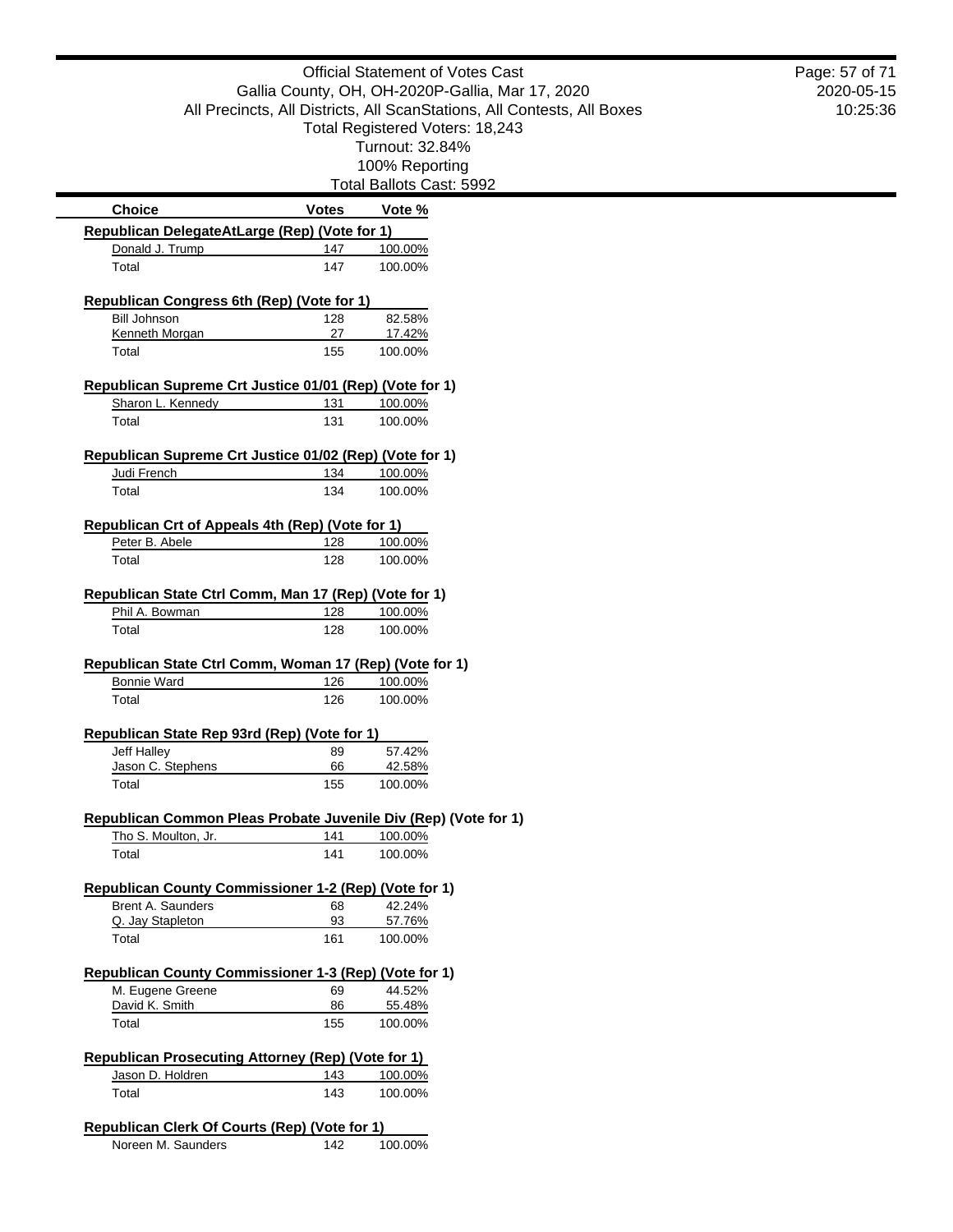Official Statement of Votes Cast
Gallia County, OH, OH-2020P-Gallia, Mar 17, 2020
All Precincts, All Districts, All ScanStations, All Contests, All Boxes
Total Registered Voters: 18,243
Turnout: 32.84%
100% Reporting
Total Ballots Cast: 5992

| Choice | Votes | Vote % |
|---|---|---|
| **Republican DelegateAtLarge (Rep) (Vote for 1)** | | |
| Donald J. Trump | 147 | 100.00% |
| Total | 147 | 100.00% |
| **Republican Congress 6th (Rep) (Vote for 1)** | | |
| Bill Johnson | 128 | 82.58% |
| Kenneth Morgan | 27 | 17.42% |
| Total | 155 | 100.00% |
| **Republican Supreme Crt Justice 01/01 (Rep) (Vote for 1)** | | |
| Sharon L. Kennedy | 131 | 100.00% |
| Total | 131 | 100.00% |
| **Republican Supreme Crt Justice 01/02 (Rep) (Vote for 1)** | | |
| Judi French | 134 | 100.00% |
| Total | 134 | 100.00% |
| **Republican Crt of Appeals 4th (Rep) (Vote for 1)** | | |
| Peter B. Abele | 128 | 100.00% |
| Total | 128 | 100.00% |
| **Republican State Ctrl Comm, Man 17 (Rep) (Vote for 1)** | | |
| Phil A. Bowman | 128 | 100.00% |
| Total | 128 | 100.00% |
| **Republican State Ctrl Comm, Woman 17 (Rep) (Vote for 1)** | | |
| Bonnie Ward | 126 | 100.00% |
| Total | 126 | 100.00% |
| **Republican State Rep 93rd (Rep) (Vote for 1)** | | |
| Jeff Halley | 89 | 57.42% |
| Jason C. Stephens | 66 | 42.58% |
| Total | 155 | 100.00% |
| **Republican Common Pleas Probate Juvenile Div (Rep) (Vote for 1)** | | |
| Tho S. Moulton, Jr. | 141 | 100.00% |
| Total | 141 | 100.00% |
| **Republican County Commissioner 1-2 (Rep) (Vote for 1)** | | |
| Brent A. Saunders | 68 | 42.24% |
| Q. Jay Stapleton | 93 | 57.76% |
| Total | 161 | 100.00% |
| **Republican County Commissioner 1-3 (Rep) (Vote for 1)** | | |
| M. Eugene Greene | 69 | 44.52% |
| David K. Smith | 86 | 55.48% |
| Total | 155 | 100.00% |
| **Republican Prosecuting Attorney (Rep) (Vote for 1)** | | |
| Jason D. Holdren | 143 | 100.00% |
| Total | 143 | 100.00% |
| **Republican Clerk Of Courts (Rep) (Vote for 1)** | | |
| Noreen M. Saunders | 142 | 100.00% |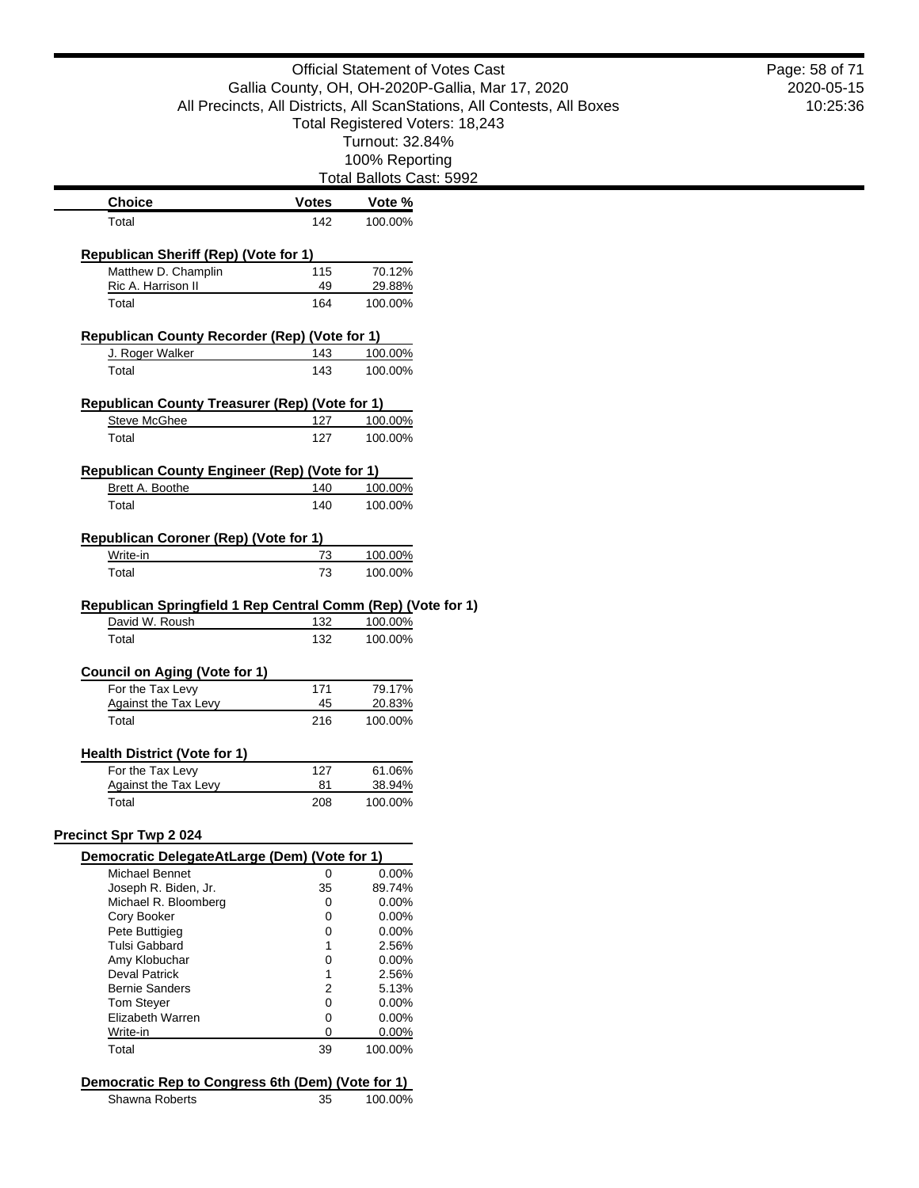| Choice | Votes | Vote % |
|---|---|---|
| Total | 142 | 100.00% |

**Republican Sheriff (Rep) (Vote for 1)**

| Choice | Votes | Vote % |
|---|---|---|
| Matthew D. Champlin | 115 | 70.12% |
| Ric A. Harrison II | 49 | 29.88% |
| Total | 164 | 100.00% |

**Republican County Recorder (Rep) (Vote for 1)**

| Choice | Votes | Vote % |
|---|---|---|
| J. Roger Walker | 143 | 100.00% |
| Total | 143 | 100.00% |

**Republican County Treasurer (Rep) (Vote for 1)**

| Choice | Votes | Vote % |
|---|---|---|
| Steve McGhee | 127 | 100.00% |
| Total | 127 | 100.00% |

**Republican County Engineer (Rep) (Vote for 1)**

| Choice | Votes | Vote % |
|---|---|---|
| Brett A. Boothe | 140 | 100.00% |
| Total | 140 | 100.00% |

**Republican Coroner (Rep) (Vote for 1)**

| Choice | Votes | Vote % |
|---|---|---|
| Write-in | 73 | 100.00% |
| Total | 73 | 100.00% |

**Republican Springfield 1 Rep Central Comm (Rep) (Vote for 1)**

| Choice | Votes | Vote % |
|---|---|---|
| David W. Roush | 132 | 100.00% |
| Total | 132 | 100.00% |

**Council on Aging (Vote for 1)**

| Choice | Votes | Vote % |
|---|---|---|
| For the Tax Levy | 171 | 79.17% |
| Against the Tax Levy | 45 | 20.83% |
| Total | 216 | 100.00% |

**Health District (Vote for 1)**

| Choice | Votes | Vote % |
|---|---|---|
| For the Tax Levy | 127 | 61.06% |
| Against the Tax Levy | 81 | 38.94% |
| Total | 208 | 100.00% |

## Precinct Spr Twp 2 024

**Democratic DelegateAtLarge (Dem) (Vote for 1)**

| Choice | Votes | Vote % |
|---|---|---|
| Michael Bennet | 0 | 0.00% |
| Joseph R. Biden, Jr. | 35 | 89.74% |
| Michael R. Bloomberg | 0 | 0.00% |
| Cory Booker | 0 | 0.00% |
| Pete Buttigieg | 0 | 0.00% |
| Tulsi Gabbard | 1 | 2.56% |
| Amy Klobuchar | 0 | 0.00% |
| Deval Patrick | 1 | 2.56% |
| Bernie Sanders | 2 | 5.13% |
| Tom Steyer | 0 | 0.00% |
| Elizabeth Warren | 0 | 0.00% |
| Write-in | 0 | 0.00% |
| Total | 39 | 100.00% |

**Democratic Rep to Congress 6th (Dem) (Vote for 1)**

| Choice | Votes | Vote % |
|---|---|---|
| Shawna Roberts | 35 | 100.00% |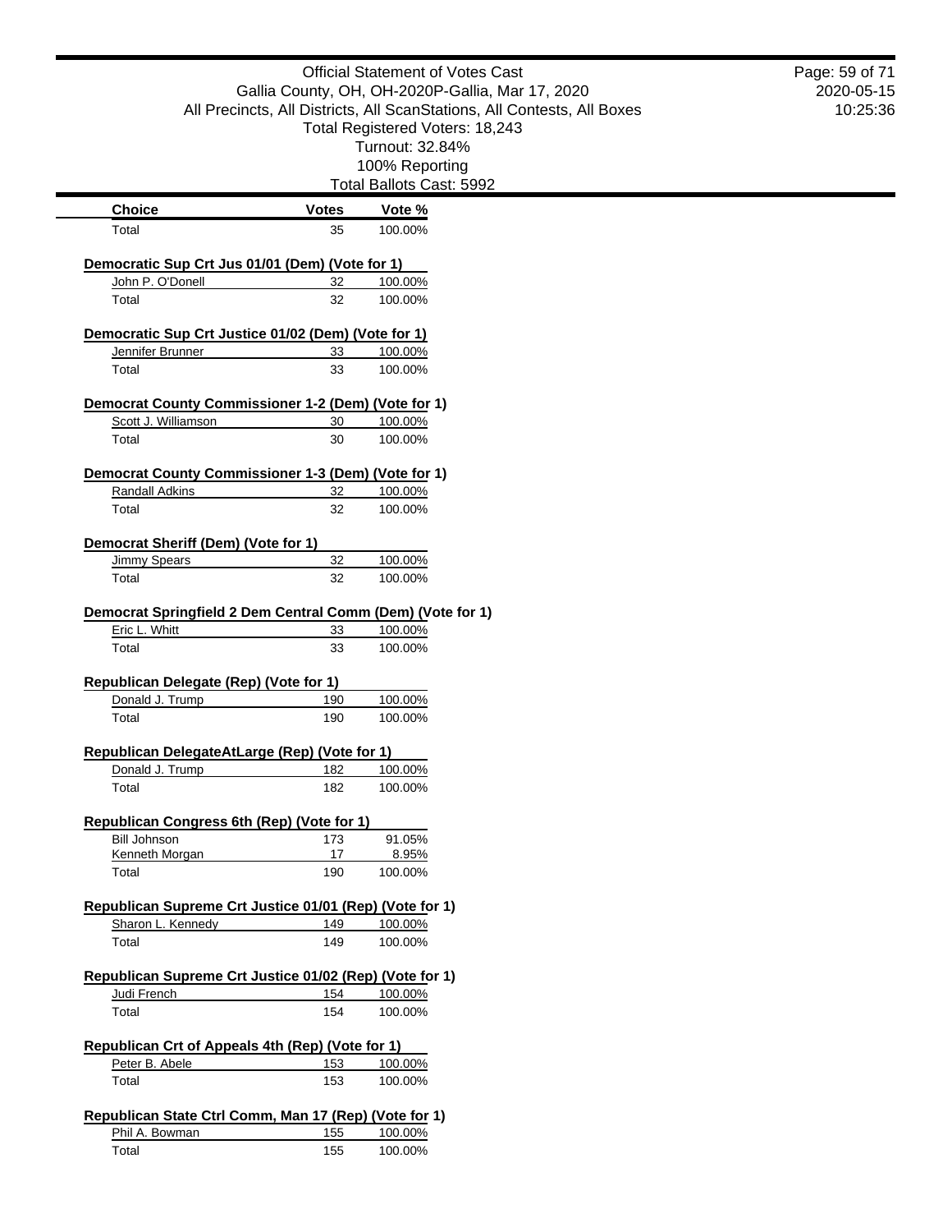Official Statement of Votes Cast
Gallia County, OH, OH-2020P-Gallia, Mar 17, 2020
All Precincts, All Districts, All ScanStations, All Contests, All Boxes
Total Registered Voters: 18,243
Turnout: 32.84%
100% Reporting
Total Ballots Cast: 5992

| Choice | Votes | Vote % |
|---|---|---|
| Total | 35 | 100.00% |

**Democratic Sup Crt Jus 01/01 (Dem) (Vote for 1)**

| Choice | Votes | Vote % |
|---|---|---|
| John P. O'Donell | 32 | 100.00% |
| Total | 32 | 100.00% |

**Democratic Sup Crt Justice 01/02 (Dem) (Vote for 1)**

| Choice | Votes | Vote % |
|---|---|---|
| Jennifer Brunner | 33 | 100.00% |
| Total | 33 | 100.00% |

**Democrat County Commissioner 1-2 (Dem) (Vote for 1)**

| Choice | Votes | Vote % |
|---|---|---|
| Scott J. Williamson | 30 | 100.00% |
| Total | 30 | 100.00% |

**Democrat County Commissioner 1-3 (Dem) (Vote for 1)**

| Choice | Votes | Vote % |
|---|---|---|
| Randall Adkins | 32 | 100.00% |
| Total | 32 | 100.00% |

**Democrat Sheriff (Dem) (Vote for 1)**

| Choice | Votes | Vote % |
|---|---|---|
| Jimmy Spears | 32 | 100.00% |
| Total | 32 | 100.00% |

**Democrat Springfield 2 Dem Central Comm (Dem) (Vote for 1)**

| Choice | Votes | Vote % |
|---|---|---|
| Eric L. Whitt | 33 | 100.00% |
| Total | 33 | 100.00% |

**Republican Delegate (Rep) (Vote for 1)**

| Choice | Votes | Vote % |
|---|---|---|
| Donald J. Trump | 190 | 100.00% |
| Total | 190 | 100.00% |

**Republican DelegateAtLarge (Rep) (Vote for 1)**

| Choice | Votes | Vote % |
|---|---|---|
| Donald J. Trump | 182 | 100.00% |
| Total | 182 | 100.00% |

**Republican Congress 6th (Rep) (Vote for 1)**

| Choice | Votes | Vote % |
|---|---|---|
| Bill Johnson | 173 | 91.05% |
| Kenneth Morgan | 17 | 8.95% |
| Total | 190 | 100.00% |

**Republican Supreme Crt Justice 01/01 (Rep) (Vote for 1)**

| Choice | Votes | Vote % |
|---|---|---|
| Sharon L. Kennedy | 149 | 100.00% |
| Total | 149 | 100.00% |

**Republican Supreme Crt Justice 01/02 (Rep) (Vote for 1)**

| Choice | Votes | Vote % |
|---|---|---|
| Judi French | 154 | 100.00% |
| Total | 154 | 100.00% |

**Republican Crt of Appeals 4th (Rep) (Vote for 1)**

| Choice | Votes | Vote % |
|---|---|---|
| Peter B. Abele | 153 | 100.00% |
| Total | 153 | 100.00% |

**Republican State Ctrl Comm, Man 17 (Rep) (Vote for 1)**

| Choice | Votes | Vote % |
|---|---|---|
| Phil A. Bowman | 155 | 100.00% |
| Total | 155 | 100.00% |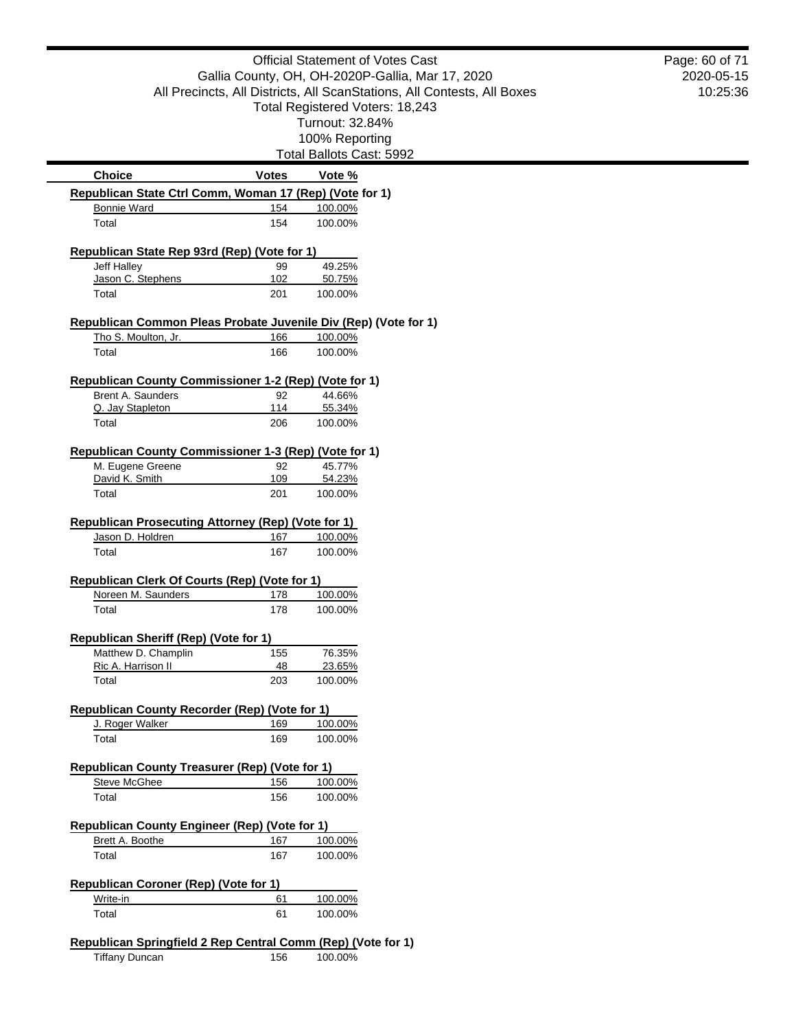Official Statement of Votes Cast
Gallia County, OH, OH-2020P-Gallia, Mar 17, 2020
All Precincts, All Districts, All ScanStations, All Contests, All Boxes
Total Registered Voters: 18,243
Turnout: 32.84%
100% Reporting
Total Ballots Cast: 5992

| Choice | Votes | Vote % |
|---|---|---|

**Republican State Ctrl Comm, Woman 17 (Rep) (Vote for 1)**

| Choice | Votes | Vote % |
|---|---|---|
| Bonnie Ward | 154 | 100.00% |
| Total | 154 | 100.00% |

**Republican State Rep 93rd (Rep) (Vote for 1)**

| Choice | Votes | Vote % |
|---|---|---|
| Jeff Halley | 99 | 49.25% |
| Jason C. Stephens | 102 | 50.75% |
| Total | 201 | 100.00% |

**Republican Common Pleas Probate Juvenile Div (Rep) (Vote for 1)**

| Choice | Votes | Vote % |
|---|---|---|
| Tho S. Moulton, Jr. | 166 | 100.00% |
| Total | 166 | 100.00% |

**Republican County Commissioner 1-2 (Rep) (Vote for 1)**

| Choice | Votes | Vote % |
|---|---|---|
| Brent A. Saunders | 92 | 44.66% |
| Q. Jay Stapleton | 114 | 55.34% |
| Total | 206 | 100.00% |

**Republican County Commissioner 1-3 (Rep) (Vote for 1)**

| Choice | Votes | Vote % |
|---|---|---|
| M. Eugene Greene | 92 | 45.77% |
| David K. Smith | 109 | 54.23% |
| Total | 201 | 100.00% |

**Republican Prosecuting Attorney (Rep) (Vote for 1)**

| Choice | Votes | Vote % |
|---|---|---|
| Jason D. Holdren | 167 | 100.00% |
| Total | 167 | 100.00% |

**Republican Clerk Of Courts (Rep) (Vote for 1)**

| Choice | Votes | Vote % |
|---|---|---|
| Noreen M. Saunders | 178 | 100.00% |
| Total | 178 | 100.00% |

**Republican Sheriff (Rep) (Vote for 1)**

| Choice | Votes | Vote % |
|---|---|---|
| Matthew D. Champlin | 155 | 76.35% |
| Ric A. Harrison II | 48 | 23.65% |
| Total | 203 | 100.00% |

**Republican County Recorder (Rep) (Vote for 1)**

| Choice | Votes | Vote % |
|---|---|---|
| J. Roger Walker | 169 | 100.00% |
| Total | 169 | 100.00% |

**Republican County Treasurer (Rep) (Vote for 1)**

| Choice | Votes | Vote % |
|---|---|---|
| Steve McGhee | 156 | 100.00% |
| Total | 156 | 100.00% |

**Republican County Engineer (Rep) (Vote for 1)**

| Choice | Votes | Vote % |
|---|---|---|
| Brett A. Boothe | 167 | 100.00% |
| Total | 167 | 100.00% |

**Republican Coroner (Rep) (Vote for 1)**

| Choice | Votes | Vote % |
|---|---|---|
| Write-in | 61 | 100.00% |
| Total | 61 | 100.00% |

**Republican Springfield 2 Rep Central Comm (Rep) (Vote for 1)**

| Choice | Votes | Vote % |
|---|---|---|
| Tiffany Duncan | 156 | 100.00% |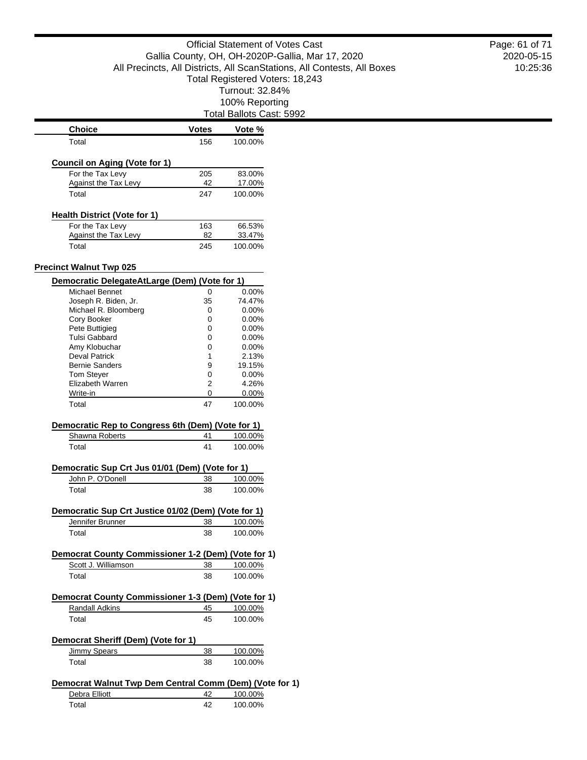Official Statement of Votes Cast
Gallia County, OH, OH-2020P-Gallia, Mar 17, 2020
All Precincts, All Districts, All ScanStations, All Contests, All Boxes
Total Registered Voters: 18,243
Turnout: 32.84%
100% Reporting
Total Ballots Cast: 5992

| Choice | Votes | Vote % |
|---|---|---|
| Total | 156 | 100.00% |

**Council on Aging (Vote for 1)**

| Choice | Votes | Vote % |
|---|---|---|
| For the Tax Levy | 205 | 83.00% |
| Against the Tax Levy | 42 | 17.00% |
| Total | 247 | 100.00% |

**Health District (Vote for 1)**

| Choice | Votes | Vote % |
|---|---|---|
| For the Tax Levy | 163 | 66.53% |
| Against the Tax Levy | 82 | 33.47% |
| Total | 245 | 100.00% |

## Precinct Walnut Twp 025

**Democratic DelegateAtLarge (Dem) (Vote for 1)**

| Choice | Votes | Vote % |
|---|---|---|
| Michael Bennet | 0 | 0.00% |
| Joseph R. Biden, Jr. | 35 | 74.47% |
| Michael R. Bloomberg | 0 | 0.00% |
| Cory Booker | 0 | 0.00% |
| Pete Buttigieg | 0 | 0.00% |
| Tulsi Gabbard | 0 | 0.00% |
| Amy Klobuchar | 0 | 0.00% |
| Deval Patrick | 1 | 2.13% |
| Bernie Sanders | 9 | 19.15% |
| Tom Steyer | 0 | 0.00% |
| Elizabeth Warren | 2 | 4.26% |
| Write-in | 0 | 0.00% |
| Total | 47 | 100.00% |

**Democratic Rep to Congress 6th (Dem) (Vote for 1)**

| Choice | Votes | Vote % |
|---|---|---|
| Shawna Roberts | 41 | 100.00% |
| Total | 41 | 100.00% |

**Democratic Sup Crt Jus 01/01 (Dem) (Vote for 1)**

| Choice | Votes | Vote % |
|---|---|---|
| John P. O'Donell | 38 | 100.00% |
| Total | 38 | 100.00% |

**Democratic Sup Crt Justice 01/02 (Dem) (Vote for 1)**

| Choice | Votes | Vote % |
|---|---|---|
| Jennifer Brunner | 38 | 100.00% |
| Total | 38 | 100.00% |

**Democrat County Commissioner 1-2 (Dem) (Vote for 1)**

| Choice | Votes | Vote % |
|---|---|---|
| Scott J. Williamson | 38 | 100.00% |
| Total | 38 | 100.00% |

**Democrat County Commissioner 1-3 (Dem) (Vote for 1)**

| Choice | Votes | Vote % |
|---|---|---|
| Randall Adkins | 45 | 100.00% |
| Total | 45 | 100.00% |

**Democrat Sheriff (Dem) (Vote for 1)**

| Choice | Votes | Vote % |
|---|---|---|
| Jimmy Spears | 38 | 100.00% |
| Total | 38 | 100.00% |

**Democrat Walnut Twp Dem Central Comm (Dem) (Vote for 1)**

| Choice | Votes | Vote % |
|---|---|---|
| Debra Elliott | 42 | 100.00% |
| Total | 42 | 100.00% |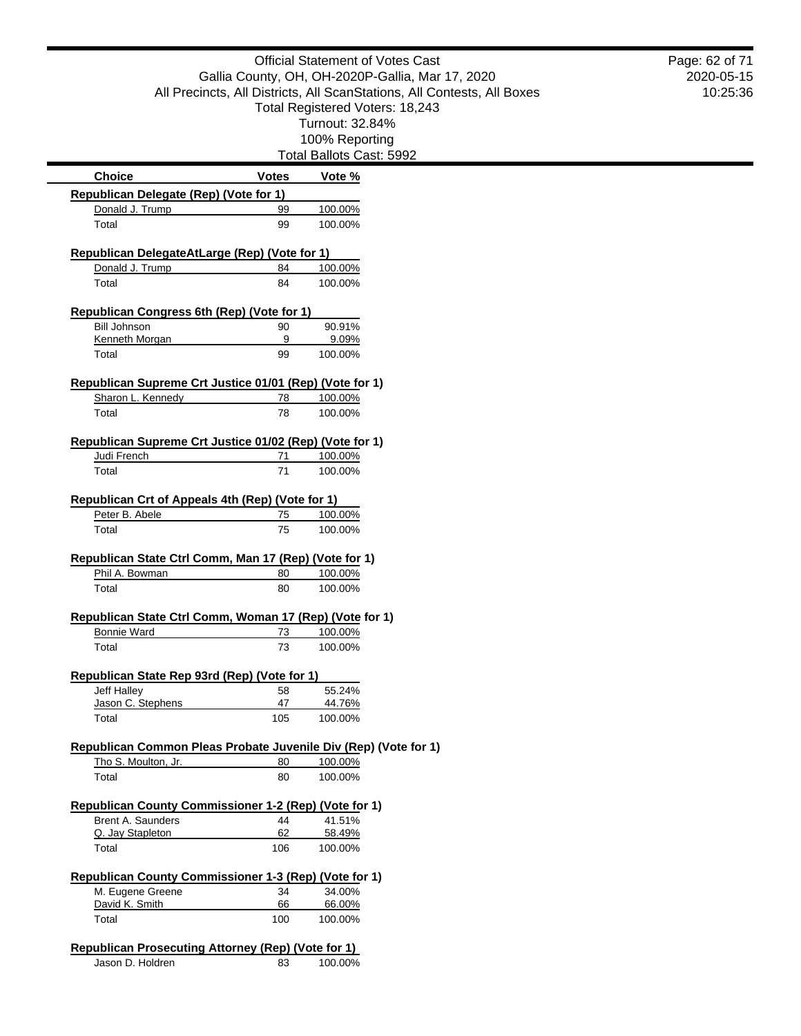Official Statement of Votes Cast
Gallia County, OH, OH-2020P-Gallia, Mar 17, 2020
All Precincts, All Districts, All ScanStations, All Contests, All Boxes
Total Registered Voters: 18,243
Turnout: 32.84%
100% Reporting
Total Ballots Cast: 5992

2020-05-15
10:25:36

| Choice | Votes | Vote % |
|---|---|---|
| **Republican Delegate (Rep) (Vote for 1)** | | |
| Donald J. Trump | 99 | 100.00% |
| Total | 99 | 100.00% |
| **Republican DelegateAtLarge (Rep) (Vote for 1)** | | |
| Donald J. Trump | 84 | 100.00% |
| Total | 84 | 100.00% |
| **Republican Congress 6th (Rep) (Vote for 1)** | | |
| Bill Johnson | 90 | 90.91% |
| Kenneth Morgan | 9 | 9.09% |
| Total | 99 | 100.00% |
| **Republican Supreme Crt Justice 01/01 (Rep) (Vote for 1)** | | |
| Sharon L. Kennedy | 78 | 100.00% |
| Total | 78 | 100.00% |
| **Republican Supreme Crt Justice 01/02 (Rep) (Vote for 1)** | | |
| Judi French | 71 | 100.00% |
| Total | 71 | 100.00% |
| **Republican Crt of Appeals 4th (Rep) (Vote for 1)** | | |
| Peter B. Abele | 75 | 100.00% |
| Total | 75 | 100.00% |
| **Republican State Ctrl Comm, Man 17 (Rep) (Vote for 1)** | | |
| Phil A. Bowman | 80 | 100.00% |
| Total | 80 | 100.00% |
| **Republican State Ctrl Comm, Woman 17 (Rep) (Vote for 1)** | | |
| Bonnie Ward | 73 | 100.00% |
| Total | 73 | 100.00% |
| **Republican State Rep 93rd (Rep) (Vote for 1)** | | |
| Jeff Halley | 58 | 55.24% |
| Jason C. Stephens | 47 | 44.76% |
| Total | 105 | 100.00% |
| **Republican Common Pleas Probate Juvenile Div (Rep) (Vote for 1)** | | |
| Tho S. Moulton, Jr. | 80 | 100.00% |
| Total | 80 | 100.00% |
| **Republican County Commissioner 1-2 (Rep) (Vote for 1)** | | |
| Brent A. Saunders | 44 | 41.51% |
| Q. Jay Stapleton | 62 | 58.49% |
| Total | 106 | 100.00% |
| **Republican County Commissioner 1-3 (Rep) (Vote for 1)** | | |
| M. Eugene Greene | 34 | 34.00% |
| David K. Smith | 66 | 66.00% |
| Total | 100 | 100.00% |
| **Republican Prosecuting Attorney (Rep) (Vote for 1)** | | |
| Jason D. Holdren | 83 | 100.00% |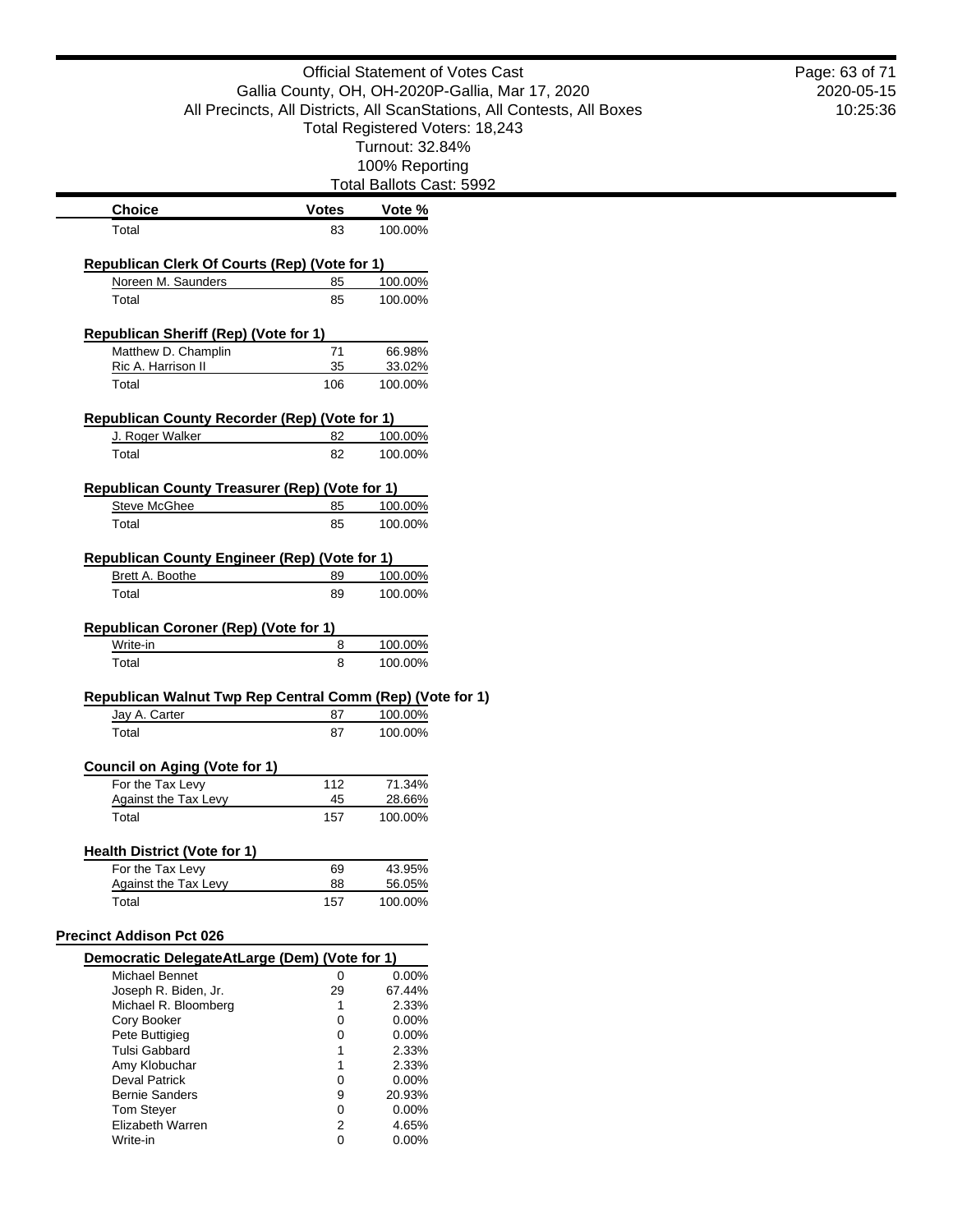| Choice | Votes | Vote % |
| --- | --- | --- |
| Total | 83 | 100.00% |

**Republican Clerk Of Courts (Rep) (Vote for 1)**

| Choice | Votes | Vote % |
| --- | --- | --- |
| Noreen M. Saunders | 85 | 100.00% |
| Total | 85 | 100.00% |

**Republican Sheriff (Rep) (Vote for 1)**

| Choice | Votes | Vote % |
| --- | --- | --- |
| Matthew D. Champlin | 71 | 66.98% |
| Ric A. Harrison II | 35 | 33.02% |
| Total | 106 | 100.00% |

**Republican County Recorder (Rep) (Vote for 1)**

| Choice | Votes | Vote % |
| --- | --- | --- |
| J. Roger Walker | 82 | 100.00% |
| Total | 82 | 100.00% |

**Republican County Treasurer (Rep) (Vote for 1)**

| Choice | Votes | Vote % |
| --- | --- | --- |
| Steve McGhee | 85 | 100.00% |
| Total | 85 | 100.00% |

**Republican County Engineer (Rep) (Vote for 1)**

| Choice | Votes | Vote % |
| --- | --- | --- |
| Brett A. Boothe | 89 | 100.00% |
| Total | 89 | 100.00% |

**Republican Coroner (Rep) (Vote for 1)**

| Choice | Votes | Vote % |
| --- | --- | --- |
| Write-in | 8 | 100.00% |
| Total | 8 | 100.00% |

**Republican Walnut Twp Rep Central Comm (Rep) (Vote for 1)**

| Choice | Votes | Vote % |
| --- | --- | --- |
| Jay A. Carter | 87 | 100.00% |
| Total | 87 | 100.00% |

**Council on Aging (Vote for 1)**

| Choice | Votes | Vote % |
| --- | --- | --- |
| For the Tax Levy | 112 | 71.34% |
| Against the Tax Levy | 45 | 28.66% |
| Total | 157 | 100.00% |

**Health District (Vote for 1)**

| Choice | Votes | Vote % |
| --- | --- | --- |
| For the Tax Levy | 69 | 43.95% |
| Against the Tax Levy | 88 | 56.05% |
| Total | 157 | 100.00% |

## Precinct Addison Pct 026

**Democratic DelegateAtLarge (Dem) (Vote for 1)**

| Choice | Votes | Vote % |
| --- | --- | --- |
| Michael Bennet | 0 | 0.00% |
| Joseph R. Biden, Jr. | 29 | 67.44% |
| Michael R. Bloomberg | 1 | 2.33% |
| Cory Booker | 0 | 0.00% |
| Pete Buttigieg | 0 | 0.00% |
| Tulsi Gabbard | 1 | 2.33% |
| Amy Klobuchar | 1 | 2.33% |
| Deval Patrick | 0 | 0.00% |
| Bernie Sanders | 9 | 20.93% |
| Tom Steyer | 0 | 0.00% |
| Elizabeth Warren | 2 | 4.65% |
| Write-in | 0 | 0.00% |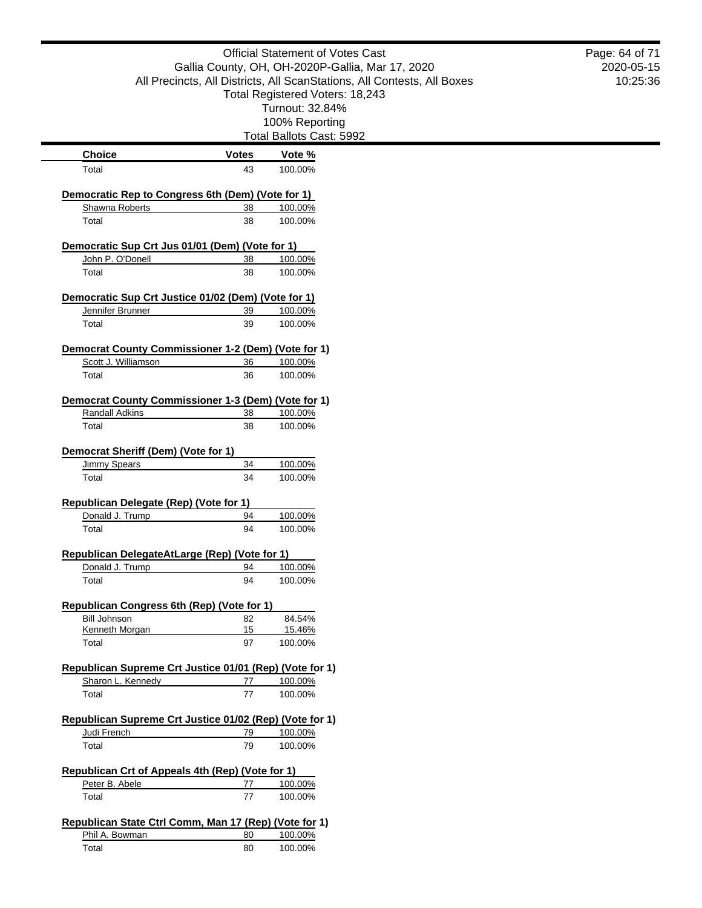Official Statement of Votes Cast
Gallia County, OH, OH-2020P-Gallia, Mar 17, 2020
All Precincts, All Districts, All ScanStations, All Contests, All Boxes
Total Registered Voters: 18,243
Turnout: 32.84%
100% Reporting
Total Ballots Cast: 5992

| Choice | Votes | Vote % |
|---|---|---|
| Total | 43 | 100.00% |

**Democratic Rep to Congress 6th (Dem) (Vote for 1)**

| Choice | Votes | Vote % |
|---|---|---|
| Shawna Roberts | 38 | 100.00% |
| Total | 38 | 100.00% |

**Democratic Sup Crt Jus 01/01 (Dem) (Vote for 1)**

| Choice | Votes | Vote % |
|---|---|---|
| John P. O'Donell | 38 | 100.00% |
| Total | 38 | 100.00% |

**Democratic Sup Crt Justice 01/02 (Dem) (Vote for 1)**

| Choice | Votes | Vote % |
|---|---|---|
| Jennifer Brunner | 39 | 100.00% |
| Total | 39 | 100.00% |

**Democrat County Commissioner 1-2 (Dem) (Vote for 1)**

| Choice | Votes | Vote % |
|---|---|---|
| Scott J. Williamson | 36 | 100.00% |
| Total | 36 | 100.00% |

**Democrat County Commissioner 1-3 (Dem) (Vote for 1)**

| Choice | Votes | Vote % |
|---|---|---|
| Randall Adkins | 38 | 100.00% |
| Total | 38 | 100.00% |

**Democrat Sheriff (Dem) (Vote for 1)**

| Choice | Votes | Vote % |
|---|---|---|
| Jimmy Spears | 34 | 100.00% |
| Total | 34 | 100.00% |

**Republican Delegate (Rep) (Vote for 1)**

| Choice | Votes | Vote % |
|---|---|---|
| Donald J. Trump | 94 | 100.00% |
| Total | 94 | 100.00% |

**Republican DelegateAtLarge (Rep) (Vote for 1)**

| Choice | Votes | Vote % |
|---|---|---|
| Donald J. Trump | 94 | 100.00% |
| Total | 94 | 100.00% |

**Republican Congress 6th (Rep) (Vote for 1)**

| Choice | Votes | Vote % |
|---|---|---|
| Bill Johnson | 82 | 84.54% |
| Kenneth Morgan | 15 | 15.46% |
| Total | 97 | 100.00% |

**Republican Supreme Crt Justice 01/01 (Rep) (Vote for 1)**

| Choice | Votes | Vote % |
|---|---|---|
| Sharon L. Kennedy | 77 | 100.00% |
| Total | 77 | 100.00% |

**Republican Supreme Crt Justice 01/02 (Rep) (Vote for 1)**

| Choice | Votes | Vote % |
|---|---|---|
| Judi French | 79 | 100.00% |
| Total | 79 | 100.00% |

**Republican Crt of Appeals 4th (Rep) (Vote for 1)**

| Choice | Votes | Vote % |
|---|---|---|
| Peter B. Abele | 77 | 100.00% |
| Total | 77 | 100.00% |

**Republican State Ctrl Comm, Man 17 (Rep) (Vote for 1)**

| Choice | Votes | Vote % |
|---|---|---|
| Phil A. Bowman | 80 | 100.00% |
| Total | 80 | 100.00% |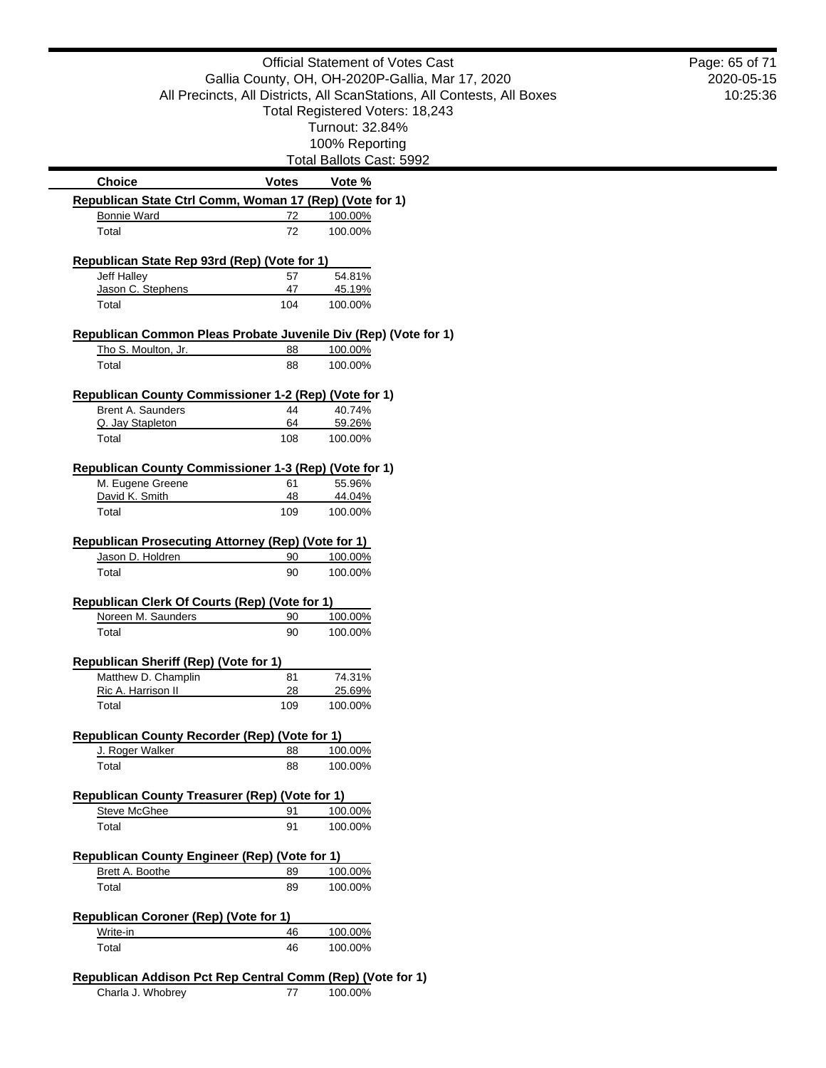Official Statement of Votes Cast
Gallia County, OH, OH-2020P-Gallia, Mar 17, 2020
All Precincts, All Districts, All ScanStations, All Contests, All Boxes
Total Registered Voters: 18,243
Turnout: 32.84%
100% Reporting
Total Ballots Cast: 5992

| Choice | Votes | Vote % |
|---|---|---|

**Republican State Ctrl Comm, Woman 17 (Rep) (Vote for 1)**

| Choice | Votes | Vote % |
|---|---|---|
| Bonnie Ward | 72 | 100.00% |
| Total | 72 | 100.00% |

**Republican State Rep 93rd (Rep) (Vote for 1)**

| Choice | Votes | Vote % |
|---|---|---|
| Jeff Halley | 57 | 54.81% |
| Jason C. Stephens | 47 | 45.19% |
| Total | 104 | 100.00% |

**Republican Common Pleas Probate Juvenile Div (Rep) (Vote for 1)**

| Choice | Votes | Vote % |
|---|---|---|
| Tho S. Moulton, Jr. | 88 | 100.00% |
| Total | 88 | 100.00% |

**Republican County Commissioner 1-2 (Rep) (Vote for 1)**

| Choice | Votes | Vote % |
|---|---|---|
| Brent A. Saunders | 44 | 40.74% |
| Q. Jay Stapleton | 64 | 59.26% |
| Total | 108 | 100.00% |

**Republican County Commissioner 1-3 (Rep) (Vote for 1)**

| Choice | Votes | Vote % |
|---|---|---|
| M. Eugene Greene | 61 | 55.96% |
| David K. Smith | 48 | 44.04% |
| Total | 109 | 100.00% |

**Republican Prosecuting Attorney (Rep) (Vote for 1)**

| Choice | Votes | Vote % |
|---|---|---|
| Jason D. Holdren | 90 | 100.00% |
| Total | 90 | 100.00% |

**Republican Clerk Of Courts (Rep) (Vote for 1)**

| Choice | Votes | Vote % |
|---|---|---|
| Noreen M. Saunders | 90 | 100.00% |
| Total | 90 | 100.00% |

**Republican Sheriff (Rep) (Vote for 1)**

| Choice | Votes | Vote % |
|---|---|---|
| Matthew D. Champlin | 81 | 74.31% |
| Ric A. Harrison II | 28 | 25.69% |
| Total | 109 | 100.00% |

**Republican County Recorder (Rep) (Vote for 1)**

| Choice | Votes | Vote % |
|---|---|---|
| J. Roger Walker | 88 | 100.00% |
| Total | 88 | 100.00% |

**Republican County Treasurer (Rep) (Vote for 1)**

| Choice | Votes | Vote % |
|---|---|---|
| Steve McGhee | 91 | 100.00% |
| Total | 91 | 100.00% |

**Republican County Engineer (Rep) (Vote for 1)**

| Choice | Votes | Vote % |
|---|---|---|
| Brett A. Boothe | 89 | 100.00% |
| Total | 89 | 100.00% |

**Republican Coroner (Rep) (Vote for 1)**

| Choice | Votes | Vote % |
|---|---|---|
| Write-in | 46 | 100.00% |
| Total | 46 | 100.00% |

**Republican Addison Pct Rep Central Comm (Rep) (Vote for 1)**

| Choice | Votes | Vote % |
|---|---|---|
| Charla J. Whobrey | 77 | 100.00% |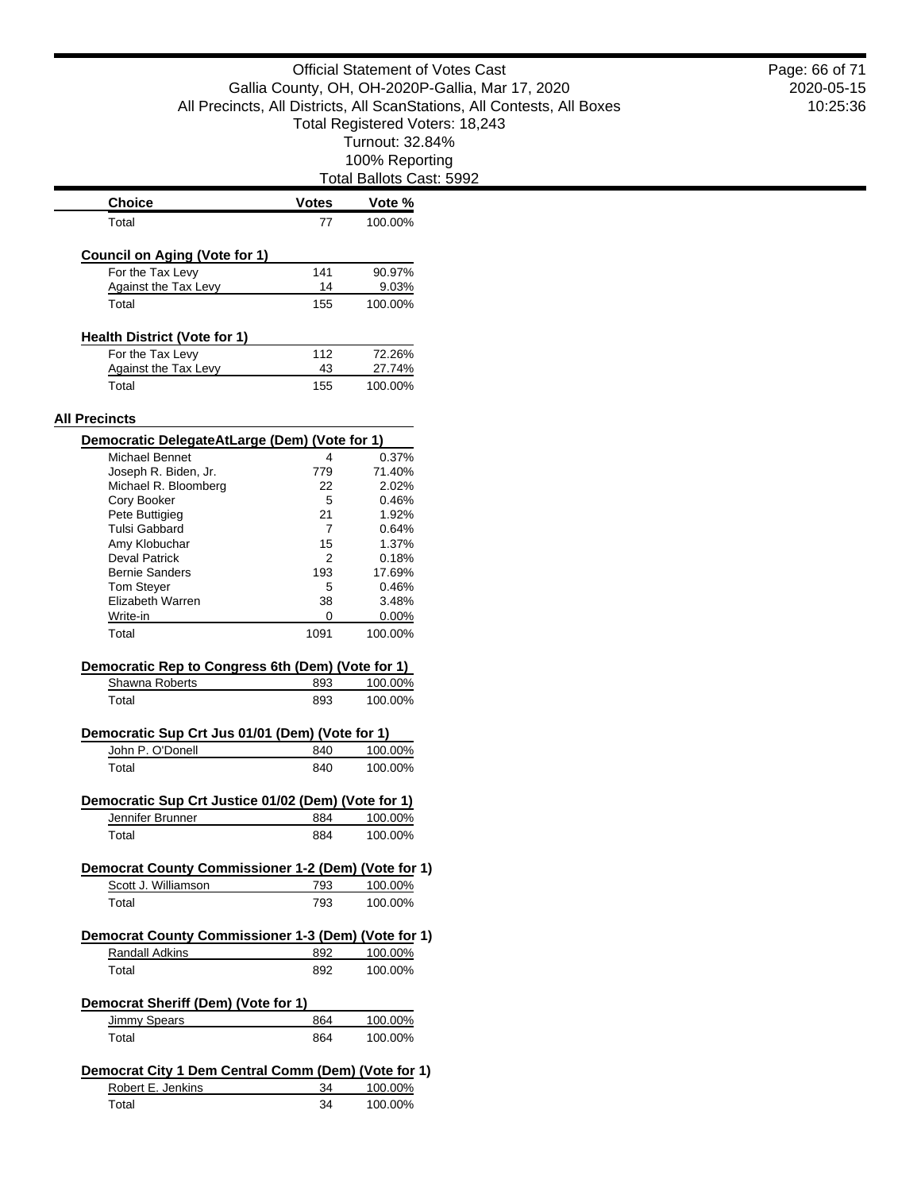Official Statement of Votes Cast
Gallia County, OH, OH-2020P-Gallia, Mar 17, 2020
All Precincts, All Districts, All ScanStations, All Contests, All Boxes
Total Registered Voters: 18,243
Turnout: 32.84%
100% Reporting
Total Ballots Cast: 5992

| Choice | Votes | Vote % |
|---|---|---|
| Total | 77 | 100.00% |

**Council on Aging (Vote for 1)**

| Choice | Votes | Vote % |
|---|---|---|
| For the Tax Levy | 141 | 90.97% |
| Against the Tax Levy | 14 | 9.03% |
| Total | 155 | 100.00% |

**Health District (Vote for 1)**

| Choice | Votes | Vote % |
|---|---|---|
| For the Tax Levy | 112 | 72.26% |
| Against the Tax Levy | 43 | 27.74% |
| Total | 155 | 100.00% |

## All Precincts

**Democratic DelegateAtLarge (Dem) (Vote for 1)**

| Choice | Votes | Vote % |
|---|---|---|
| Michael Bennet | 4 | 0.37% |
| Joseph R. Biden, Jr. | 779 | 71.40% |
| Michael R. Bloomberg | 22 | 2.02% |
| Cory Booker | 5 | 0.46% |
| Pete Buttigieg | 21 | 1.92% |
| Tulsi Gabbard | 7 | 0.64% |
| Amy Klobuchar | 15 | 1.37% |
| Deval Patrick | 2 | 0.18% |
| Bernie Sanders | 193 | 17.69% |
| Tom Steyer | 5 | 0.46% |
| Elizabeth Warren | 38 | 3.48% |
| Write-in | 0 | 0.00% |
| Total | 1091 | 100.00% |

**Democratic Rep to Congress 6th (Dem) (Vote for 1)**

| Choice | Votes | Vote % |
|---|---|---|
| Shawna Roberts | 893 | 100.00% |
| Total | 893 | 100.00% |

**Democratic Sup Crt Jus 01/01 (Dem) (Vote for 1)**

| Choice | Votes | Vote % |
|---|---|---|
| John P. O'Donell | 840 | 100.00% |
| Total | 840 | 100.00% |

**Democratic Sup Crt Justice 01/02 (Dem) (Vote for 1)**

| Choice | Votes | Vote % |
|---|---|---|
| Jennifer Brunner | 884 | 100.00% |
| Total | 884 | 100.00% |

**Democrat County Commissioner 1-2 (Dem) (Vote for 1)**

| Choice | Votes | Vote % |
|---|---|---|
| Scott J. Williamson | 793 | 100.00% |
| Total | 793 | 100.00% |

**Democrat County Commissioner 1-3 (Dem) (Vote for 1)**

| Choice | Votes | Vote % |
|---|---|---|
| Randall Adkins | 892 | 100.00% |
| Total | 892 | 100.00% |

**Democrat Sheriff (Dem) (Vote for 1)**

| Choice | Votes | Vote % |
|---|---|---|
| Jimmy Spears | 864 | 100.00% |
| Total | 864 | 100.00% |

**Democrat City 1 Dem Central Comm (Dem) (Vote for 1)**

| Choice | Votes | Vote % |
|---|---|---|
| Robert E. Jenkins | 34 | 100.00% |
| Total | 34 | 100.00% |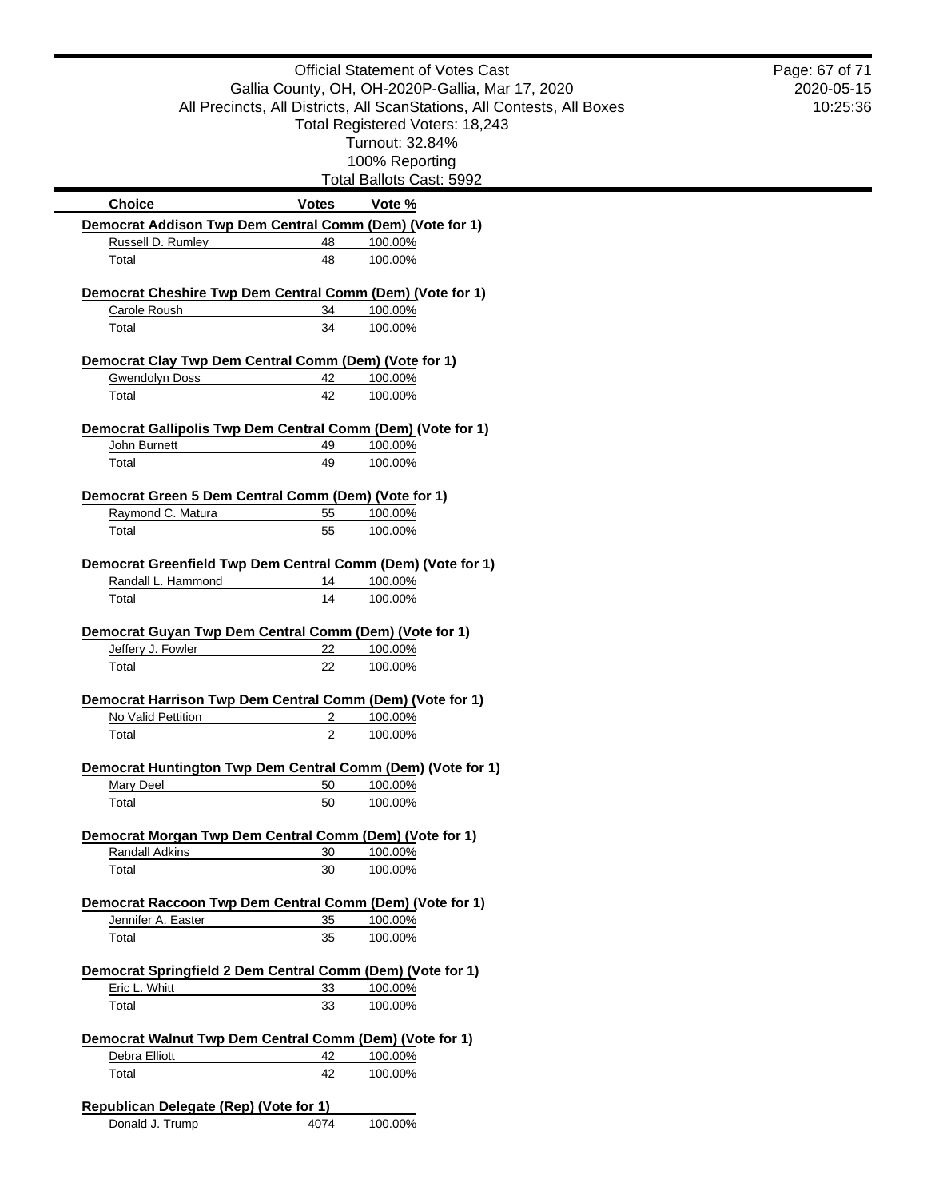Official Statement of Votes Cast
Gallia County, OH, OH-2020P-Gallia, Mar 17, 2020
All Precincts, All Districts, All ScanStations, All Contests, All Boxes
Total Registered Voters: 18,243
Turnout: 32.84%
100% Reporting
Total Ballots Cast: 5992

| Choice | Votes | Vote % |
|---|---|---|
| **Democrat Addison Twp Dem Central Comm (Dem) (Vote for 1)** | | |
| Russell D. Rumley | 48 | 100.00% |
| Total | 48 | 100.00% |
| **Democrat Cheshire Twp Dem Central Comm (Dem) (Vote for 1)** | | |
| Carole Roush | 34 | 100.00% |
| Total | 34 | 100.00% |
| **Democrat Clay Twp Dem Central Comm (Dem) (Vote for 1)** | | |
| Gwendolyn Doss | 42 | 100.00% |
| Total | 42 | 100.00% |
| **Democrat Gallipolis Twp Dem Central Comm (Dem) (Vote for 1)** | | |
| John Burnett | 49 | 100.00% |
| Total | 49 | 100.00% |
| **Democrat Green 5 Dem Central Comm (Dem) (Vote for 1)** | | |
| Raymond C. Matura | 55 | 100.00% |
| Total | 55 | 100.00% |
| **Democrat Greenfield Twp Dem Central Comm (Dem) (Vote for 1)** | | |
| Randall L. Hammond | 14 | 100.00% |
| Total | 14 | 100.00% |
| **Democrat Guyan Twp Dem Central Comm (Dem) (Vote for 1)** | | |
| Jeffery J. Fowler | 22 | 100.00% |
| Total | 22 | 100.00% |
| **Democrat Harrison Twp Dem Central Comm (Dem) (Vote for 1)** | | |
| No Valid Pettition | 2 | 100.00% |
| Total | 2 | 100.00% |
| **Democrat Huntington Twp Dem Central Comm (Dem) (Vote for 1)** | | |
| Mary Deel | 50 | 100.00% |
| Total | 50 | 100.00% |
| **Democrat Morgan Twp Dem Central Comm (Dem) (Vote for 1)** | | |
| Randall Adkins | 30 | 100.00% |
| Total | 30 | 100.00% |
| **Democrat Raccoon Twp Dem Central Comm (Dem) (Vote for 1)** | | |
| Jennifer A. Easter | 35 | 100.00% |
| Total | 35 | 100.00% |
| **Democrat Springfield 2 Dem Central Comm (Dem) (Vote for 1)** | | |
| Eric L. Whitt | 33 | 100.00% |
| Total | 33 | 100.00% |
| **Democrat Walnut Twp Dem Central Comm (Dem) (Vote for 1)** | | |
| Debra Elliott | 42 | 100.00% |
| Total | 42 | 100.00% |
| **Republican Delegate (Rep) (Vote for 1)** | | |
| Donald J. Trump | 4074 | 100.00% |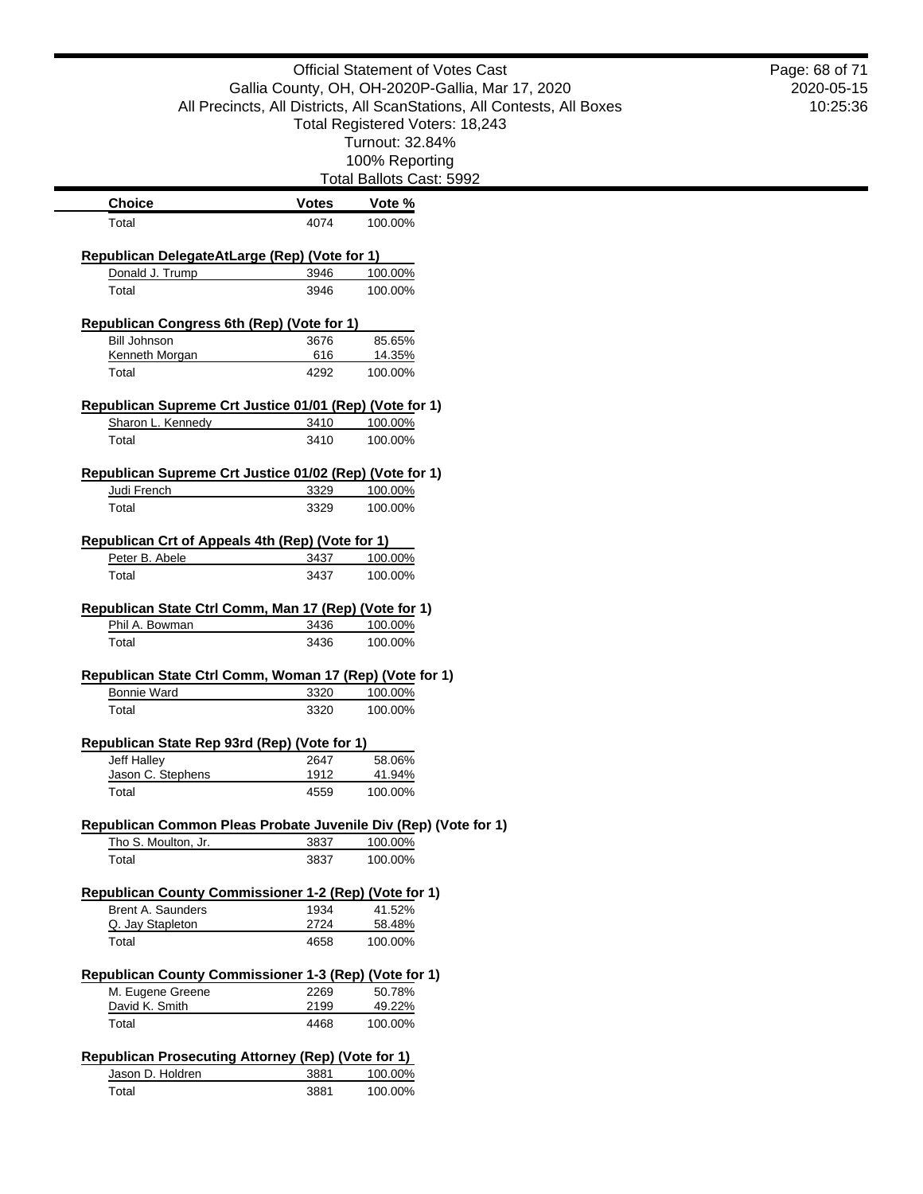Official Statement of Votes Cast
Gallia County, OH, OH-2020P-Gallia, Mar 17, 2020
All Precincts, All Districts, All ScanStations, All Contests, All Boxes
Total Registered Voters: 18,243
Turnout: 32.84%
100% Reporting
Total Ballots Cast: 5992

| Choice | Votes | Vote % |
|---|---|---|
| Total | 4074 | 100.00% |

### Republican DelegateAtLarge (Rep) (Vote for 1)

| Choice | Votes | Vote % |
|---|---|---|
| Donald J. Trump | 3946 | 100.00% |
| Total | 3946 | 100.00% |

### Republican Congress 6th (Rep) (Vote for 1)

| Choice | Votes | Vote % |
|---|---|---|
| Bill Johnson | 3676 | 85.65% |
| Kenneth Morgan | 616 | 14.35% |
| Total | 4292 | 100.00% |

### Republican Supreme Crt Justice 01/01 (Rep) (Vote for 1)

| Choice | Votes | Vote % |
|---|---|---|
| Sharon L. Kennedy | 3410 | 100.00% |
| Total | 3410 | 100.00% |

### Republican Supreme Crt Justice 01/02 (Rep) (Vote for 1)

| Choice | Votes | Vote % |
|---|---|---|
| Judi French | 3329 | 100.00% |
| Total | 3329 | 100.00% |

### Republican Crt of Appeals 4th (Rep) (Vote for 1)

| Choice | Votes | Vote % |
|---|---|---|
| Peter B. Abele | 3437 | 100.00% |
| Total | 3437 | 100.00% |

### Republican State Ctrl Comm, Man 17 (Rep) (Vote for 1)

| Choice | Votes | Vote % |
|---|---|---|
| Phil A. Bowman | 3436 | 100.00% |
| Total | 3436 | 100.00% |

### Republican State Ctrl Comm, Woman 17 (Rep) (Vote for 1)

| Choice | Votes | Vote % |
|---|---|---|
| Bonnie Ward | 3320 | 100.00% |
| Total | 3320 | 100.00% |

### Republican State Rep 93rd (Rep) (Vote for 1)

| Choice | Votes | Vote % |
|---|---|---|
| Jeff Halley | 2647 | 58.06% |
| Jason C. Stephens | 1912 | 41.94% |
| Total | 4559 | 100.00% |

### Republican Common Pleas Probate Juvenile Div (Rep) (Vote for 1)

| Choice | Votes | Vote % |
|---|---|---|
| Tho S. Moulton, Jr. | 3837 | 100.00% |
| Total | 3837 | 100.00% |

### Republican County Commissioner 1-2 (Rep) (Vote for 1)

| Choice | Votes | Vote % |
|---|---|---|
| Brent A. Saunders | 1934 | 41.52% |
| Q. Jay Stapleton | 2724 | 58.48% |
| Total | 4658 | 100.00% |

### Republican County Commissioner 1-3 (Rep) (Vote for 1)

| Choice | Votes | Vote % |
|---|---|---|
| M. Eugene Greene | 2269 | 50.78% |
| David K. Smith | 2199 | 49.22% |
| Total | 4468 | 100.00% |

### Republican Prosecuting Attorney (Rep) (Vote for 1)

| Choice | Votes | Vote % |
|---|---|---|
| Jason D. Holdren | 3881 | 100.00% |
| Total | 3881 | 100.00% |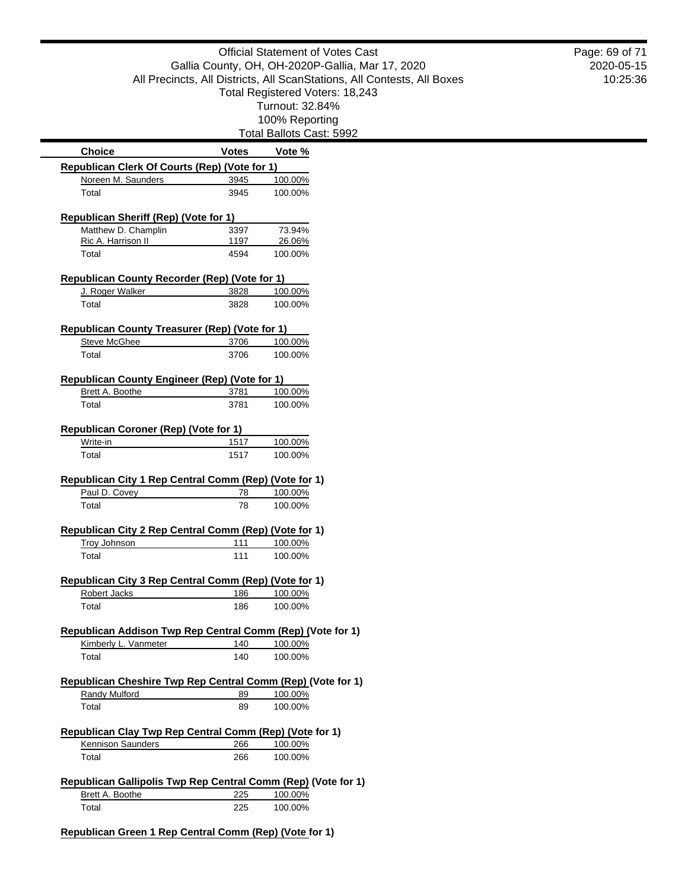Official Statement of Votes Cast
Gallia County, OH, OH-2020P-Gallia, Mar 17, 2020
All Precincts, All Districts, All ScanStations, All Contests, All Boxes
Total Registered Voters: 18,243
Turnout: 32.84%
100% Reporting
Total Ballots Cast: 5992

| Choice | Votes | Vote % |
|---|---|---|
| **Republican Clerk Of Courts (Rep) (Vote for 1)** | | |
| Noreen M. Saunders | 3945 | 100.00% |
| Total | 3945 | 100.00% |
| **Republican Sheriff (Rep) (Vote for 1)** | | |
| Matthew D. Champlin | 3397 | 73.94% |
| Ric A. Harrison II | 1197 | 26.06% |
| Total | 4594 | 100.00% |
| **Republican County Recorder (Rep) (Vote for 1)** | | |
| J. Roger Walker | 3828 | 100.00% |
| Total | 3828 | 100.00% |
| **Republican County Treasurer (Rep) (Vote for 1)** | | |
| Steve McGhee | 3706 | 100.00% |
| Total | 3706 | 100.00% |
| **Republican County Engineer (Rep) (Vote for 1)** | | |
| Brett A. Boothe | 3781 | 100.00% |
| Total | 3781 | 100.00% |
| **Republican Coroner (Rep) (Vote for 1)** | | |
| Write-in | 1517 | 100.00% |
| Total | 1517 | 100.00% |
| **Republican City 1 Rep Central Comm (Rep) (Vote for 1)** | | |
| Paul D. Covey | 78 | 100.00% |
| Total | 78 | 100.00% |
| **Republican City 2 Rep Central Comm (Rep) (Vote for 1)** | | |
| Troy Johnson | 111 | 100.00% |
| Total | 111 | 100.00% |
| **Republican City 3 Rep Central Comm (Rep) (Vote for 1)** | | |
| Robert Jacks | 186 | 100.00% |
| Total | 186 | 100.00% |
| **Republican Addison Twp Rep Central Comm (Rep) (Vote for 1)** | | |
| Kimberly L. Vanmeter | 140 | 100.00% |
| Total | 140 | 100.00% |
| **Republican Cheshire Twp Rep Central Comm (Rep) (Vote for 1)** | | |
| Randy Mulford | 89 | 100.00% |
| Total | 89 | 100.00% |
| **Republican Clay Twp Rep Central Comm (Rep) (Vote for 1)** | | |
| Kennison Saunders | 266 | 100.00% |
| Total | 266 | 100.00% |
| **Republican Gallipolis Twp Rep Central Comm (Rep) (Vote for 1)** | | |
| Brett A. Boothe | 225 | 100.00% |
| Total | 225 | 100.00% |
| **Republican Green 1 Rep Central Comm (Rep) (Vote for 1)** | | |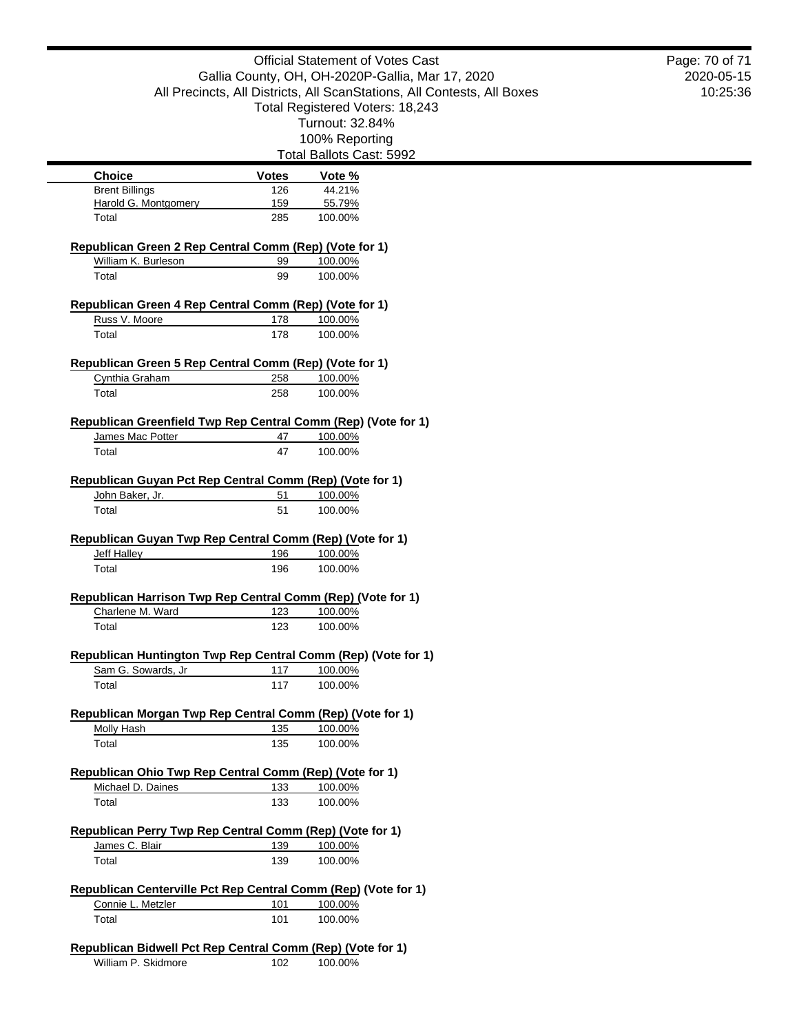| Choice | Votes | Vote % |
|---|---|---|
| Brent Billings | 126 | 44.21% |
| Harold G. Montgomery | 159 | 55.79% |
| Total | 285 | 100.00% |

**Republican Green 2 Rep Central Comm (Rep) (Vote for 1)**

| Choice | Votes | Vote % |
|---|---|---|
| William K. Burleson | 99 | 100.00% |
| Total | 99 | 100.00% |

**Republican Green 4 Rep Central Comm (Rep) (Vote for 1)**

| Choice | Votes | Vote % |
|---|---|---|
| Russ V. Moore | 178 | 100.00% |
| Total | 178 | 100.00% |

**Republican Green 5 Rep Central Comm (Rep) (Vote for 1)**

| Choice | Votes | Vote % |
|---|---|---|
| Cynthia Graham | 258 | 100.00% |
| Total | 258 | 100.00% |

**Republican Greenfield Twp Rep Central Comm (Rep) (Vote for 1)**

| Choice | Votes | Vote % |
|---|---|---|
| James Mac Potter | 47 | 100.00% |
| Total | 47 | 100.00% |

**Republican Guyan Pct Rep Central Comm (Rep) (Vote for 1)**

| Choice | Votes | Vote % |
|---|---|---|
| John Baker, Jr. | 51 | 100.00% |
| Total | 51 | 100.00% |

**Republican Guyan Twp Rep Central Comm (Rep) (Vote for 1)**

| Choice | Votes | Vote % |
|---|---|---|
| Jeff Halley | 196 | 100.00% |
| Total | 196 | 100.00% |

**Republican Harrison Twp Rep Central Comm (Rep) (Vote for 1)**

| Choice | Votes | Vote % |
|---|---|---|
| Charlene M. Ward | 123 | 100.00% |
| Total | 123 | 100.00% |

**Republican Huntington Twp Rep Central Comm (Rep) (Vote for 1)**

| Choice | Votes | Vote % |
|---|---|---|
| Sam G. Sowards, Jr | 117 | 100.00% |
| Total | 117 | 100.00% |

**Republican Morgan Twp Rep Central Comm (Rep) (Vote for 1)**

| Choice | Votes | Vote % |
|---|---|---|
| Molly Hash | 135 | 100.00% |
| Total | 135 | 100.00% |

**Republican Ohio Twp Rep Central Comm (Rep) (Vote for 1)**

| Choice | Votes | Vote % |
|---|---|---|
| Michael D. Daines | 133 | 100.00% |
| Total | 133 | 100.00% |

**Republican Perry Twp Rep Central Comm (Rep) (Vote for 1)**

| Choice | Votes | Vote % |
|---|---|---|
| James C. Blair | 139 | 100.00% |
| Total | 139 | 100.00% |

**Republican Centerville Pct Rep Central Comm (Rep) (Vote for 1)**

| Choice | Votes | Vote % |
|---|---|---|
| Connie L. Metzler | 101 | 100.00% |
| Total | 101 | 100.00% |

**Republican Bidwell Pct Rep Central Comm (Rep) (Vote for 1)**

| Choice | Votes | Vote % |
|---|---|---|
| William P. Skidmore | 102 | 100.00% |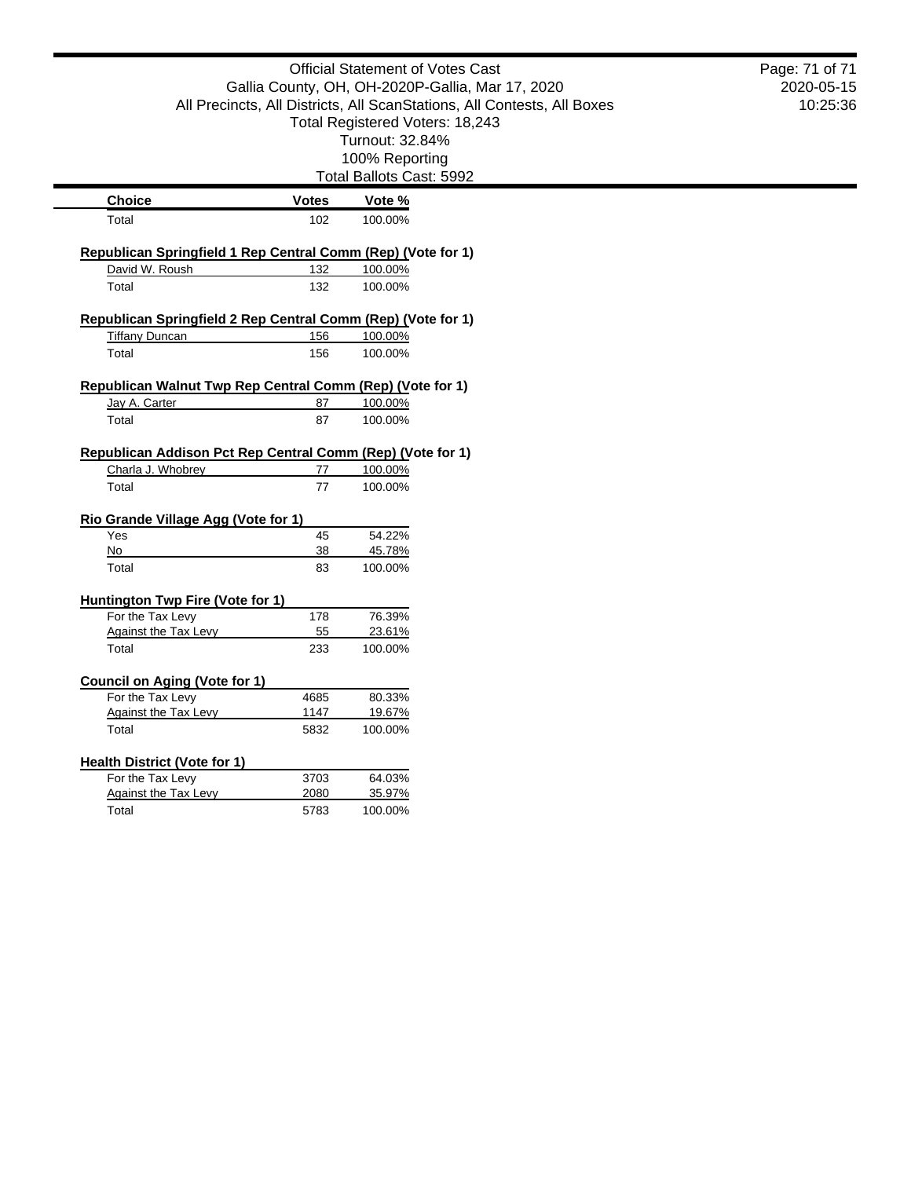Official Statement of Votes Cast
Gallia County, OH, OH-2020P-Gallia, Mar 17, 2020
All Precincts, All Districts, All ScanStations, All Contests, All Boxes
Total Registered Voters: 18,243
Turnout: 32.84%
100% Reporting
Total Ballots Cast: 5992

| Choice | Votes | Vote % |
|---|---|---|
| Total | 102 | 100.00% |

**Republican Springfield 1 Rep Central Comm (Rep) (Vote for 1)**

| Choice | Votes | Vote % |
|---|---|---|
| David W. Roush | 132 | 100.00% |
| Total | 132 | 100.00% |

**Republican Springfield 2 Rep Central Comm (Rep) (Vote for 1)**

| Choice | Votes | Vote % |
|---|---|---|
| Tiffany Duncan | 156 | 100.00% |
| Total | 156 | 100.00% |

**Republican Walnut Twp Rep Central Comm (Rep) (Vote for 1)**

| Choice | Votes | Vote % |
|---|---|---|
| Jay A. Carter | 87 | 100.00% |
| Total | 87 | 100.00% |

**Republican Addison Pct Rep Central Comm (Rep) (Vote for 1)**

| Choice | Votes | Vote % |
|---|---|---|
| Charla J. Whobrey | 77 | 100.00% |
| Total | 77 | 100.00% |

**Rio Grande Village Agg (Vote for 1)**

| Choice | Votes | Vote % |
|---|---|---|
| Yes | 45 | 54.22% |
| No | 38 | 45.78% |
| Total | 83 | 100.00% |

**Huntington Twp Fire (Vote for 1)**

| Choice | Votes | Vote % |
|---|---|---|
| For the Tax Levy | 178 | 76.39% |
| Against the Tax Levy | 55 | 23.61% |
| Total | 233 | 100.00% |

**Council on Aging (Vote for 1)**

| Choice | Votes | Vote % |
|---|---|---|
| For the Tax Levy | 4685 | 80.33% |
| Against the Tax Levy | 1147 | 19.67% |
| Total | 5832 | 100.00% |

**Health District (Vote for 1)**

| Choice | Votes | Vote % |
|---|---|---|
| For the Tax Levy | 3703 | 64.03% |
| Against the Tax Levy | 2080 | 35.97% |
| Total | 5783 | 100.00% |